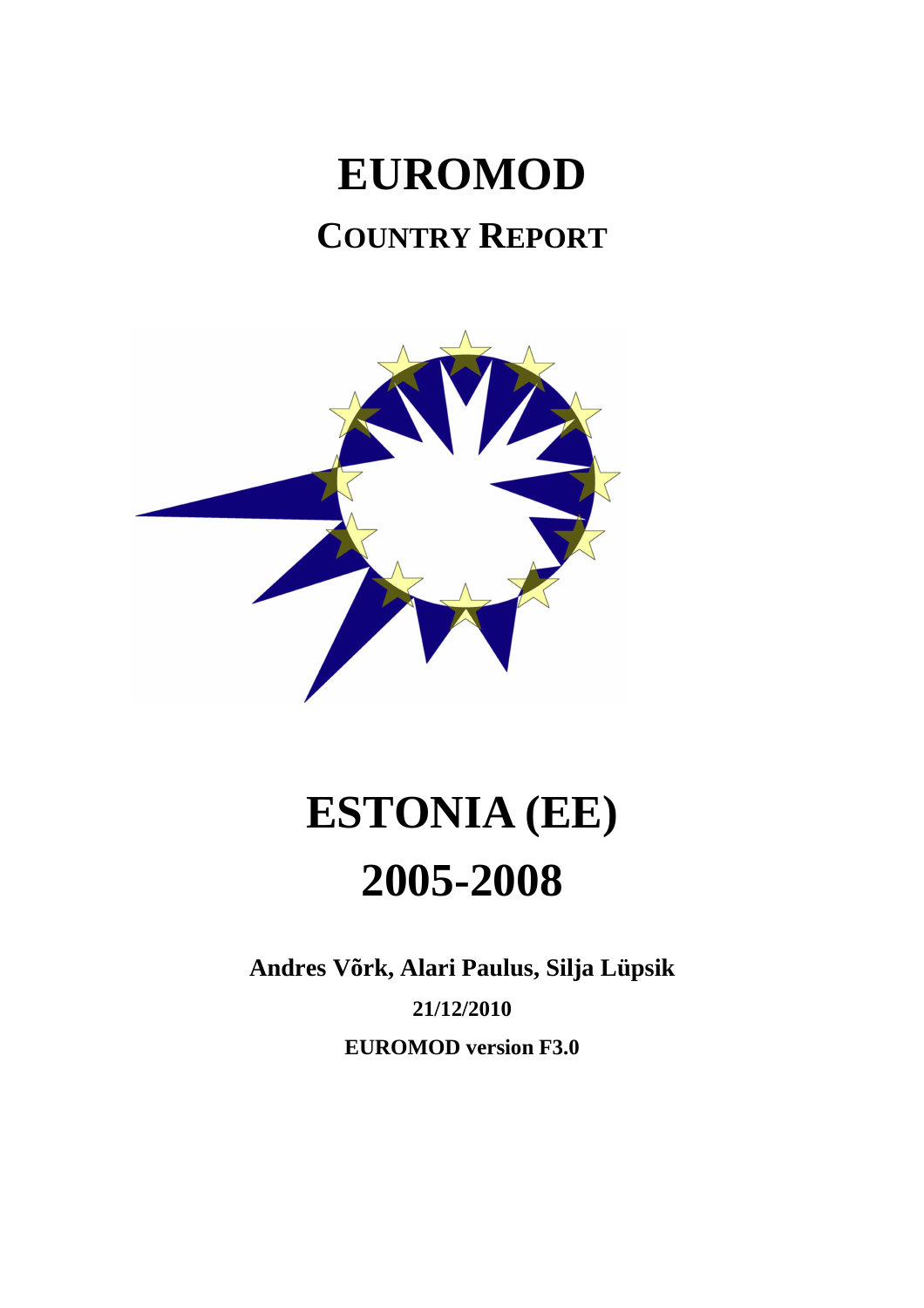# EUROMOD

## COUNTRY REPORT

# ESTONIA (EE)

# 2005-2008

**Andres Võrk, Alari Paulus, Silja Lüpsik**

**21/12/2010**

**EUROMOD version F3.0**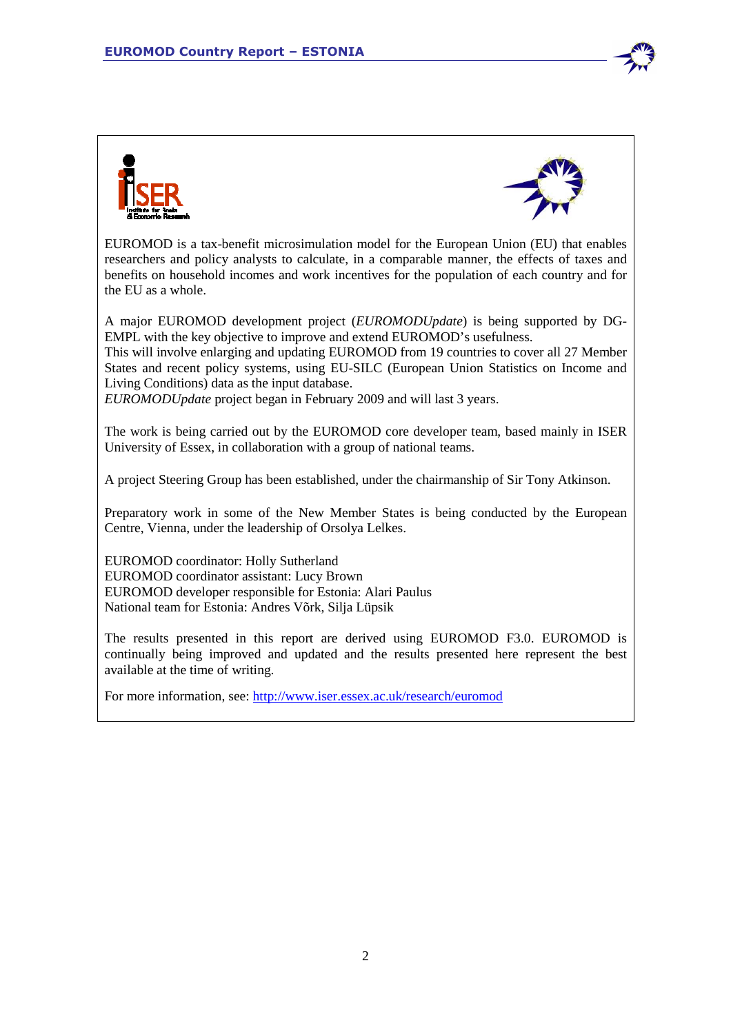EUROMOD is a tax-benefit microsimulation model for the European Union (EU) that enables researchers and policy analysts to calculate, in a comparable manner, the effects of taxes and benefits on household incomes and work incentives for the population of each country and for the EU as a whole.

A major EUROMOD development project (*EUROMODUpdate*) is being supported by DG-EMPL with the key objective to improve and extend EUROMOD's usefulness.
This will involve enlarging and updating EUROMOD from 19 countries to cover all 27 Member States and recent policy systems, using EU-SILC (European Union Statistics on Income and Living Conditions) data as the input database.
*EUROMODUpdate* project began in February 2009 and will last 3 years.

The work is being carried out by the EUROMOD core developer team, based mainly in ISER University of Essex, in collaboration with a group of national teams.

A project Steering Group has been established, under the chairmanship of Sir Tony Atkinson.

Preparatory work in some of the New Member States is being conducted by the European Centre, Vienna, under the leadership of Orsolya Lelkes.

EUROMOD coordinator: Holly Sutherland
EUROMOD coordinator assistant: Lucy Brown
EUROMOD developer responsible for Estonia: Alari Paulus
National team for Estonia: Andres Võrk, Silja Lüpsik

The results presented in this report are derived using EUROMOD F3.0. EUROMOD is continually being improved and updated and the results presented here represent the best available at the time of writing.

For more information, see: http://www.iser.essex.ac.uk/research/euromod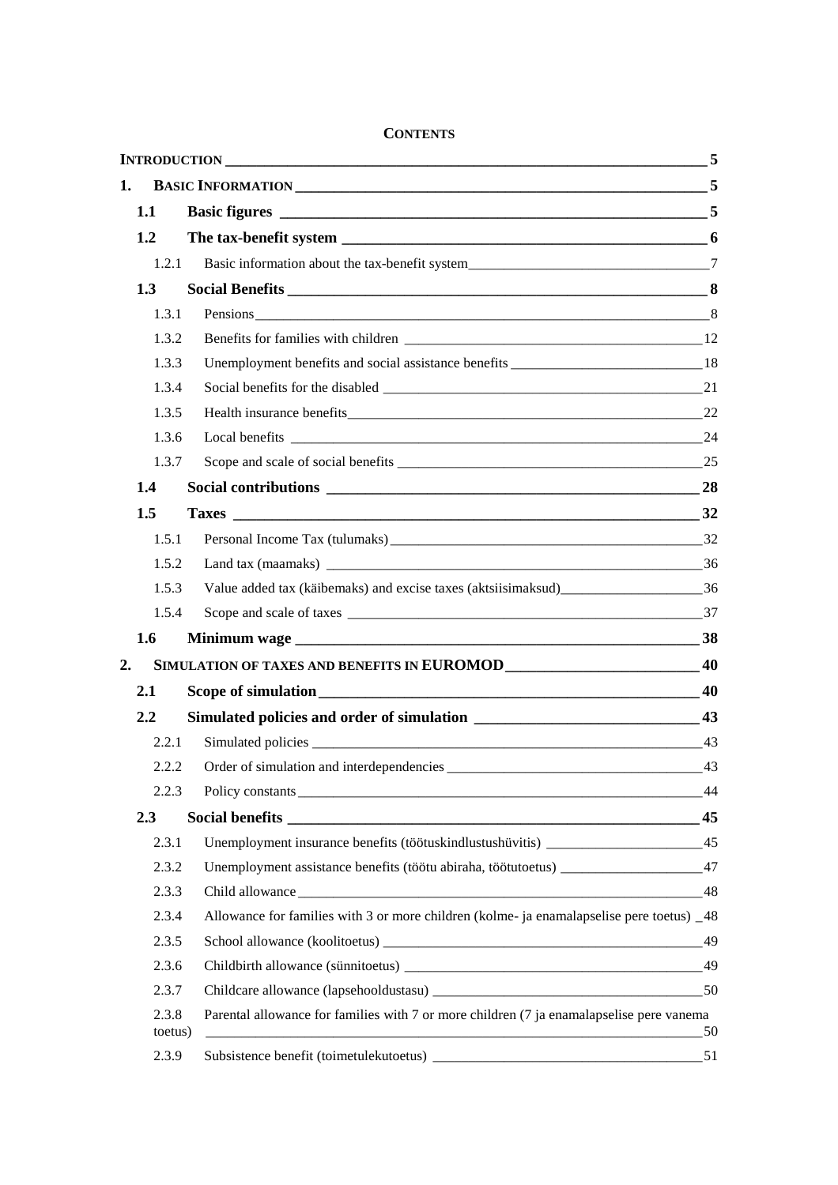**CONTENTS**

**INTRODUCTION** ____ 5

1. **BASIC INFORMATION** ____ 5
   - **1.1 Basic figures** ____ 5
   - **1.2 The tax-benefit system** ____ 6
     - 1.2.1 Basic information about the tax-benefit system ____ 7
   - **1.3 Social Benefits** ____ 8
     - 1.3.1 Pensions ____ 8
     - 1.3.2 Benefits for families with children ____ 12
     - 1.3.3 Unemployment benefits and social assistance benefits ____ 18
     - 1.3.4 Social benefits for the disabled ____ 21
     - 1.3.5 Health insurance benefits ____ 22
     - 1.3.6 Local benefits ____ 24
     - 1.3.7 Scope and scale of social benefits ____ 25
   - **1.4 Social contributions** ____ 28
   - **1.5 Taxes** ____ 32
     - 1.5.1 Personal Income Tax (tulumaks) ____ 32
     - 1.5.2 Land tax (maamaks) ____ 36
     - 1.5.3 Value added tax (käibemaks) and excise taxes (aktsiisimaksud) ____ 36
     - 1.5.4 Scope and scale of taxes ____ 37
   - **1.6 Minimum wage** ____ 38
2. **SIMULATION OF TAXES AND BENEFITS IN EUROMOD** ____ 40
   - **2.1 Scope of simulation** ____ 40
   - **2.2 Simulated policies and order of simulation** ____ 43
     - 2.2.1 Simulated policies ____ 43
     - 2.2.2 Order of simulation and interdependencies ____ 43
     - 2.2.3 Policy constants ____ 44
   - **2.3 Social benefits** ____ 45
     - 2.3.1 Unemployment insurance benefits (töötuskindlustushüvitis) ____ 45
     - 2.3.2 Unemployment assistance benefits (töötu abiraha, töötutoetus) ____ 47
     - 2.3.3 Child allowance ____ 48
     - 2.3.4 Allowance for families with 3 or more children (kolme- ja enamalapselise pere toetus) ____ 48
     - 2.3.5 School allowance (koolitoetus) ____ 49
     - 2.3.6 Childbirth allowance (sünnitoetus) ____ 49
     - 2.3.7 Childcare allowance (lapsehooldustasu) ____ 50
     - 2.3.8 Parental allowance for families with 7 or more children (7 ja enamalapselise pere vanema toetus) ____ 50
     - 2.3.9 Subsistence benefit (toimetulekutoetus) ____ 51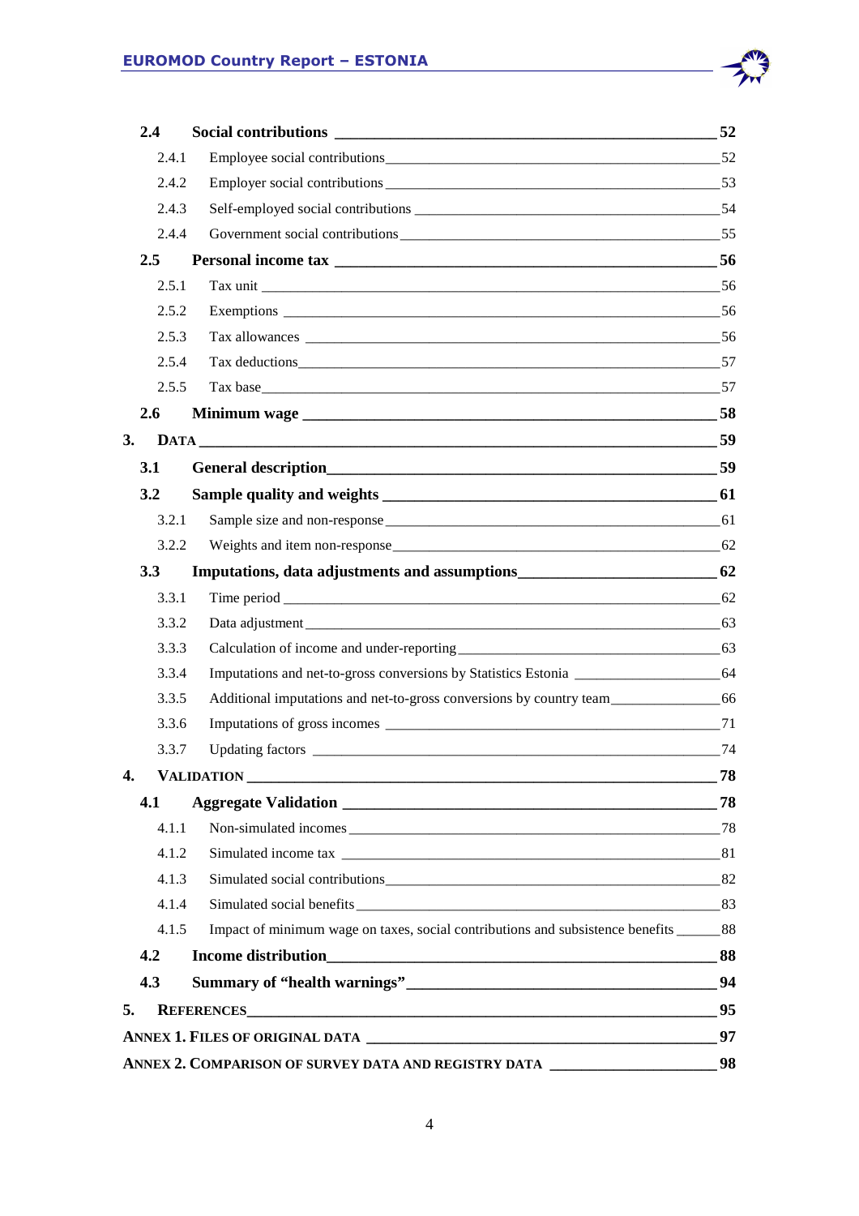**2.4 Social contributions** 52

2.4.1 Employee social contributions 52

2.4.2 Employer social contributions 53

2.4.3 Self-employed social contributions 54

2.4.4 Government social contributions 55

**2.5 Personal income tax** 56

2.5.1 Tax unit 56

2.5.2 Exemptions 56

2.5.3 Tax allowances 56

2.5.4 Tax deductions 57

2.5.5 Tax base 57

**2.6 Minimum wage** 58

**3. DATA** 59

**3.1 General description** 59

**3.2 Sample quality and weights** 61

3.2.1 Sample size and non-response 61

3.2.2 Weights and item non-response 62

**3.3 Imputations, data adjustments and assumptions** 62

3.3.1 Time period 62

3.3.2 Data adjustment 63

3.3.3 Calculation of income and under-reporting 63

3.3.4 Imputations and net-to-gross conversions by Statistics Estonia 64

3.3.5 Additional imputations and net-to-gross conversions by country team 66

3.3.6 Imputations of gross incomes 71

3.3.7 Updating factors 74

**4. VALIDATION** 78

**4.1 Aggregate Validation** 78

4.1.1 Non-simulated incomes 78

4.1.2 Simulated income tax 81

4.1.3 Simulated social contributions 82

4.1.4 Simulated social benefits 83

4.1.5 Impact of minimum wage on taxes, social contributions and subsistence benefits 88

**4.2 Income distribution** 88

**4.3 Summary of "health warnings"** 94

**5. REFERENCES** 95

**ANNEX 1. FILES OF ORIGINAL DATA** 97

**ANNEX 2. COMPARISON OF SURVEY DATA AND REGISTRY DATA** 98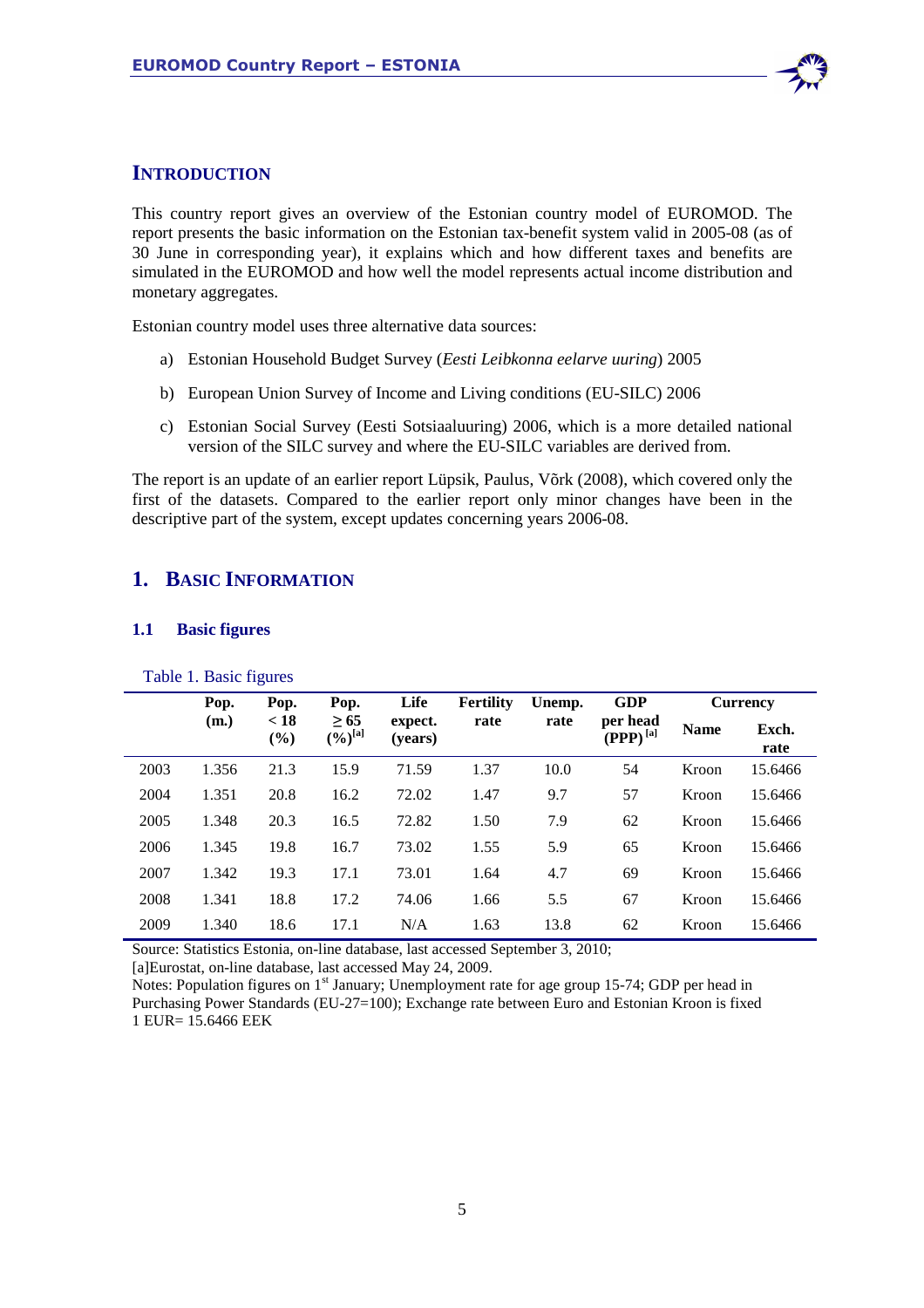# INTRODUCTION

This country report gives an overview of the Estonian country model of EUROMOD. The report presents the basic information on the Estonian tax-benefit system valid in 2005-08 (as of 30 June in corresponding year), it explains which and how different taxes and benefits are simulated in the EUROMOD and how well the model represents actual income distribution and monetary aggregates.

Estonian country model uses three alternative data sources:

a) Estonian Household Budget Survey (*Eesti Leibkonna eelarve uuring*) 2005

b) European Union Survey of Income and Living conditions (EU-SILC) 2006

c) Estonian Social Survey (Eesti Sotsiaaluuring) 2006, which is a more detailed national version of the SILC survey and where the EU-SILC variables are derived from.

The report is an update of an earlier report Lüpsik, Paulus, Võrk (2008), which covered only the first of the datasets. Compared to the earlier report only minor changes have been in the descriptive part of the system, except updates concerning years 2006-08.

## 1. BASIC INFORMATION

### 1.1 Basic figures

Table 1. Basic figures

| | Pop. (m.) | Pop. < 18 (%) | Pop. ≥ 65 (%)[a] | Life expect. (years) | Fertility rate | Unemp. rate | GDP per head (PPP)[a] | Currency | |
|---|---|---|---|---|---|---|---|---|---|
| | | | | | | | | Name | Exch. rate |
| 2003 | 1.356 | 21.3 | 15.9 | 71.59 | 1.37 | 10.0 | 54 | Kroon | 15.6466 |
| 2004 | 1.351 | 20.8 | 16.2 | 72.02 | 1.47 | 9.7 | 57 | Kroon | 15.6466 |
| 2005 | 1.348 | 20.3 | 16.5 | 72.82 | 1.50 | 7.9 | 62 | Kroon | 15.6466 |
| 2006 | 1.345 | 19.8 | 16.7 | 73.02 | 1.55 | 5.9 | 65 | Kroon | 15.6466 |
| 2007 | 1.342 | 19.3 | 17.1 | 73.01 | 1.64 | 4.7 | 69 | Kroon | 15.6466 |
| 2008 | 1.341 | 18.8 | 17.2 | 74.06 | 1.66 | 5.5 | 67 | Kroon | 15.6466 |
| 2009 | 1.340 | 18.6 | 17.1 | N/A | 1.63 | 13.8 | 62 | Kroon | 15.6466 |

Source: Statistics Estonia, on-line database, last accessed September 3, 2010;
[a]Eurostat, on-line database, last accessed May 24, 2009.
Notes: Population figures on 1[st] January; Unemployment rate for age group 15-74; GDP per head in Purchasing Power Standards (EU-27=100); Exchange rate between Euro and Estonian Kroon is fixed 1 EUR= 15.6466 EEK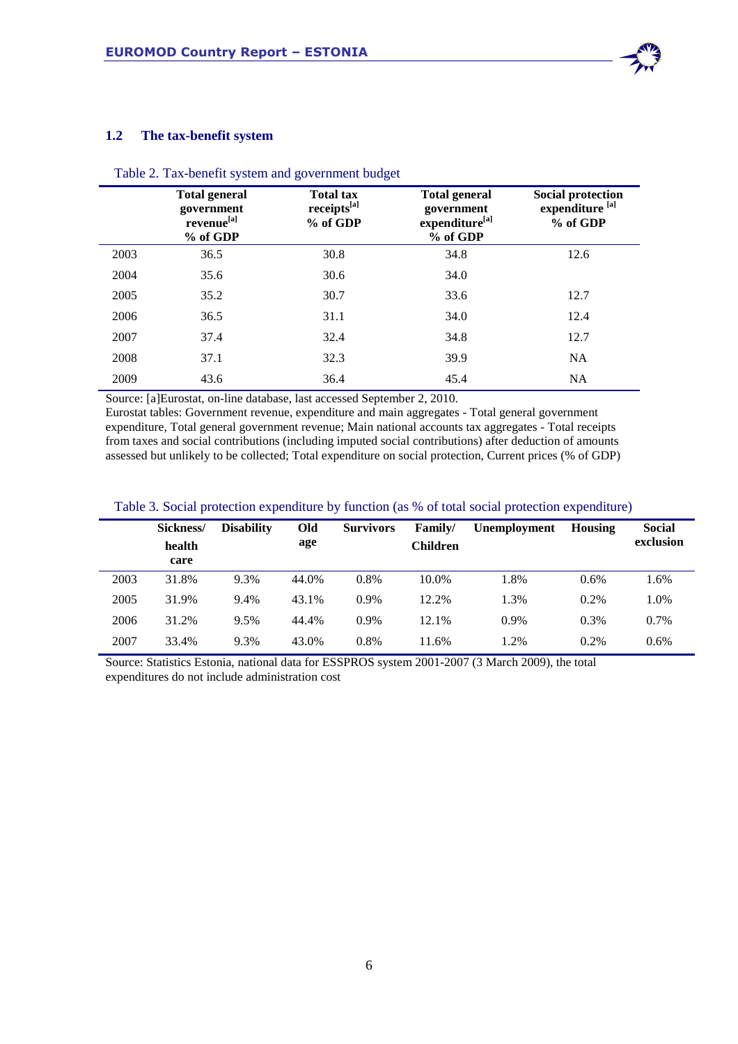## 1.2 The tax-benefit system

Table 2. Tax-benefit system and government budget

| | Total general government revenue[a] % of GDP | Total tax receipts[a] % of GDP | Total general government expenditure[a] % of GDP | Social protection expenditure [a] % of GDP |
|---|---|---|---|---|
| 2003 | 36.5 | 30.8 | 34.8 | 12.6 |
| 2004 | 35.6 | 30.6 | 34.0 | |
| 2005 | 35.2 | 30.7 | 33.6 | 12.7 |
| 2006 | 36.5 | 31.1 | 34.0 | 12.4 |
| 2007 | 37.4 | 32.4 | 34.8 | 12.7 |
| 2008 | 37.1 | 32.3 | 39.9 | NA |
| 2009 | 43.6 | 36.4 | 45.4 | NA |

Source: [a]Eurostat, on-line database, last accessed September 2, 2010.
Eurostat tables: Government revenue, expenditure and main aggregates - Total general government expenditure, Total general government revenue; Main national accounts tax aggregates - Total receipts from taxes and social contributions (including imputed social contributions) after deduction of amounts assessed but unlikely to be collected; Total expenditure on social protection, Current prices (% of GDP)

Table 3. Social protection expenditure by function (as % of total social protection expenditure)

| | Sickness/ health care | Disability | Old age | Survivors | Family/ Children | Unemployment | Housing | Social exclusion |
|---|---|---|---|---|---|---|---|---|
| 2003 | 31.8% | 9.3% | 44.0% | 0.8% | 10.0% | 1.8% | 0.6% | 1.6% |
| 2005 | 31.9% | 9.4% | 43.1% | 0.9% | 12.2% | 1.3% | 0.2% | 1.0% |
| 2006 | 31.2% | 9.5% | 44.4% | 0.9% | 12.1% | 0.9% | 0.3% | 0.7% |
| 2007 | 33.4% | 9.3% | 43.0% | 0.8% | 11.6% | 1.2% | 0.2% | 0.6% |

Source: Statistics Estonia, national data for ESSPROS system 2001-2007 (3 March 2009), the total expenditures do not include administration cost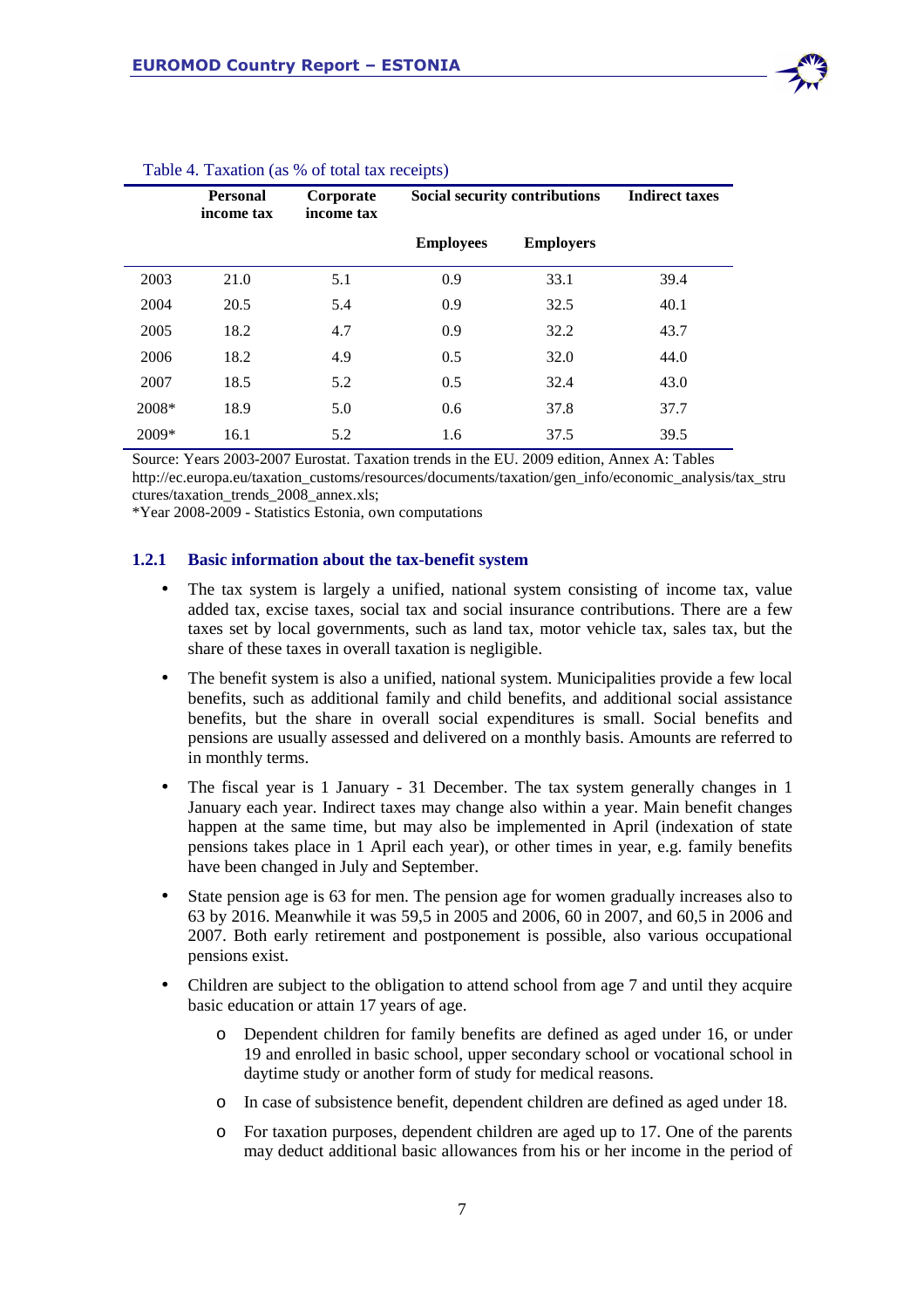Table 4. Taxation (as % of total tax receipts)

| | Personal income tax | Corporate income tax | Social security contributions | | Indirect taxes |
|---|---|---|---|---|---|
| | | | Employees | Employers | |
| 2003 | 21.0 | 5.1 | 0.9 | 33.1 | 39.4 |
| 2004 | 20.5 | 5.4 | 0.9 | 32.5 | 40.1 |
| 2005 | 18.2 | 4.7 | 0.9 | 32.2 | 43.7 |
| 2006 | 18.2 | 4.9 | 0.5 | 32.0 | 44.0 |
| 2007 | 18.5 | 5.2 | 0.5 | 32.4 | 43.0 |
| 2008* | 18.9 | 5.0 | 0.6 | 37.8 | 37.7 |
| 2009* | 16.1 | 5.2 | 1.6 | 37.5 | 39.5 |

Source: Years 2003-2007 Eurostat. Taxation trends in the EU. 2009 edition, Annex A: Tables http://ec.europa.eu/taxation_customs/resources/documents/taxation/gen_info/economic_analysis/tax_structures/taxation_trends_2008_annex.xls;

*Year 2008-2009 - Statistics Estonia, own computations

### 1.2.1 Basic information about the tax-benefit system

- The tax system is largely a unified, national system consisting of income tax, value added tax, excise taxes, social tax and social insurance contributions. There are a few taxes set by local governments, such as land tax, motor vehicle tax, sales tax, but the share of these taxes in overall taxation is negligible.
- The benefit system is also a unified, national system. Municipalities provide a few local benefits, such as additional family and child benefits, and additional social assistance benefits, but the share in overall social expenditures is small. Social benefits and pensions are usually assessed and delivered on a monthly basis. Amounts are referred to in monthly terms.
- The fiscal year is 1 January - 31 December. The tax system generally changes in 1 January each year. Indirect taxes may change also within a year. Main benefit changes happen at the same time, but may also be implemented in April (indexation of state pensions takes place in 1 April each year), or other times in year, e.g. family benefits have been changed in July and September.
- State pension age is 63 for men. The pension age for women gradually increases also to 63 by 2016. Meanwhile it was 59,5 in 2005 and 2006, 60 in 2007, and 60,5 in 2006 and 2007. Both early retirement and postponement is possible, also various occupational pensions exist.
- Children are subject to the obligation to attend school from age 7 and until they acquire basic education or attain 17 years of age.
    - Dependent children for family benefits are defined as aged under 16, or under 19 and enrolled in basic school, upper secondary school or vocational school in daytime study or another form of study for medical reasons.
    - In case of subsistence benefit, dependent children are defined as aged under 18.
    - For taxation purposes, dependent children are aged up to 17. One of the parents may deduct additional basic allowances from his or her income in the period of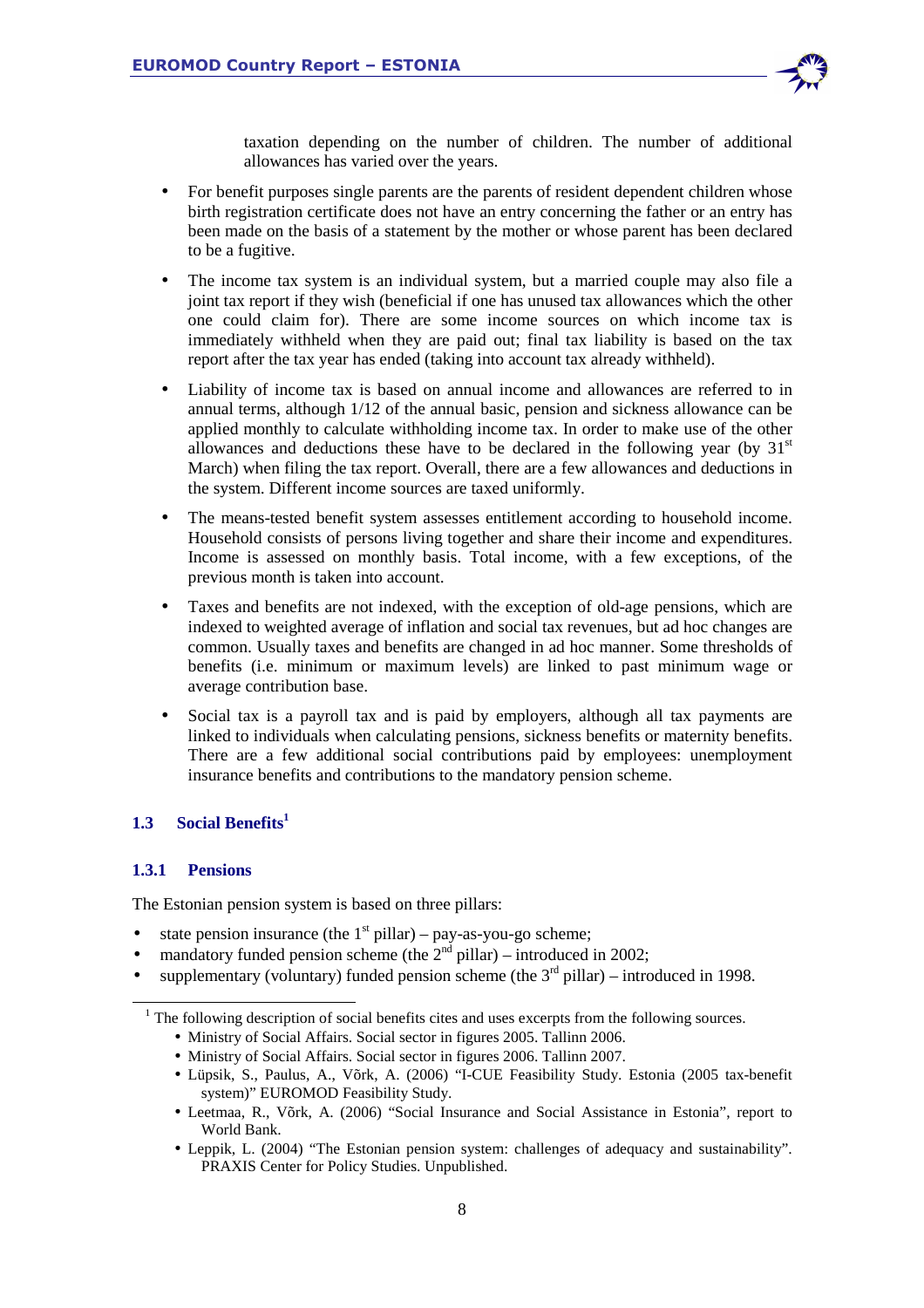taxation depending on the number of children. The number of additional allowances has varied over the years.

- For benefit purposes single parents are the parents of resident dependent children whose birth registration certificate does not have an entry concerning the father or an entry has been made on the basis of a statement by the mother or whose parent has been declared to be a fugitive.
- The income tax system is an individual system, but a married couple may also file a joint tax report if they wish (beneficial if one has unused tax allowances which the other one could claim for). There are some income sources on which income tax is immediately withheld when they are paid out; final tax liability is based on the tax report after the tax year has ended (taking into account tax already withheld).
- Liability of income tax is based on annual income and allowances are referred to in annual terms, although 1/12 of the annual basic, pension and sickness allowance can be applied monthly to calculate withholding income tax. In order to make use of the other allowances and deductions these have to be declared in the following year (by 31st March) when filing the tax report. Overall, there are a few allowances and deductions in the system. Different income sources are taxed uniformly.
- The means-tested benefit system assesses entitlement according to household income. Household consists of persons living together and share their income and expenditures. Income is assessed on monthly basis. Total income, with a few exceptions, of the previous month is taken into account.
- Taxes and benefits are not indexed, with the exception of old-age pensions, which are indexed to weighted average of inflation and social tax revenues, but ad hoc changes are common. Usually taxes and benefits are changed in ad hoc manner. Some thresholds of benefits (i.e. minimum or maximum levels) are linked to past minimum wage or average contribution base.
- Social tax is a payroll tax and is paid by employers, although all tax payments are linked to individuals when calculating pensions, sickness benefits or maternity benefits. There are a few additional social contributions paid by employees: unemployment insurance benefits and contributions to the mandatory pension scheme.

## 1.3 Social Benefits[1]

### 1.3.1 Pensions

The Estonian pension system is based on three pillars:

- state pension insurance (the 1st pillar) – pay-as-you-go scheme;
- mandatory funded pension scheme (the 2nd pillar) – introduced in 2002;
- supplementary (voluntary) funded pension scheme (the 3rd pillar) – introduced in 1998.

[1] The following description of social benefits cites and uses excerpts from the following sources.

- Ministry of Social Affairs. Social sector in figures 2005. Tallinn 2006.
- Ministry of Social Affairs. Social sector in figures 2006. Tallinn 2007.
- Lüpsik, S., Paulus, A., Võrk, A. (2006) "I-CUE Feasibility Study. Estonia (2005 tax-benefit system)" EUROMOD Feasibility Study.
- Leetmaa, R., Võrk, A. (2006) "Social Insurance and Social Assistance in Estonia", report to World Bank.
- Leppik, L. (2004) "The Estonian pension system: challenges of adequacy and sustainability". PRAXIS Center for Policy Studies. Unpublished.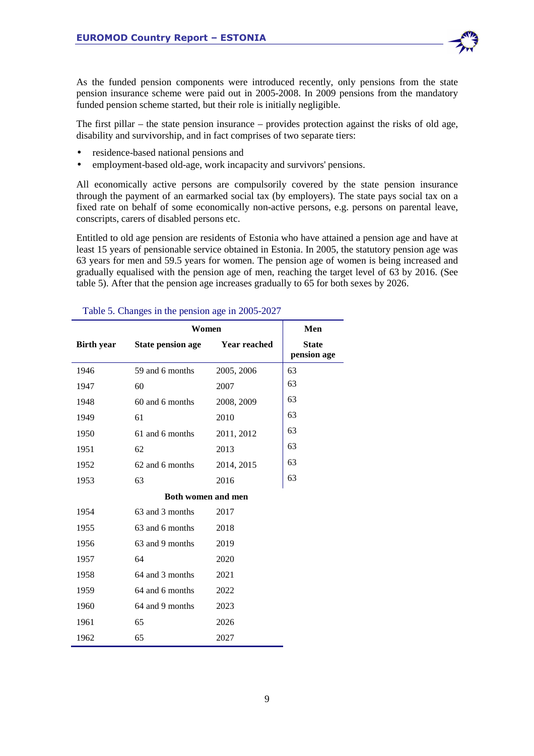As the funded pension components were introduced recently, only pensions from the state pension insurance scheme were paid out in 2005-2008. In 2009 pensions from the mandatory funded pension scheme started, but their role is initially negligible.

The first pillar – the state pension insurance – provides protection against the risks of old age, disability and survivorship, and in fact comprises of two separate tiers:

- residence-based national pensions and
- employment-based old-age, work incapacity and survivors' pensions.

All economically active persons are compulsorily covered by the state pension insurance through the payment of an earmarked social tax (by employers). The state pays social tax on a fixed rate on behalf of some economically non-active persons, e.g. persons on parental leave, conscripts, carers of disabled persons etc.

Entitled to old age pension are residents of Estonia who have attained a pension age and have at least 15 years of pensionable service obtained in Estonia. In 2005, the statutory pension age was 63 years for men and 59.5 years for women. The pension age of women is being increased and gradually equalised with the pension age of men, reaching the target level of 63 by 2016. (See table 5). After that the pension age increases gradually to 65 for both sexes by 2026.

Table 5. Changes in the pension age in 2005-2027

| | Women | | Men |
|---|---|---|---|
| **Birth year** | **State pension age** | **Year reached** | **State pension age** |
| 1946 | 59 and 6 months | 2005, 2006 | 63 |
| 1947 | 60 | 2007 | 63 |
| 1948 | 60 and 6 months | 2008, 2009 | 63 |
| 1949 | 61 | 2010 | 63 |
| 1950 | 61 and 6 months | 2011, 2012 | 63 |
| 1951 | 62 | 2013 | 63 |
| 1952 | 62 and 6 months | 2014, 2015 | 63 |
| 1953 | 63 | 2016 | 63 |
| | **Both women and men** | | |
| 1954 | 63 and 3 months | 2017 | |
| 1955 | 63 and 6 months | 2018 | |
| 1956 | 63 and 9 months | 2019 | |
| 1957 | 64 | 2020 | |
| 1958 | 64 and 3 months | 2021 | |
| 1959 | 64 and 6 months | 2022 | |
| 1960 | 64 and 9 months | 2023 | |
| 1961 | 65 | 2026 | |
| 1962 | 65 | 2027 | |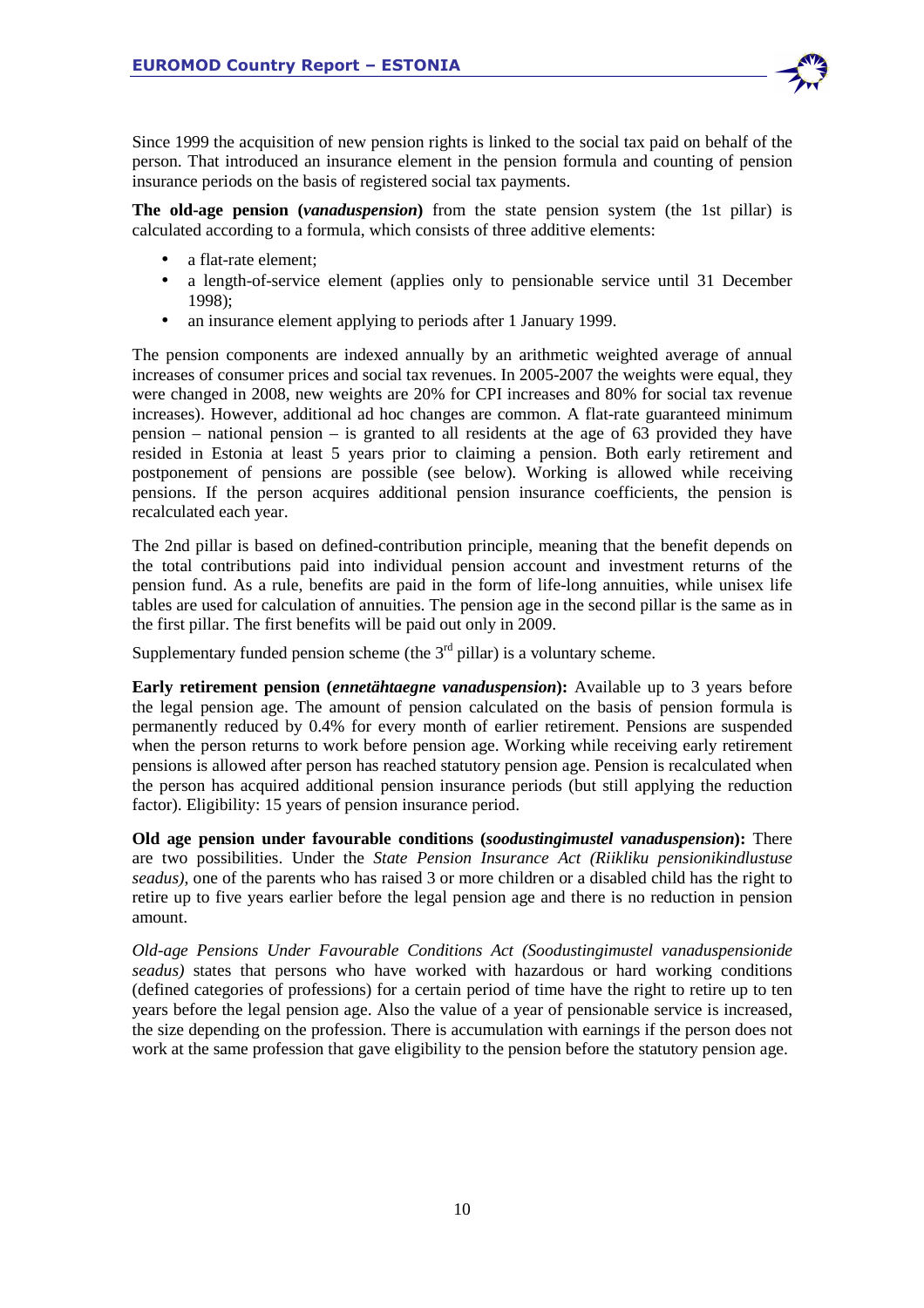Since 1999 the acquisition of new pension rights is linked to the social tax paid on behalf of the person. That introduced an insurance element in the pension formula and counting of pension insurance periods on the basis of registered social tax payments.

**The old-age pension (*vanaduspension*)** from the state pension system (the 1st pillar) is calculated according to a formula, which consists of three additive elements:

- a flat-rate element;
- a length-of-service element (applies only to pensionable service until 31 December 1998);
- an insurance element applying to periods after 1 January 1999.

The pension components are indexed annually by an arithmetic weighted average of annual increases of consumer prices and social tax revenues. In 2005-2007 the weights were equal, they were changed in 2008, new weights are 20% for CPI increases and 80% for social tax revenue increases). However, additional ad hoc changes are common. A flat-rate guaranteed minimum pension – national pension – is granted to all residents at the age of 63 provided they have resided in Estonia at least 5 years prior to claiming a pension. Both early retirement and postponement of pensions are possible (see below). Working is allowed while receiving pensions. If the person acquires additional pension insurance coefficients, the pension is recalculated each year.

The 2nd pillar is based on defined-contribution principle, meaning that the benefit depends on the total contributions paid into individual pension account and investment returns of the pension fund. As a rule, benefits are paid in the form of life-long annuities, while unisex life tables are used for calculation of annuities. The pension age in the second pillar is the same as in the first pillar. The first benefits will be paid out only in 2009.

Supplementary funded pension scheme (the 3rd pillar) is a voluntary scheme.

**Early retirement pension (*ennetähtaegne vanaduspension*):** Available up to 3 years before the legal pension age. The amount of pension calculated on the basis of pension formula is permanently reduced by 0.4% for every month of earlier retirement. Pensions are suspended when the person returns to work before pension age. Working while receiving early retirement pensions is allowed after person has reached statutory pension age. Pension is recalculated when the person has acquired additional pension insurance periods (but still applying the reduction factor). Eligibility: 15 years of pension insurance period.

**Old age pension under favourable conditions (*soodustingimustel vanaduspension*):** There are two possibilities. Under the *State Pension Insurance Act (Riikliku pensionikindlustuse seadus)*, one of the parents who has raised 3 or more children or a disabled child has the right to retire up to five years earlier before the legal pension age and there is no reduction in pension amount.

*Old-age Pensions Under Favourable Conditions Act (Soodustingimustel vanaduspensionide seadus)* states that persons who have worked with hazardous or hard working conditions (defined categories of professions) for a certain period of time have the right to retire up to ten years before the legal pension age. Also the value of a year of pensionable service is increased, the size depending on the profession. There is accumulation with earnings if the person does not work at the same profession that gave eligibility to the pension before the statutory pension age.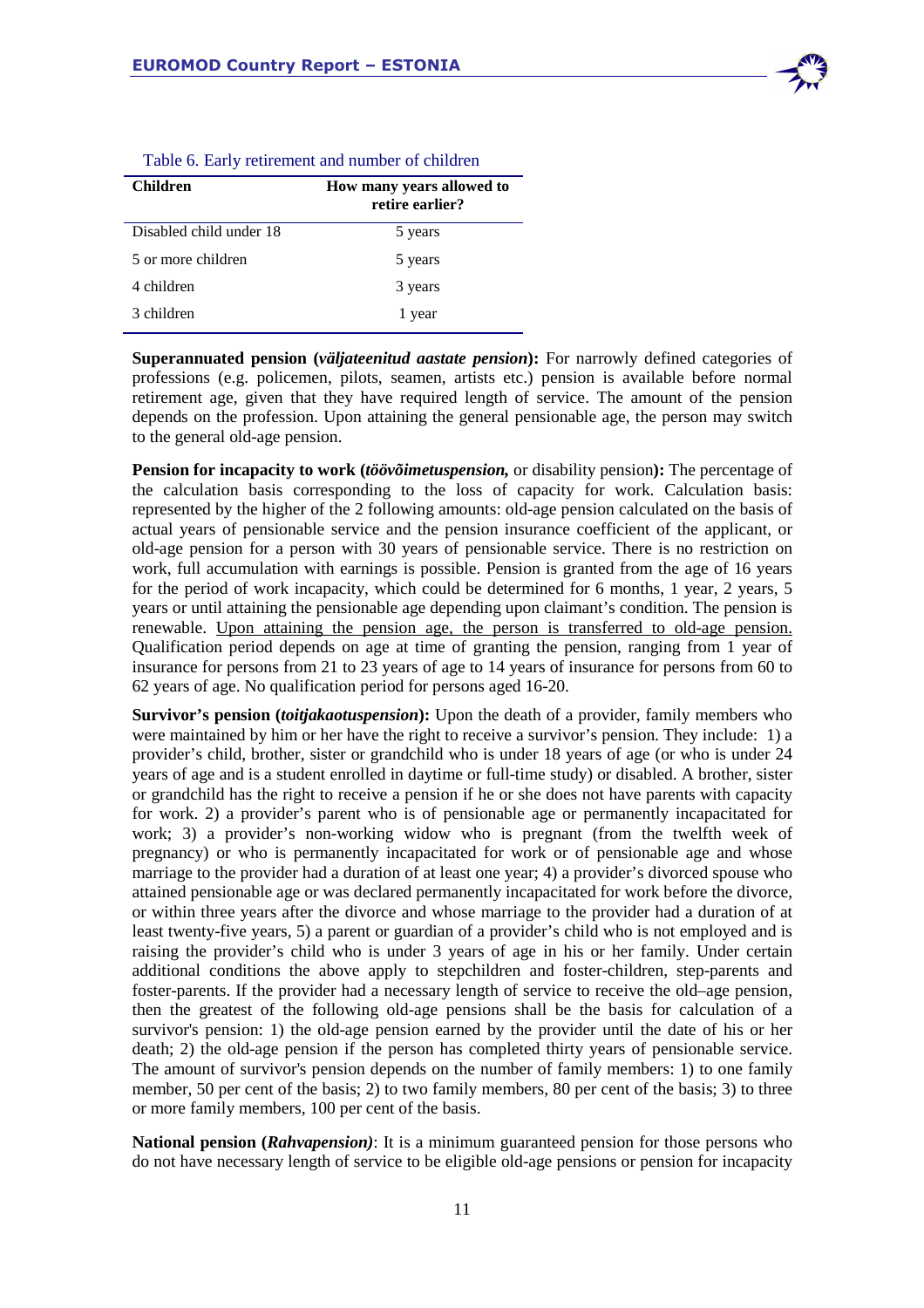Table 6. Early retirement and number of children

| Children | How many years allowed to retire earlier? |
|---|---|
| Disabled child under 18 | 5 years |
| 5 or more children | 5 years |
| 4 children | 3 years |
| 3 children | 1 year |

**Superannuated pension (*väljateenitud aastate pension*):** For narrowly defined categories of professions (e.g. policemen, pilots, seamen, artists etc.) pension is available before normal retirement age, given that they have required length of service. The amount of the pension depends on the profession. Upon attaining the general pensionable age, the person may switch to the general old-age pension.

**Pension for incapacity to work (*töövõimetuspension,* or disability pension):** The percentage of the calculation basis corresponding to the loss of capacity for work. Calculation basis: represented by the higher of the 2 following amounts: old-age pension calculated on the basis of actual years of pensionable service and the pension insurance coefficient of the applicant, or old-age pension for a person with 30 years of pensionable service. There is no restriction on work, full accumulation with earnings is possible. Pension is granted from the age of 16 years for the period of work incapacity, which could be determined for 6 months, 1 year, 2 years, 5 years or until attaining the pensionable age depending upon claimant's condition. The pension is renewable. Upon attaining the pension age, the person is transferred to old-age pension. Qualification period depends on age at time of granting the pension, ranging from 1 year of insurance for persons from 21 to 23 years of age to 14 years of insurance for persons from 60 to 62 years of age. No qualification period for persons aged 16-20.

**Survivor's pension (*toitjakaotuspension*):** Upon the death of a provider, family members who were maintained by him or her have the right to receive a survivor's pension. They include: 1) a provider's child, brother, sister or grandchild who is under 18 years of age (or who is under 24 years of age and is a student enrolled in daytime or full-time study) or disabled. A brother, sister or grandchild has the right to receive a pension if he or she does not have parents with capacity for work. 2) a provider's parent who is of pensionable age or permanently incapacitated for work; 3) a provider's non-working widow who is pregnant (from the twelfth week of pregnancy) or who is permanently incapacitated for work or of pensionable age and whose marriage to the provider had a duration of at least one year; 4) a provider's divorced spouse who attained pensionable age or was declared permanently incapacitated for work before the divorce, or within three years after the divorce and whose marriage to the provider had a duration of at least twenty-five years, 5) a parent or guardian of a provider's child who is not employed and is raising the provider's child who is under 3 years of age in his or her family. Under certain additional conditions the above apply to stepchildren and foster-children, step-parents and foster-parents. If the provider had a necessary length of service to receive the old–age pension, then the greatest of the following old-age pensions shall be the basis for calculation of a survivor's pension: 1) the old-age pension earned by the provider until the date of his or her death; 2) the old-age pension if the person has completed thirty years of pensionable service. The amount of survivor's pension depends on the number of family members: 1) to one family member, 50 per cent of the basis; 2) to two family members, 80 per cent of the basis; 3) to three or more family members, 100 per cent of the basis.

**National pension (*Rahvapension)***: It is a minimum guaranteed pension for those persons who do not have necessary length of service to be eligible old-age pensions or pension for incapacity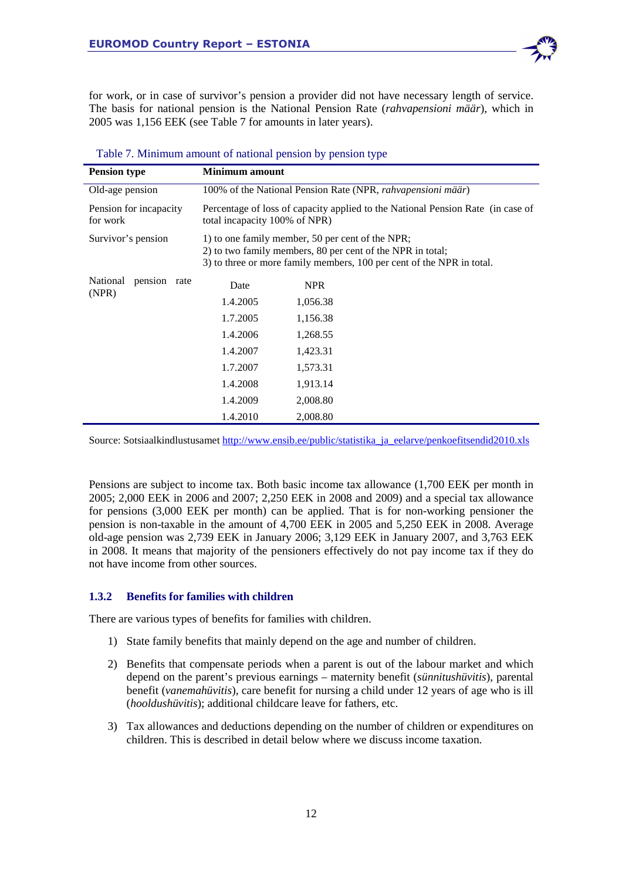for work, or in case of survivor's pension a provider did not have necessary length of service. The basis for national pension is the National Pension Rate (*rahvapensioni määr*), which in 2005 was 1,156 EEK (see Table 7 for amounts in later years).

Table 7. Minimum amount of national pension by pension type

| Pension type | Minimum amount | |
|---|---|---|
| Old-age pension | 100% of the National Pension Rate (NPR, *rahvapensioni määr*) | |
| Pension for incapacity for work | Percentage of loss of capacity applied to the National Pension Rate (in case of total incapacity 100% of NPR) | |
| Survivor's pension | 1) to one family member, 50 per cent of the NPR;<br>2) to two family members, 80 per cent of the NPR in total;<br>3) to three or more family members, 100 per cent of the NPR in total. | |
| National pension rate (NPR) | Date | NPR |
| | 1.4.2005 | 1,056.38 |
| | 1.7.2005 | 1,156.38 |
| | 1.4.2006 | 1,268.55 |
| | 1.4.2007 | 1,423.31 |
| | 1.7.2007 | 1,573.31 |
| | 1.4.2008 | 1,913.14 |
| | 1.4.2009 | 2,008.80 |
| | 1.4.2010 | 2,008.80 |

Source: Sotsiaalkindlustusamet http://www.ensib.ee/public/statistika_ja_eelarve/penkoefitsendid2010.xls

Pensions are subject to income tax. Both basic income tax allowance (1,700 EEK per month in 2005; 2,000 EEK in 2006 and 2007; 2,250 EEK in 2008 and 2009) and a special tax allowance for pensions (3,000 EEK per month) can be applied. That is for non-working pensioner the pension is non-taxable in the amount of 4,700 EEK in 2005 and 5,250 EEK in 2008. Average old-age pension was 2,739 EEK in January 2006; 3,129 EEK in January 2007, and 3,763 EEK in 2008. It means that majority of the pensioners effectively do not pay income tax if they do not have income from other sources.

### 1.3.2 Benefits for families with children

There are various types of benefits for families with children.

1) State family benefits that mainly depend on the age and number of children.
2) Benefits that compensate periods when a parent is out of the labour market and which depend on the parent's previous earnings – maternity benefit (*sünnitushüvitis*), parental benefit (*vanemahüvitis*), care benefit for nursing a child under 12 years of age who is ill (*hooldushüvitis*); additional childcare leave for fathers, etc.
3) Tax allowances and deductions depending on the number of children or expenditures on children. This is described in detail below where we discuss income taxation.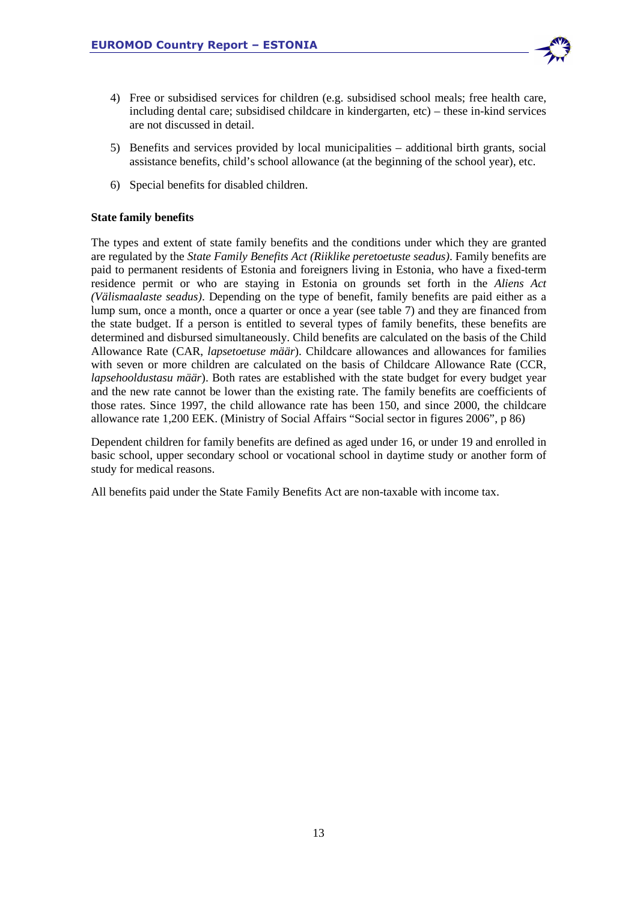4) Free or subsidised services for children (e.g. subsidised school meals; free health care, including dental care; subsidised childcare in kindergarten, etc) – these in-kind services are not discussed in detail.

5) Benefits and services provided by local municipalities – additional birth grants, social assistance benefits, child's school allowance (at the beginning of the school year), etc.

6) Special benefits for disabled children.

**State family benefits**

The types and extent of state family benefits and the conditions under which they are granted are regulated by the *State Family Benefits Act (Riiklike peretoetuste seadus)*. Family benefits are paid to permanent residents of Estonia and foreigners living in Estonia, who have a fixed-term residence permit or who are staying in Estonia on grounds set forth in the *Aliens Act (Välismaalaste seadus)*. Depending on the type of benefit, family benefits are paid either as a lump sum, once a month, once a quarter or once a year (see table 7) and they are financed from the state budget. If a person is entitled to several types of family benefits, these benefits are determined and disbursed simultaneously. Child benefits are calculated on the basis of the Child Allowance Rate (CAR, *lapsetoetuse määr*). Childcare allowances and allowances for families with seven or more children are calculated on the basis of Childcare Allowance Rate (CCR, *lapsehooldustasu määr*). Both rates are established with the state budget for every budget year and the new rate cannot be lower than the existing rate. The family benefits are coefficients of those rates. Since 1997, the child allowance rate has been 150, and since 2000, the childcare allowance rate 1,200 EEK. (Ministry of Social Affairs "Social sector in figures 2006", p 86)

Dependent children for family benefits are defined as aged under 16, or under 19 and enrolled in basic school, upper secondary school or vocational school in daytime study or another form of study for medical reasons.

All benefits paid under the State Family Benefits Act are non-taxable with income tax.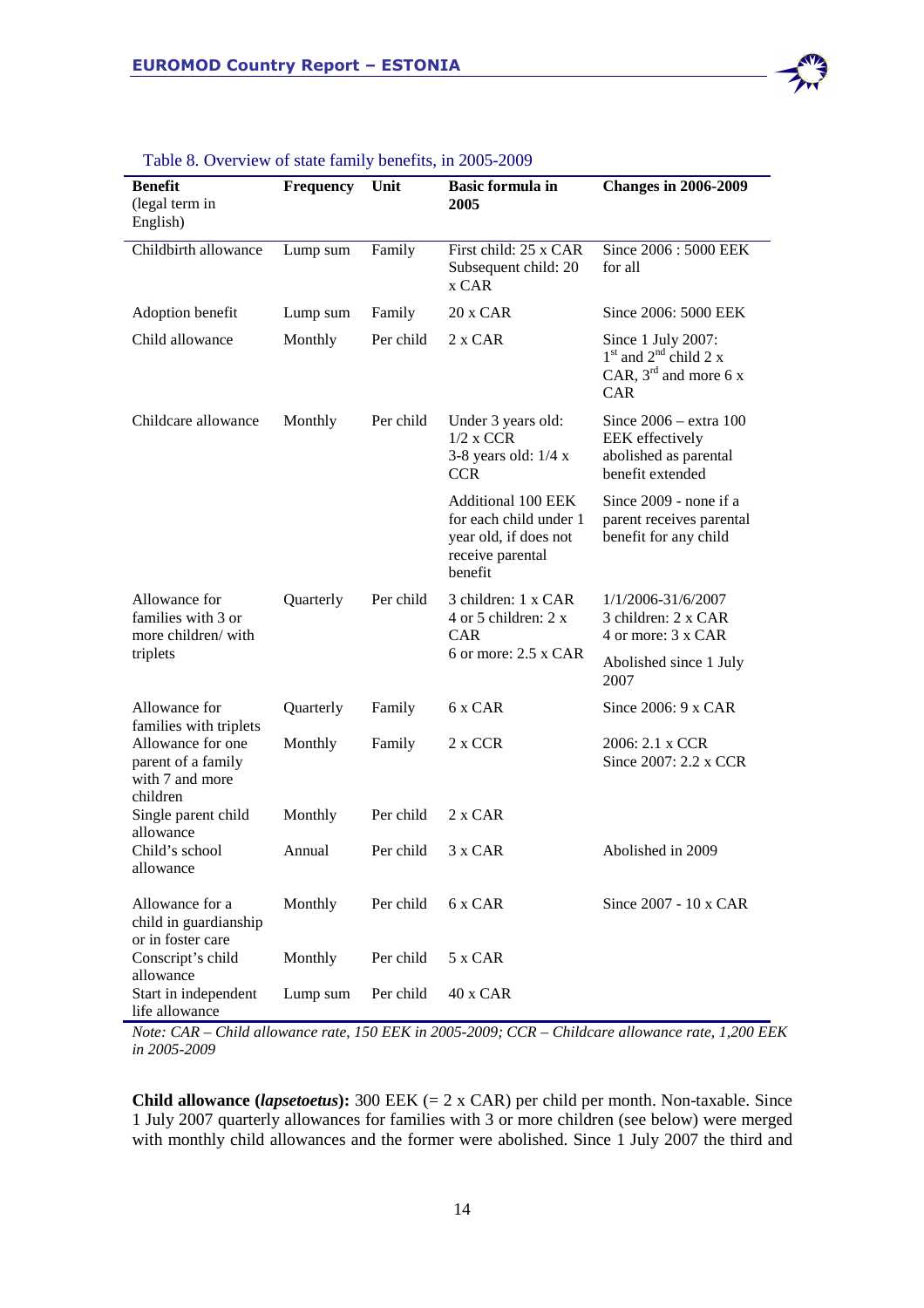Table 8. Overview of state family benefits, in 2005-2009

| Benefit (legal term in English) | Frequency | Unit | Basic formula in 2005 | Changes in 2006-2009 |
|---|---|---|---|---|
| Childbirth allowance | Lump sum | Family | First child: 25 x CAR Subsequent child: 20 x CAR | Since 2006 : 5000 EEK for all |
| Adoption benefit | Lump sum | Family | 20 x CAR | Since 2006: 5000 EEK |
| Child allowance | Monthly | Per child | 2 x CAR | Since 1 July 2007: 1st and 2nd child 2 x CAR, 3rd and more 6 x CAR |
| Childcare allowance | Monthly | Per child | Under 3 years old: 1/2 x CCR 3-8 years old: 1/4 x CCR | Since 2006 – extra 100 EEK effectively abolished as parental benefit extended |
| | | | Additional 100 EEK for each child under 1 year old, if does not receive parental benefit | Since 2009 - none if a parent receives parental benefit for any child |
| Allowance for families with 3 or more children/ with triplets | Quarterly | Per child | 3 children: 1 x CAR 4 or 5 children: 2 x CAR 6 or more: 2.5 x CAR | 1/1/2006-31/6/2007 3 children: 2 x CAR 4 or more: 3 x CAR Abolished since 1 July 2007 |
| Allowance for families with triplets | Quarterly | Family | 6 x CAR | Since 2006: 9 x CAR |
| Allowance for one parent of a family with 7 and more children | Monthly | Family | 2 x CCR | 2006: 2.1 x CCR Since 2007: 2.2 x CCR |
| Single parent child allowance | Monthly | Per child | 2 x CAR | |
| Child's school allowance | Annual | Per child | 3 x CAR | Abolished in 2009 |
| Allowance for a child in guardianship or in foster care | Monthly | Per child | 6 x CAR | Since 2007 - 10 x CAR |
| Conscript's child allowance | Monthly | Per child | 5 x CAR | |
| Start in independent life allowance | Lump sum | Per child | 40 x CAR | |

*Note: CAR – Child allowance rate, 150 EEK in 2005-2009; CCR – Childcare allowance rate, 1,200 EEK in 2005-2009*

**Child allowance (*lapsetoetus*):** 300 EEK (= 2 x CAR) per child per month. Non-taxable. Since 1 July 2007 quarterly allowances for families with 3 or more children (see below) were merged with monthly child allowances and the former were abolished. Since 1 July 2007 the third and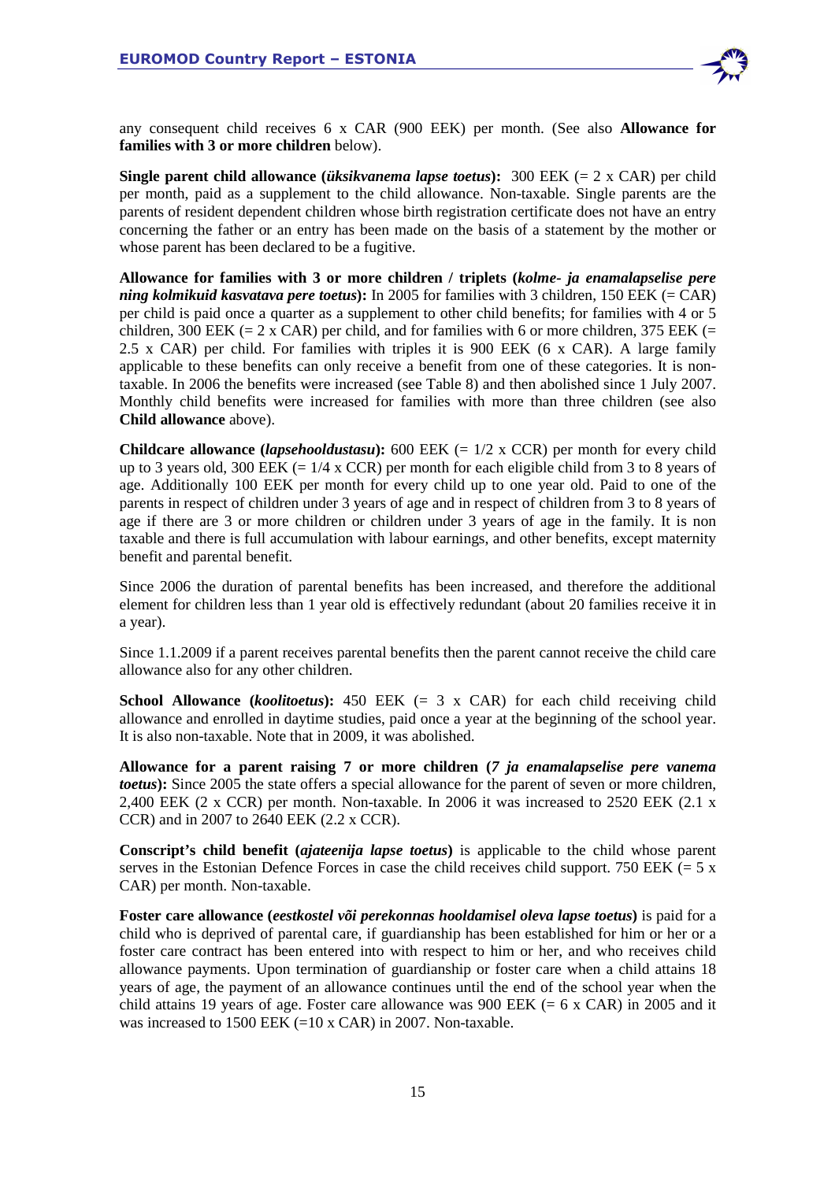any consequent child receives 6 x CAR (900 EEK) per month. (See also **Allowance for families with 3 or more children** below).

**Single parent child allowance (*üksikvanema lapse toetus*):** 300 EEK (= 2 x CAR) per child per month, paid as a supplement to the child allowance. Non-taxable. Single parents are the parents of resident dependent children whose birth registration certificate does not have an entry concerning the father or an entry has been made on the basis of a statement by the mother or whose parent has been declared to be a fugitive.

**Allowance for families with 3 or more children / triplets (*kolme- ja enamalapselise pere ning kolmikuid kasvatava pere toetus*):** In 2005 for families with 3 children, 150 EEK (= CAR) per child is paid once a quarter as a supplement to other child benefits; for families with 4 or 5 children, 300 EEK (= 2 x CAR) per child, and for families with 6 or more children, 375 EEK (= 2.5 x CAR) per child. For families with triples it is 900 EEK (6 x CAR). A large family applicable to these benefits can only receive a benefit from one of these categories. It is non-taxable. In 2006 the benefits were increased (see Table 8) and then abolished since 1 July 2007. Monthly child benefits were increased for families with more than three children (see also **Child allowance** above).

**Childcare allowance (*lapsehooldustasu*):** 600 EEK (= 1/2 x CCR) per month for every child up to 3 years old, 300 EEK (= 1/4 x CCR) per month for each eligible child from 3 to 8 years of age. Additionally 100 EEK per month for every child up to one year old. Paid to one of the parents in respect of children under 3 years of age and in respect of children from 3 to 8 years of age if there are 3 or more children or children under 3 years of age in the family. It is non taxable and there is full accumulation with labour earnings, and other benefits, except maternity benefit and parental benefit.

Since 2006 the duration of parental benefits has been increased, and therefore the additional element for children less than 1 year old is effectively redundant (about 20 families receive it in a year).

Since 1.1.2009 if a parent receives parental benefits then the parent cannot receive the child care allowance also for any other children.

**School Allowance (*koolitoetus*):** 450 EEK (= 3 x CAR) for each child receiving child allowance and enrolled in daytime studies, paid once a year at the beginning of the school year. It is also non-taxable. Note that in 2009, it was abolished.

**Allowance for a parent raising 7 or more children (*7 ja enamalapselise pere vanema toetus*):** Since 2005 the state offers a special allowance for the parent of seven or more children, 2,400 EEK (2 x CCR) per month. Non-taxable. In 2006 it was increased to 2520 EEK (2.1 x CCR) and in 2007 to 2640 EEK (2.2 x CCR).

**Conscript's child benefit (*ajateenija lapse toetus*)** is applicable to the child whose parent serves in the Estonian Defence Forces in case the child receives child support. 750 EEK (= 5 x CAR) per month. Non-taxable.

**Foster care allowance (*eestkostel või perekonnas hooldamisel oleva lapse toetus*)** is paid for a child who is deprived of parental care, if guardianship has been established for him or her or a foster care contract has been entered into with respect to him or her, and who receives child allowance payments. Upon termination of guardianship or foster care when a child attains 18 years of age, the payment of an allowance continues until the end of the school year when the child attains 19 years of age. Foster care allowance was 900 EEK (= 6 x CAR) in 2005 and it was increased to 1500 EEK (=10 x CAR) in 2007. Non-taxable.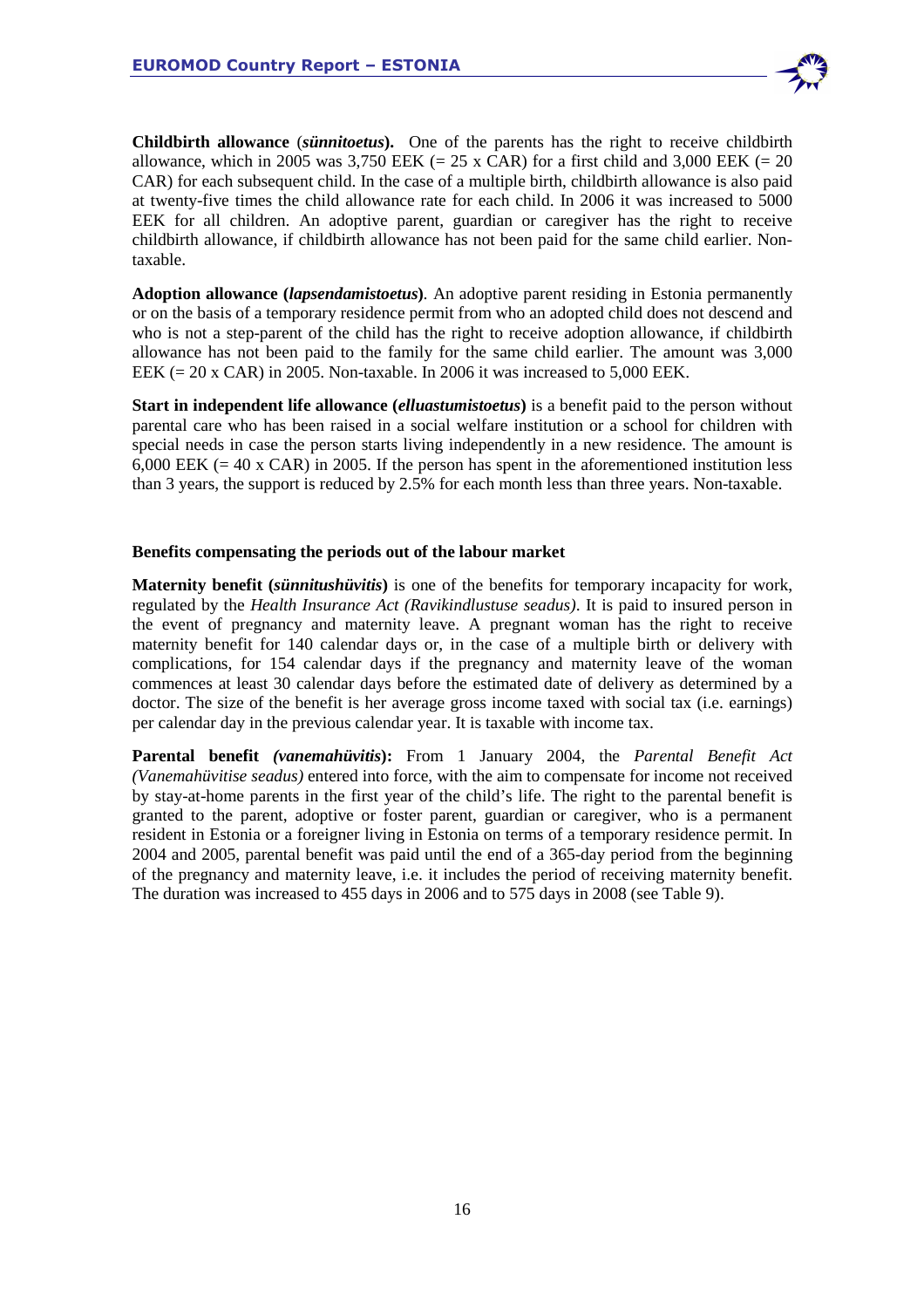**Childbirth allowance** (***sünnitoetus***). One of the parents has the right to receive childbirth allowance, which in 2005 was 3,750 EEK (= 25 x CAR) for a first child and 3,000 EEK (= 20 CAR) for each subsequent child. In the case of a multiple birth, childbirth allowance is also paid at twenty-five times the child allowance rate for each child. In 2006 it was increased to 5000 EEK for all children. An adoptive parent, guardian or caregiver has the right to receive childbirth allowance, if childbirth allowance has not been paid for the same child earlier. Non-taxable.

**Adoption allowance (*lapsendamistoetus*)**. An adoptive parent residing in Estonia permanently or on the basis of a temporary residence permit from who an adopted child does not descend and who is not a step-parent of the child has the right to receive adoption allowance, if childbirth allowance has not been paid to the family for the same child earlier. The amount was 3,000 EEK (= 20 x CAR) in 2005. Non-taxable. In 2006 it was increased to 5,000 EEK.

**Start in independent life allowance (*elluastumistoetus*)** is a benefit paid to the person without parental care who has been raised in a social welfare institution or a school for children with special needs in case the person starts living independently in a new residence. The amount is 6,000 EEK (= 40 x CAR) in 2005. If the person has spent in the aforementioned institution less than 3 years, the support is reduced by 2.5% for each month less than three years. Non-taxable.

#### Benefits compensating the periods out of the labour market

**Maternity benefit (*sünnitushüvitis*)** is one of the benefits for temporary incapacity for work, regulated by the *Health Insurance Act (Ravikindlustuse seadus)*. It is paid to insured person in the event of pregnancy and maternity leave. A pregnant woman has the right to receive maternity benefit for 140 calendar days or, in the case of a multiple birth or delivery with complications, for 154 calendar days if the pregnancy and maternity leave of the woman commences at least 30 calendar days before the estimated date of delivery as determined by a doctor. The size of the benefit is her average gross income taxed with social tax (i.e. earnings) per calendar day in the previous calendar year. It is taxable with income tax.

**Parental benefit *(vanemahüvitis)*:** From 1 January 2004, the *Parental Benefit Act (Vanemahüvitise seadus)* entered into force, with the aim to compensate for income not received by stay-at-home parents in the first year of the child's life. The right to the parental benefit is granted to the parent, adoptive or foster parent, guardian or caregiver, who is a permanent resident in Estonia or a foreigner living in Estonia on terms of a temporary residence permit. In 2004 and 2005, parental benefit was paid until the end of a 365-day period from the beginning of the pregnancy and maternity leave, i.e. it includes the period of receiving maternity benefit. The duration was increased to 455 days in 2006 and to 575 days in 2008 (see Table 9).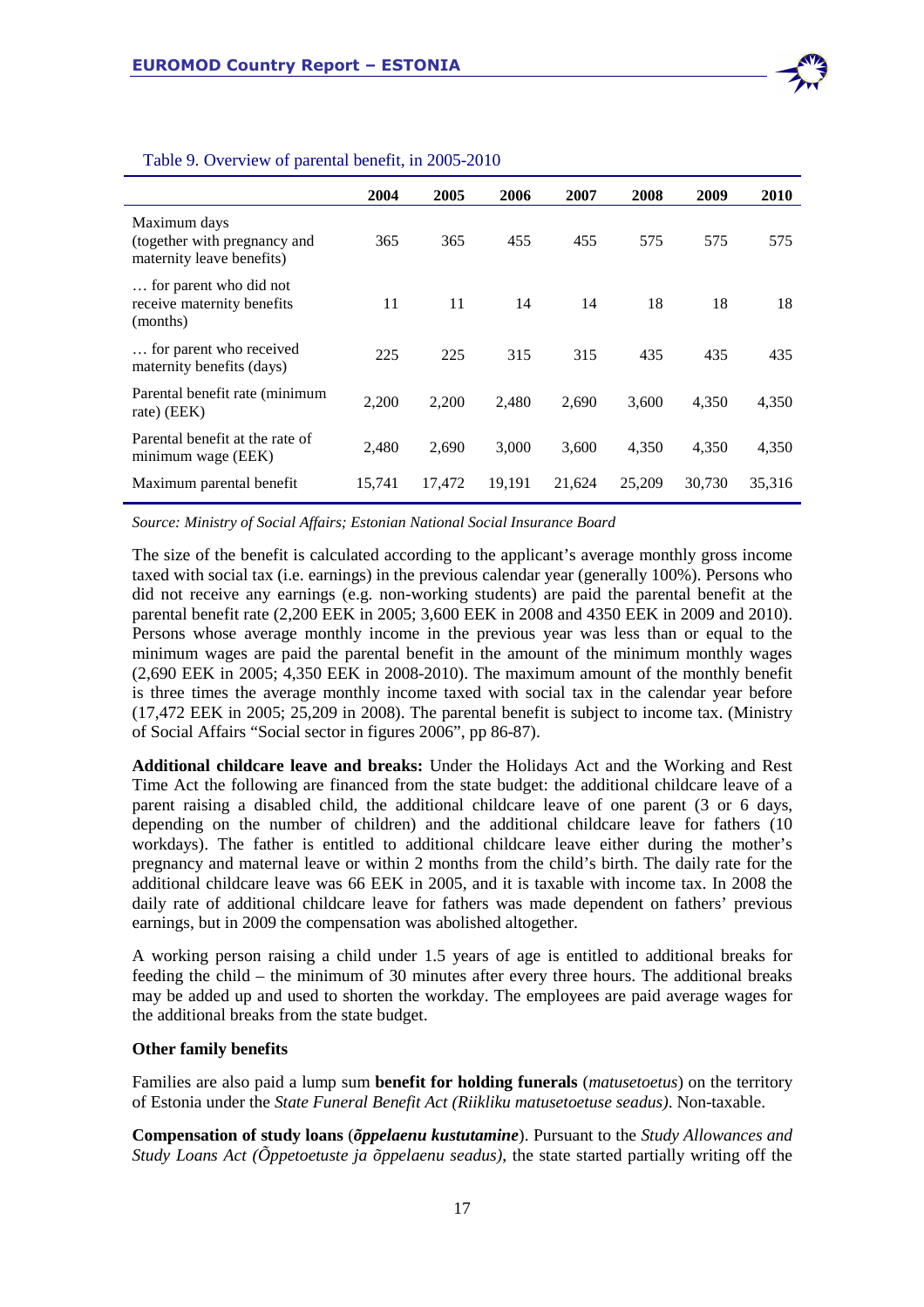Table 9. Overview of parental benefit, in 2005-2010

| | 2004 | 2005 | 2006 | 2007 | 2008 | 2009 | 2010 |
|---|---|---|---|---|---|---|---|
| Maximum days (together with pregnancy and maternity leave benefits) | 365 | 365 | 455 | 455 | 575 | 575 | 575 |
| … for parent who did not receive maternity benefits (months) | 11 | 11 | 14 | 14 | 18 | 18 | 18 |
| … for parent who received maternity benefits (days) | 225 | 225 | 315 | 315 | 435 | 435 | 435 |
| Parental benefit rate (minimum rate) (EEK) | 2,200 | 2,200 | 2,480 | 2,690 | 3,600 | 4,350 | 4,350 |
| Parental benefit at the rate of minimum wage (EEK) | 2,480 | 2,690 | 3,000 | 3,600 | 4,350 | 4,350 | 4,350 |
| Maximum parental benefit | 15,741 | 17,472 | 19,191 | 21,624 | 25,209 | 30,730 | 35,316 |

*Source: Ministry of Social Affairs; Estonian National Social Insurance Board*

The size of the benefit is calculated according to the applicant's average monthly gross income taxed with social tax (i.e. earnings) in the previous calendar year (generally 100%). Persons who did not receive any earnings (e.g. non-working students) are paid the parental benefit at the parental benefit rate (2,200 EEK in 2005; 3,600 EEK in 2008 and 4350 EEK in 2009 and 2010). Persons whose average monthly income in the previous year was less than or equal to the minimum wages are paid the parental benefit in the amount of the minimum monthly wages (2,690 EEK in 2005; 4,350 EEK in 2008-2010). The maximum amount of the monthly benefit is three times the average monthly income taxed with social tax in the calendar year before (17,472 EEK in 2005; 25,209 in 2008). The parental benefit is subject to income tax. (Ministry of Social Affairs "Social sector in figures 2006", pp 86-87).

**Additional childcare leave and breaks:** Under the Holidays Act and the Working and Rest Time Act the following are financed from the state budget: the additional childcare leave of a parent raising a disabled child, the additional childcare leave of one parent (3 or 6 days, depending on the number of children) and the additional childcare leave for fathers (10 workdays). The father is entitled to additional childcare leave either during the mother's pregnancy and maternal leave or within 2 months from the child's birth. The daily rate for the additional childcare leave was 66 EEK in 2005, and it is taxable with income tax. In 2008 the daily rate of additional childcare leave for fathers was made dependent on fathers' previous earnings, but in 2009 the compensation was abolished altogether.

A working person raising a child under 1.5 years of age is entitled to additional breaks for feeding the child – the minimum of 30 minutes after every three hours. The additional breaks may be added up and used to shorten the workday. The employees are paid average wages for the additional breaks from the state budget.

**Other family benefits**

Families are also paid a lump sum **benefit for holding funerals** (*matusetoetus*) on the territory of Estonia under the *State Funeral Benefit Act (Riikliku matusetoetuse seadus)*. Non-taxable.

**Compensation of study loans** (***õppelaenu kustutamine***). Pursuant to the *Study Allowances and Study Loans Act (Õppetoetuste ja õppelaenu seadus)*, the state started partially writing off the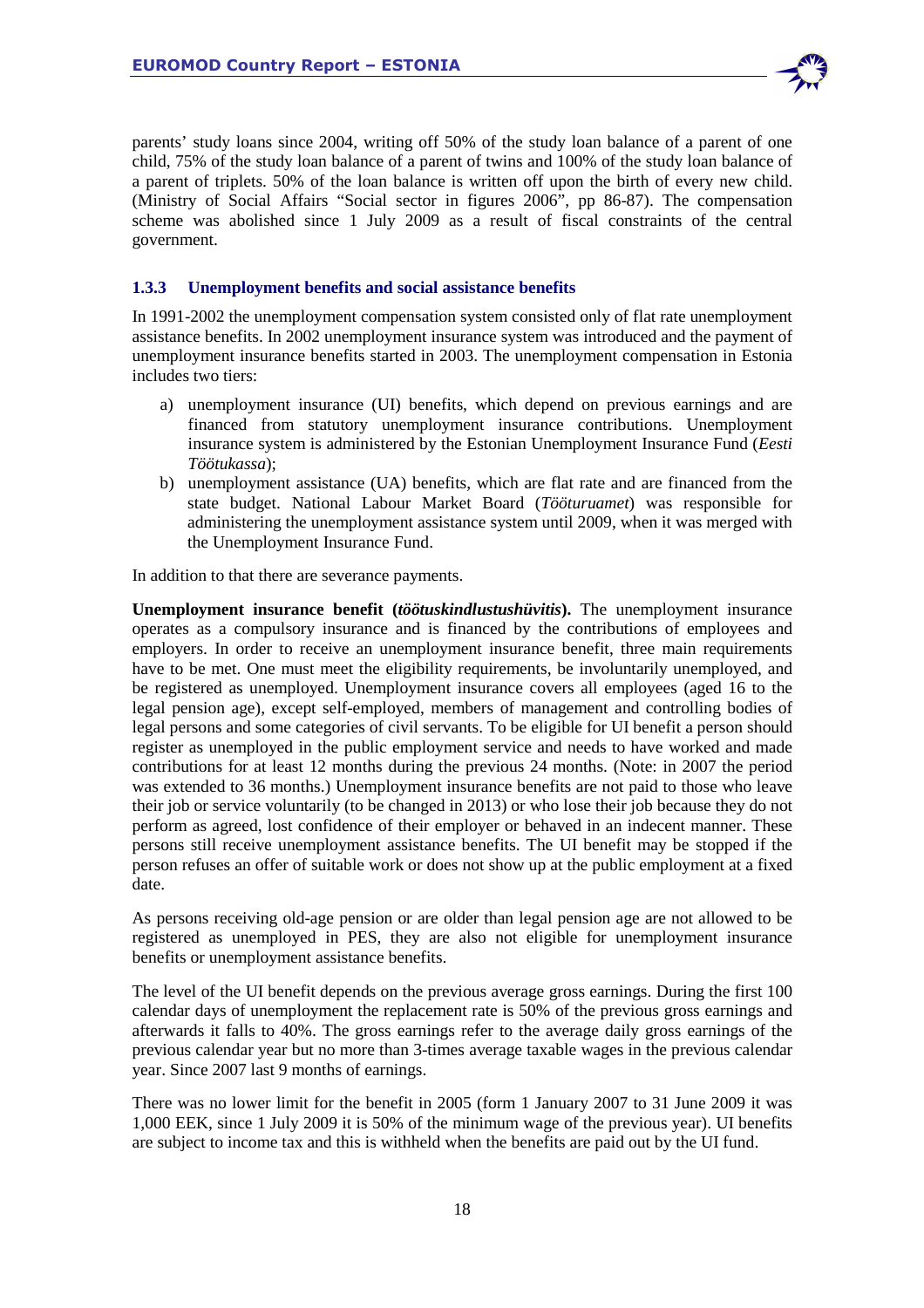parents' study loans since 2004, writing off 50% of the study loan balance of a parent of one child, 75% of the study loan balance of a parent of twins and 100% of the study loan balance of a parent of triplets. 50% of the loan balance is written off upon the birth of every new child. (Ministry of Social Affairs "Social sector in figures 2006", pp 86-87). The compensation scheme was abolished since 1 July 2009 as a result of fiscal constraints of the central government.

### 1.3.3 Unemployment benefits and social assistance benefits

In 1991-2002 the unemployment compensation system consisted only of flat rate unemployment assistance benefits. In 2002 unemployment insurance system was introduced and the payment of unemployment insurance benefits started in 2003. The unemployment compensation in Estonia includes two tiers:

a) unemployment insurance (UI) benefits, which depend on previous earnings and are financed from statutory unemployment insurance contributions. Unemployment insurance system is administered by the Estonian Unemployment Insurance Fund (*Eesti Töötukassa*);
b) unemployment assistance (UA) benefits, which are flat rate and are financed from the state budget. National Labour Market Board (*Tööturuamet*) was responsible for administering the unemployment assistance system until 2009, when it was merged with the Unemployment Insurance Fund.

In addition to that there are severance payments.

**Unemployment insurance benefit (*töötuskindlustushüvitis*).** The unemployment insurance operates as a compulsory insurance and is financed by the contributions of employees and employers. In order to receive an unemployment insurance benefit, three main requirements have to be met. One must meet the eligibility requirements, be involuntarily unemployed, and be registered as unemployed. Unemployment insurance covers all employees (aged 16 to the legal pension age), except self-employed, members of management and controlling bodies of legal persons and some categories of civil servants. To be eligible for UI benefit a person should register as unemployed in the public employment service and needs to have worked and made contributions for at least 12 months during the previous 24 months. (Note: in 2007 the period was extended to 36 months.) Unemployment insurance benefits are not paid to those who leave their job or service voluntarily (to be changed in 2013) or who lose their job because they do not perform as agreed, lost confidence of their employer or behaved in an indecent manner. These persons still receive unemployment assistance benefits. The UI benefit may be stopped if the person refuses an offer of suitable work or does not show up at the public employment at a fixed date.

As persons receiving old-age pension or are older than legal pension age are not allowed to be registered as unemployed in PES, they are also not eligible for unemployment insurance benefits or unemployment assistance benefits.

The level of the UI benefit depends on the previous average gross earnings. During the first 100 calendar days of unemployment the replacement rate is 50% of the previous gross earnings and afterwards it falls to 40%. The gross earnings refer to the average daily gross earnings of the previous calendar year but no more than 3-times average taxable wages in the previous calendar year. Since 2007 last 9 months of earnings.

There was no lower limit for the benefit in 2005 (form 1 January 2007 to 31 June 2009 it was 1,000 EEK, since 1 July 2009 it is 50% of the minimum wage of the previous year). UI benefits are subject to income tax and this is withheld when the benefits are paid out by the UI fund.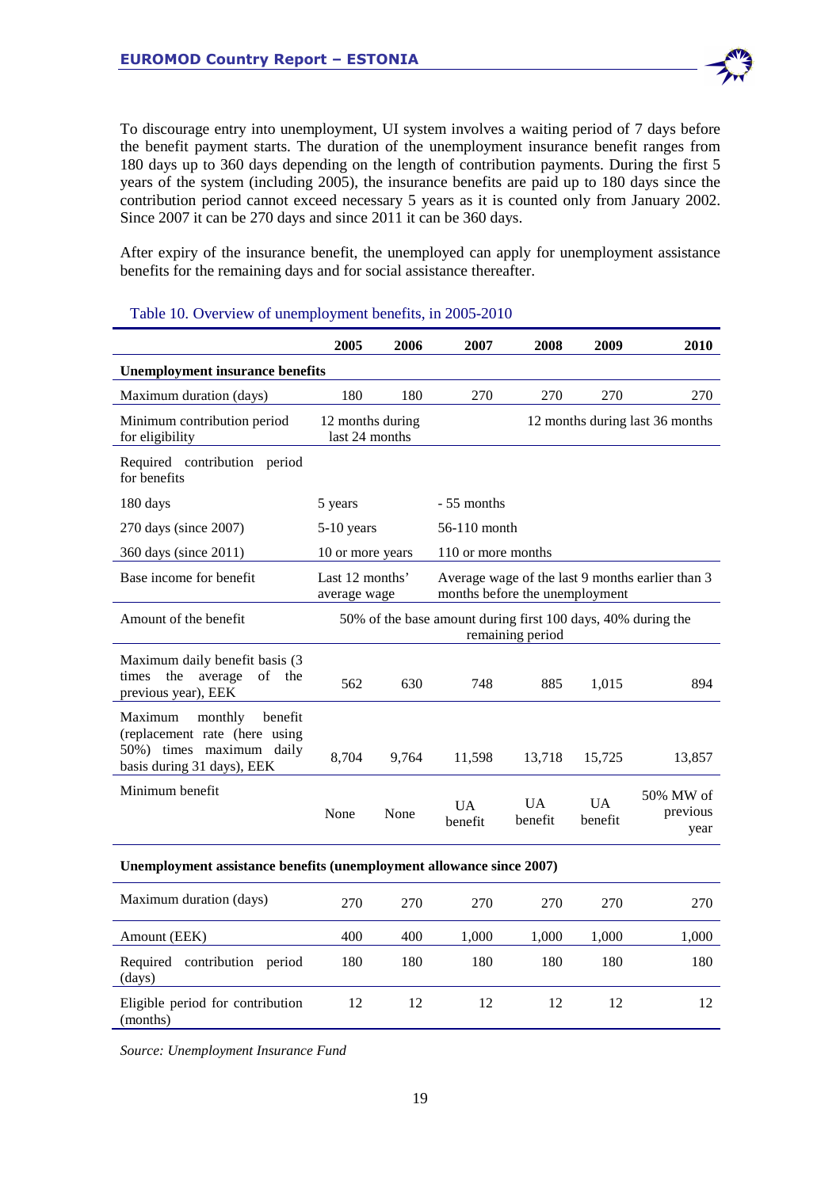To discourage entry into unemployment, UI system involves a waiting period of 7 days before the benefit payment starts. The duration of the unemployment insurance benefit ranges from 180 days up to 360 days depending on the length of contribution payments. During the first 5 years of the system (including 2005), the insurance benefits are paid up to 180 days since the contribution period cannot exceed necessary 5 years as it is counted only from January 2002. Since 2007 it can be 270 days and since 2011 it can be 360 days.

After expiry of the insurance benefit, the unemployed can apply for unemployment assistance benefits for the remaining days and for social assistance thereafter.

Table 10. Overview of unemployment benefits, in 2005-2010

| | 2005 | 2006 | 2007 | 2008 | 2009 | 2010 |
|---|---|---|---|---|---|---|
| **Unemployment insurance benefits** | | | | | | |
| Maximum duration (days) | 180 | 180 | 270 | 270 | 270 | 270 |
| Minimum contribution period for eligibility | 12 months during last 24 months | | 12 months during last 36 months | | | |
| Required contribution period for benefits | | | | | | |
| 180 days | 5 years | | - 55 months | | | |
| 270 days (since 2007) | 5-10 years | | 56-110 month | | | |
| 360 days (since 2011) | 10 or more years | | 110 or more months | | | |
| Base income for benefit | Last 12 months' average wage | | Average wage of the last 9 months earlier than 3 months before the unemployment | | | |
| Amount of the benefit | 50% of the base amount during first 100 days, 40% during the remaining period | | | | | |
| Maximum daily benefit basis (3 times the average of the previous year), EEK | 562 | 630 | 748 | 885 | 1,015 | 894 |
| Maximum monthly benefit (replacement rate (here using 50%) times maximum daily basis during 31 days), EEK | 8,704 | 9,764 | 11,598 | 13,718 | 15,725 | 13,857 |
| Minimum benefit | None | None | UA benefit | UA benefit | UA benefit | 50% MW of previous year |
| **Unemployment assistance benefits (unemployment allowance since 2007)** | | | | | | |
| Maximum duration (days) | 270 | 270 | 270 | 270 | 270 | 270 |
| Amount (EEK) | 400 | 400 | 1,000 | 1,000 | 1,000 | 1,000 |
| Required contribution period (days) | 180 | 180 | 180 | 180 | 180 | 180 |
| Eligible period for contribution (months) | 12 | 12 | 12 | 12 | 12 | 12 |

*Source: Unemployment Insurance Fund*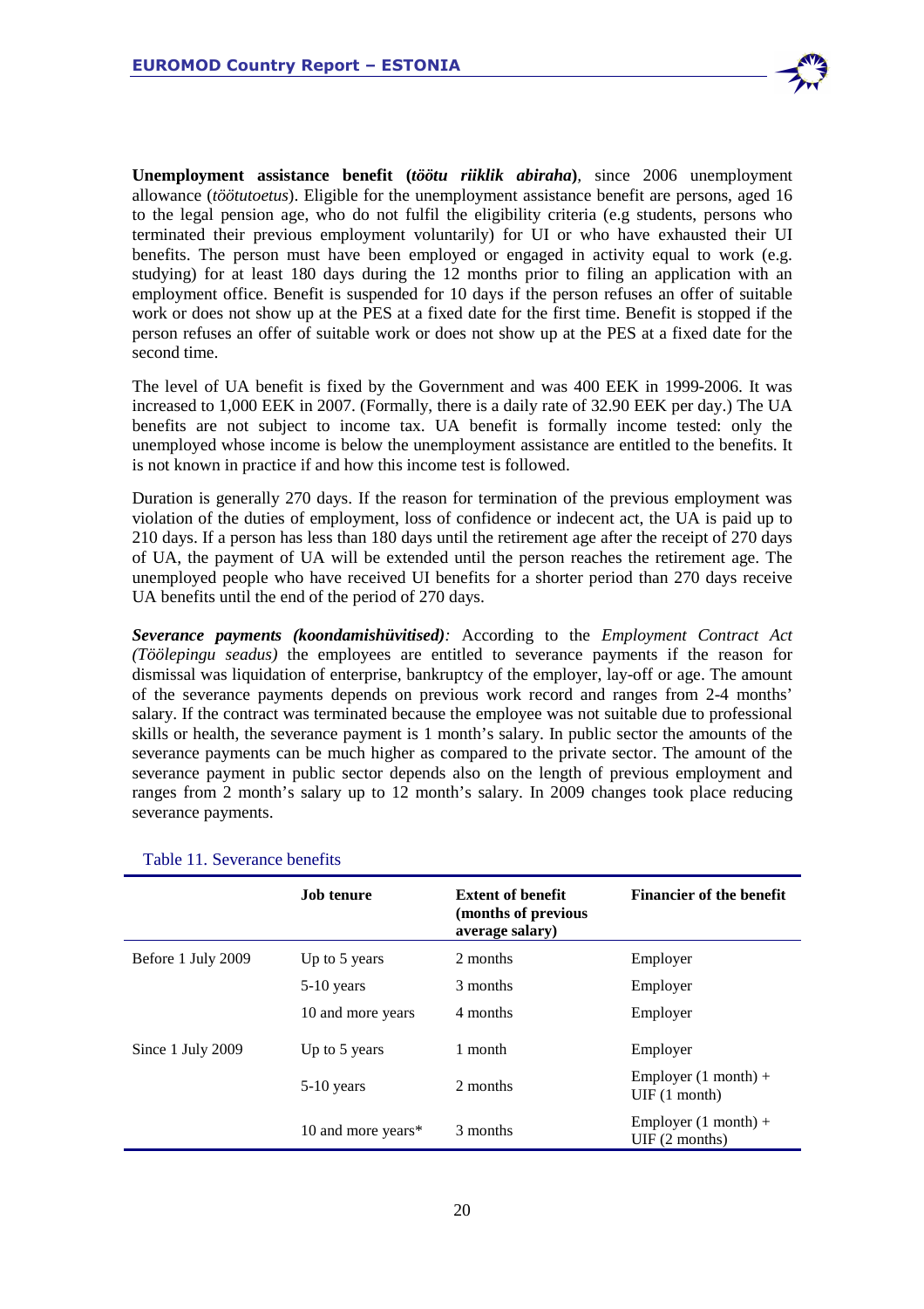**Unemployment assistance benefit (*töötu riiklik abiraha*)**, since 2006 unemployment allowance (*töötutoetus*). Eligible for the unemployment assistance benefit are persons, aged 16 to the legal pension age, who do not fulfil the eligibility criteria (e.g students, persons who terminated their previous employment voluntarily) for UI or who have exhausted their UI benefits. The person must have been employed or engaged in activity equal to work (e.g. studying) for at least 180 days during the 12 months prior to filing an application with an employment office. Benefit is suspended for 10 days if the person refuses an offer of suitable work or does not show up at the PES at a fixed date for the first time. Benefit is stopped if the person refuses an offer of suitable work or does not show up at the PES at a fixed date for the second time.

The level of UA benefit is fixed by the Government and was 400 EEK in 1999-2006. It was increased to 1,000 EEK in 2007. (Formally, there is a daily rate of 32.90 EEK per day.) The UA benefits are not subject to income tax. UA benefit is formally income tested: only the unemployed whose income is below the unemployment assistance are entitled to the benefits. It is not known in practice if and how this income test is followed.

Duration is generally 270 days. If the reason for termination of the previous employment was violation of the duties of employment, loss of confidence or indecent act, the UA is paid up to 210 days. If a person has less than 180 days until the retirement age after the receipt of 270 days of UA, the payment of UA will be extended until the person reaches the retirement age. The unemployed people who have received UI benefits for a shorter period than 270 days receive UA benefits until the end of the period of 270 days.

***Severance payments (koondamishüvitised)****:* According to the *Employment Contract Act (Töölepingu seadus)* the employees are entitled to severance payments if the reason for dismissal was liquidation of enterprise, bankruptcy of the employer, lay-off or age. The amount of the severance payments depends on previous work record and ranges from 2-4 months' salary. If the contract was terminated because the employee was not suitable due to professional skills or health, the severance payment is 1 month's salary. In public sector the amounts of the severance payments can be much higher as compared to the private sector. The amount of the severance payment in public sector depends also on the length of previous employment and ranges from 2 month's salary up to 12 month's salary. In 2009 changes took place reducing severance payments.

Table 11. Severance benefits

| | Job tenure | Extent of benefit (months of previous average salary) | Financier of the benefit |
|---|---|---|---|
| Before 1 July 2009 | Up to 5 years | 2 months | Employer |
| | 5-10 years | 3 months | Employer |
| | 10 and more years | 4 months | Employer |
| Since 1 July 2009 | Up to 5 years | 1 month | Employer |
| | 5-10 years | 2 months | Employer (1 month) + UIF (1 month) |
| | 10 and more years* | 3 months | Employer (1 month) + UIF (2 months) |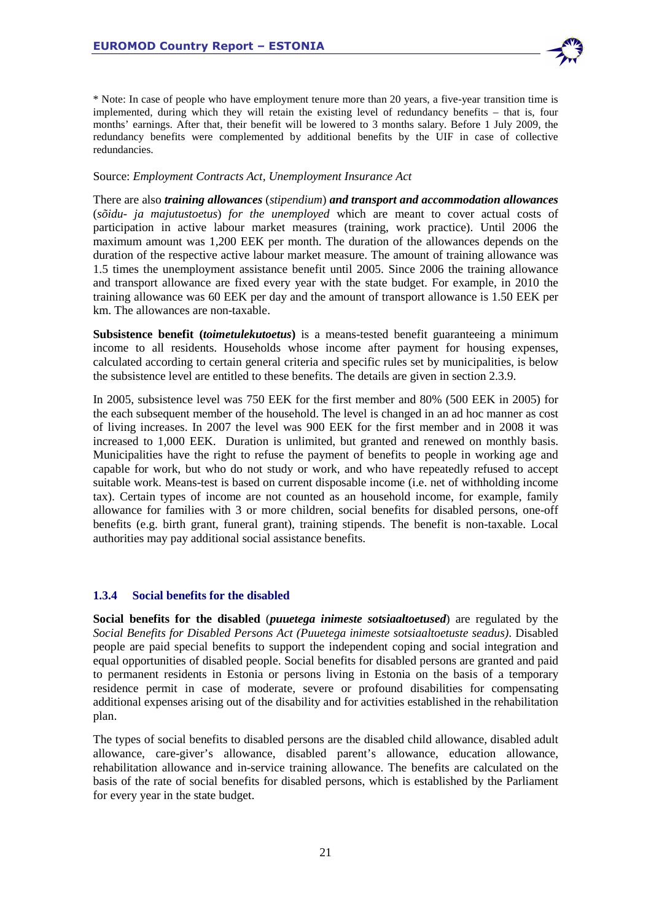* Note: In case of people who have employment tenure more than 20 years, a five-year transition time is implemented, during which they will retain the existing level of redundancy benefits – that is, four months' earnings. After that, their benefit will be lowered to 3 months salary. Before 1 July 2009, the redundancy benefits were complemented by additional benefits by the UIF in case of collective redundancies.

Source: *Employment Contracts Act, Unemployment Insurance Act*

There are also ***training allowances*** (*stipendium*) ***and transport and accommodation allowances*** (*sõidu- ja majutustoetus*) *for the unemployed* which are meant to cover actual costs of participation in active labour market measures (training, work practice). Until 2006 the maximum amount was 1,200 EEK per month. The duration of the allowances depends on the duration of the respective active labour market measure. The amount of training allowance was 1.5 times the unemployment assistance benefit until 2005. Since 2006 the training allowance and transport allowance are fixed every year with the state budget. For example, in 2010 the training allowance was 60 EEK per day and the amount of transport allowance is 1.50 EEK per km. The allowances are non-taxable.

**Subsistence benefit (*toimetulekutoetus*)** is a means-tested benefit guaranteeing a minimum income to all residents. Households whose income after payment for housing expenses, calculated according to certain general criteria and specific rules set by municipalities, is below the subsistence level are entitled to these benefits. The details are given in section 2.3.9.

In 2005, subsistence level was 750 EEK for the first member and 80% (500 EEK in 2005) for the each subsequent member of the household. The level is changed in an ad hoc manner as cost of living increases. In 2007 the level was 900 EEK for the first member and in 2008 it was increased to 1,000 EEK. Duration is unlimited, but granted and renewed on monthly basis. Municipalities have the right to refuse the payment of benefits to people in working age and capable for work, but who do not study or work, and who have repeatedly refused to accept suitable work. Means-test is based on current disposable income (i.e. net of withholding income tax). Certain types of income are not counted as an household income, for example, family allowance for families with 3 or more children, social benefits for disabled persons, one-off benefits (e.g. birth grant, funeral grant), training stipends. The benefit is non-taxable. Local authorities may pay additional social assistance benefits.

### 1.3.4 Social benefits for the disabled

**Social benefits for the disabled** (***puuetega inimeste sotsiaaltoetused***) are regulated by the *Social Benefits for Disabled Persons Act (Puuetega inimeste sotsiaaltoetuste seadus)*. Disabled people are paid special benefits to support the independent coping and social integration and equal opportunities of disabled people. Social benefits for disabled persons are granted and paid to permanent residents in Estonia or persons living in Estonia on the basis of a temporary residence permit in case of moderate, severe or profound disabilities for compensating additional expenses arising out of the disability and for activities established in the rehabilitation plan.

The types of social benefits to disabled persons are the disabled child allowance, disabled adult allowance, care-giver's allowance, disabled parent's allowance, education allowance, rehabilitation allowance and in-service training allowance. The benefits are calculated on the basis of the rate of social benefits for disabled persons, which is established by the Parliament for every year in the state budget.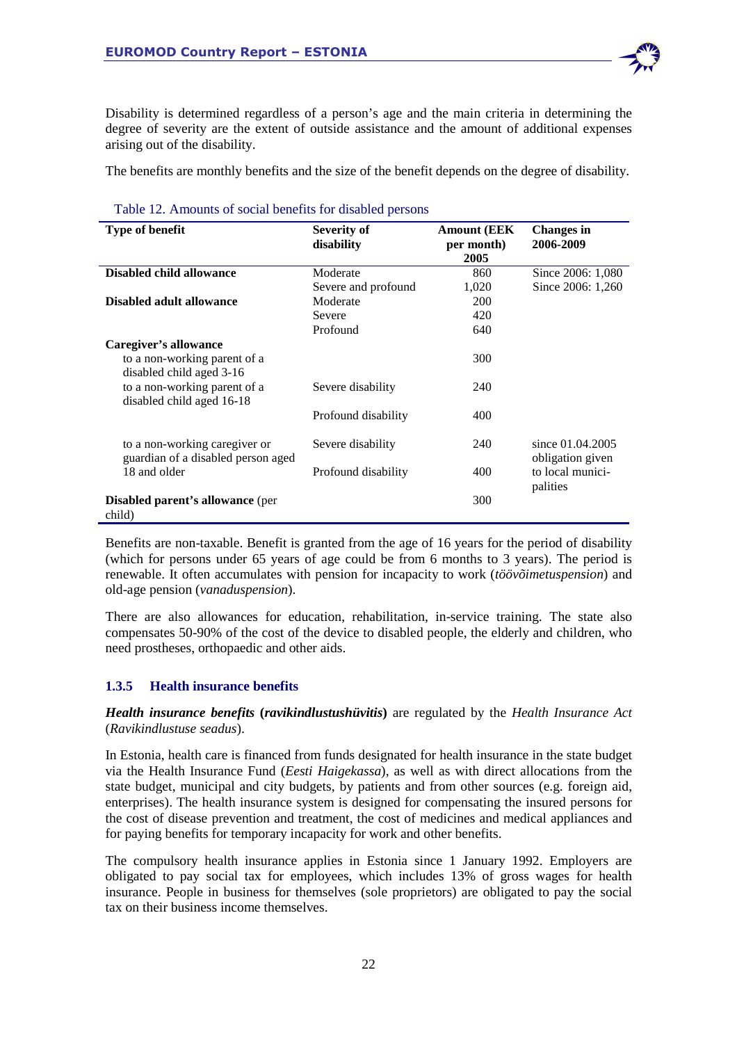Disability is determined regardless of a person's age and the main criteria in determining the degree of severity are the extent of outside assistance and the amount of additional expenses arising out of the disability.

The benefits are monthly benefits and the size of the benefit depends on the degree of disability.

Table 12. Amounts of social benefits for disabled persons

| Type of benefit | Severity of disability | Amount (EEK per month) 2005 | Changes in 2006-2009 |
|---|---|---|---|
| **Disabled child allowance** | Moderate | 860 | Since 2006: 1,080 |
| | Severe and profound | 1,020 | Since 2006: 1,260 |
| **Disabled adult allowance** | Moderate | 200 | |
| | Severe | 420 | |
| | Profound | 640 | |
| **Caregiver's allowance** | | | |
| to a non-working parent of a disabled child aged 3-16 | | 300 | |
| to a non-working parent of a disabled child aged 16-18 | Severe disability | 240 | |
| | Profound disability | 400 | |
| to a non-working caregiver or guardian of a disabled person aged 18 and older | Severe disability | 240 | since 01.04.2005 obligation given to local munici-palities |
| | Profound disability | 400 | |
| **Disabled parent's allowance** (per child) | | 300 | |

Benefits are non-taxable. Benefit is granted from the age of 16 years for the period of disability (which for persons under 65 years of age could be from 6 months to 3 years). The period is renewable. It often accumulates with pension for incapacity to work (*töövõimetuspension*) and old-age pension (*vanaduspension*).

There are also allowances for education, rehabilitation, in-service training. The state also compensates 50-90% of the cost of the device to disabled people, the elderly and children, who need prostheses, orthopaedic and other aids.

### 1.3.5 Health insurance benefits

***Health insurance benefits* (*ravikindlustushüvitis*)** are regulated by the *Health Insurance Act* (*Ravikindlustuse seadus*).

In Estonia, health care is financed from funds designated for health insurance in the state budget via the Health Insurance Fund (*Eesti Haigekassa*), as well as with direct allocations from the state budget, municipal and city budgets, by patients and from other sources (e.g. foreign aid, enterprises). The health insurance system is designed for compensating the insured persons for the cost of disease prevention and treatment, the cost of medicines and medical appliances and for paying benefits for temporary incapacity for work and other benefits.

The compulsory health insurance applies in Estonia since 1 January 1992. Employers are obligated to pay social tax for employees, which includes 13% of gross wages for health insurance. People in business for themselves (sole proprietors) are obligated to pay the social tax on their business income themselves.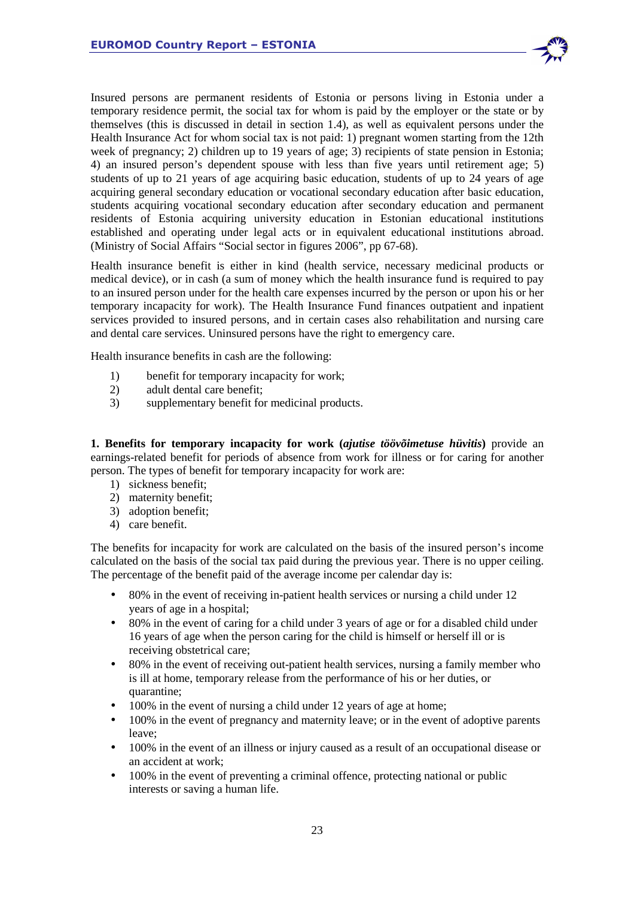Insured persons are permanent residents of Estonia or persons living in Estonia under a temporary residence permit, the social tax for whom is paid by the employer or the state or by themselves (this is discussed in detail in section 1.4), as well as equivalent persons under the Health Insurance Act for whom social tax is not paid: 1) pregnant women starting from the 12th week of pregnancy; 2) children up to 19 years of age; 3) recipients of state pension in Estonia; 4) an insured person's dependent spouse with less than five years until retirement age; 5) students of up to 21 years of age acquiring basic education, students of up to 24 years of age acquiring general secondary education or vocational secondary education after basic education, students acquiring vocational secondary education after secondary education and permanent residents of Estonia acquiring university education in Estonian educational institutions established and operating under legal acts or in equivalent educational institutions abroad. (Ministry of Social Affairs "Social sector in figures 2006", pp 67-68).

Health insurance benefit is either in kind (health service, necessary medicinal products or medical device), or in cash (a sum of money which the health insurance fund is required to pay to an insured person under for the health care expenses incurred by the person or upon his or her temporary incapacity for work). The Health Insurance Fund finances outpatient and inpatient services provided to insured persons, and in certain cases also rehabilitation and nursing care and dental care services. Uninsured persons have the right to emergency care.

Health insurance benefits in cash are the following:

1) benefit for temporary incapacity for work;
2) adult dental care benefit;
3) supplementary benefit for medicinal products.

**1. Benefits for temporary incapacity for work (*ajutise töövõimetuse hüvitis*)** provide an earnings-related benefit for periods of absence from work for illness or for caring for another person. The types of benefit for temporary incapacity for work are:

1) sickness benefit;
2) maternity benefit;
3) adoption benefit;
4) care benefit.

The benefits for incapacity for work are calculated on the basis of the insured person's income calculated on the basis of the social tax paid during the previous year. There is no upper ceiling. The percentage of the benefit paid of the average income per calendar day is:

- 80% in the event of receiving in-patient health services or nursing a child under 12 years of age in a hospital;
- 80% in the event of caring for a child under 3 years of age or for a disabled child under 16 years of age when the person caring for the child is himself or herself ill or is receiving obstetrical care;
- 80% in the event of receiving out-patient health services, nursing a family member who is ill at home, temporary release from the performance of his or her duties, or quarantine;
- 100% in the event of nursing a child under 12 years of age at home;
- 100% in the event of pregnancy and maternity leave; or in the event of adoptive parents leave;
- 100% in the event of an illness or injury caused as a result of an occupational disease or an accident at work;
- 100% in the event of preventing a criminal offence, protecting national or public interests or saving a human life.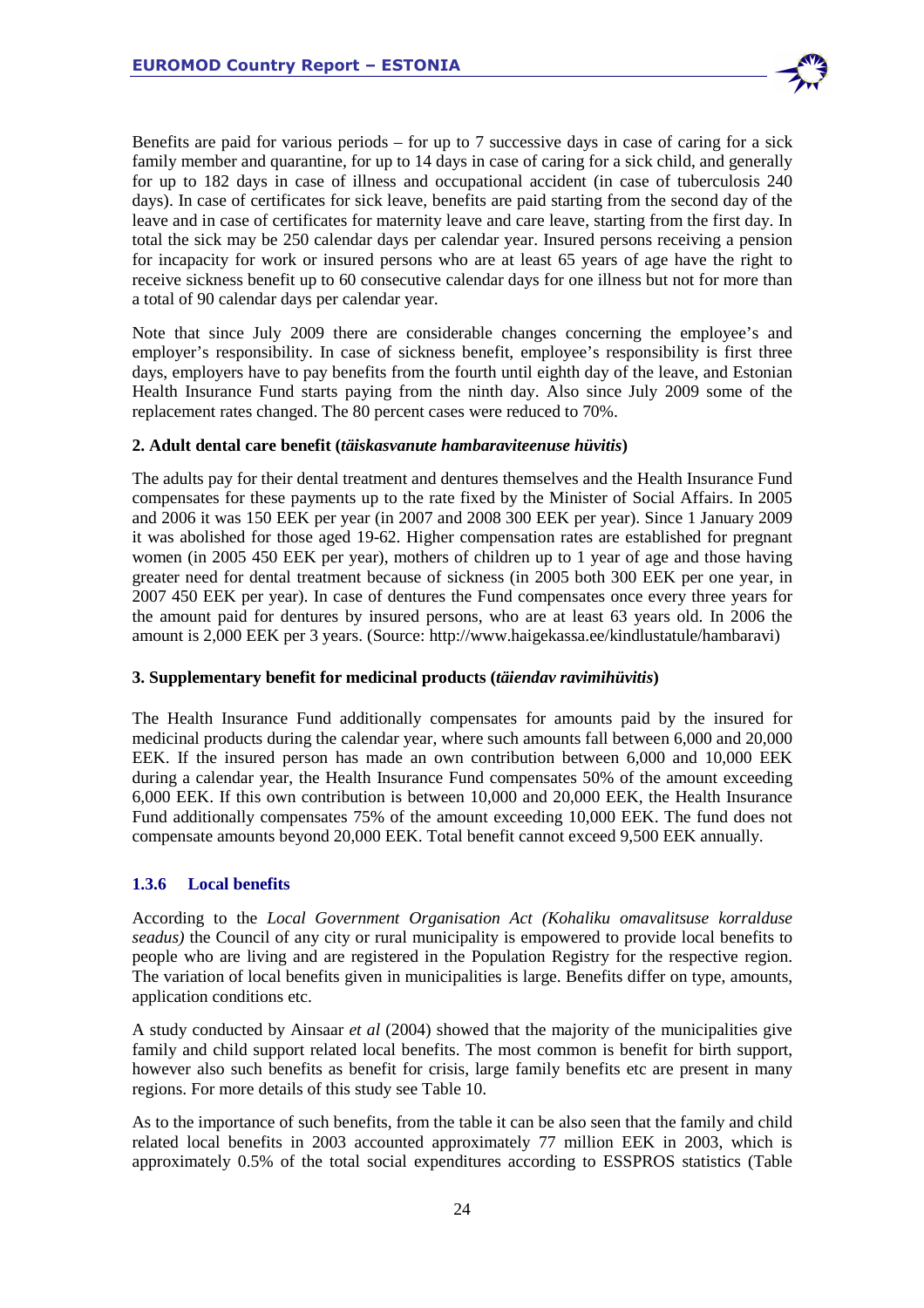Benefits are paid for various periods – for up to 7 successive days in case of caring for a sick family member and quarantine, for up to 14 days in case of caring for a sick child, and generally for up to 182 days in case of illness and occupational accident (in case of tuberculosis 240 days). In case of certificates for sick leave, benefits are paid starting from the second day of the leave and in case of certificates for maternity leave and care leave, starting from the first day. In total the sick may be 250 calendar days per calendar year. Insured persons receiving a pension for incapacity for work or insured persons who are at least 65 years of age have the right to receive sickness benefit up to 60 consecutive calendar days for one illness but not for more than a total of 90 calendar days per calendar year.

Note that since July 2009 there are considerable changes concerning the employee's and employer's responsibility. In case of sickness benefit, employee's responsibility is first three days, employers have to pay benefits from the fourth until eighth day of the leave, and Estonian Health Insurance Fund starts paying from the ninth day. Also since July 2009 some of the replacement rates changed. The 80 percent cases were reduced to 70%.

**2. Adult dental care benefit (*täiskasvanute hambaraviteenuse hüvitis*)**

The adults pay for their dental treatment and dentures themselves and the Health Insurance Fund compensates for these payments up to the rate fixed by the Minister of Social Affairs. In 2005 and 2006 it was 150 EEK per year (in 2007 and 2008 300 EEK per year). Since 1 January 2009 it was abolished for those aged 19-62. Higher compensation rates are established for pregnant women (in 2005 450 EEK per year), mothers of children up to 1 year of age and those having greater need for dental treatment because of sickness (in 2005 both 300 EEK per one year, in 2007 450 EEK per year). In case of dentures the Fund compensates once every three years for the amount paid for dentures by insured persons, who are at least 63 years old. In 2006 the amount is 2,000 EEK per 3 years. (Source: http://www.haigekassa.ee/kindlustatule/hambaravi)

**3. Supplementary benefit for medicinal products (*täiendav ravimihüvitis*)**

The Health Insurance Fund additionally compensates for amounts paid by the insured for medicinal products during the calendar year, where such amounts fall between 6,000 and 20,000 EEK. If the insured person has made an own contribution between 6,000 and 10,000 EEK during a calendar year, the Health Insurance Fund compensates 50% of the amount exceeding 6,000 EEK. If this own contribution is between 10,000 and 20,000 EEK, the Health Insurance Fund additionally compensates 75% of the amount exceeding 10,000 EEK. The fund does not compensate amounts beyond 20,000 EEK. Total benefit cannot exceed 9,500 EEK annually.

### 1.3.6 Local benefits

According to the *Local Government Organisation Act (Kohaliku omavalitsuse korralduse seadus)* the Council of any city or rural municipality is empowered to provide local benefits to people who are living and are registered in the Population Registry for the respective region. The variation of local benefits given in municipalities is large. Benefits differ on type, amounts, application conditions etc.

A study conducted by Ainsaar *et al* (2004) showed that the majority of the municipalities give family and child support related local benefits. The most common is benefit for birth support, however also such benefits as benefit for crisis, large family benefits etc are present in many regions. For more details of this study see Table 10.

As to the importance of such benefits, from the table it can be also seen that the family and child related local benefits in 2003 accounted approximately 77 million EEK in 2003, which is approximately 0.5% of the total social expenditures according to ESSPROS statistics (Table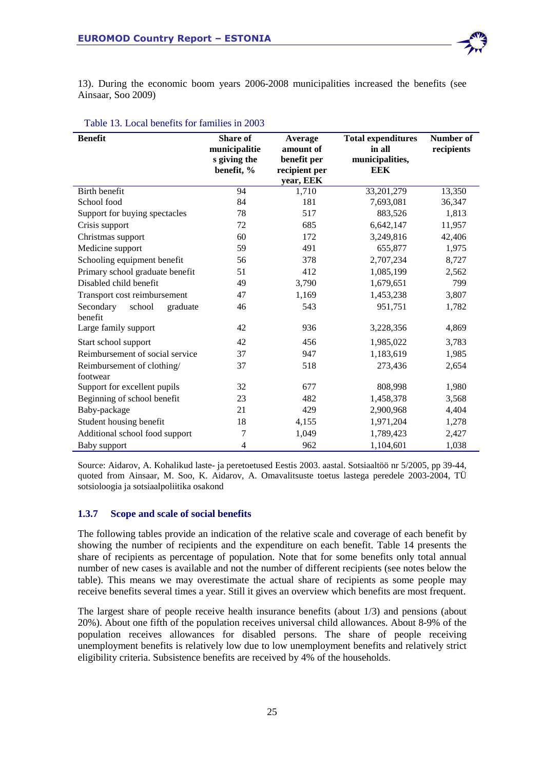13). During the economic boom years 2006-2008 municipalities increased the benefits (see Ainsaar, Soo 2009)

Table 13. Local benefits for families in 2003

| Benefit | Share of municipalities giving the benefit, % | Average amount of benefit per recipient per year, EEK | Total expenditures in all municipalities, EEK | Number of recipients |
|---|---|---|---|---|
| Birth benefit | 94 | 1,710 | 33,201,279 | 13,350 |
| School food | 84 | 181 | 7,693,081 | 36,347 |
| Support for buying spectacles | 78 | 517 | 883,526 | 1,813 |
| Crisis support | 72 | 685 | 6,642,147 | 11,957 |
| Christmas support | 60 | 172 | 3,249,816 | 42,406 |
| Medicine support | 59 | 491 | 655,877 | 1,975 |
| Schooling equipment benefit | 56 | 378 | 2,707,234 | 8,727 |
| Primary school graduate benefit | 51 | 412 | 1,085,199 | 2,562 |
| Disabled child benefit | 49 | 3,790 | 1,679,651 | 799 |
| Transport cost reimbursement | 47 | 1,169 | 1,453,238 | 3,807 |
| Secondary school graduate benefit | 46 | 543 | 951,751 | 1,782 |
| Large family support | 42 | 936 | 3,228,356 | 4,869 |
| Start school support | 42 | 456 | 1,985,022 | 3,783 |
| Reimbursement of social service | 37 | 947 | 1,183,619 | 1,985 |
| Reimbursement of clothing/ footwear | 37 | 518 | 273,436 | 2,654 |
| Support for excellent pupils | 32 | 677 | 808,998 | 1,980 |
| Beginning of school benefit | 23 | 482 | 1,458,378 | 3,568 |
| Baby-package | 21 | 429 | 2,900,968 | 4,404 |
| Student housing benefit | 18 | 4,155 | 1,971,204 | 1,278 |
| Additional school food support | 7 | 1,049 | 1,789,423 | 2,427 |
| Baby support | 4 | 962 | 1,104,601 | 1,038 |

Source: Aidarov, A. Kohalikud laste- ja peretoetused Eestis 2003. aastal. Sotsiaaltöö nr 5/2005, pp 39-44, quoted from Ainsaar, M. Soo, K. Aidarov, A. Omavalitsuste toetus lastega peredele 2003-2004, TÜ sotsioloogia ja sotsiaalpoliitika osakond

### 1.3.7 Scope and scale of social benefits

The following tables provide an indication of the relative scale and coverage of each benefit by showing the number of recipients and the expenditure on each benefit. Table 14 presents the share of recipients as percentage of population. Note that for some benefits only total annual number of new cases is available and not the number of different recipients (see notes below the table). This means we may overestimate the actual share of recipients as some people may receive benefits several times a year. Still it gives an overview which benefits are most frequent.

The largest share of people receive health insurance benefits (about 1/3) and pensions (about 20%). About one fifth of the population receives universal child allowances. About 8-9% of the population receives allowances for disabled persons. The share of people receiving unemployment benefits is relatively low due to low unemployment benefits and relatively strict eligibility criteria. Subsistence benefits are received by 4% of the households.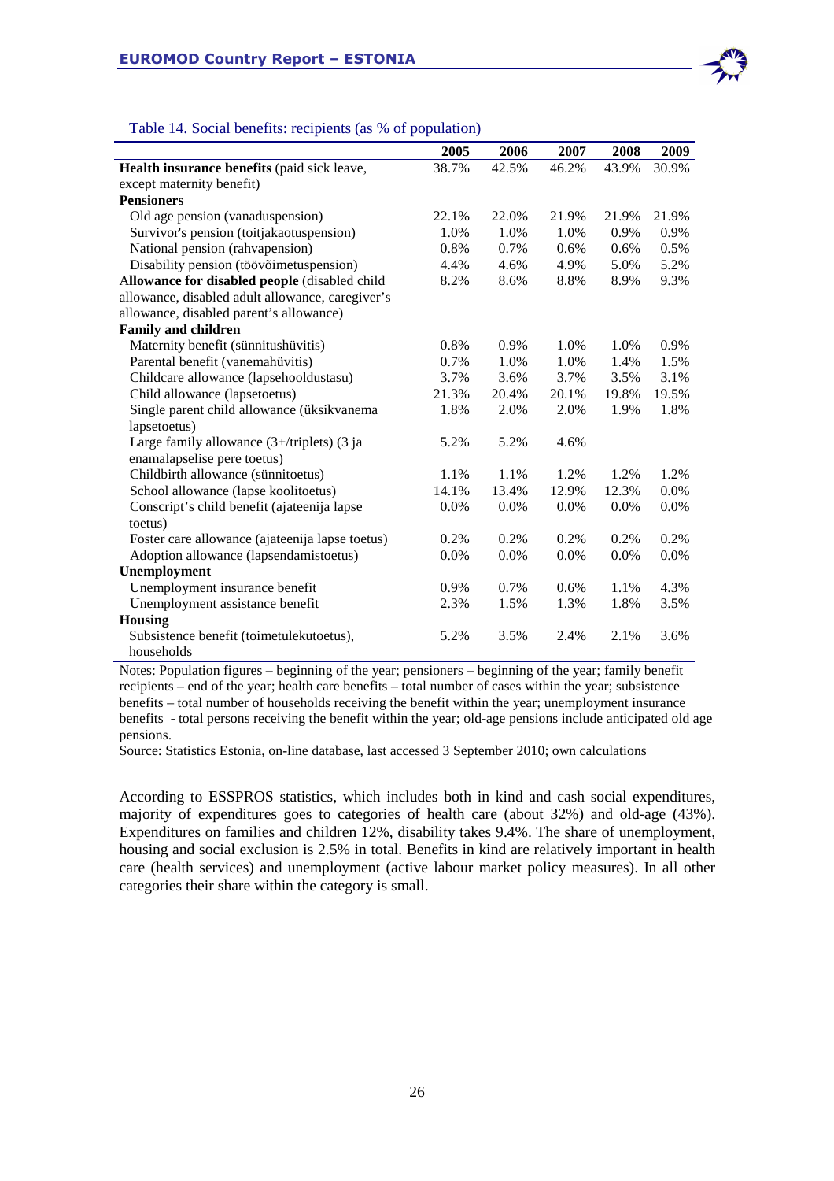Table 14. Social benefits: recipients (as % of population)

| | 2005 | 2006 | 2007 | 2008 | 2009 |
|---|---|---|---|---|---|
| **Health insurance benefits** (paid sick leave, except maternity benefit) | 38.7% | 42.5% | 46.2% | 43.9% | 30.9% |
| **Pensioners** | | | | | |
| Old age pension (vanaduspension) | 22.1% | 22.0% | 21.9% | 21.9% | 21.9% |
| Survivor's pension (toitjakaotuspension) | 1.0% | 1.0% | 1.0% | 0.9% | 0.9% |
| National pension (rahvapension) | 0.8% | 0.7% | 0.6% | 0.6% | 0.5% |
| Disability pension (töövõimetuspension) | 4.4% | 4.6% | 4.9% | 5.0% | 5.2% |
| **Allowance for disabled people** (disabled child allowance, disabled adult allowance, caregiver's allowance, disabled parent's allowance) | 8.2% | 8.6% | 8.8% | 8.9% | 9.3% |
| **Family and children** | | | | | |
| Maternity benefit (sünnitushüvitis) | 0.8% | 0.9% | 1.0% | 1.0% | 0.9% |
| Parental benefit (vanemahüvitis) | 0.7% | 1.0% | 1.0% | 1.4% | 1.5% |
| Childcare allowance (lapsehooldustasu) | 3.7% | 3.6% | 3.7% | 3.5% | 3.1% |
| Child allowance (lapsetoetus) | 21.3% | 20.4% | 20.1% | 19.8% | 19.5% |
| Single parent child allowance (üksikvanema lapsetoetus) | 1.8% | 2.0% | 2.0% | 1.9% | 1.8% |
| Large family allowance (3+/triplets) (3 ja enamalapselise pere toetus) | 5.2% | 5.2% | 4.6% | | |
| Childbirth allowance (sünnitoetus) | 1.1% | 1.1% | 1.2% | 1.2% | 1.2% |
| School allowance (lapse koolitoetus) | 14.1% | 13.4% | 12.9% | 12.3% | 0.0% |
| Conscript's child benefit (ajateenija lapse toetus) | 0.0% | 0.0% | 0.0% | 0.0% | 0.0% |
| Foster care allowance (ajateenija lapse toetus) | 0.2% | 0.2% | 0.2% | 0.2% | 0.2% |
| Adoption allowance (lapsendamistoetus) | 0.0% | 0.0% | 0.0% | 0.0% | 0.0% |
| **Unemployment** | | | | | |
| Unemployment insurance benefit | 0.9% | 0.7% | 0.6% | 1.1% | 4.3% |
| Unemployment assistance benefit | 2.3% | 1.5% | 1.3% | 1.8% | 3.5% |
| **Housing** | | | | | |
| Subsistence benefit (toimetulekutoetus), households | 5.2% | 3.5% | 2.4% | 2.1% | 3.6% |

Notes: Population figures – beginning of the year; pensioners – beginning of the year; family benefit recipients – end of the year; health care benefits – total number of cases within the year; subsistence benefits – total number of households receiving the benefit within the year; unemployment insurance benefits - total persons receiving the benefit within the year; old-age pensions include anticipated old age pensions.

Source: Statistics Estonia, on-line database, last accessed 3 September 2010; own calculations

According to ESSPROS statistics, which includes both in kind and cash social expenditures, majority of expenditures goes to categories of health care (about 32%) and old-age (43%). Expenditures on families and children 12%, disability takes 9.4%. The share of unemployment, housing and social exclusion is 2.5% in total. Benefits in kind are relatively important in health care (health services) and unemployment (active labour market policy measures). In all other categories their share within the category is small.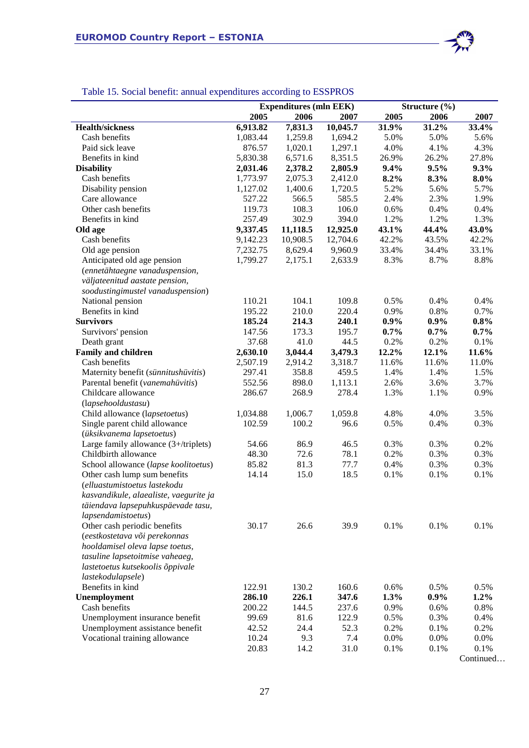Table 15. Social benefit: annual expenditures according to ESSPROS

| | Expenditures (mln EEK) | | | Structure (%) | | |
|---|---|---|---|---|---|---|
| | 2005 | 2006 | 2007 | 2005 | 2006 | 2007 |
| **Health/sickness** | **6,913.82** | **7,831.3** | **10,045.7** | **31.9%** | **31.2%** | **33.4%** |
| Cash benefits | 1,083.44 | 1,259.8 | 1,694.2 | 5.0% | 5.0% | 5.6% |
| Paid sick leave | 876.57 | 1,020.1 | 1,297.1 | 4.0% | 4.1% | 4.3% |
| Benefits in kind | 5,830.38 | 6,571.6 | 8,351.5 | 26.9% | 26.2% | 27.8% |
| **Disability** | **2,031.46** | **2,378.2** | **2,805.9** | **9.4%** | **9.5%** | **9.3%** |
| Cash benefits | 1,773.97 | 2,075.3 | 2,412.0 | **8.2%** | **8.3%** | **8.0%** |
| Disability pension | 1,127.02 | 1,400.6 | 1,720.5 | 5.2% | 5.6% | 5.7% |
| Care allowance | 527.22 | 566.5 | 585.5 | 2.4% | 2.3% | 1.9% |
| Other cash benefits | 119.73 | 108.3 | 106.0 | 0.6% | 0.4% | 0.4% |
| Benefits in kind | 257.49 | 302.9 | 394.0 | 1.2% | 1.2% | 1.3% |
| **Old age** | **9,337.45** | **11,118.5** | **12,925.0** | **43.1%** | **44.4%** | **43.0%** |
| Cash benefits | 9,142.23 | 10,908.5 | 12,704.6 | 42.2% | 43.5% | 42.2% |
| Old age pension | 7,232.75 | 8,629.4 | 9,960.9 | 33.4% | 34.4% | 33.1% |
| Anticipated old age pension (*ennetähtaegne vanaduspension, väljateenitud aastate pension, soodustingimustel vanaduspension*) | 1,799.27 | 2,175.1 | 2,633.9 | 8.3% | 8.7% | 8.8% |
| National pension | 110.21 | 104.1 | 109.8 | 0.5% | 0.4% | 0.4% |
| Benefits in kind | 195.22 | 210.0 | 220.4 | 0.9% | 0.8% | 0.7% |
| **Survivors** | **185.24** | **214.3** | **240.1** | **0.9%** | **0.9%** | **0.8%** |
| Survivors' pension | 147.56 | 173.3 | 195.7 | **0.7%** | **0.7%** | **0.7%** |
| Death grant | 37.68 | 41.0 | 44.5 | 0.2% | 0.2% | 0.1% |
| **Family and children** | **2,630.10** | **3,044.4** | **3,479.3** | **12.2%** | **12.1%** | **11.6%** |
| Cash benefits | 2,507.19 | 2,914.2 | 3,318.7 | 11.6% | 11.6% | 11.0% |
| Maternity benefit (*sünnitushüvitis*) | 297.41 | 358.8 | 459.5 | 1.4% | 1.4% | 1.5% |
| Parental benefit (*vanemahüvitis*) | 552.56 | 898.0 | 1,113.1 | 2.6% | 3.6% | 3.7% |
| Childcare allowance (*lapsehooldustasu*) | 286.67 | 268.9 | 278.4 | 1.3% | 1.1% | 0.9% |
| Child allowance (*lapsetoetus*) | 1,034.88 | 1,006.7 | 1,059.8 | 4.8% | 4.0% | 3.5% |
| Single parent child allowance (*üksikvanema lapsetoetus*) | 102.59 | 100.2 | 96.6 | 0.5% | 0.4% | 0.3% |
| Large family allowance (3+/triplets) | 54.66 | 86.9 | 46.5 | 0.3% | 0.3% | 0.2% |
| Childbirth allowance | 48.30 | 72.6 | 78.1 | 0.2% | 0.3% | 0.3% |
| School allowance (*lapse koolitoetus*) | 85.82 | 81.3 | 77.7 | 0.4% | 0.3% | 0.3% |
| Other cash lump sum benefits (*elluastumistoetus lastekodu kasvandikule, alaealiste, vaegurite ja täiendava lapsepuhkuspäevade tasu, lapsendamistoetus*) | 14.14 | 15.0 | 18.5 | 0.1% | 0.1% | 0.1% |
| Other cash periodic benefits (*eestkostetava või perekonnas hooldamisel oleva lapse toetus, tasuline lapsetoitmise vaheaeg, lastetoetus kutsekoolis õppivale lastekodulapsele*) | 30.17 | 26.6 | 39.9 | 0.1% | 0.1% | 0.1% |
| Benefits in kind | 122.91 | 130.2 | 160.6 | 0.6% | 0.5% | 0.5% |
| **Unemployment** | **286.10** | **226.1** | **347.6** | **1.3%** | **0.9%** | **1.2%** |
| Cash benefits | 200.22 | 144.5 | 237.6 | 0.9% | 0.6% | 0.8% |
| Unemployment insurance benefit | 99.69 | 81.6 | 122.9 | 0.5% | 0.3% | 0.4% |
| Unemployment assistance benefit | 42.52 | 24.4 | 52.3 | 0.2% | 0.1% | 0.2% |
| Vocational training allowance | 10.24 | 9.3 | 7.4 | 0.0% | 0.0% | 0.0% |
| | 20.83 | 14.2 | 31.0 | 0.1% | 0.1% | 0.1% |

Continued…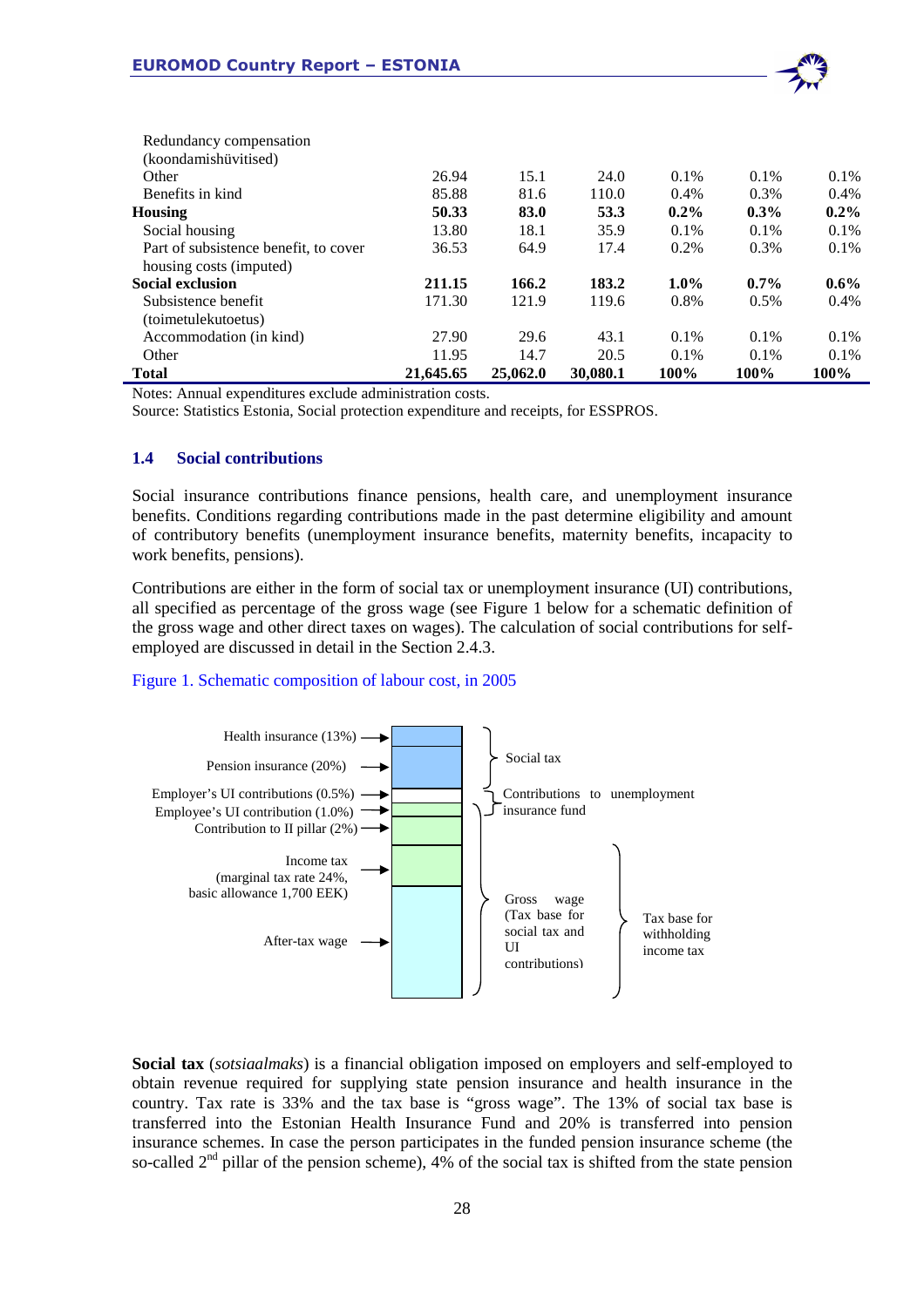| | | | | | | |
|---|---|---|---|---|---|---|
| Redundancy compensation (koondamishüvitised) | | | | | | |
| Other | 26.94 | 15.1 | 24.0 | 0.1% | 0.1% | 0.1% |
| Benefits in kind | 85.88 | 81.6 | 110.0 | 0.4% | 0.3% | 0.4% |
| **Housing** | **50.33** | **83.0** | **53.3** | **0.2%** | **0.3%** | **0.2%** |
| Social housing | 13.80 | 18.1 | 35.9 | 0.1% | 0.1% | 0.1% |
| Part of subsistence benefit, to cover housing costs (imputed) | 36.53 | 64.9 | 17.4 | 0.2% | 0.3% | 0.1% |
| **Social exclusion** | **211.15** | **166.2** | **183.2** | **1.0%** | **0.7%** | **0.6%** |
| Subsistence benefit (toimetulekutoetus) | 171.30 | 121.9 | 119.6 | 0.8% | 0.5% | 0.4% |
| Accommodation (in kind) | 27.90 | 29.6 | 43.1 | 0.1% | 0.1% | 0.1% |
| Other | 11.95 | 14.7 | 20.5 | 0.1% | 0.1% | 0.1% |
| **Total** | **21,645.65** | **25,062.0** | **30,080.1** | **100%** | **100%** | **100%** |

Notes: Annual expenditures exclude administration costs.
Source: Statistics Estonia, Social protection expenditure and receipts, for ESSPROS.

### 1.4 Social contributions

Social insurance contributions finance pensions, health care, and unemployment insurance benefits. Conditions regarding contributions made in the past determine eligibility and amount of contributory benefits (unemployment insurance benefits, maternity benefits, incapacity to work benefits, pensions).

Contributions are either in the form of social tax or unemployment insurance (UI) contributions, all specified as percentage of the gross wage (see Figure 1 below for a schematic definition of the gross wage and other direct taxes on wages). The calculation of social contributions for self-employed are discussed in detail in the Section 2.4.3.

Figure 1. Schematic composition of labour cost, in 2005

Health insurance (13%)
Pension insurance (20%)
Employer's UI contributions (0.5%)
Employee's UI contribution (1.0%)
Contribution to II pillar (2%)
Income tax (marginal tax rate 24%, basic allowance 1,700 EEK)
After-tax wage

Social tax
Contributions to unemployment insurance fund
Gross wage (Tax base for social tax and UI contributions)
Tax base for withholding income tax

**Social tax** (*sotsiaalmaks*) is a financial obligation imposed on employers and self-employed to obtain revenue required for supplying state pension insurance and health insurance in the country. Tax rate is 33% and the tax base is "gross wage". The 13% of social tax base is transferred into the Estonian Health Insurance Fund and 20% is transferred into pension insurance schemes. In case the person participates in the funded pension insurance scheme (the so-called 2nd pillar of the pension scheme), 4% of the social tax is shifted from the state pension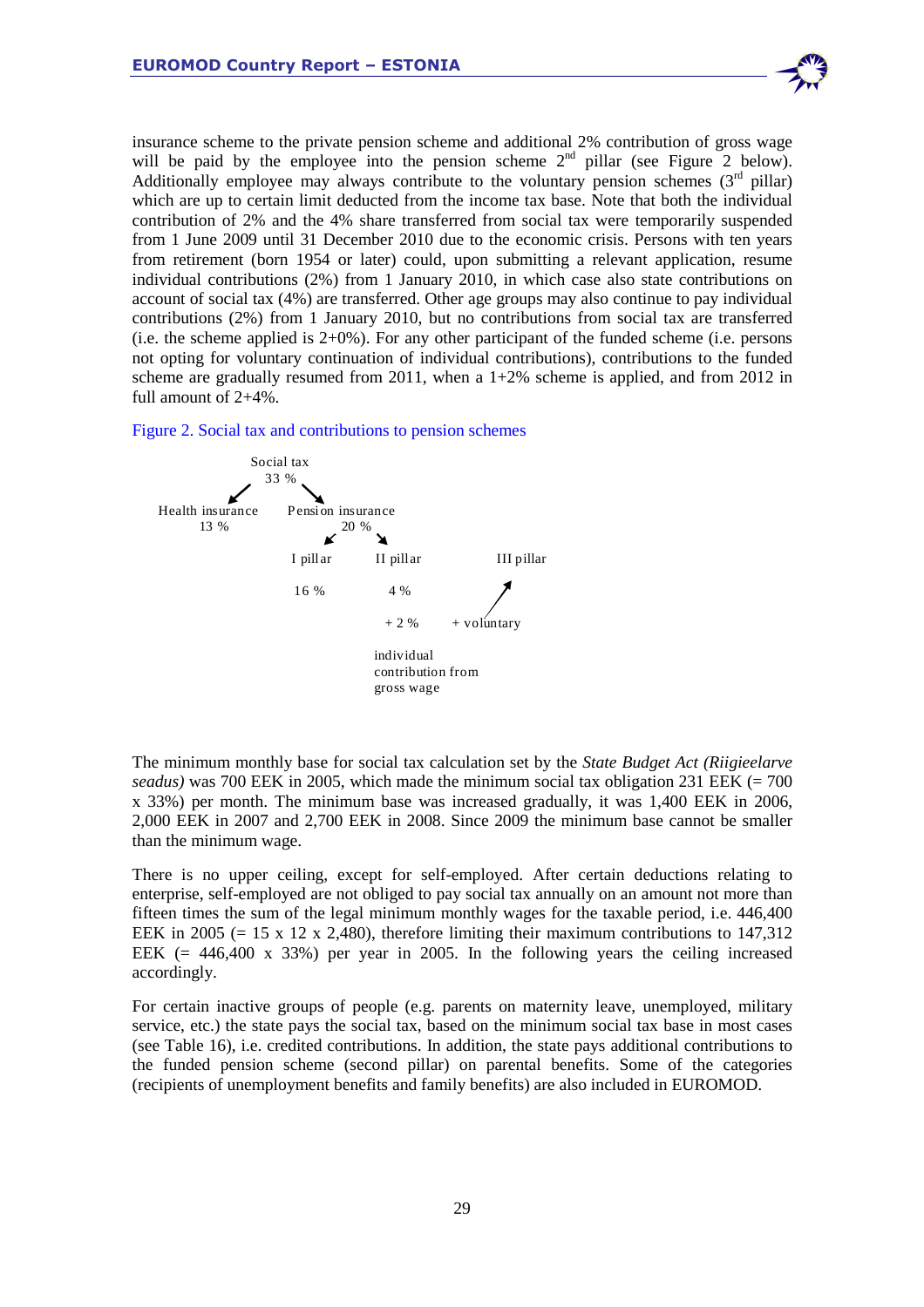insurance scheme to the private pension scheme and additional 2% contribution of gross wage will be paid by the employee into the pension scheme 2nd pillar (see Figure 2 below). Additionally employee may always contribute to the voluntary pension schemes (3rd pillar) which are up to certain limit deducted from the income tax base. Note that both the individual contribution of 2% and the 4% share transferred from social tax were temporarily suspended from 1 June 2009 until 31 December 2010 due to the economic crisis. Persons with ten years from retirement (born 1954 or later) could, upon submitting a relevant application, resume individual contributions (2%) from 1 January 2010, in which case also state contributions on account of social tax (4%) are transferred. Other age groups may also continue to pay individual contributions (2%) from 1 January 2010, but no contributions from social tax are transferred (i.e. the scheme applied is 2+0%). For any other participant of the funded scheme (i.e. persons not opting for voluntary continuation of individual contributions), contributions to the funded scheme are gradually resumed from 2011, when a 1+2% scheme is applied, and from 2012 in full amount of 2+4%.

Figure 2. Social tax and contributions to pension schemes

Social tax 33 %
- Health insurance 13 %
- Pension insurance 20 %
  - I pillar 16 %
  - II pillar 4 % + 2 % (individual contribution from gross wage)
  - III pillar (+ voluntary)

The minimum monthly base for social tax calculation set by the *State Budget Act (Riigieelarve seadus)* was 700 EEK in 2005, which made the minimum social tax obligation 231 EEK (= 700 x 33%) per month. The minimum base was increased gradually, it was 1,400 EEK in 2006, 2,000 EEK in 2007 and 2,700 EEK in 2008. Since 2009 the minimum base cannot be smaller than the minimum wage.

There is no upper ceiling, except for self-employed. After certain deductions relating to enterprise, self-employed are not obliged to pay social tax annually on an amount not more than fifteen times the sum of the legal minimum monthly wages for the taxable period, i.e. 446,400 EEK in 2005 (= 15 x 12 x 2,480), therefore limiting their maximum contributions to 147,312 EEK (= 446,400 x 33%) per year in 2005. In the following years the ceiling increased accordingly.

For certain inactive groups of people (e.g. parents on maternity leave, unemployed, military service, etc.) the state pays the social tax, based on the minimum social tax base in most cases (see Table 16), i.e. credited contributions. In addition, the state pays additional contributions to the funded pension scheme (second pillar) on parental benefits. Some of the categories (recipients of unemployment benefits and family benefits) are also included in EUROMOD.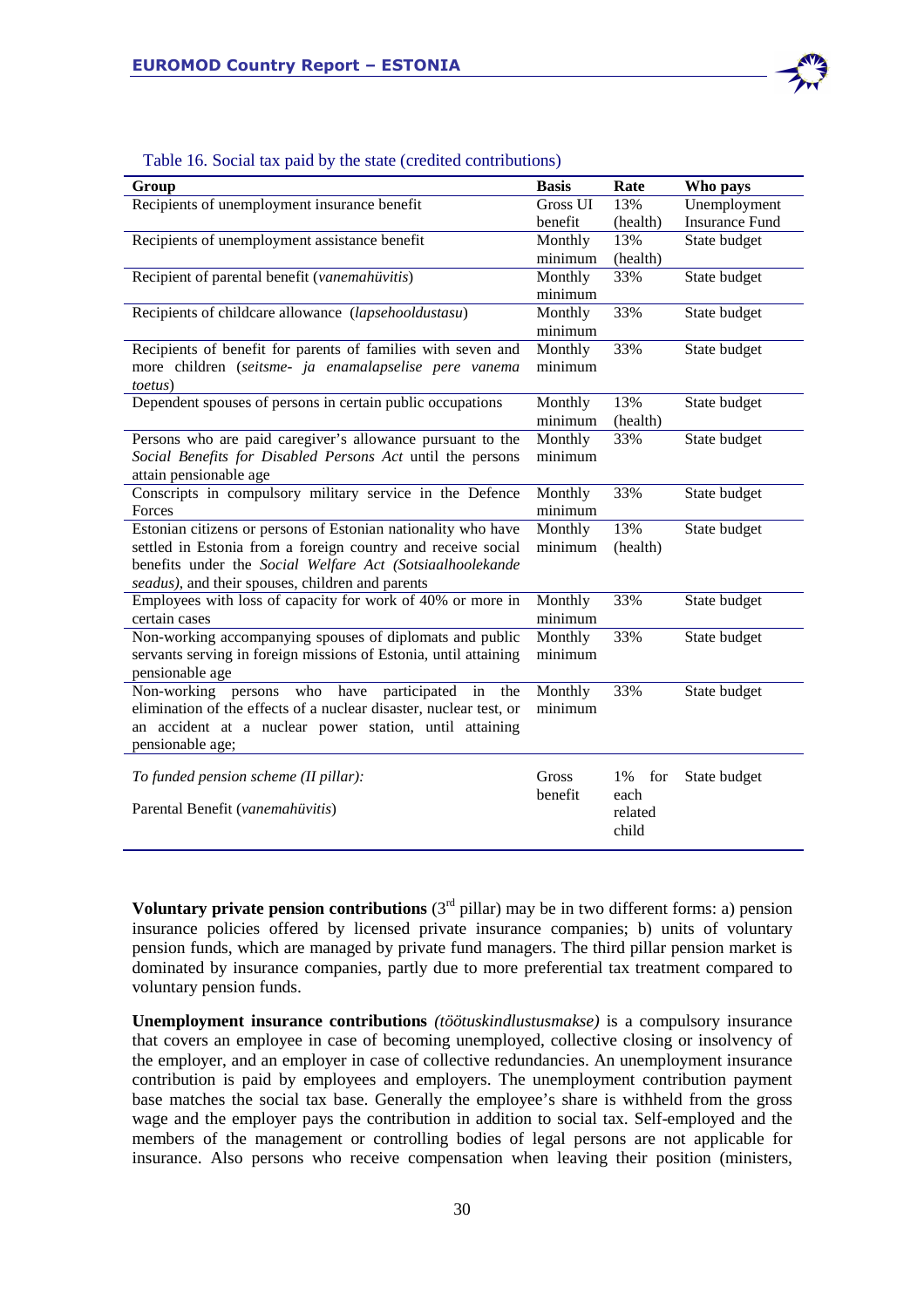Table 16. Social tax paid by the state (credited contributions)

| Group | Basis | Rate | Who pays |
|---|---|---|---|
| Recipients of unemployment insurance benefit | Gross UI benefit | 13% (health) | Unemployment Insurance Fund |
| Recipients of unemployment assistance benefit | Monthly minimum | 13% (health) | State budget |
| Recipient of parental benefit (*vanemahüvitis*) | Monthly minimum | 33% | State budget |
| Recipients of childcare allowance (*lapsehooldustasu*) | Monthly minimum | 33% | State budget |
| Recipients of benefit for parents of families with seven and more children (*seitsme- ja enamalapselise pere vanema toetus*) | Monthly minimum | 33% | State budget |
| Dependent spouses of persons in certain public occupations | Monthly minimum | 13% (health) | State budget |
| Persons who are paid caregiver's allowance pursuant to the *Social Benefits for Disabled Persons Act* until the persons attain pensionable age | Monthly minimum | 33% | State budget |
| Conscripts in compulsory military service in the Defence Forces | Monthly minimum | 33% | State budget |
| Estonian citizens or persons of Estonian nationality who have settled in Estonia from a foreign country and receive social benefits under the *Social Welfare Act (Sotsiaalhoolekande seadus)*, and their spouses, children and parents | Monthly minimum | 13% (health) | State budget |
| Employees with loss of capacity for work of 40% or more in certain cases | Monthly minimum | 33% | State budget |
| Non-working accompanying spouses of diplomats and public servants serving in foreign missions of Estonia, until attaining pensionable age | Monthly minimum | 33% | State budget |
| Non-working persons who have participated in the elimination of the effects of a nuclear disaster, nuclear test, or an accident at a nuclear power station, until attaining pensionable age; | Monthly minimum | 33% | State budget |
| *To funded pension scheme (II pillar):* Parental Benefit (*vanemahüvitis*) | Gross benefit | 1% for each related child | State budget |

**Voluntary private pension contributions** (3rd pillar) may be in two different forms: a) pension insurance policies offered by licensed private insurance companies; b) units of voluntary pension funds, which are managed by private fund managers. The third pillar pension market is dominated by insurance companies, partly due to more preferential tax treatment compared to voluntary pension funds.

**Unemployment insurance contributions** *(töötuskindlustusmakse)* is a compulsory insurance that covers an employee in case of becoming unemployed, collective closing or insolvency of the employer, and an employer in case of collective redundancies. An unemployment insurance contribution is paid by employees and employers. The unemployment contribution payment base matches the social tax base. Generally the employee's share is withheld from the gross wage and the employer pays the contribution in addition to social tax. Self-employed and the members of the management or controlling bodies of legal persons are not applicable for insurance. Also persons who receive compensation when leaving their position (ministers,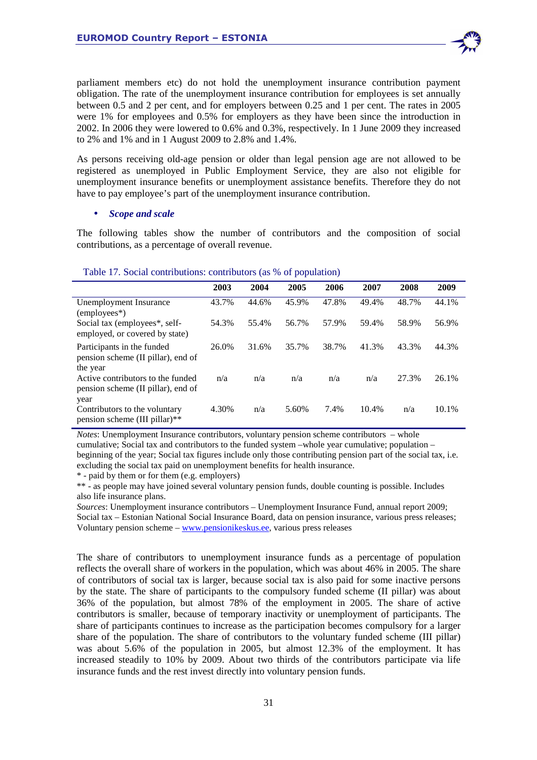parliament members etc) do not hold the unemployment insurance contribution payment obligation. The rate of the unemployment insurance contribution for employees is set annually between 0.5 and 2 per cent, and for employers between 0.25 and 1 per cent. The rates in 2005 were 1% for employees and 0.5% for employers as they have been since the introduction in 2002. In 2006 they were lowered to 0.6% and 0.3%, respectively. In 1 June 2009 they increased to 2% and 1% and in 1 August 2009 to 2.8% and 1.4%.

As persons receiving old-age pension or older than legal pension age are not allowed to be registered as unemployed in Public Employment Service, they are also not eligible for unemployment insurance benefits or unemployment assistance benefits. Therefore they do not have to pay employee's part of the unemployment insurance contribution.

- ***Scope and scale***

The following tables show the number of contributors and the composition of social contributions, as a percentage of overall revenue.

Table 17. Social contributions: contributors (as % of population)

| | 2003 | 2004 | 2005 | 2006 | 2007 | 2008 | 2009 |
|---|---|---|---|---|---|---|---|
| Unemployment Insurance (employees*) | 43.7% | 44.6% | 45.9% | 47.8% | 49.4% | 48.7% | 44.1% |
| Social tax (employees*, self-employed, or covered by state) | 54.3% | 55.4% | 56.7% | 57.9% | 59.4% | 58.9% | 56.9% |
| Participants in the funded pension scheme (II pillar), end of the year | 26.0% | 31.6% | 35.7% | 38.7% | 41.3% | 43.3% | 44.3% |
| Active contributors to the funded pension scheme (II pillar), end of year | n/a | n/a | n/a | n/a | n/a | 27.3% | 26.1% |
| Contributors to the voluntary pension scheme (III pillar)** | 4.30% | n/a | 5.60% | 7.4% | 10.4% | n/a | 10.1% |

*Notes*: Unemployment Insurance contributors, voluntary pension scheme contributors – whole cumulative; Social tax and contributors to the funded system –whole year cumulative; population – beginning of the year; Social tax figures include only those contributing pension part of the social tax, i.e. excluding the social tax paid on unemployment benefits for health insurance.

* - paid by them or for them (e.g. employers)

** - as people may have joined several voluntary pension funds, double counting is possible. Includes also life insurance plans.

*Sources*: Unemployment insurance contributors – Unemployment Insurance Fund, annual report 2009; Social tax – Estonian National Social Insurance Board, data on pension insurance, various press releases; Voluntary pension scheme – www.pensionikeskus.ee, various press releases

The share of contributors to unemployment insurance funds as a percentage of population reflects the overall share of workers in the population, which was about 46% in 2005. The share of contributors of social tax is larger, because social tax is also paid for some inactive persons by the state. The share of participants to the compulsory funded scheme (II pillar) was about 36% of the population, but almost 78% of the employment in 2005. The share of active contributors is smaller, because of temporary inactivity or unemployment of participants. The share of participants continues to increase as the participation becomes compulsory for a larger share of the population. The share of contributors to the voluntary funded scheme (III pillar) was about 5.6% of the population in 2005, but almost 12.3% of the employment. It has increased steadily to 10% by 2009. About two thirds of the contributors participate via life insurance funds and the rest invest directly into voluntary pension funds.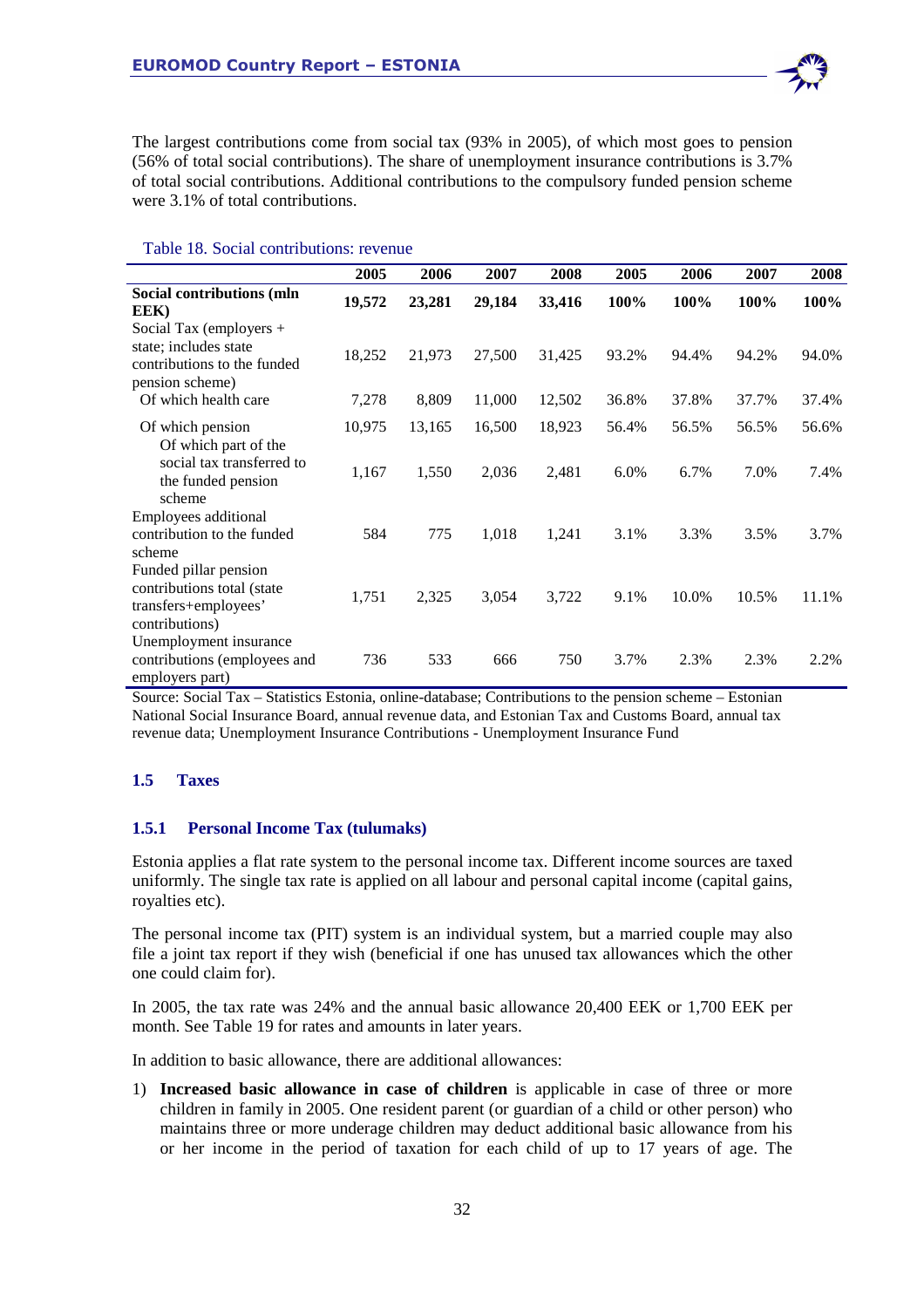The largest contributions come from social tax (93% in 2005), of which most goes to pension (56% of total social contributions). The share of unemployment insurance contributions is 3.7% of total social contributions. Additional contributions to the compulsory funded pension scheme were 3.1% of total contributions.

Table 18. Social contributions: revenue

| | 2005 | 2006 | 2007 | 2008 | 2005 | 2006 | 2007 | 2008 |
|---|---|---|---|---|---|---|---|---|
| **Social contributions (mln EEK)** | **19,572** | **23,281** | **29,184** | **33,416** | **100%** | **100%** | **100%** | **100%** |
| Social Tax (employers + state; includes state contributions to the funded pension scheme) | 18,252 | 21,973 | 27,500 | 31,425 | 93.2% | 94.4% | 94.2% | 94.0% |
| Of which health care | 7,278 | 8,809 | 11,000 | 12,502 | 36.8% | 37.8% | 37.7% | 37.4% |
| Of which pension | 10,975 | 13,165 | 16,500 | 18,923 | 56.4% | 56.5% | 56.5% | 56.6% |
| Of which part of the social tax transferred to the funded pension scheme | 1,167 | 1,550 | 2,036 | 2,481 | 6.0% | 6.7% | 7.0% | 7.4% |
| Employees additional contribution to the funded scheme | 584 | 775 | 1,018 | 1,241 | 3.1% | 3.3% | 3.5% | 3.7% |
| Funded pillar pension contributions total (state transfers+employees' contributions) | 1,751 | 2,325 | 3,054 | 3,722 | 9.1% | 10.0% | 10.5% | 11.1% |
| Unemployment insurance contributions (employees and employers part) | 736 | 533 | 666 | 750 | 3.7% | 2.3% | 2.3% | 2.2% |

Source: Social Tax – Statistics Estonia, online-database; Contributions to the pension scheme – Estonian National Social Insurance Board, annual revenue data, and Estonian Tax and Customs Board, annual tax revenue data; Unemployment Insurance Contributions - Unemployment Insurance Fund

## 1.5 Taxes

### 1.5.1 Personal Income Tax (tulumaks)

Estonia applies a flat rate system to the personal income tax. Different income sources are taxed uniformly. The single tax rate is applied on all labour and personal capital income (capital gains, royalties etc).

The personal income tax (PIT) system is an individual system, but a married couple may also file a joint tax report if they wish (beneficial if one has unused tax allowances which the other one could claim for).

In 2005, the tax rate was 24% and the annual basic allowance 20,400 EEK or 1,700 EEK per month. See Table 19 for rates and amounts in later years.

In addition to basic allowance, there are additional allowances:

1) **Increased basic allowance in case of children** is applicable in case of three or more children in family in 2005. One resident parent (or guardian of a child or other person) who maintains three or more underage children may deduct additional basic allowance from his or her income in the period of taxation for each child of up to 17 years of age. The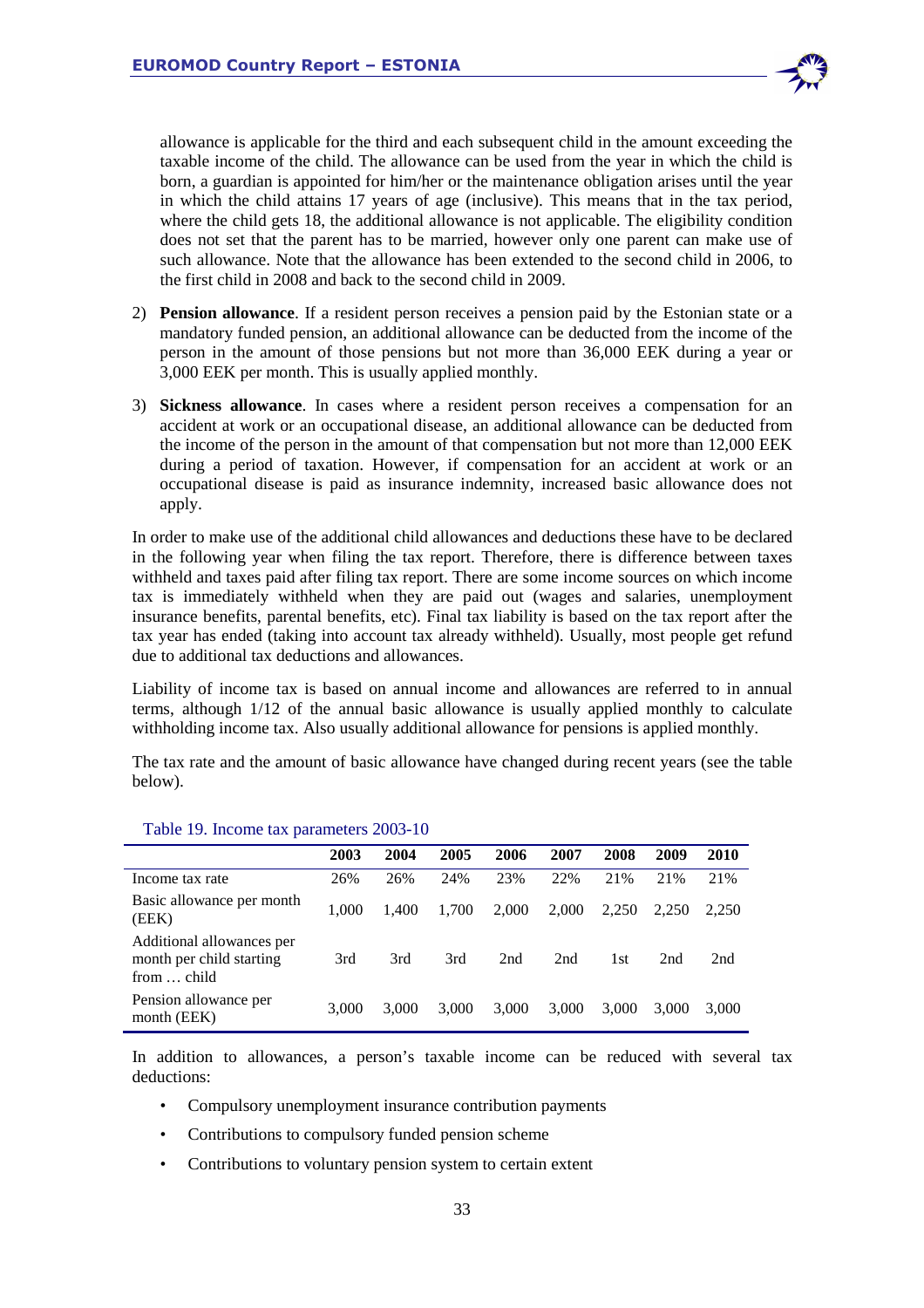allowance is applicable for the third and each subsequent child in the amount exceeding the taxable income of the child. The allowance can be used from the year in which the child is born, a guardian is appointed for him/her or the maintenance obligation arises until the year in which the child attains 17 years of age (inclusive). This means that in the tax period, where the child gets 18, the additional allowance is not applicable. The eligibility condition does not set that the parent has to be married, however only one parent can make use of such allowance. Note that the allowance has been extended to the second child in 2006, to the first child in 2008 and back to the second child in 2009.

2) **Pension allowance**. If a resident person receives a pension paid by the Estonian state or a mandatory funded pension, an additional allowance can be deducted from the income of the person in the amount of those pensions but not more than 36,000 EEK during a year or 3,000 EEK per month. This is usually applied monthly.

3) **Sickness allowance**. In cases where a resident person receives a compensation for an accident at work or an occupational disease, an additional allowance can be deducted from the income of the person in the amount of that compensation but not more than 12,000 EEK during a period of taxation. However, if compensation for an accident at work or an occupational disease is paid as insurance indemnity, increased basic allowance does not apply.

In order to make use of the additional child allowances and deductions these have to be declared in the following year when filing the tax report. Therefore, there is difference between taxes withheld and taxes paid after filing tax report. There are some income sources on which income tax is immediately withheld when they are paid out (wages and salaries, unemployment insurance benefits, parental benefits, etc). Final tax liability is based on the tax report after the tax year has ended (taking into account tax already withheld). Usually, most people get refund due to additional tax deductions and allowances.

Liability of income tax is based on annual income and allowances are referred to in annual terms, although 1/12 of the annual basic allowance is usually applied monthly to calculate withholding income tax. Also usually additional allowance for pensions is applied monthly.

The tax rate and the amount of basic allowance have changed during recent years (see the table below).

Table 19. Income tax parameters 2003-10

| | 2003 | 2004 | 2005 | 2006 | 2007 | 2008 | 2009 | 2010 |
|---|---|---|---|---|---|---|---|---|
| Income tax rate | 26% | 26% | 24% | 23% | 22% | 21% | 21% | 21% |
| Basic allowance per month (EEK) | 1,000 | 1,400 | 1,700 | 2,000 | 2,000 | 2,250 | 2,250 | 2,250 |
| Additional allowances per month per child starting from … child | 3rd | 3rd | 3rd | 2nd | 2nd | 1st | 2nd | 2nd |
| Pension allowance per month (EEK) | 3,000 | 3,000 | 3,000 | 3,000 | 3,000 | 3,000 | 3,000 | 3,000 |

In addition to allowances, a person's taxable income can be reduced with several tax deductions:

- Compulsory unemployment insurance contribution payments
- Contributions to compulsory funded pension scheme
- Contributions to voluntary pension system to certain extent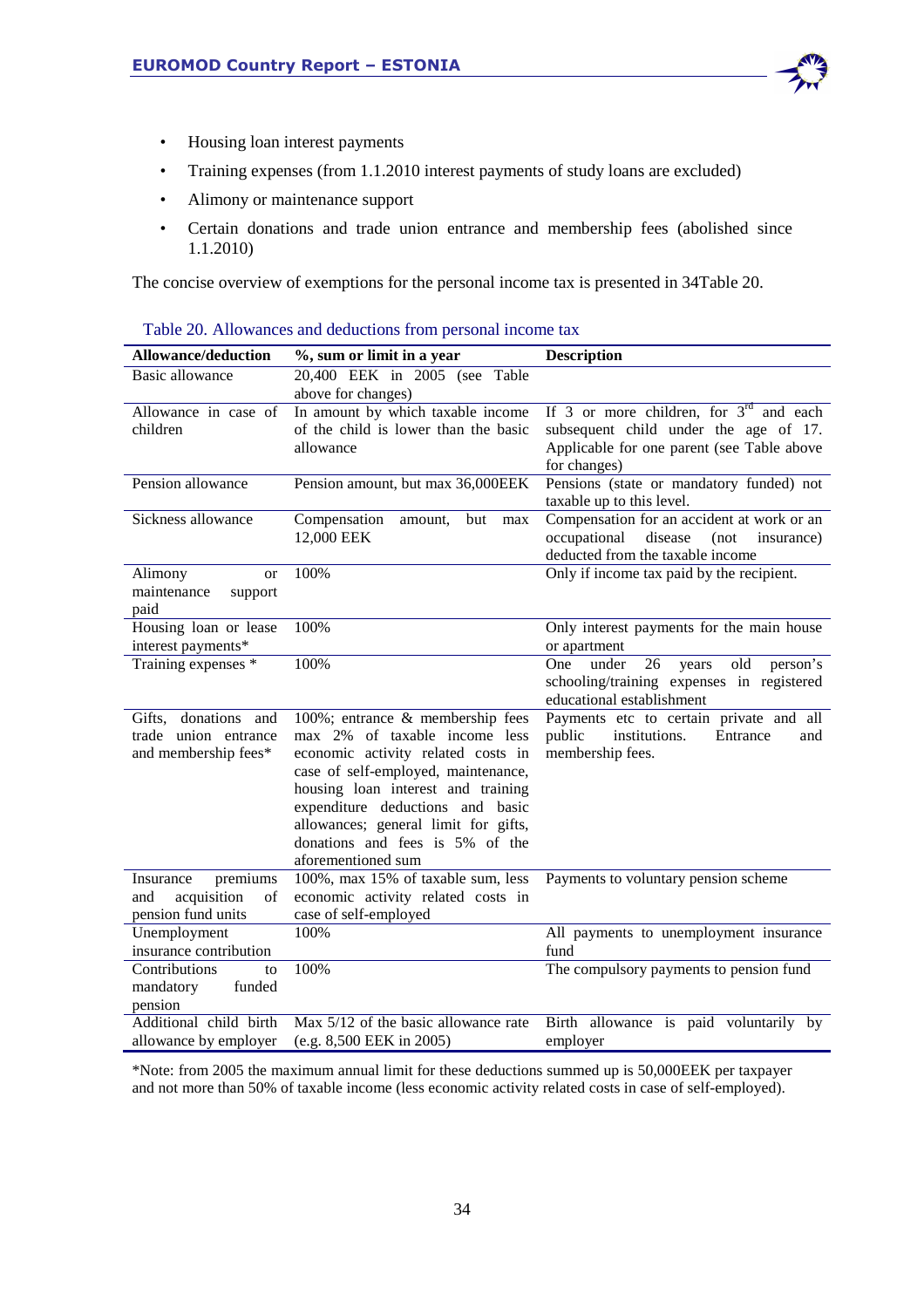- Housing loan interest payments
- Training expenses (from 1.1.2010 interest payments of study loans are excluded)
- Alimony or maintenance support
- Certain donations and trade union entrance and membership fees (abolished since 1.1.2010)

The concise overview of exemptions for the personal income tax is presented in 34Table 20.

Table 20. Allowances and deductions from personal income tax

| Allowance/deduction | %, sum or limit in a year | Description |
|---|---|---|
| Basic allowance | 20,400 EEK in 2005 (see Table above for changes) | |
| Allowance in case of children | In amount by which taxable income of the child is lower than the basic allowance | If 3 or more children, for 3rd and each subsequent child under the age of 17. Applicable for one parent (see Table above for changes) |
| Pension allowance | Pension amount, but max 36,000EEK | Pensions (state or mandatory funded) not taxable up to this level. |
| Sickness allowance | Compensation amount, but max 12,000 EEK | Compensation for an accident at work or an occupational disease (not insurance) deducted from the taxable income |
| Alimony or maintenance support paid | 100% | Only if income tax paid by the recipient. |
| Housing loan or lease interest payments* | 100% | Only interest payments for the main house or apartment |
| Training expenses * | 100% | One under 26 years old person's schooling/training expenses in registered educational establishment |
| Gifts, donations and trade union entrance and membership fees* | 100%; entrance & membership fees max 2% of taxable income less economic activity related costs in case of self-employed, maintenance, housing loan interest and training expenditure deductions and basic allowances; general limit for gifts, donations and fees is 5% of the aforementioned sum | Payments etc to certain private and all public institutions. Entrance and membership fees. |
| Insurance premiums and acquisition of pension fund units | 100%, max 15% of taxable sum, less economic activity related costs in case of self-employed | Payments to voluntary pension scheme |
| Unemployment insurance contribution | 100% | All payments to unemployment insurance fund |
| Contributions to mandatory funded pension | 100% | The compulsory payments to pension fund |
| Additional child birth allowance by employer | Max 5/12 of the basic allowance rate (e.g. 8,500 EEK in 2005) | Birth allowance is paid voluntarily by employer |

*Note: from 2005 the maximum annual limit for these deductions summed up is 50,000EEK per taxpayer and not more than 50% of taxable income (less economic activity related costs in case of self-employed).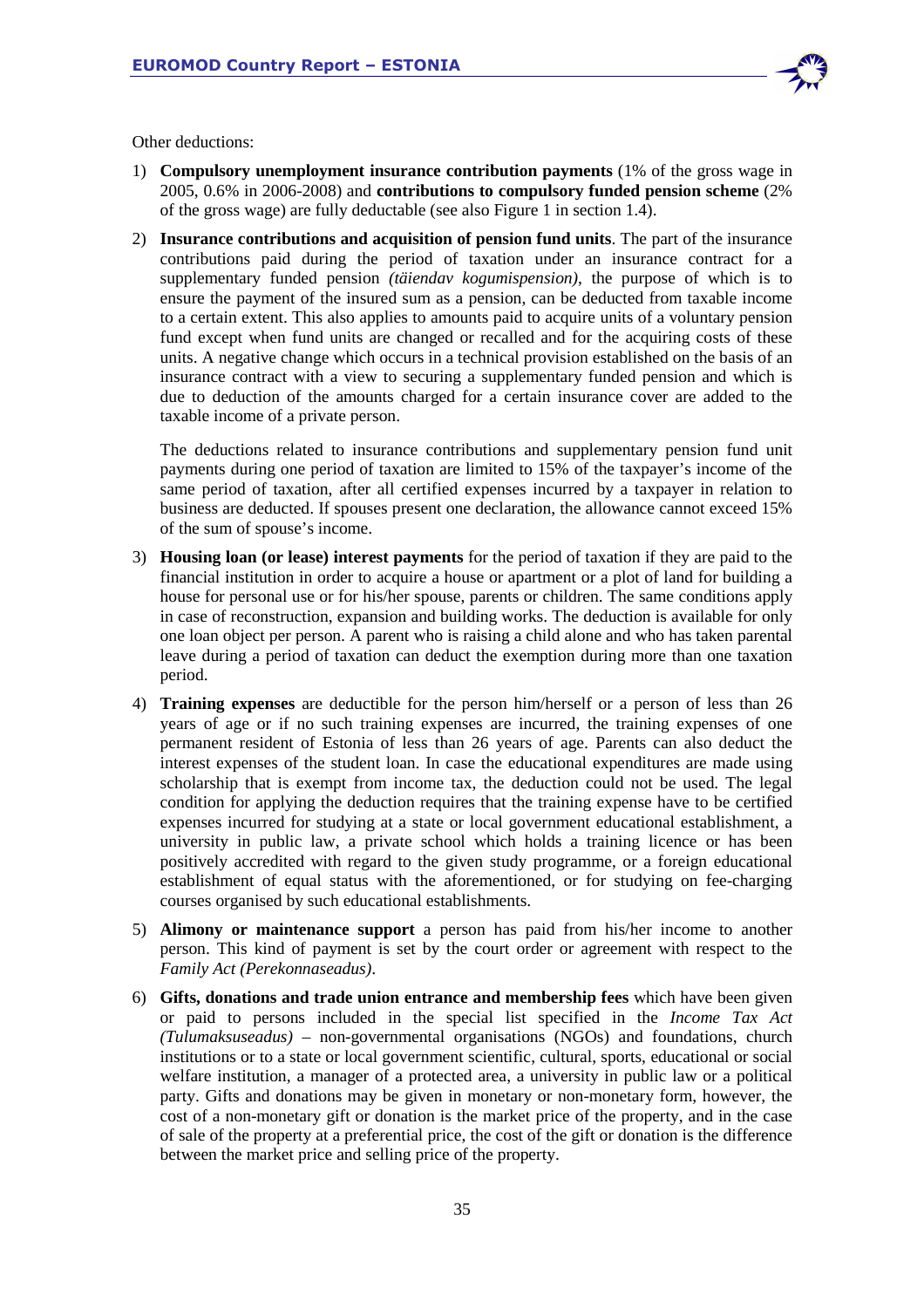Other deductions:

1) **Compulsory unemployment insurance contribution payments** (1% of the gross wage in 2005, 0.6% in 2006-2008) and **contributions to compulsory funded pension scheme** (2% of the gross wage) are fully deductable (see also Figure 1 in section 1.4).

2) **Insurance contributions and acquisition of pension fund units**. The part of the insurance contributions paid during the period of taxation under an insurance contract for a supplementary funded pension *(täiendav kogumispension)*, the purpose of which is to ensure the payment of the insured sum as a pension, can be deducted from taxable income to a certain extent. This also applies to amounts paid to acquire units of a voluntary pension fund except when fund units are changed or recalled and for the acquiring costs of these units. A negative change which occurs in a technical provision established on the basis of an insurance contract with a view to securing a supplementary funded pension and which is due to deduction of the amounts charged for a certain insurance cover are added to the taxable income of a private person.

   The deductions related to insurance contributions and supplementary pension fund unit payments during one period of taxation are limited to 15% of the taxpayer's income of the same period of taxation, after all certified expenses incurred by a taxpayer in relation to business are deducted. If spouses present one declaration, the allowance cannot exceed 15% of the sum of spouse's income.

3) **Housing loan (or lease) interest payments** for the period of taxation if they are paid to the financial institution in order to acquire a house or apartment or a plot of land for building a house for personal use or for his/her spouse, parents or children. The same conditions apply in case of reconstruction, expansion and building works. The deduction is available for only one loan object per person. A parent who is raising a child alone and who has taken parental leave during a period of taxation can deduct the exemption during more than one taxation period.

4) **Training expenses** are deductible for the person him/herself or a person of less than 26 years of age or if no such training expenses are incurred, the training expenses of one permanent resident of Estonia of less than 26 years of age. Parents can also deduct the interest expenses of the student loan. In case the educational expenditures are made using scholarship that is exempt from income tax, the deduction could not be used. The legal condition for applying the deduction requires that the training expense have to be certified expenses incurred for studying at a state or local government educational establishment, a university in public law, a private school which holds a training licence or has been positively accredited with regard to the given study programme, or a foreign educational establishment of equal status with the aforementioned, or for studying on fee-charging courses organised by such educational establishments.

5) **Alimony or maintenance support** a person has paid from his/her income to another person. This kind of payment is set by the court order or agreement with respect to the *Family Act (Perekonnaseadus)*.

6) **Gifts, donations and trade union entrance and membership fees** which have been given or paid to persons included in the special list specified in the *Income Tax Act (Tulumaksuseadus)* – non-governmental organisations (NGOs) and foundations, church institutions or to a state or local government scientific, cultural, sports, educational or social welfare institution, a manager of a protected area, a university in public law or a political party. Gifts and donations may be given in monetary or non-monetary form, however, the cost of a non-monetary gift or donation is the market price of the property, and in the case of sale of the property at a preferential price, the cost of the gift or donation is the difference between the market price and selling price of the property.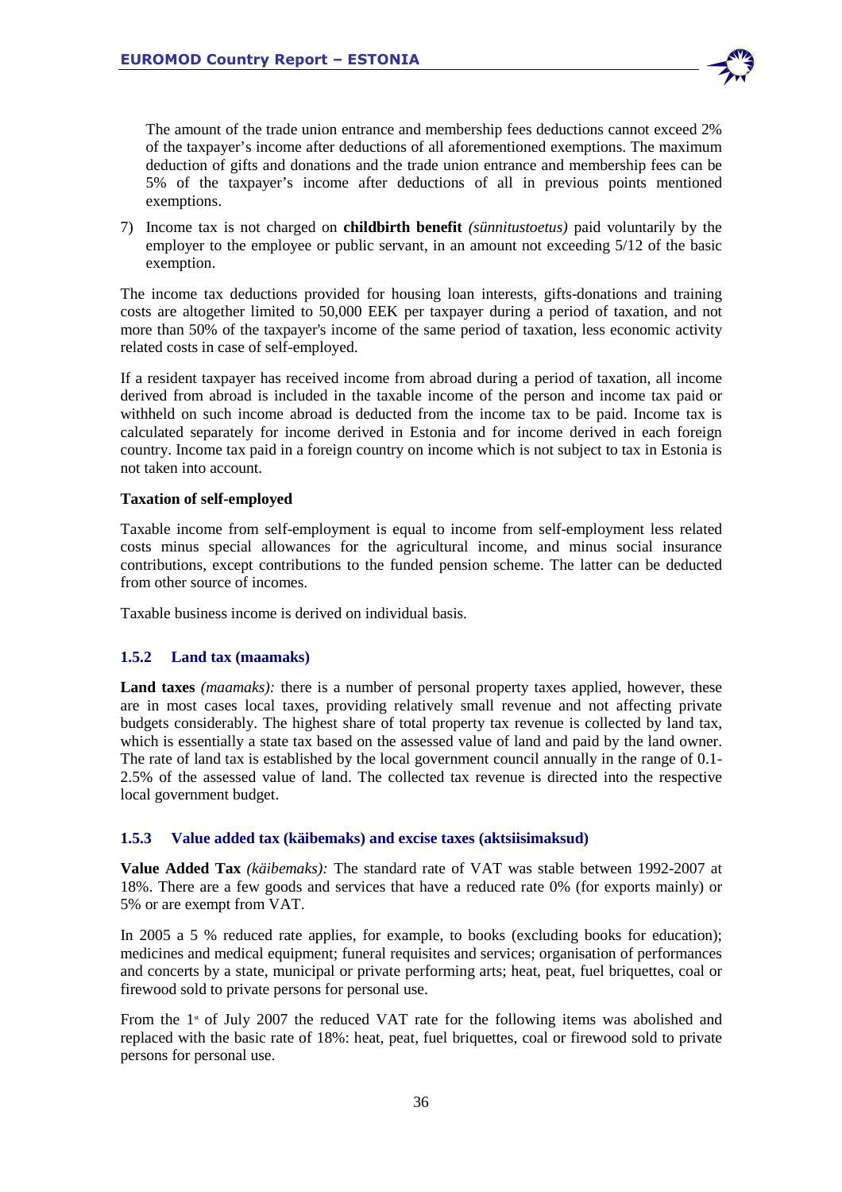The amount of the trade union entrance and membership fees deductions cannot exceed 2% of the taxpayer's income after deductions of all aforementioned exemptions. The maximum deduction of gifts and donations and the trade union entrance and membership fees can be 5% of the taxpayer's income after deductions of all in previous points mentioned exemptions.

7) Income tax is not charged on **childbirth benefit** *(sünnitustoetus)* paid voluntarily by the employer to the employee or public servant, in an amount not exceeding 5/12 of the basic exemption.

The income tax deductions provided for housing loan interests, gifts-donations and training costs are altogether limited to 50,000 EEK per taxpayer during a period of taxation, and not more than 50% of the taxpayer's income of the same period of taxation, less economic activity related costs in case of self-employed.

If a resident taxpayer has received income from abroad during a period of taxation, all income derived from abroad is included in the taxable income of the person and income tax paid or withheld on such income abroad is deducted from the income tax to be paid. Income tax is calculated separately for income derived in Estonia and for income derived in each foreign country. Income tax paid in a foreign country on income which is not subject to tax in Estonia is not taken into account.

**Taxation of self-employed**

Taxable income from self-employment is equal to income from self-employment less related costs minus special allowances for the agricultural income, and minus social insurance contributions, except contributions to the funded pension scheme. The latter can be deducted from other source of incomes.

Taxable business income is derived on individual basis.

### 1.5.2 Land tax (maamaks)

**Land taxes** *(maamaks):* there is a number of personal property taxes applied, however, these are in most cases local taxes, providing relatively small revenue and not affecting private budgets considerably. The highest share of total property tax revenue is collected by land tax, which is essentially a state tax based on the assessed value of land and paid by the land owner. The rate of land tax is established by the local government council annually in the range of 0.1-2.5% of the assessed value of land. The collected tax revenue is directed into the respective local government budget.

### 1.5.3 Value added tax (käibemaks) and excise taxes (aktsiisimaksud)

**Value Added Tax** *(käibemaks):* The standard rate of VAT was stable between 1992-2007 at 18%. There are a few goods and services that have a reduced rate 0% (for exports mainly) or 5% or are exempt from VAT.

In 2005 a 5 % reduced rate applies, for example, to books (excluding books for education); medicines and medical equipment; funeral requisites and services; organisation of performances and concerts by a state, municipal or private performing arts; heat, peat, fuel briquettes, coal or firewood sold to private persons for personal use.

From the 1st of July 2007 the reduced VAT rate for the following items was abolished and replaced with the basic rate of 18%: heat, peat, fuel briquettes, coal or firewood sold to private persons for personal use.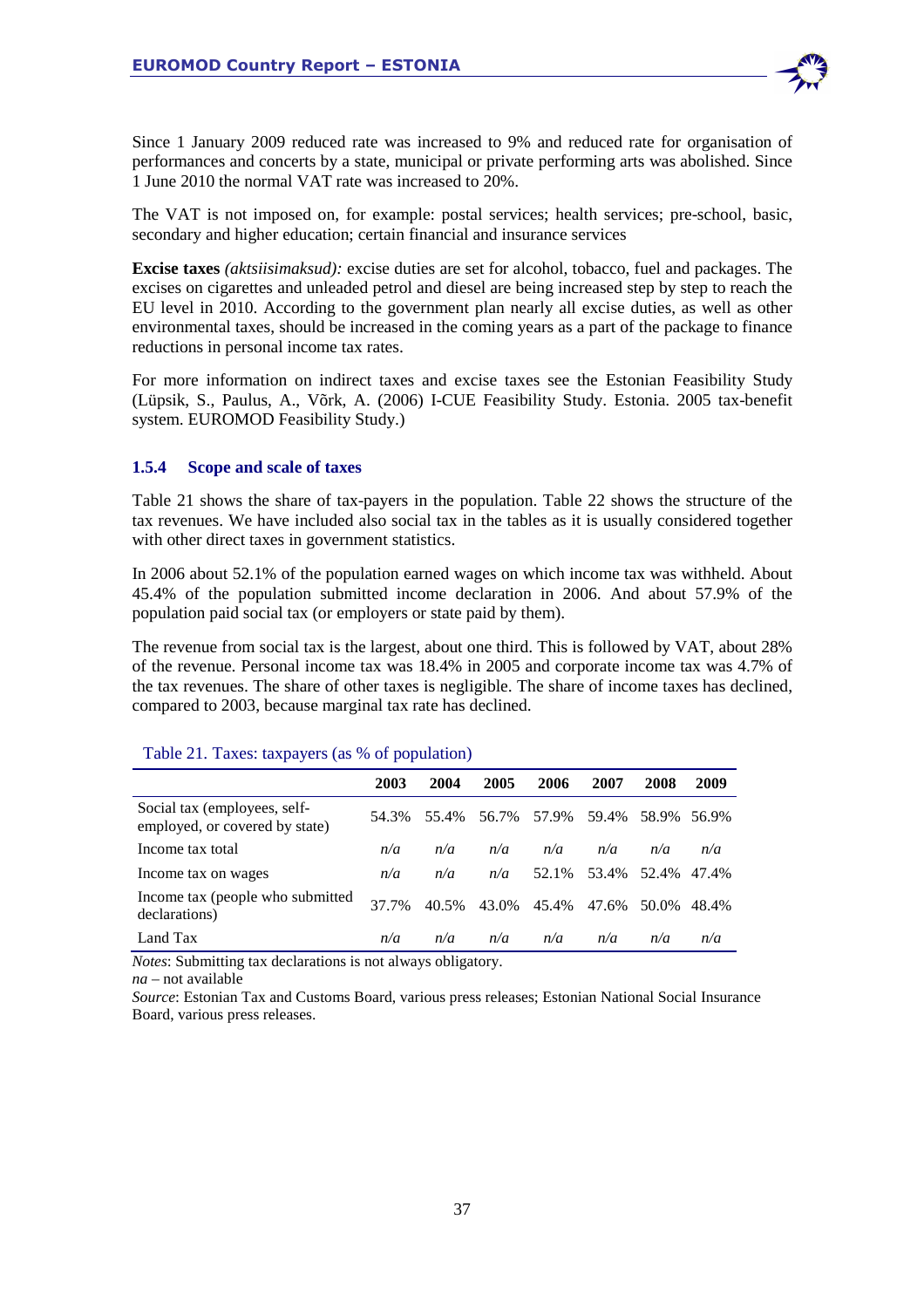Since 1 January 2009 reduced rate was increased to 9% and reduced rate for organisation of performances and concerts by a state, municipal or private performing arts was abolished. Since 1 June 2010 the normal VAT rate was increased to 20%.

The VAT is not imposed on, for example: postal services; health services; pre-school, basic, secondary and higher education; certain financial and insurance services

**Excise taxes** *(aktsiisimaksud):* excise duties are set for alcohol, tobacco, fuel and packages. The excises on cigarettes and unleaded petrol and diesel are being increased step by step to reach the EU level in 2010. According to the government plan nearly all excise duties, as well as other environmental taxes, should be increased in the coming years as a part of the package to finance reductions in personal income tax rates.

For more information on indirect taxes and excise taxes see the Estonian Feasibility Study (Lüpsik, S., Paulus, A., Võrk, A. (2006) I-CUE Feasibility Study. Estonia. 2005 tax-benefit system. EUROMOD Feasibility Study.)

### 1.5.4 Scope and scale of taxes

Table 21 shows the share of tax-payers in the population. Table 22 shows the structure of the tax revenues. We have included also social tax in the tables as it is usually considered together with other direct taxes in government statistics.

In 2006 about 52.1% of the population earned wages on which income tax was withheld. About 45.4% of the population submitted income declaration in 2006. And about 57.9% of the population paid social tax (or employers or state paid by them).

The revenue from social tax is the largest, about one third. This is followed by VAT, about 28% of the revenue. Personal income tax was 18.4% in 2005 and corporate income tax was 4.7% of the tax revenues. The share of other taxes is negligible. The share of income taxes has declined, compared to 2003, because marginal tax rate has declined.

Table 21. Taxes: taxpayers (as % of population)

| | 2003 | 2004 | 2005 | 2006 | 2007 | 2008 | 2009 |
|---|---|---|---|---|---|---|---|
| Social tax (employees, self-employed, or covered by state) | 54.3% | 55.4% | 56.7% | 57.9% | 59.4% | 58.9% | 56.9% |
| Income tax total | *n/a* | *n/a* | *n/a* | *n/a* | *n/a* | *n/a* | *n/a* |
| Income tax on wages | *n/a* | *n/a* | *n/a* | 52.1% | 53.4% | 52.4% | 47.4% |
| Income tax (people who submitted declarations) | 37.7% | 40.5% | 43.0% | 45.4% | 47.6% | 50.0% | 48.4% |
| Land Tax | *n/a* | *n/a* | *n/a* | *n/a* | *n/a* | *n/a* | *n/a* |

*Notes*: Submitting tax declarations is not always obligatory.
*na* – not available
*Source*: Estonian Tax and Customs Board, various press releases; Estonian National Social Insurance Board, various press releases.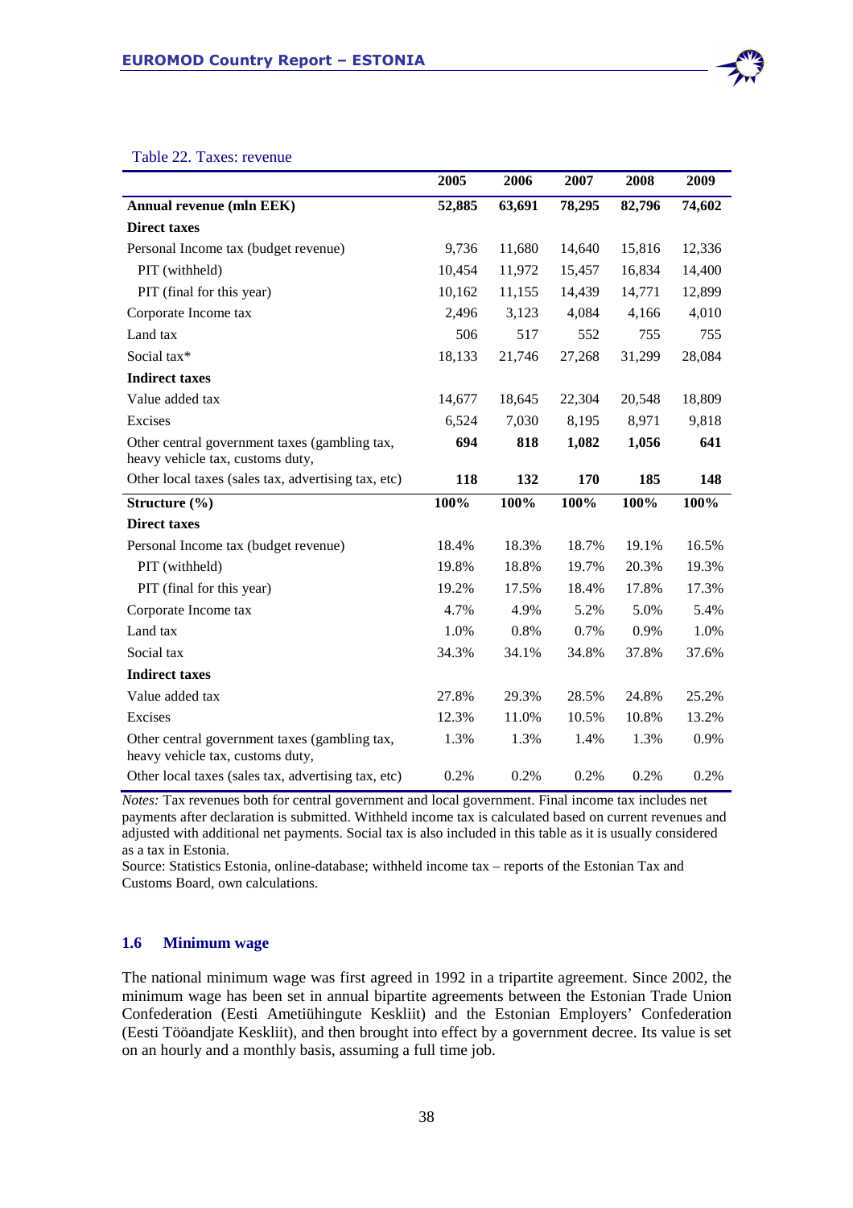Table 22. Taxes: revenue

| | 2005 | 2006 | 2007 | 2008 | 2009 |
|---|---|---|---|---|---|
| **Annual revenue (mln EEK)** | **52,885** | **63,691** | **78,295** | **82,796** | **74,602** |
| **Direct taxes** | | | | | |
| Personal Income tax (budget revenue) | 9,736 | 11,680 | 14,640 | 15,816 | 12,336 |
| PIT (withheld) | 10,454 | 11,972 | 15,457 | 16,834 | 14,400 |
| PIT (final for this year) | 10,162 | 11,155 | 14,439 | 14,771 | 12,899 |
| Corporate Income tax | 2,496 | 3,123 | 4,084 | 4,166 | 4,010 |
| Land tax | 506 | 517 | 552 | 755 | 755 |
| Social tax* | 18,133 | 21,746 | 27,268 | 31,299 | 28,084 |
| **Indirect taxes** | | | | | |
| Value added tax | 14,677 | 18,645 | 22,304 | 20,548 | 18,809 |
| Excises | 6,524 | 7,030 | 8,195 | 8,971 | 9,818 |
| Other central government taxes (gambling tax, heavy vehicle tax, customs duty, | **694** | **818** | **1,082** | **1,056** | **641** |
| Other local taxes (sales tax, advertising tax, etc) | **118** | **132** | **170** | **185** | **148** |
| **Structure (%)** | **100%** | **100%** | **100%** | **100%** | **100%** |
| **Direct taxes** | | | | | |
| Personal Income tax (budget revenue) | 18.4% | 18.3% | 18.7% | 19.1% | 16.5% |
| PIT (withheld) | 19.8% | 18.8% | 19.7% | 20.3% | 19.3% |
| PIT (final for this year) | 19.2% | 17.5% | 18.4% | 17.8% | 17.3% |
| Corporate Income tax | 4.7% | 4.9% | 5.2% | 5.0% | 5.4% |
| Land tax | 1.0% | 0.8% | 0.7% | 0.9% | 1.0% |
| Social tax | 34.3% | 34.1% | 34.8% | 37.8% | 37.6% |
| **Indirect taxes** | | | | | |
| Value added tax | 27.8% | 29.3% | 28.5% | 24.8% | 25.2% |
| Excises | 12.3% | 11.0% | 10.5% | 10.8% | 13.2% |
| Other central government taxes (gambling tax, heavy vehicle tax, customs duty, | 1.3% | 1.3% | 1.4% | 1.3% | 0.9% |
| Other local taxes (sales tax, advertising tax, etc) | 0.2% | 0.2% | 0.2% | 0.2% | 0.2% |

*Notes:* Tax revenues both for central government and local government. Final income tax includes net payments after declaration is submitted. Withheld income tax is calculated based on current revenues and adjusted with additional net payments. Social tax is also included in this table as it is usually considered as a tax in Estonia.
Source: Statistics Estonia, online-database; withheld income tax – reports of the Estonian Tax and Customs Board, own calculations.

### 1.6 Minimum wage

The national minimum wage was first agreed in 1992 in a tripartite agreement. Since 2002, the minimum wage has been set in annual bipartite agreements between the Estonian Trade Union Confederation (Eesti Ametiühingute Keskliit) and the Estonian Employers' Confederation (Eesti Tööandjate Keskliit), and then brought into effect by a government decree. Its value is set on an hourly and a monthly basis, assuming a full time job.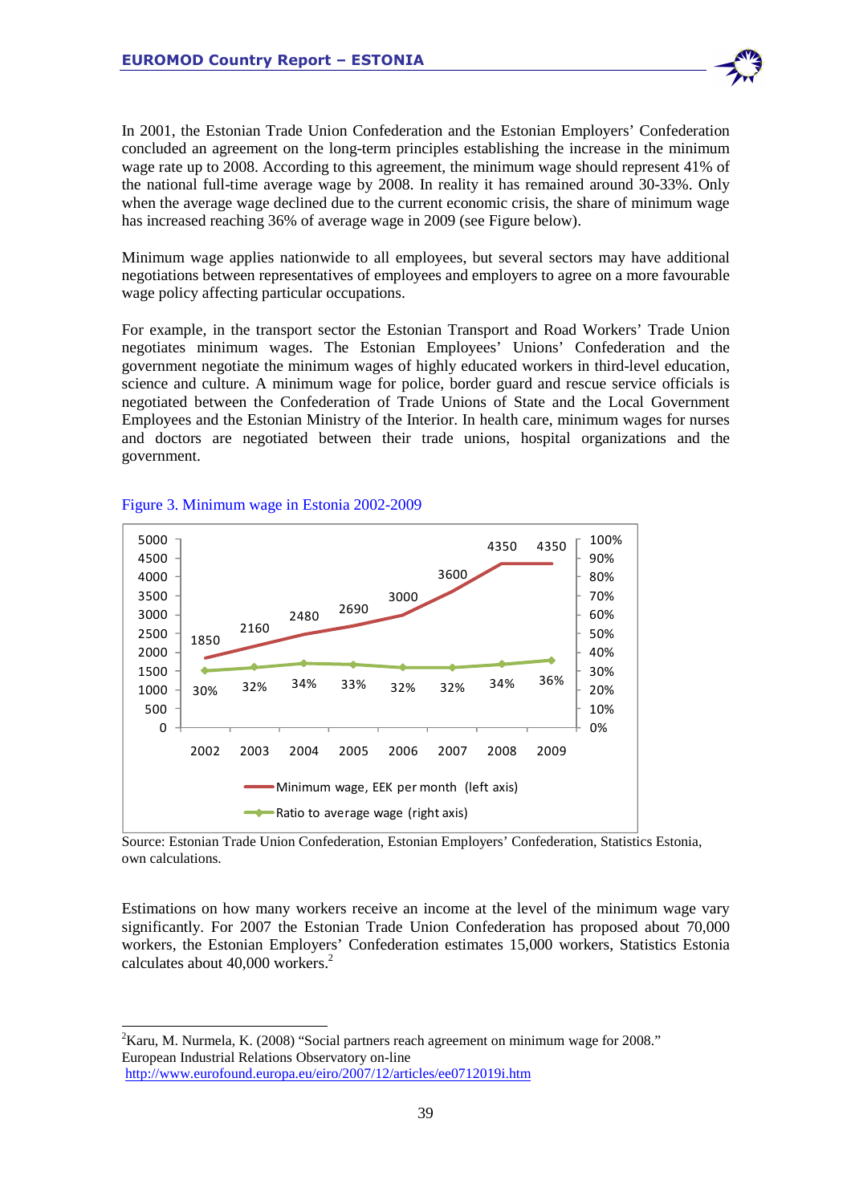In 2001, the Estonian Trade Union Confederation and the Estonian Employers' Confederation concluded an agreement on the long-term principles establishing the increase in the minimum wage rate up to 2008. According to this agreement, the minimum wage should represent 41% of the national full-time average wage by 2008. In reality it has remained around 30-33%. Only when the average wage declined due to the current economic crisis, the share of minimum wage has increased reaching 36% of average wage in 2009 (see Figure below).

Minimum wage applies nationwide to all employees, but several sectors may have additional negotiations between representatives of employees and employers to agree on a more favourable wage policy affecting particular occupations.

For example, in the transport sector the Estonian Transport and Road Workers' Trade Union negotiates minimum wages. The Estonian Employees' Unions' Confederation and the government negotiate the minimum wages of highly educated workers in third-level education, science and culture. A minimum wage for police, border guard and rescue service officials is negotiated between the Confederation of Trade Unions of State and the Local Government Employees and the Estonian Ministry of the Interior. In health care, minimum wages for nurses and doctors are negotiated between their trade unions, hospital organizations and the government.

Figure 3. Minimum wage in Estonia 2002-2009

| Year | Minimum wage, EEK per month (left axis) | Ratio to average wage (right axis) |
|---|---|---|
| 2002 | 1850 | 30% |
| 2003 | 2160 | 32% |
| 2004 | 2480 | 34% |
| 2005 | 2690 | 33% |
| 2006 | 3000 | 32% |
| 2007 | 3600 | 32% |
| 2008 | 4350 | 34% |
| 2009 | 4350 | 36% |

Source: Estonian Trade Union Confederation, Estonian Employers' Confederation, Statistics Estonia, own calculations.

Estimations on how many workers receive an income at the level of the minimum wage vary significantly. For 2007 the Estonian Trade Union Confederation has proposed about 70,000 workers, the Estonian Employers' Confederation estimates 15,000 workers, Statistics Estonia calculates about 40,000 workers.[2]

[2] Karu, M. Nurmela, K. (2008) "Social partners reach agreement on minimum wage for 2008." European Industrial Relations Observatory on-line http://www.eurofound.europa.eu/eiro/2007/12/articles/ee0712019i.htm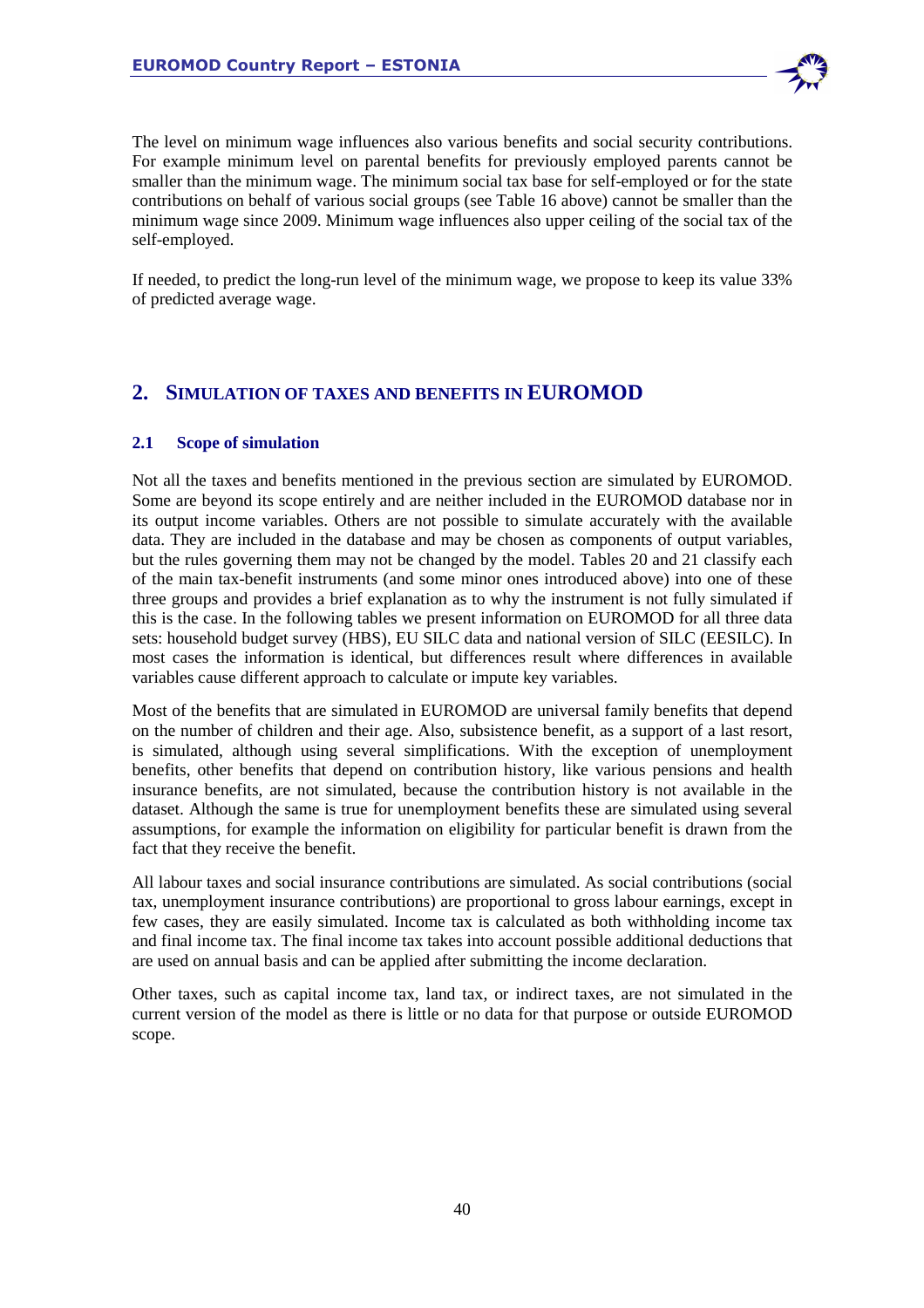The level on minimum wage influences also various benefits and social security contributions. For example minimum level on parental benefits for previously employed parents cannot be smaller than the minimum wage. The minimum social tax base for self-employed or for the state contributions on behalf of various social groups (see Table 16 above) cannot be smaller than the minimum wage since 2009. Minimum wage influences also upper ceiling of the social tax of the self-employed.

If needed, to predict the long-run level of the minimum wage, we propose to keep its value 33% of predicted average wage.

## 2. SIMULATION OF TAXES AND BENEFITS IN EUROMOD

### 2.1 Scope of simulation

Not all the taxes and benefits mentioned in the previous section are simulated by EUROMOD. Some are beyond its scope entirely and are neither included in the EUROMOD database nor in its output income variables. Others are not possible to simulate accurately with the available data. They are included in the database and may be chosen as components of output variables, but the rules governing them may not be changed by the model. Tables 20 and 21 classify each of the main tax-benefit instruments (and some minor ones introduced above) into one of these three groups and provides a brief explanation as to why the instrument is not fully simulated if this is the case. In the following tables we present information on EUROMOD for all three data sets: household budget survey (HBS), EU SILC data and national version of SILC (EESILC). In most cases the information is identical, but differences result where differences in available variables cause different approach to calculate or impute key variables.

Most of the benefits that are simulated in EUROMOD are universal family benefits that depend on the number of children and their age. Also, subsistence benefit, as a support of a last resort, is simulated, although using several simplifications. With the exception of unemployment benefits, other benefits that depend on contribution history, like various pensions and health insurance benefits, are not simulated, because the contribution history is not available in the dataset. Although the same is true for unemployment benefits these are simulated using several assumptions, for example the information on eligibility for particular benefit is drawn from the fact that they receive the benefit.

All labour taxes and social insurance contributions are simulated. As social contributions (social tax, unemployment insurance contributions) are proportional to gross labour earnings, except in few cases, they are easily simulated. Income tax is calculated as both withholding income tax and final income tax. The final income tax takes into account possible additional deductions that are used on annual basis and can be applied after submitting the income declaration.

Other taxes, such as capital income tax, land tax, or indirect taxes, are not simulated in the current version of the model as there is little or no data for that purpose or outside EUROMOD scope.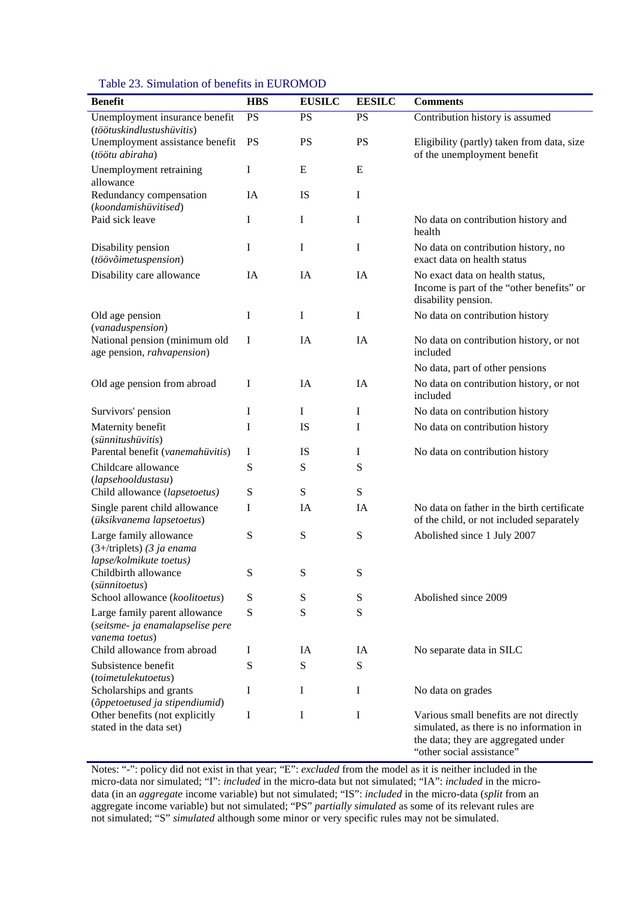Table 23. Simulation of benefits in EUROMOD

| Benefit | HBS | EUSILC | EESILC | Comments |
|---|---|---|---|---|
| Unemployment insurance benefit (*töötuskindlustushüvitis*) | PS | PS | PS | Contribution history is assumed |
| Unemployment assistance benefit (*töötu abiraha*) | PS | PS | PS | Eligibility (partly) taken from data, size of the unemployment benefit |
| Unemployment retraining allowance | I | E | E | |
| Redundancy compensation (*koondamishüvitised*) | IA | IS | I | |
| Paid sick leave | I | I | I | No data on contribution history and health |
| Disability pension (*töövõimetuspension*) | I | I | I | No data on contribution history, no exact data on health status |
| Disability care allowance | IA | IA | IA | No exact data on health status, Income is part of the "other benefits" or disability pension. |
| Old age pension (*vanaduspension*) | I | I | I | No data on contribution history |
| National pension (minimum old age pension, *rahvapension*) | I | IA | IA | No data on contribution history, or not included |
| | | | | No data, part of other pensions |
| Old age pension from abroad | I | IA | IA | No data on contribution history, or not included |
| Survivors' pension | I | I | I | No data on contribution history |
| Maternity benefit (*sünnitushüvitis*) | I | IS | I | No data on contribution history |
| Parental benefit (*vanemahüvitis*) | I | IS | I | No data on contribution history |
| Childcare allowance (*lapsehooldustasu*) | S | S | S | |
| Child allowance (*lapsetoetus)* | S | S | S | |
| Single parent child allowance (*üksikvanema lapsetoetus*) | I | IA | IA | No data on father in the birth certificate of the child, or not included separately |
| Large family allowance (3+/triplets) *(3 ja enama lapse/kolmikute toetus)* | S | S | S | Abolished since 1 July 2007 |
| Childbirth allowance (*sünnitoetus*) | S | S | S | |
| School allowance (*koolitoetus*) | S | S | S | Abolished since 2009 |
| Large family parent allowance (*seitsme- ja enamalapselise pere vanema toetus*) | S | S | S | |
| Child allowance from abroad | I | IA | IA | No separate data in SILC |
| Subsistence benefit (*toimetulekutoetus*) | S | S | S | |
| Scholarships and grants (*õppetoetused ja stipendiumid*) | I | I | I | No data on grades |
| Other benefits (not explicitly stated in the data set) | I | I | I | Various small benefits are not directly simulated, as there is no information in the data; they are aggregated under "other social assistance" |

Notes: "-": policy did not exist in that year; "E": *excluded* from the model as it is neither included in the micro-data nor simulated; "I": *included* in the micro-data but not simulated; "IA": *included* in the micro-data (in an *aggregate* income variable) but not simulated; "IS": *included* in the micro-data (*split* from an aggregate income variable) but not simulated; "PS" *partially simulated* as some of its relevant rules are not simulated; "S" *simulated* although some minor or very specific rules may not be simulated.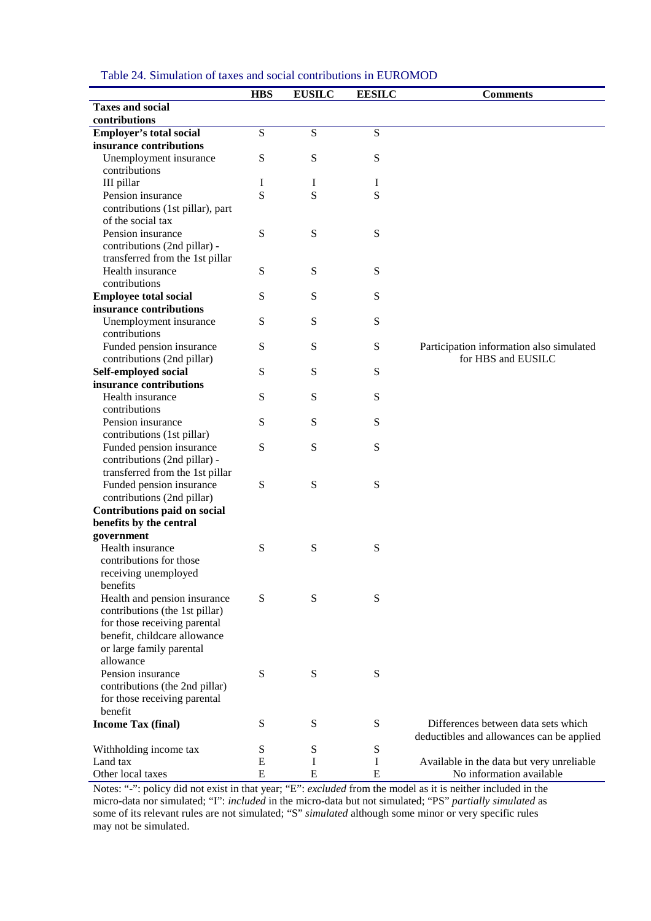Table 24. Simulation of taxes and social contributions in EUROMOD

| | HBS | EUSILC | EESILC | Comments |
|---|---|---|---|---|
| **Taxes and social contributions** | | | | |
| **Employer's total social insurance contributions** | S | S | S | |
| Unemployment insurance contributions | S | S | S | |
| III pillar | I | I | I | |
| Pension insurance contributions (1st pillar), part of the social tax | S | S | S | |
| Pension insurance contributions (2nd pillar) - transferred from the 1st pillar | S | S | S | |
| Health insurance contributions | S | S | S | |
| **Employee total social insurance contributions** | S | S | S | |
| Unemployment insurance contributions | S | S | S | |
| Funded pension insurance contributions (2nd pillar) | S | S | S | Participation information also simulated for HBS and EUSILC |
| **Self-employed social insurance contributions** | S | S | S | |
| Health insurance contributions | S | S | S | |
| Pension insurance contributions (1st pillar) | S | S | S | |
| Funded pension insurance contributions (2nd pillar) - transferred from the 1st pillar | S | S | S | |
| Funded pension insurance contributions (2nd pillar) | S | S | S | |
| **Contributions paid on social benefits by the central government** | | | | |
| Health insurance contributions for those receiving unemployed benefits | S | S | S | |
| Health and pension insurance contributions (the 1st pillar) for those receiving parental benefit, childcare allowance or large family parental allowance | S | S | S | |
| Pension insurance contributions (the 2nd pillar) for those receiving parental benefit | S | S | S | |
| **Income Tax (final)** | S | S | S | Differences between data sets which deductibles and allowances can be applied |
| Withholding income tax | S | S | S | |
| Land tax | E | I | I | Available in the data but very unreliable |
| Other local taxes | E | E | E | No information available |

Notes: "-": policy did not exist in that year; "E": *excluded* from the model as it is neither included in the micro-data nor simulated; "I": *included* in the micro-data but not simulated; "PS" *partially simulated* as some of its relevant rules are not simulated; "S" *simulated* although some minor or very specific rules may not be simulated.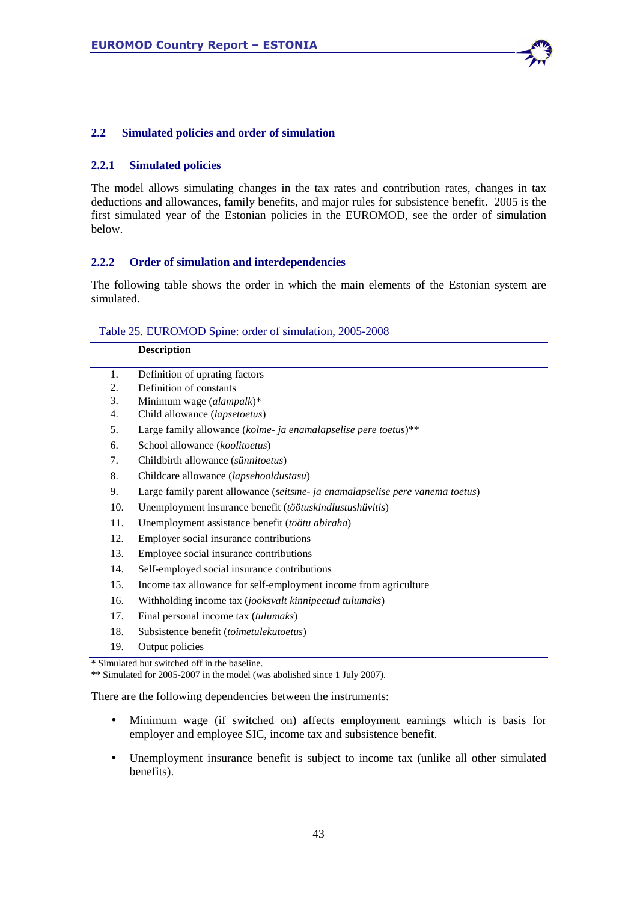## 2.2 Simulated policies and order of simulation

### 2.2.1 Simulated policies

The model allows simulating changes in the tax rates and contribution rates, changes in tax deductions and allowances, family benefits, and major rules for subsistence benefit. 2005 is the first simulated year of the Estonian policies in the EUROMOD, see the order of simulation below.

### 2.2.2 Order of simulation and interdependencies

The following table shows the order in which the main elements of the Estonian system are simulated.

Table 25. EUROMOD Spine: order of simulation, 2005-2008

| | Description |
|---|---|
| 1. | Definition of uprating factors |
| 2. | Definition of constants |
| 3. | Minimum wage (*alampalk*)* |
| 4. | Child allowance (*lapsetoetus*) |
| 5. | Large family allowance (*kolme- ja enamalapselise pere toetus*)** |
| 6. | School allowance (*koolitoetus*) |
| 7. | Childbirth allowance (*sünnitoetus*) |
| 8. | Childcare allowance (*lapsehooldustasu*) |
| 9. | Large family parent allowance (*seitsme- ja enamalapselise pere vanema toetus*) |
| 10. | Unemployment insurance benefit (*töötuskindlustushüvitis*) |
| 11. | Unemployment assistance benefit (*töötu abiraha*) |
| 12. | Employer social insurance contributions |
| 13. | Employee social insurance contributions |
| 14. | Self-employed social insurance contributions |
| 15. | Income tax allowance for self-employment income from agriculture |
| 16. | Withholding income tax (*jooksvalt kinnipeetud tulumaks*) |
| 17. | Final personal income tax (*tulumaks*) |
| 18. | Subsistence benefit (*toimetulekutoetus*) |
| 19. | Output policies |

\* Simulated but switched off in the baseline.

** Simulated for 2005-2007 in the model (was abolished since 1 July 2007).

There are the following dependencies between the instruments:

- Minimum wage (if switched on) affects employment earnings which is basis for employer and employee SIC, income tax and subsistence benefit.
- Unemployment insurance benefit is subject to income tax (unlike all other simulated benefits).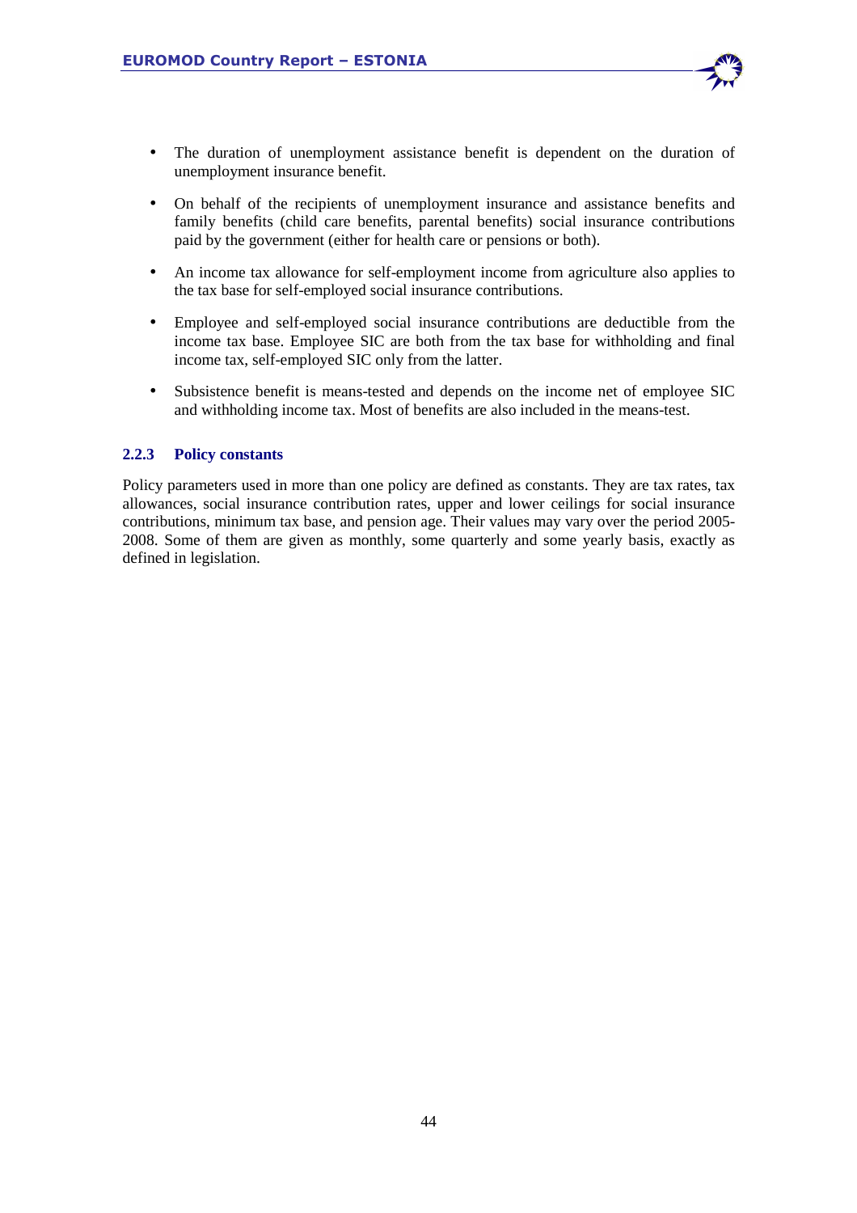- The duration of unemployment assistance benefit is dependent on the duration of unemployment insurance benefit.
- On behalf of the recipients of unemployment insurance and assistance benefits and family benefits (child care benefits, parental benefits) social insurance contributions paid by the government (either for health care or pensions or both).
- An income tax allowance for self-employment income from agriculture also applies to the tax base for self-employed social insurance contributions.
- Employee and self-employed social insurance contributions are deductible from the income tax base. Employee SIC are both from the tax base for withholding and final income tax, self-employed SIC only from the latter.
- Subsistence benefit is means-tested and depends on the income net of employee SIC and withholding income tax. Most of benefits are also included in the means-test.

### 2.2.3 Policy constants

Policy parameters used in more than one policy are defined as constants. They are tax rates, tax allowances, social insurance contribution rates, upper and lower ceilings for social insurance contributions, minimum tax base, and pension age. Their values may vary over the period 2005-2008. Some of them are given as monthly, some quarterly and some yearly basis, exactly as defined in legislation.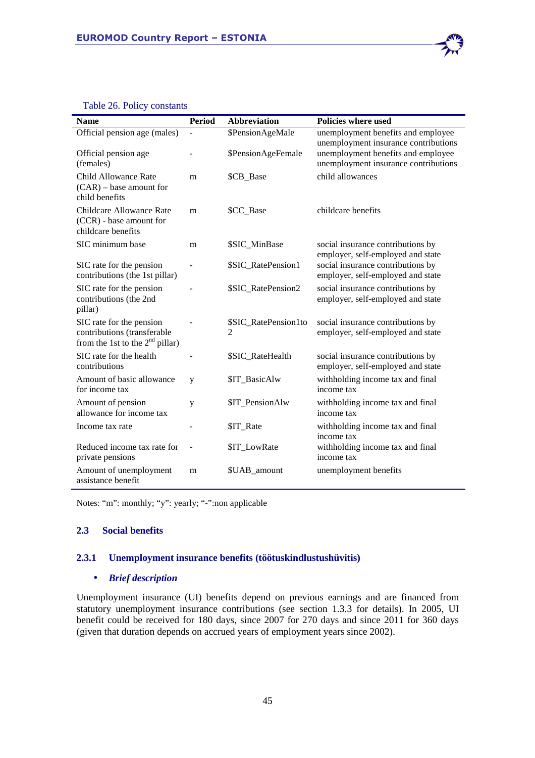Table 26. Policy constants

| Name | Period | Abbreviation | Policies where used |
|---|---|---|---|
| Official pension age (males) | - | $PensionAgeMale | unemployment benefits and employee unemployment insurance contributions |
| Official pension age (females) | - | $PensionAgeFemale | unemployment benefits and employee unemployment insurance contributions |
| Child Allowance Rate (CAR) – base amount for child benefits | m | $CB_Base | child allowances |
| Childcare Allowance Rate (CCR) - base amount for childcare benefits | m | $CC_Base | childcare benefits |
| SIC minimum base | m | $SIC_MinBase | social insurance contributions by employer, self-employed and state |
| SIC rate for the pension contributions (the 1st pillar) | - | $SIC_RatePension1 | social insurance contributions by employer, self-employed and state |
| SIC rate for the pension contributions (the 2nd pillar) | - | $SIC_RatePension2 | social insurance contributions by employer, self-employed and state |
| SIC rate for the pension contributions (transferable from the 1st to the 2nd pillar) | - | $SIC_RatePension1to2 | social insurance contributions by employer, self-employed and state |
| SIC rate for the health contributions | - | $SIC_RateHealth | social insurance contributions by employer, self-employed and state |
| Amount of basic allowance for income tax | y | $IT_BasicAlw | withholding income tax and final income tax |
| Amount of pension allowance for income tax | y | $IT_PensionAlw | withholding income tax and final income tax |
| Income tax rate | - | $IT_Rate | withholding income tax and final income tax |
| Reduced income tax rate for private pensions | - | $IT_LowRate | withholding income tax and final income tax |
| Amount of unemployment assistance benefit | m | $UAB_amount | unemployment benefits |

Notes: "m": monthly; "y": yearly; "-":non applicable

## 2.3 Social benefits

### 2.3.1 Unemployment insurance benefits (töötuskindlustushüvitis)

- ***Brief description***

Unemployment insurance (UI) benefits depend on previous earnings and are financed from statutory unemployment insurance contributions (see section 1.3.3 for details). In 2005, UI benefit could be received for 180 days, since 2007 for 270 days and since 2011 for 360 days (given that duration depends on accrued years of employment years since 2002).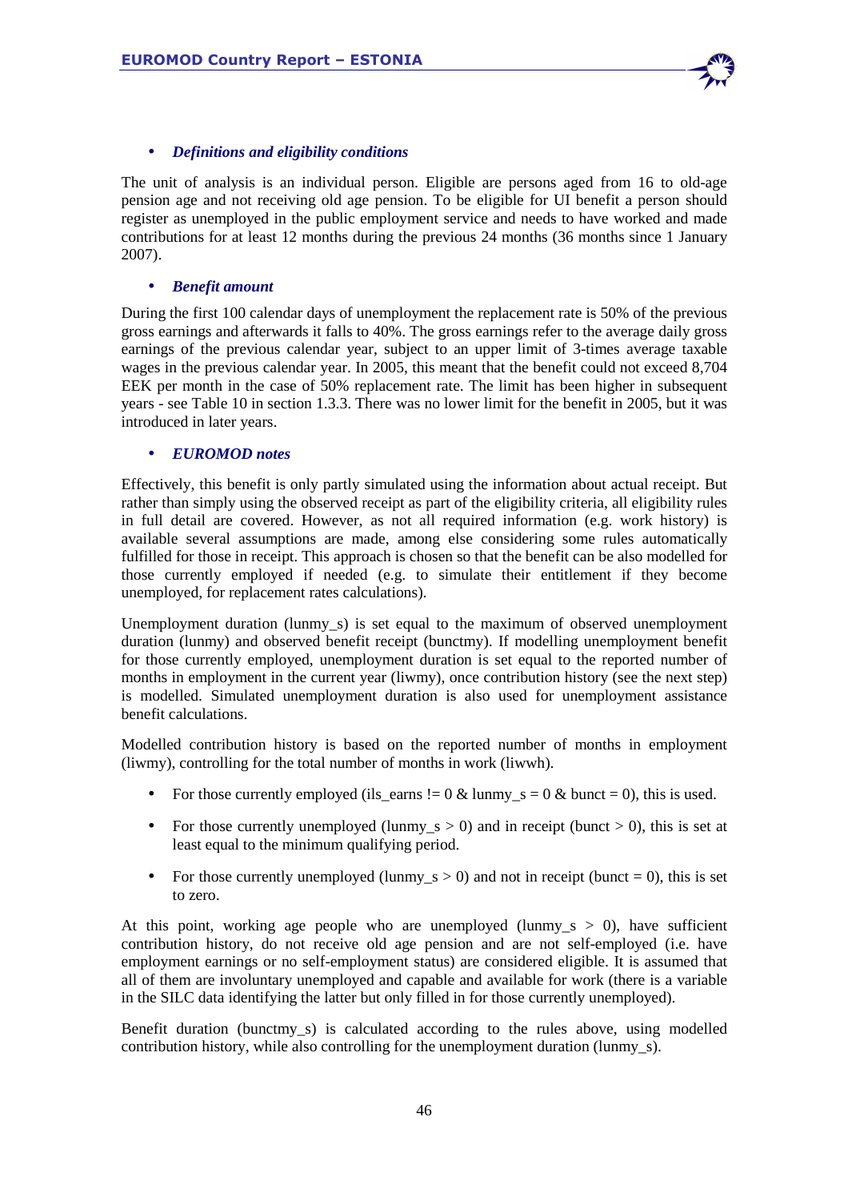- ***Definitions and eligibility conditions***

The unit of analysis is an individual person. Eligible are persons aged from 16 to old-age pension age and not receiving old age pension. To be eligible for UI benefit a person should register as unemployed in the public employment service and needs to have worked and made contributions for at least 12 months during the previous 24 months (36 months since 1 January 2007).

- ***Benefit amount***

During the first 100 calendar days of unemployment the replacement rate is 50% of the previous gross earnings and afterwards it falls to 40%. The gross earnings refer to the average daily gross earnings of the previous calendar year, subject to an upper limit of 3-times average taxable wages in the previous calendar year. In 2005, this meant that the benefit could not exceed 8,704 EEK per month in the case of 50% replacement rate. The limit has been higher in subsequent years - see Table 10 in section 1.3.3. There was no lower limit for the benefit in 2005, but it was introduced in later years.

- ***EUROMOD notes***

Effectively, this benefit is only partly simulated using the information about actual receipt. But rather than simply using the observed receipt as part of the eligibility criteria, all eligibility rules in full detail are covered. However, as not all required information (e.g. work history) is available several assumptions are made, among else considering some rules automatically fulfilled for those in receipt. This approach is chosen so that the benefit can be also modelled for those currently employed if needed (e.g. to simulate their entitlement if they become unemployed, for replacement rates calculations).

Unemployment duration (lunmy_s) is set equal to the maximum of observed unemployment duration (lunmy) and observed benefit receipt (bunctmy). If modelling unemployment benefit for those currently employed, unemployment duration is set equal to the reported number of months in employment in the current year (liwmy), once contribution history (see the next step) is modelled. Simulated unemployment duration is also used for unemployment assistance benefit calculations.

Modelled contribution history is based on the reported number of months in employment (liwmy), controlling for the total number of months in work (liwwh).

- For those currently employed (ils_earns != 0 & lunmy_s = 0 & bunct = 0), this is used.
- For those currently unemployed (lunmy_s > 0) and in receipt (bunct > 0), this is set at least equal to the minimum qualifying period.
- For those currently unemployed (lunmy_s > 0) and not in receipt (bunct = 0), this is set to zero.

At this point, working age people who are unemployed (lunmy_s > 0), have sufficient contribution history, do not receive old age pension and are not self-employed (i.e. have employment earnings or no self-employment status) are considered eligible. It is assumed that all of them are involuntary unemployed and capable and available for work (there is a variable in the SILC data identifying the latter but only filled in for those currently unemployed).

Benefit duration (bunctmy_s) is calculated according to the rules above, using modelled contribution history, while also controlling for the unemployment duration (lunmy_s).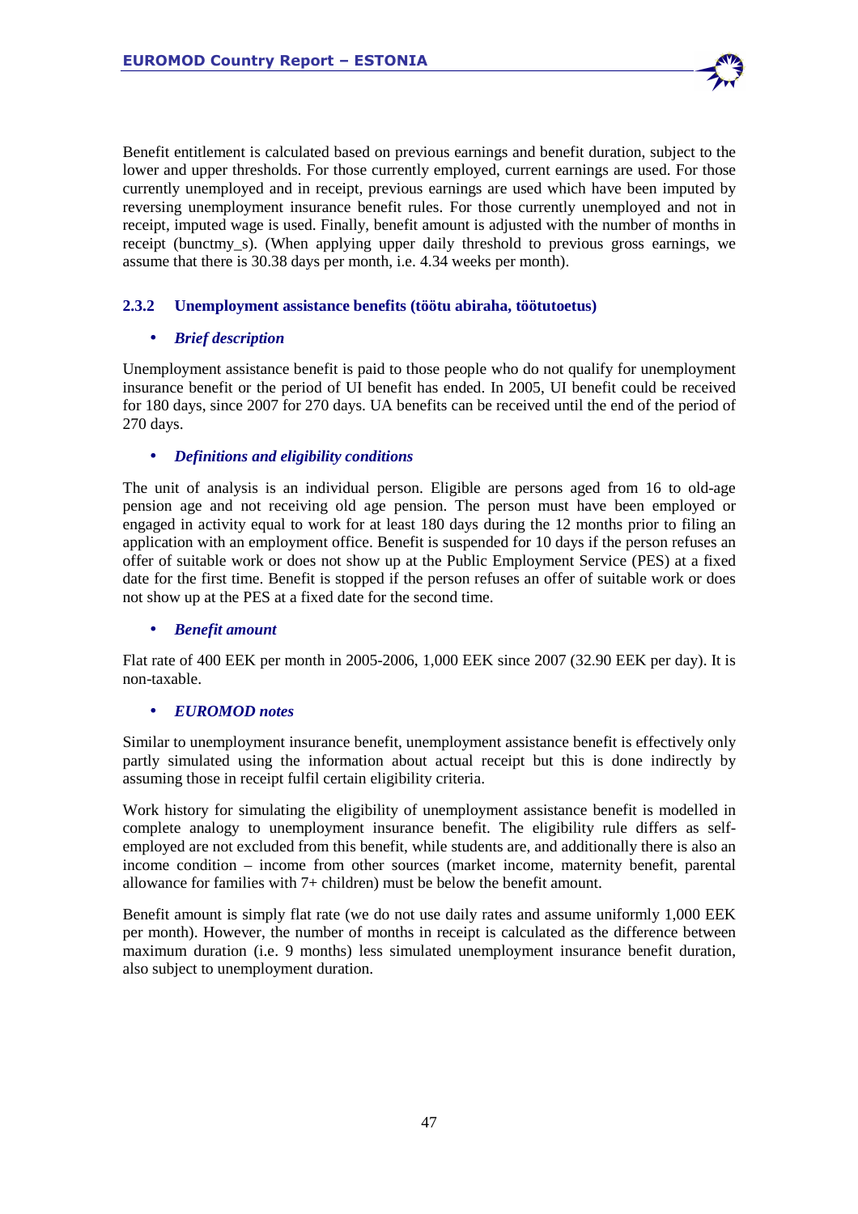Benefit entitlement is calculated based on previous earnings and benefit duration, subject to the lower and upper thresholds. For those currently employed, current earnings are used. For those currently unemployed and in receipt, previous earnings are used which have been imputed by reversing unemployment insurance benefit rules. For those currently unemployed and not in receipt, imputed wage is used. Finally, benefit amount is adjusted with the number of months in receipt (bunctmy_s). (When applying upper daily threshold to previous gross earnings, we assume that there is 30.38 days per month, i.e. 4.34 weeks per month).

### 2.3.2 Unemployment assistance benefits (töötu abiraha, töötutoetus)

- ***Brief description***

Unemployment assistance benefit is paid to those people who do not qualify for unemployment insurance benefit or the period of UI benefit has ended. In 2005, UI benefit could be received for 180 days, since 2007 for 270 days. UA benefits can be received until the end of the period of 270 days.

- ***Definitions and eligibility conditions***

The unit of analysis is an individual person. Eligible are persons aged from 16 to old-age pension age and not receiving old age pension. The person must have been employed or engaged in activity equal to work for at least 180 days during the 12 months prior to filing an application with an employment office. Benefit is suspended for 10 days if the person refuses an offer of suitable work or does not show up at the Public Employment Service (PES) at a fixed date for the first time. Benefit is stopped if the person refuses an offer of suitable work or does not show up at the PES at a fixed date for the second time.

- ***Benefit amount***

Flat rate of 400 EEK per month in 2005-2006, 1,000 EEK since 2007 (32.90 EEK per day). It is non-taxable.

- ***EUROMOD notes***

Similar to unemployment insurance benefit, unemployment assistance benefit is effectively only partly simulated using the information about actual receipt but this is done indirectly by assuming those in receipt fulfil certain eligibility criteria.

Work history for simulating the eligibility of unemployment assistance benefit is modelled in complete analogy to unemployment insurance benefit. The eligibility rule differs as self-employed are not excluded from this benefit, while students are, and additionally there is also an income condition – income from other sources (market income, maternity benefit, parental allowance for families with 7+ children) must be below the benefit amount.

Benefit amount is simply flat rate (we do not use daily rates and assume uniformly 1,000 EEK per month). However, the number of months in receipt is calculated as the difference between maximum duration (i.e. 9 months) less simulated unemployment insurance benefit duration, also subject to unemployment duration.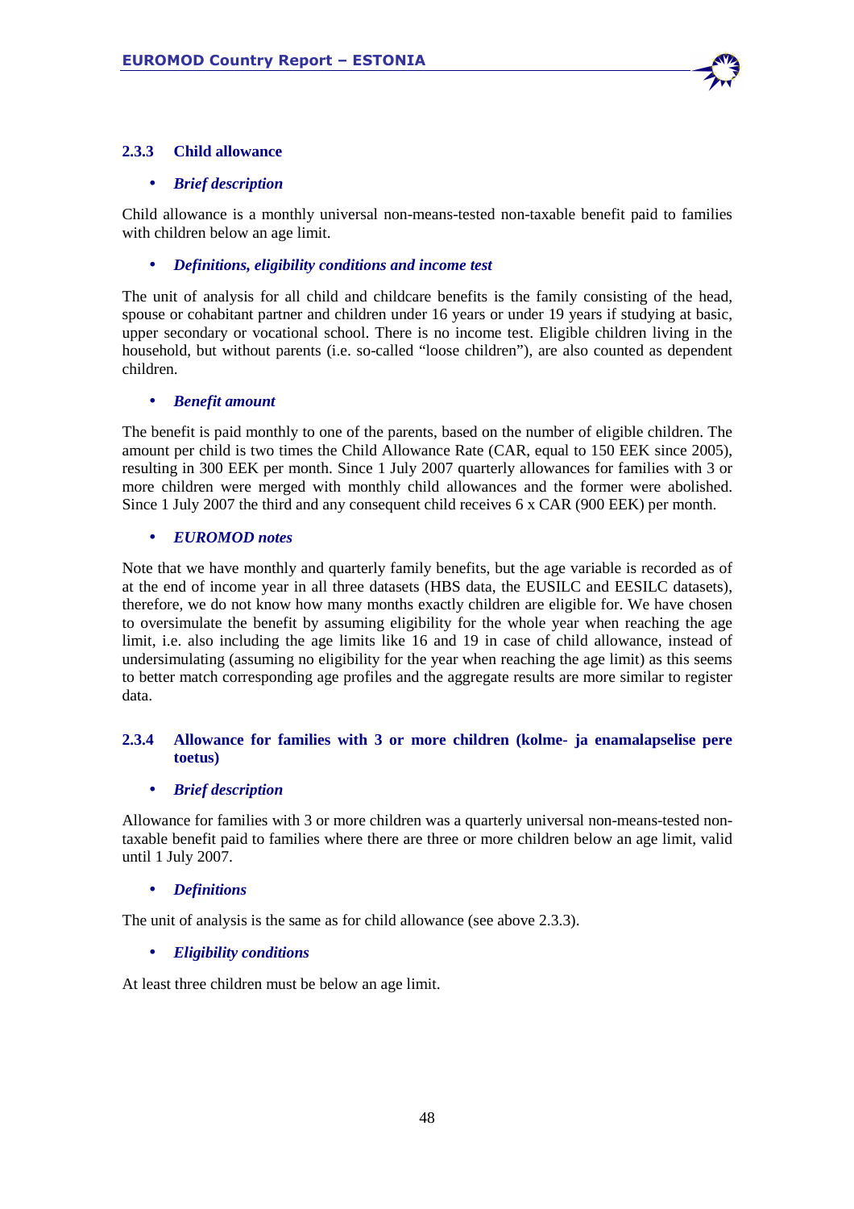### 2.3.3 Child allowance

- ***Brief description***

Child allowance is a monthly universal non-means-tested non-taxable benefit paid to families with children below an age limit.

- ***Definitions, eligibility conditions and income test***

The unit of analysis for all child and childcare benefits is the family consisting of the head, spouse or cohabitant partner and children under 16 years or under 19 years if studying at basic, upper secondary or vocational school. There is no income test. Eligible children living in the household, but without parents (i.e. so-called "loose children"), are also counted as dependent children.

- ***Benefit amount***

The benefit is paid monthly to one of the parents, based on the number of eligible children. The amount per child is two times the Child Allowance Rate (CAR, equal to 150 EEK since 2005), resulting in 300 EEK per month. Since 1 July 2007 quarterly allowances for families with 3 or more children were merged with monthly child allowances and the former were abolished. Since 1 July 2007 the third and any consequent child receives 6 x CAR (900 EEK) per month.

- ***EUROMOD notes***

Note that we have monthly and quarterly family benefits, but the age variable is recorded as of at the end of income year in all three datasets (HBS data, the EUSILC and EESILC datasets), therefore, we do not know how many months exactly children are eligible for. We have chosen to oversimulate the benefit by assuming eligibility for the whole year when reaching the age limit, i.e. also including the age limits like 16 and 19 in case of child allowance, instead of undersimulating (assuming no eligibility for the year when reaching the age limit) as this seems to better match corresponding age profiles and the aggregate results are more similar to register data.

### 2.3.4 Allowance for families with 3 or more children (kolme- ja enamalapselise pere toetus)

- ***Brief description***

Allowance for families with 3 or more children was a quarterly universal non-means-tested non-taxable benefit paid to families where there are three or more children below an age limit, valid until 1 July 2007.

- ***Definitions***

The unit of analysis is the same as for child allowance (see above 2.3.3).

- ***Eligibility conditions***

At least three children must be below an age limit.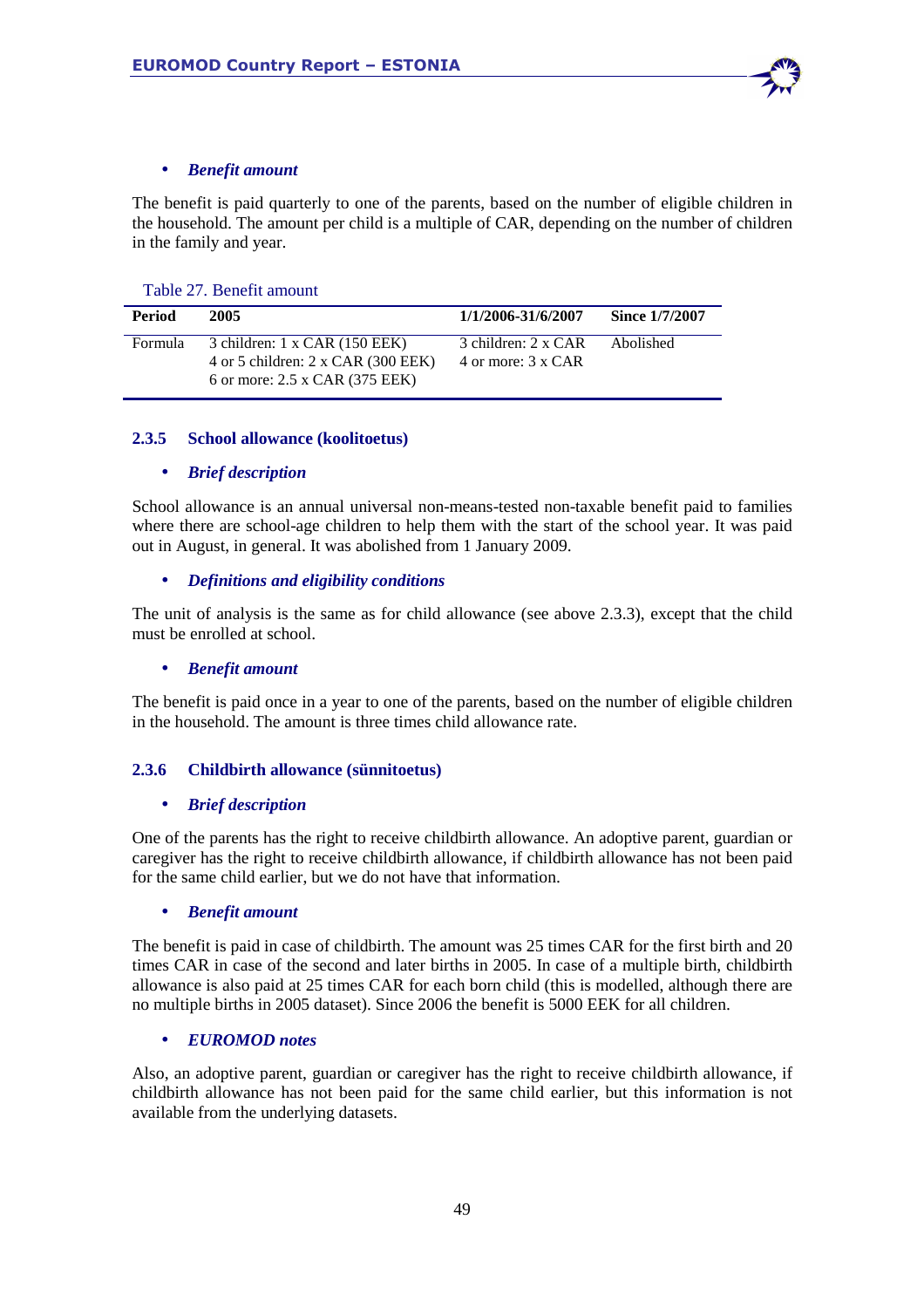- ***Benefit amount***

The benefit is paid quarterly to one of the parents, based on the number of eligible children in the household. The amount per child is a multiple of CAR, depending on the number of children in the family and year.

Table 27. Benefit amount

| Period | 2005 | 1/1/2006-31/6/2007 | Since 1/7/2007 |
|---|---|---|---|
| Formula | 3 children: 1 x CAR (150 EEK)<br>4 or 5 children: 2 x CAR (300 EEK)<br>6 or more: 2.5 x CAR (375 EEK) | 3 children: 2 x CAR<br>4 or more: 3 x CAR | Abolished |

### 2.3.5 School allowance (koolitoetus)

- ***Brief description***

School allowance is an annual universal non-means-tested non-taxable benefit paid to families where there are school-age children to help them with the start of the school year. It was paid out in August, in general. It was abolished from 1 January 2009.

- ***Definitions and eligibility conditions***

The unit of analysis is the same as for child allowance (see above 2.3.3), except that the child must be enrolled at school.

- ***Benefit amount***

The benefit is paid once in a year to one of the parents, based on the number of eligible children in the household. The amount is three times child allowance rate.

### 2.3.6 Childbirth allowance (sünnitoetus)

- ***Brief description***

One of the parents has the right to receive childbirth allowance. An adoptive parent, guardian or caregiver has the right to receive childbirth allowance, if childbirth allowance has not been paid for the same child earlier, but we do not have that information.

- ***Benefit amount***

The benefit is paid in case of childbirth. The amount was 25 times CAR for the first birth and 20 times CAR in case of the second and later births in 2005. In case of a multiple birth, childbirth allowance is also paid at 25 times CAR for each born child (this is modelled, although there are no multiple births in 2005 dataset). Since 2006 the benefit is 5000 EEK for all children.

- ***EUROMOD notes***

Also, an adoptive parent, guardian or caregiver has the right to receive childbirth allowance, if childbirth allowance has not been paid for the same child earlier, but this information is not available from the underlying datasets.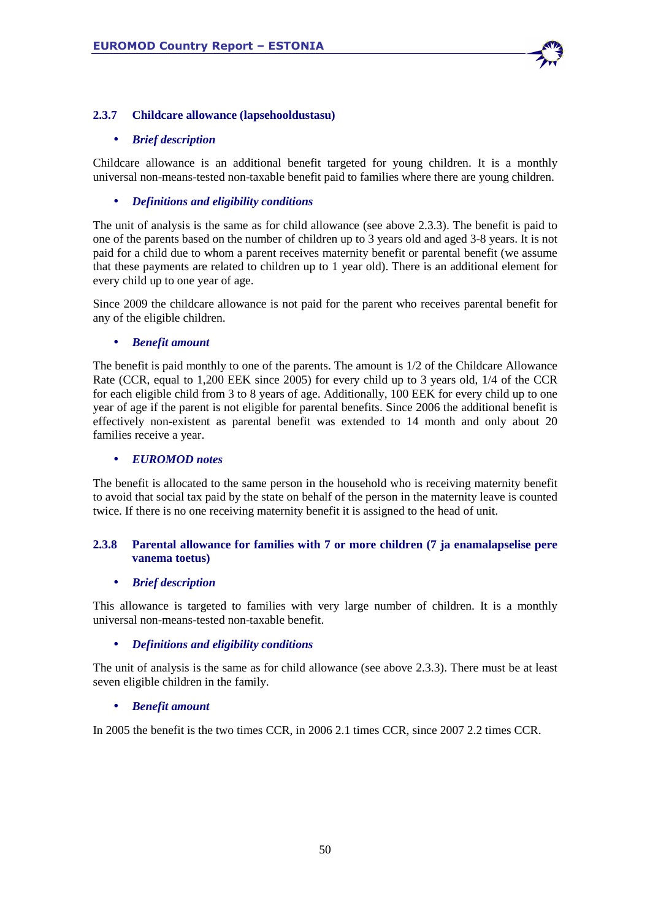### 2.3.7 Childcare allowance (lapsehooldustasu)

- ***Brief description***

Childcare allowance is an additional benefit targeted for young children. It is a monthly universal non-means-tested non-taxable benefit paid to families where there are young children.

- ***Definitions and eligibility conditions***

The unit of analysis is the same as for child allowance (see above 2.3.3). The benefit is paid to one of the parents based on the number of children up to 3 years old and aged 3-8 years. It is not paid for a child due to whom a parent receives maternity benefit or parental benefit (we assume that these payments are related to children up to 1 year old). There is an additional element for every child up to one year of age.

Since 2009 the childcare allowance is not paid for the parent who receives parental benefit for any of the eligible children.

- ***Benefit amount***

The benefit is paid monthly to one of the parents. The amount is 1/2 of the Childcare Allowance Rate (CCR, equal to 1,200 EEK since 2005) for every child up to 3 years old, 1/4 of the CCR for each eligible child from 3 to 8 years of age. Additionally, 100 EEK for every child up to one year of age if the parent is not eligible for parental benefits. Since 2006 the additional benefit is effectively non-existent as parental benefit was extended to 14 month and only about 20 families receive a year.

- ***EUROMOD notes***

The benefit is allocated to the same person in the household who is receiving maternity benefit to avoid that social tax paid by the state on behalf of the person in the maternity leave is counted twice. If there is no one receiving maternity benefit it is assigned to the head of unit.

### 2.3.8 Parental allowance for families with 7 or more children (7 ja enamalapselise pere vanema toetus)

- ***Brief description***

This allowance is targeted to families with very large number of children. It is a monthly universal non-means-tested non-taxable benefit.

- ***Definitions and eligibility conditions***

The unit of analysis is the same as for child allowance (see above 2.3.3). There must be at least seven eligible children in the family.

- ***Benefit amount***

In 2005 the benefit is the two times CCR, in 2006 2.1 times CCR, since 2007 2.2 times CCR.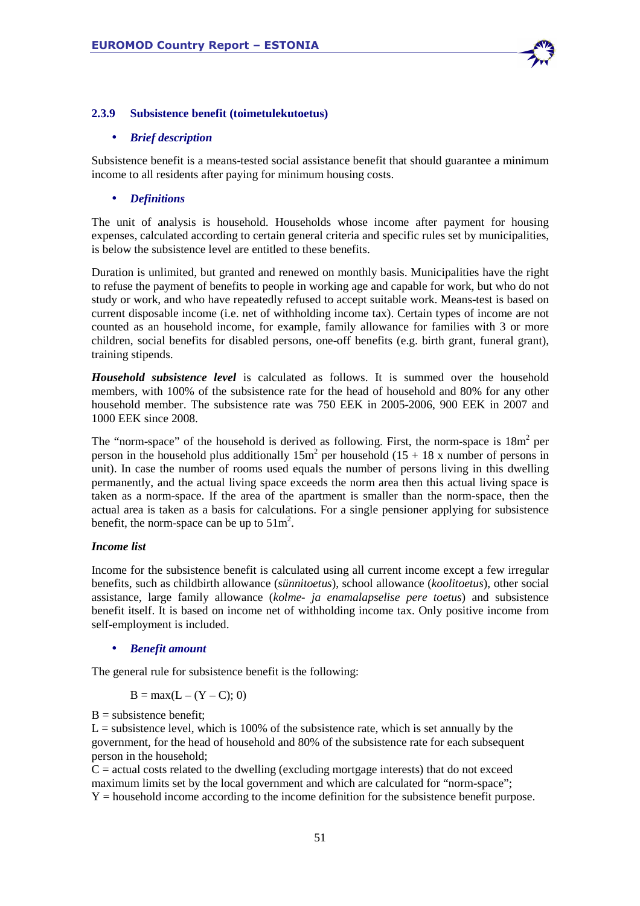### 2.3.9 Subsistence benefit (toimetulekutoetus)

- ***Brief description***

Subsistence benefit is a means-tested social assistance benefit that should guarantee a minimum income to all residents after paying for minimum housing costs.

- ***Definitions***

The unit of analysis is household. Households whose income after payment for housing expenses, calculated according to certain general criteria and specific rules set by municipalities, is below the subsistence level are entitled to these benefits.

Duration is unlimited, but granted and renewed on monthly basis. Municipalities have the right to refuse the payment of benefits to people in working age and capable for work, but who do not study or work, and who have repeatedly refused to accept suitable work. Means-test is based on current disposable income (i.e. net of withholding income tax). Certain types of income are not counted as an household income, for example, family allowance for families with 3 or more children, social benefits for disabled persons, one-off benefits (e.g. birth grant, funeral grant), training stipends.

***Household subsistence level*** is calculated as follows. It is summed over the household members, with 100% of the subsistence rate for the head of household and 80% for any other household member. The subsistence rate was 750 EEK in 2005-2006, 900 EEK in 2007 and 1000 EEK since 2008.

The "norm-space" of the household is derived as following. First, the norm-space is $18m^2$ per person in the household plus additionally $15m^2$ per household (15 + 18 x number of persons in unit). In case the number of rooms used equals the number of persons living in this dwelling permanently, and the actual living space exceeds the norm area then this actual living space is taken as a norm-space. If the area of the apartment is smaller than the norm-space, then the actual area is taken as a basis for calculations. For a single pensioner applying for subsistence benefit, the norm-space can be up to $51m^2$.

***Income list***

Income for the subsistence benefit is calculated using all current income except a few irregular benefits, such as childbirth allowance (*sünnitoetus*), school allowance (*koolitoetus*), other social assistance, large family allowance (*kolme- ja enamalapselise pere toetus*) and subsistence benefit itself. It is based on income net of withholding income tax. Only positive income from self-employment is included.

- ***Benefit amount***

The general rule for subsistence benefit is the following:

$$B = \max(L - (Y - C); 0)$$

B = subsistence benefit;
L = subsistence level, which is 100% of the subsistence rate, which is set annually by the government, for the head of household and 80% of the subsistence rate for each subsequent person in the household;
C = actual costs related to the dwelling (excluding mortgage interests) that do not exceed maximum limits set by the local government and which are calculated for "norm-space";
Y = household income according to the income definition for the subsistence benefit purpose.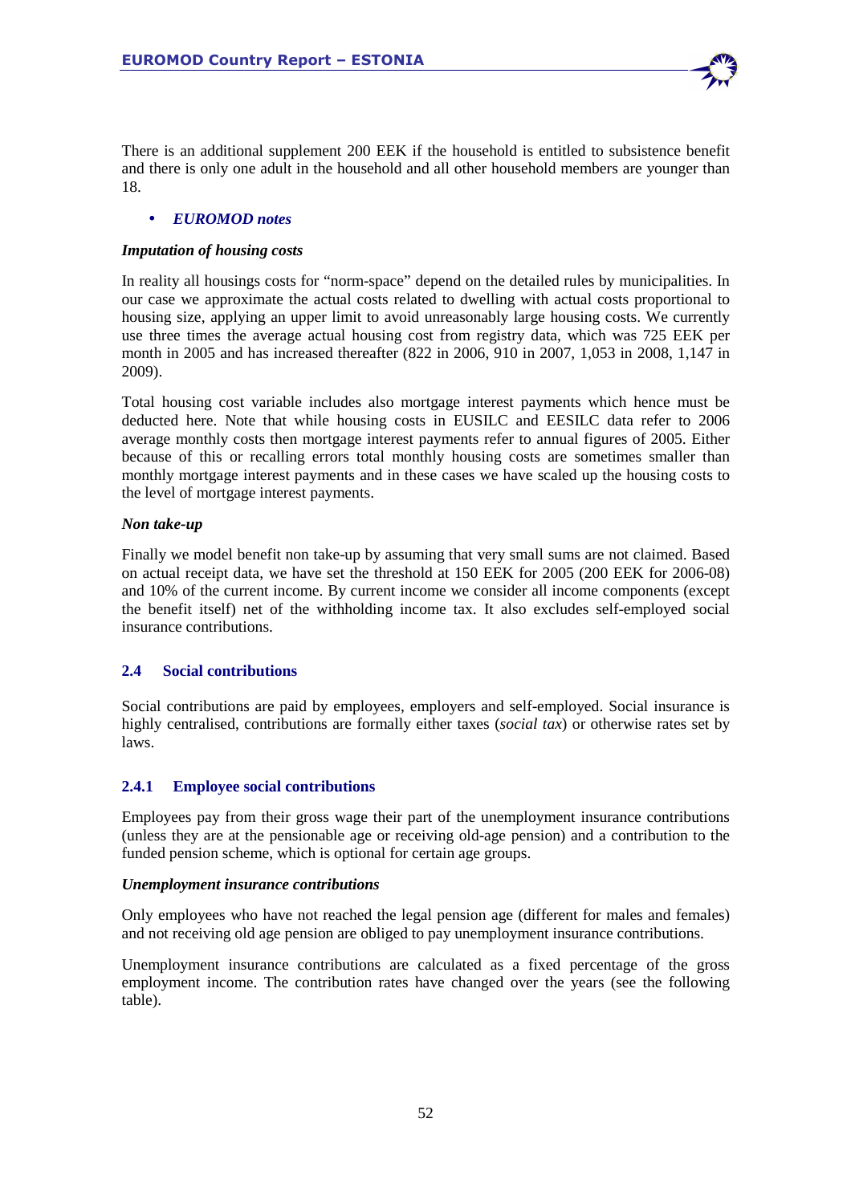There is an additional supplement 200 EEK if the household is entitled to subsistence benefit and there is only one adult in the household and all other household members are younger than 18.

- ***EUROMOD notes***

***Imputation of housing costs***

In reality all housings costs for "norm-space" depend on the detailed rules by municipalities. In our case we approximate the actual costs related to dwelling with actual costs proportional to housing size, applying an upper limit to avoid unreasonably large housing costs. We currently use three times the average actual housing cost from registry data, which was 725 EEK per month in 2005 and has increased thereafter (822 in 2006, 910 in 2007, 1,053 in 2008, 1,147 in 2009).

Total housing cost variable includes also mortgage interest payments which hence must be deducted here. Note that while housing costs in EUSILC and EESILC data refer to 2006 average monthly costs then mortgage interest payments refer to annual figures of 2005. Either because of this or recalling errors total monthly housing costs are sometimes smaller than monthly mortgage interest payments and in these cases we have scaled up the housing costs to the level of mortgage interest payments.

***Non take-up***

Finally we model benefit non take-up by assuming that very small sums are not claimed. Based on actual receipt data, we have set the threshold at 150 EEK for 2005 (200 EEK for 2006-08) and 10% of the current income. By current income we consider all income components (except the benefit itself) net of the withholding income tax. It also excludes self-employed social insurance contributions.

## 2.4 Social contributions

Social contributions are paid by employees, employers and self-employed. Social insurance is highly centralised, contributions are formally either taxes (*social tax*) or otherwise rates set by laws.

### 2.4.1 Employee social contributions

Employees pay from their gross wage their part of the unemployment insurance contributions (unless they are at the pensionable age or receiving old-age pension) and a contribution to the funded pension scheme, which is optional for certain age groups.

***Unemployment insurance contributions***

Only employees who have not reached the legal pension age (different for males and females) and not receiving old age pension are obliged to pay unemployment insurance contributions.

Unemployment insurance contributions are calculated as a fixed percentage of the gross employment income. The contribution rates have changed over the years (see the following table).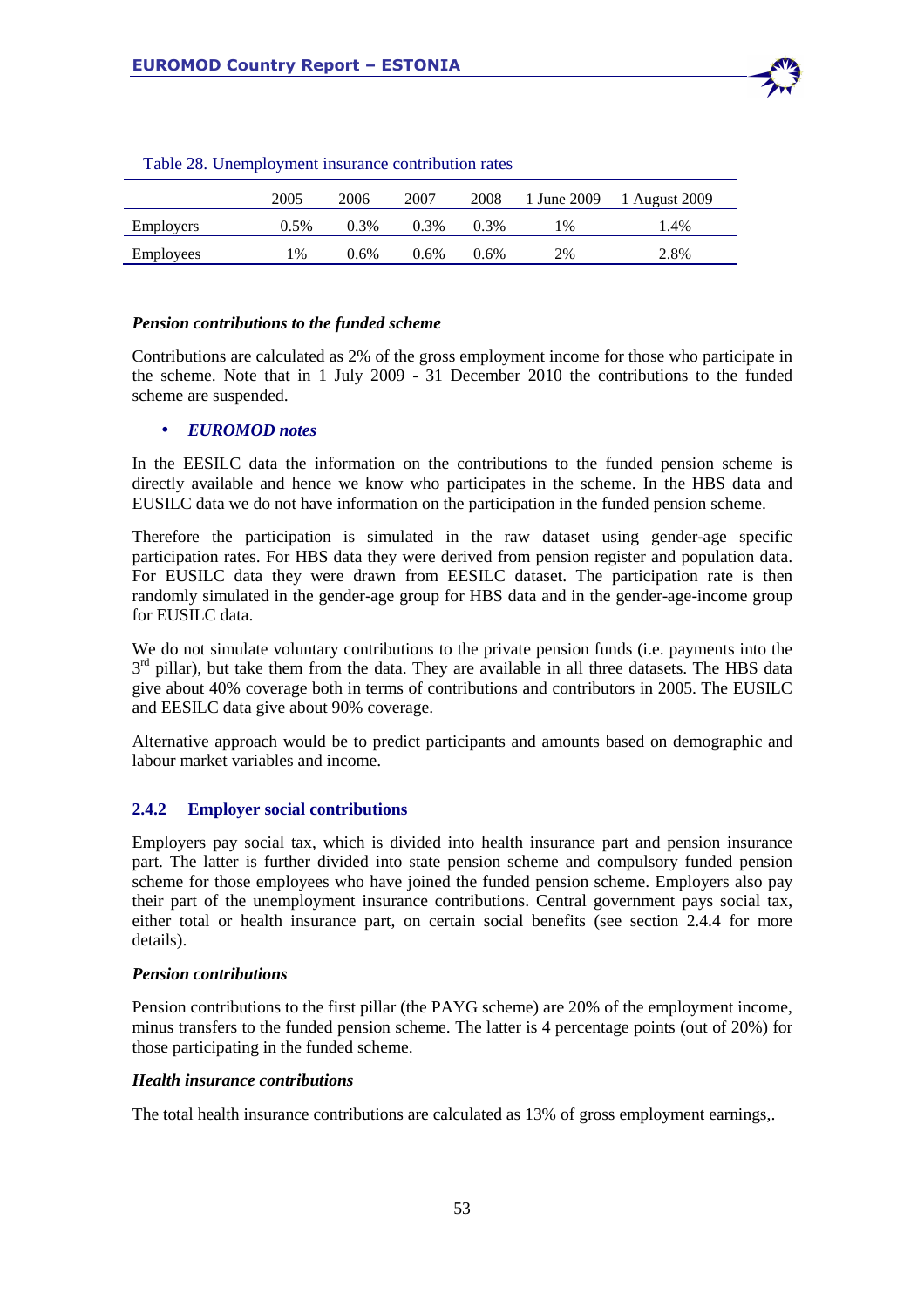Table 28. Unemployment insurance contribution rates

| | 2005 | 2006 | 2007 | 2008 | 1 June 2009 | 1 August 2009 |
|---|---|---|---|---|---|---|
| Employers | 0.5% | 0.3% | 0.3% | 0.3% | 1% | 1.4% |
| Employees | 1% | 0.6% | 0.6% | 0.6% | 2% | 2.8% |

***Pension contributions to the funded scheme***

Contributions are calculated as 2% of the gross employment income for those who participate in the scheme. Note that in 1 July 2009 - 31 December 2010 the contributions to the funded scheme are suspended.

- ***EUROMOD notes***

In the EESILC data the information on the contributions to the funded pension scheme is directly available and hence we know who participates in the scheme. In the HBS data and EUSILC data we do not have information on the participation in the funded pension scheme.

Therefore the participation is simulated in the raw dataset using gender-age specific participation rates. For HBS data they were derived from pension register and population data. For EUSILC data they were drawn from EESILC dataset. The participation rate is then randomly simulated in the gender-age group for HBS data and in the gender-age-income group for EUSILC data.

We do not simulate voluntary contributions to the private pension funds (i.e. payments into the 3rd pillar), but take them from the data. They are available in all three datasets. The HBS data give about 40% coverage both in terms of contributions and contributors in 2005. The EUSILC and EESILC data give about 90% coverage.

Alternative approach would be to predict participants and amounts based on demographic and labour market variables and income.

### 2.4.2 Employer social contributions

Employers pay social tax, which is divided into health insurance part and pension insurance part. The latter is further divided into state pension scheme and compulsory funded pension scheme for those employees who have joined the funded pension scheme. Employers also pay their part of the unemployment insurance contributions. Central government pays social tax, either total or health insurance part, on certain social benefits (see section 2.4.4 for more details).

***Pension contributions***

Pension contributions to the first pillar (the PAYG scheme) are 20% of the employment income, minus transfers to the funded pension scheme. The latter is 4 percentage points (out of 20%) for those participating in the funded scheme.

***Health insurance contributions***

The total health insurance contributions are calculated as 13% of gross employment earnings,.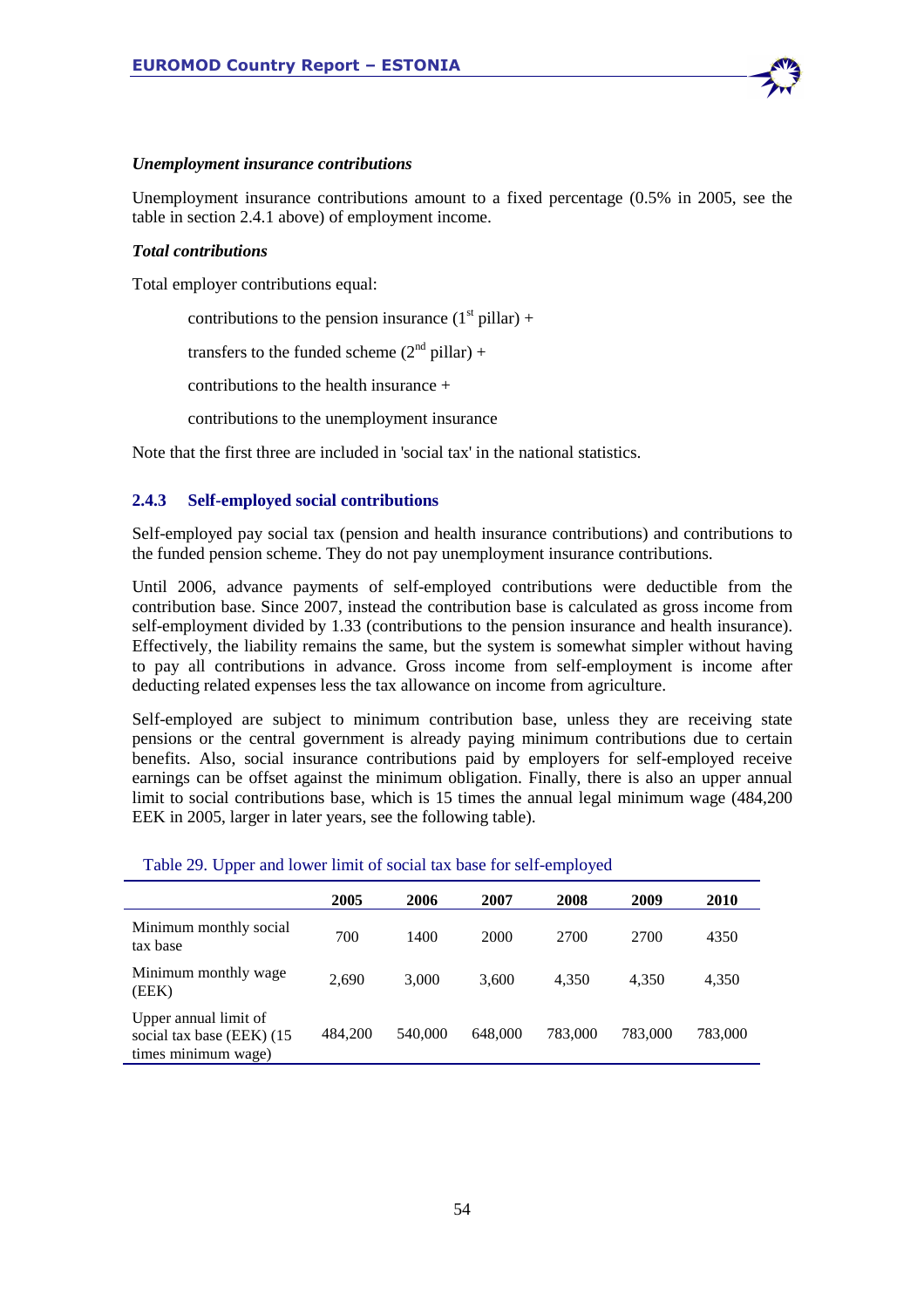***Unemployment insurance contributions***

Unemployment insurance contributions amount to a fixed percentage (0.5% in 2005, see the table in section 2.4.1 above) of employment income.

***Total contributions***

Total employer contributions equal:

contributions to the pension insurance (1st pillar) +

transfers to the funded scheme (2nd pillar) +

contributions to the health insurance +

contributions to the unemployment insurance

Note that the first three are included in 'social tax' in the national statistics.

### 2.4.3 Self-employed social contributions

Self-employed pay social tax (pension and health insurance contributions) and contributions to the funded pension scheme. They do not pay unemployment insurance contributions.

Until 2006, advance payments of self-employed contributions were deductible from the contribution base. Since 2007, instead the contribution base is calculated as gross income from self-employment divided by 1.33 (contributions to the pension insurance and health insurance). Effectively, the liability remains the same, but the system is somewhat simpler without having to pay all contributions in advance. Gross income from self-employment is income after deducting related expenses less the tax allowance on income from agriculture.

Self-employed are subject to minimum contribution base, unless they are receiving state pensions or the central government is already paying minimum contributions due to certain benefits. Also, social insurance contributions paid by employers for self-employed receive earnings can be offset against the minimum obligation. Finally, there is also an upper annual limit to social contributions base, which is 15 times the annual legal minimum wage (484,200 EEK in 2005, larger in later years, see the following table).

Table 29. Upper and lower limit of social tax base for self-employed

| | 2005 | 2006 | 2007 | 2008 | 2009 | 2010 |
|---|---|---|---|---|---|---|
| Minimum monthly social tax base | 700 | 1400 | 2000 | 2700 | 2700 | 4350 |
| Minimum monthly wage (EEK) | 2,690 | 3,000 | 3,600 | 4,350 | 4,350 | 4,350 |
| Upper annual limit of social tax base (EEK) (15 times minimum wage) | 484,200 | 540,000 | 648,000 | 783,000 | 783,000 | 783,000 |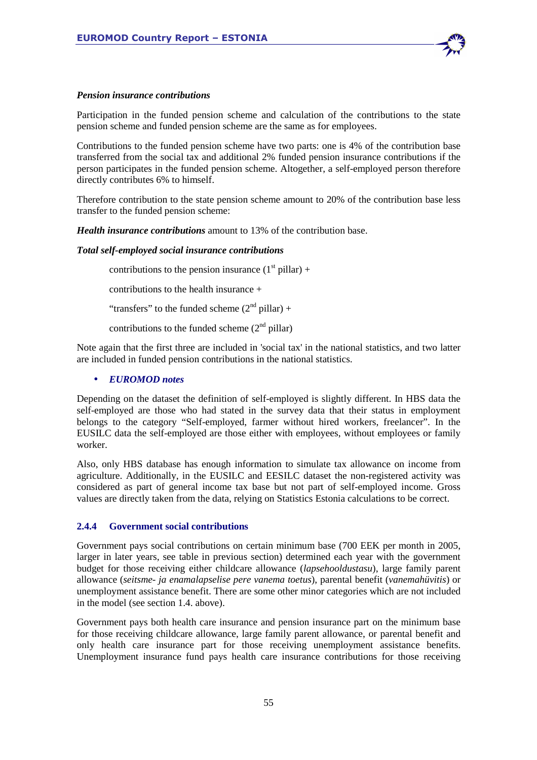***Pension insurance contributions***

Participation in the funded pension scheme and calculation of the contributions to the state pension scheme and funded pension scheme are the same as for employees.

Contributions to the funded pension scheme have two parts: one is 4% of the contribution base transferred from the social tax and additional 2% funded pension insurance contributions if the person participates in the funded pension scheme. Altogether, a self-employed person therefore directly contributes 6% to himself.

Therefore contribution to the state pension scheme amount to 20% of the contribution base less transfer to the funded pension scheme:

***Health insurance contributions*** amount to 13% of the contribution base.

***Total self-employed social insurance contributions***

> contributions to the pension insurance (1st pillar) +
>
> contributions to the health insurance +
>
> "transfers" to the funded scheme (2nd pillar) +
>
> contributions to the funded scheme (2nd pillar)

Note again that the first three are included in 'social tax' in the national statistics, and two latter are included in funded pension contributions in the national statistics.

- ***EUROMOD notes***

Depending on the dataset the definition of self-employed is slightly different. In HBS data the self-employed are those who had stated in the survey data that their status in employment belongs to the category "Self-employed, farmer without hired workers, freelancer". In the EUSILC data the self-employed are those either with employees, without employees or family worker.

Also, only HBS database has enough information to simulate tax allowance on income from agriculture. Additionally, in the EUSILC and EESILC dataset the non-registered activity was considered as part of general income tax base but not part of self-employed income. Gross values are directly taken from the data, relying on Statistics Estonia calculations to be correct.

### 2.4.4 Government social contributions

Government pays social contributions on certain minimum base (700 EEK per month in 2005, larger in later years, see table in previous section) determined each year with the government budget for those receiving either childcare allowance (*lapsehooldustasu*), large family parent allowance (*seitsme- ja enamalapselise pere vanema toetus*), parental benefit (*vanemahüvitis*) or unemployment assistance benefit. There are some other minor categories which are not included in the model (see section 1.4. above).

Government pays both health care insurance and pension insurance part on the minimum base for those receiving childcare allowance, large family parent allowance, or parental benefit and only health care insurance part for those receiving unemployment assistance benefits. Unemployment insurance fund pays health care insurance contributions for those receiving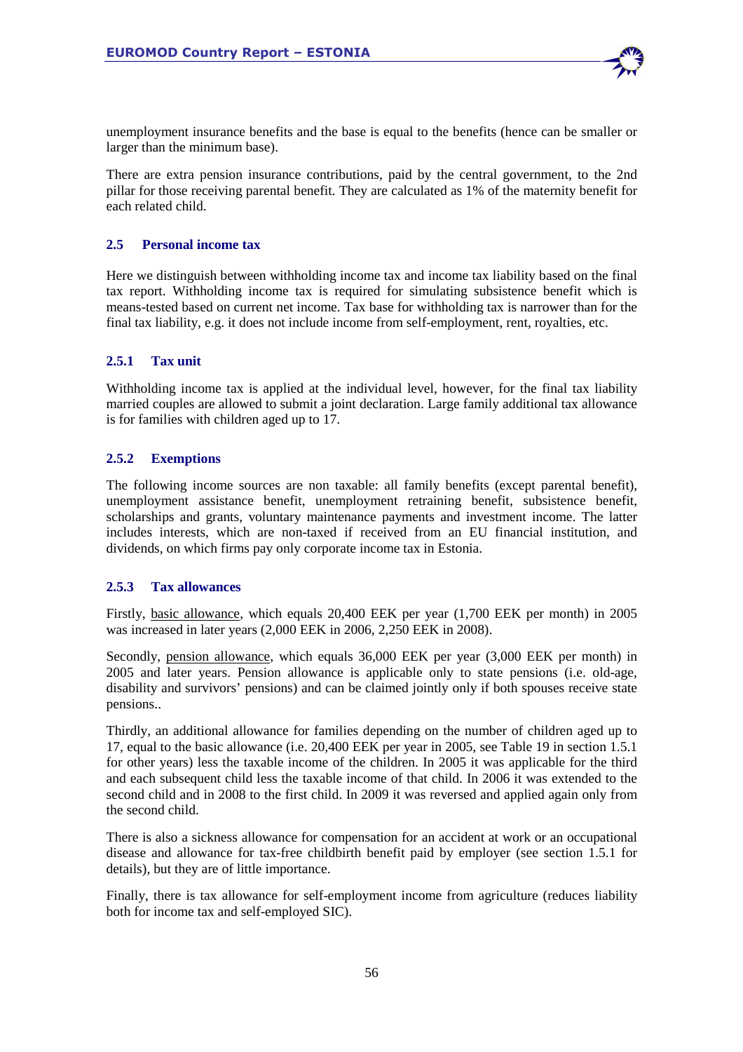unemployment insurance benefits and the base is equal to the benefits (hence can be smaller or larger than the minimum base).

There are extra pension insurance contributions, paid by the central government, to the 2nd pillar for those receiving parental benefit. They are calculated as 1% of the maternity benefit for each related child.

## 2.5 Personal income tax

Here we distinguish between withholding income tax and income tax liability based on the final tax report. Withholding income tax is required for simulating subsistence benefit which is means-tested based on current net income. Tax base for withholding tax is narrower than for the final tax liability, e.g. it does not include income from self-employment, rent, royalties, etc.

### 2.5.1 Tax unit

Withholding income tax is applied at the individual level, however, for the final tax liability married couples are allowed to submit a joint declaration. Large family additional tax allowance is for families with children aged up to 17.

### 2.5.2 Exemptions

The following income sources are non taxable: all family benefits (except parental benefit), unemployment assistance benefit, unemployment retraining benefit, subsistence benefit, scholarships and grants, voluntary maintenance payments and investment income. The latter includes interests, which are non-taxed if received from an EU financial institution, and dividends, on which firms pay only corporate income tax in Estonia.

### 2.5.3 Tax allowances

Firstly, basic allowance, which equals 20,400 EEK per year (1,700 EEK per month) in 2005 was increased in later years (2,000 EEK in 2006, 2,250 EEK in 2008).

Secondly, pension allowance, which equals 36,000 EEK per year (3,000 EEK per month) in 2005 and later years. Pension allowance is applicable only to state pensions (i.e. old-age, disability and survivors' pensions) and can be claimed jointly only if both spouses receive state pensions..

Thirdly, an additional allowance for families depending on the number of children aged up to 17, equal to the basic allowance (i.e. 20,400 EEK per year in 2005, see Table 19 in section 1.5.1 for other years) less the taxable income of the children. In 2005 it was applicable for the third and each subsequent child less the taxable income of that child. In 2006 it was extended to the second child and in 2008 to the first child. In 2009 it was reversed and applied again only from the second child.

There is also a sickness allowance for compensation for an accident at work or an occupational disease and allowance for tax-free childbirth benefit paid by employer (see section 1.5.1 for details), but they are of little importance.

Finally, there is tax allowance for self-employment income from agriculture (reduces liability both for income tax and self-employed SIC).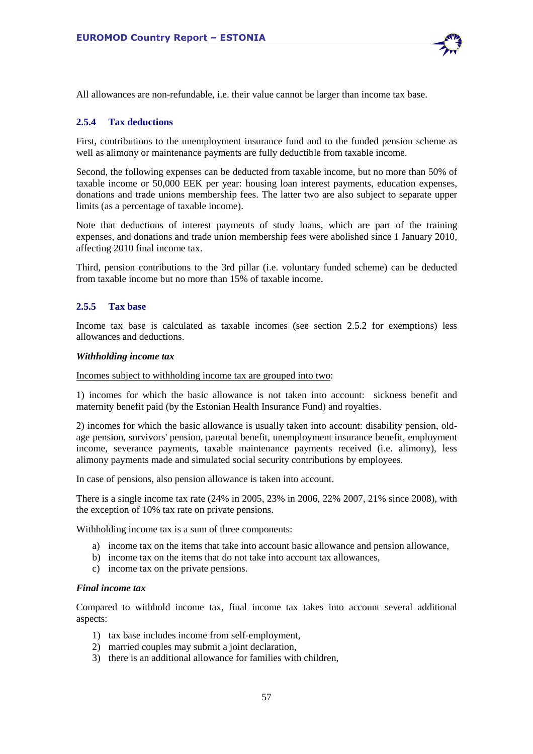All allowances are non-refundable, i.e. their value cannot be larger than income tax base.

### 2.5.4 Tax deductions

First, contributions to the unemployment insurance fund and to the funded pension scheme as well as alimony or maintenance payments are fully deductible from taxable income.

Second, the following expenses can be deducted from taxable income, but no more than 50% of taxable income or 50,000 EEK per year: housing loan interest payments, education expenses, donations and trade unions membership fees. The latter two are also subject to separate upper limits (as a percentage of taxable income).

Note that deductions of interest payments of study loans, which are part of the training expenses, and donations and trade union membership fees were abolished since 1 January 2010, affecting 2010 final income tax.

Third, pension contributions to the 3rd pillar (i.e. voluntary funded scheme) can be deducted from taxable income but no more than 15% of taxable income.

### 2.5.5 Tax base

Income tax base is calculated as taxable incomes (see section 2.5.2 for exemptions) less allowances and deductions.

***Withholding income tax***

Incomes subject to withholding income tax are grouped into two:

1) incomes for which the basic allowance is not taken into account: sickness benefit and maternity benefit paid (by the Estonian Health Insurance Fund) and royalties.

2) incomes for which the basic allowance is usually taken into account: disability pension, old-age pension, survivors' pension, parental benefit, unemployment insurance benefit, employment income, severance payments, taxable maintenance payments received (i.e. alimony), less alimony payments made and simulated social security contributions by employees.

In case of pensions, also pension allowance is taken into account.

There is a single income tax rate (24% in 2005, 23% in 2006, 22% 2007, 21% since 2008), with the exception of 10% tax rate on private pensions.

Withholding income tax is a sum of three components:

a) income tax on the items that take into account basic allowance and pension allowance,
b) income tax on the items that do not take into account tax allowances,
c) income tax on the private pensions.

***Final income tax***

Compared to withhold income tax, final income tax takes into account several additional aspects:

1) tax base includes income from self-employment,
2) married couples may submit a joint declaration,
3) there is an additional allowance for families with children,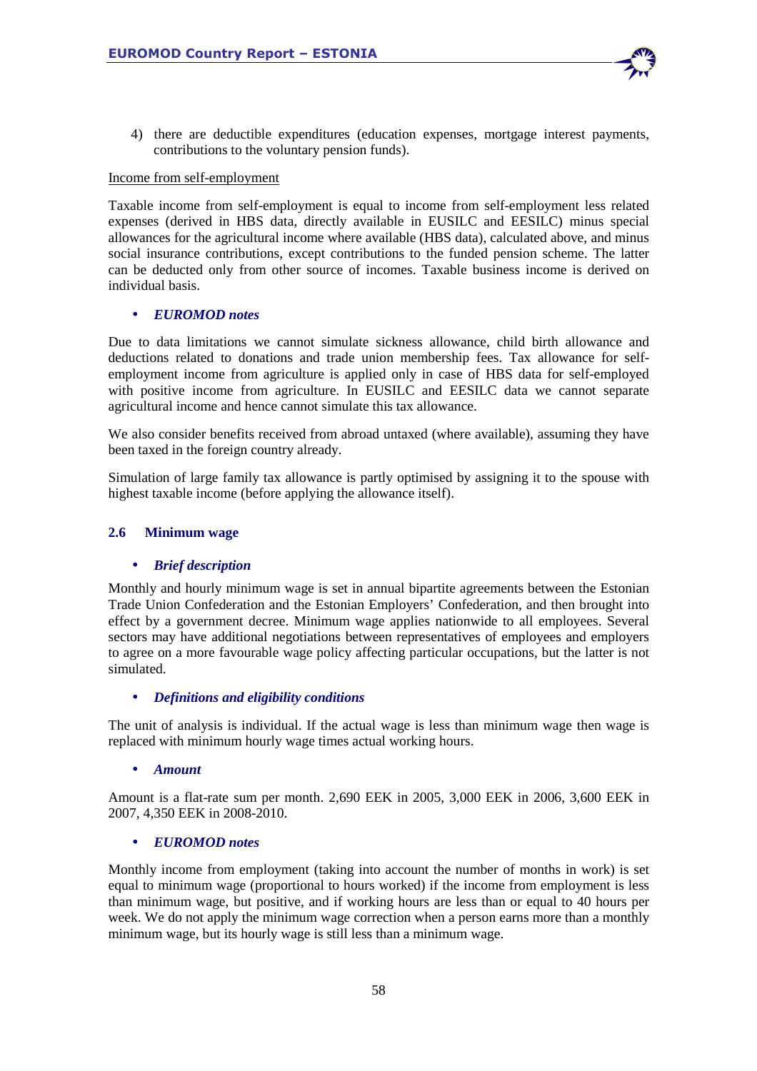4) there are deductible expenditures (education expenses, mortgage interest payments, contributions to the voluntary pension funds).

Income from self-employment

Taxable income from self-employment is equal to income from self-employment less related expenses (derived in HBS data, directly available in EUSILC and EESILC) minus special allowances for the agricultural income where available (HBS data), calculated above, and minus social insurance contributions, except contributions to the funded pension scheme. The latter can be deducted only from other source of incomes. Taxable business income is derived on individual basis.

- ***EUROMOD notes***

Due to data limitations we cannot simulate sickness allowance, child birth allowance and deductions related to donations and trade union membership fees. Tax allowance for self-employment income from agriculture is applied only in case of HBS data for self-employed with positive income from agriculture. In EUSILC and EESILC data we cannot separate agricultural income and hence cannot simulate this tax allowance.

We also consider benefits received from abroad untaxed (where available), assuming they have been taxed in the foreign country already.

Simulation of large family tax allowance is partly optimised by assigning it to the spouse with highest taxable income (before applying the allowance itself).

## 2.6 Minimum wage

- ***Brief description***

Monthly and hourly minimum wage is set in annual bipartite agreements between the Estonian Trade Union Confederation and the Estonian Employers' Confederation, and then brought into effect by a government decree. Minimum wage applies nationwide to all employees. Several sectors may have additional negotiations between representatives of employees and employers to agree on a more favourable wage policy affecting particular occupations, but the latter is not simulated.

- ***Definitions and eligibility conditions***

The unit of analysis is individual. If the actual wage is less than minimum wage then wage is replaced with minimum hourly wage times actual working hours.

- ***Amount***

Amount is a flat-rate sum per month. 2,690 EEK in 2005, 3,000 EEK in 2006, 3,600 EEK in 2007, 4,350 EEK in 2008-2010.

- ***EUROMOD notes***

Monthly income from employment (taking into account the number of months in work) is set equal to minimum wage (proportional to hours worked) if the income from employment is less than minimum wage, but positive, and if working hours are less than or equal to 40 hours per week. We do not apply the minimum wage correction when a person earns more than a monthly minimum wage, but its hourly wage is still less than a minimum wage.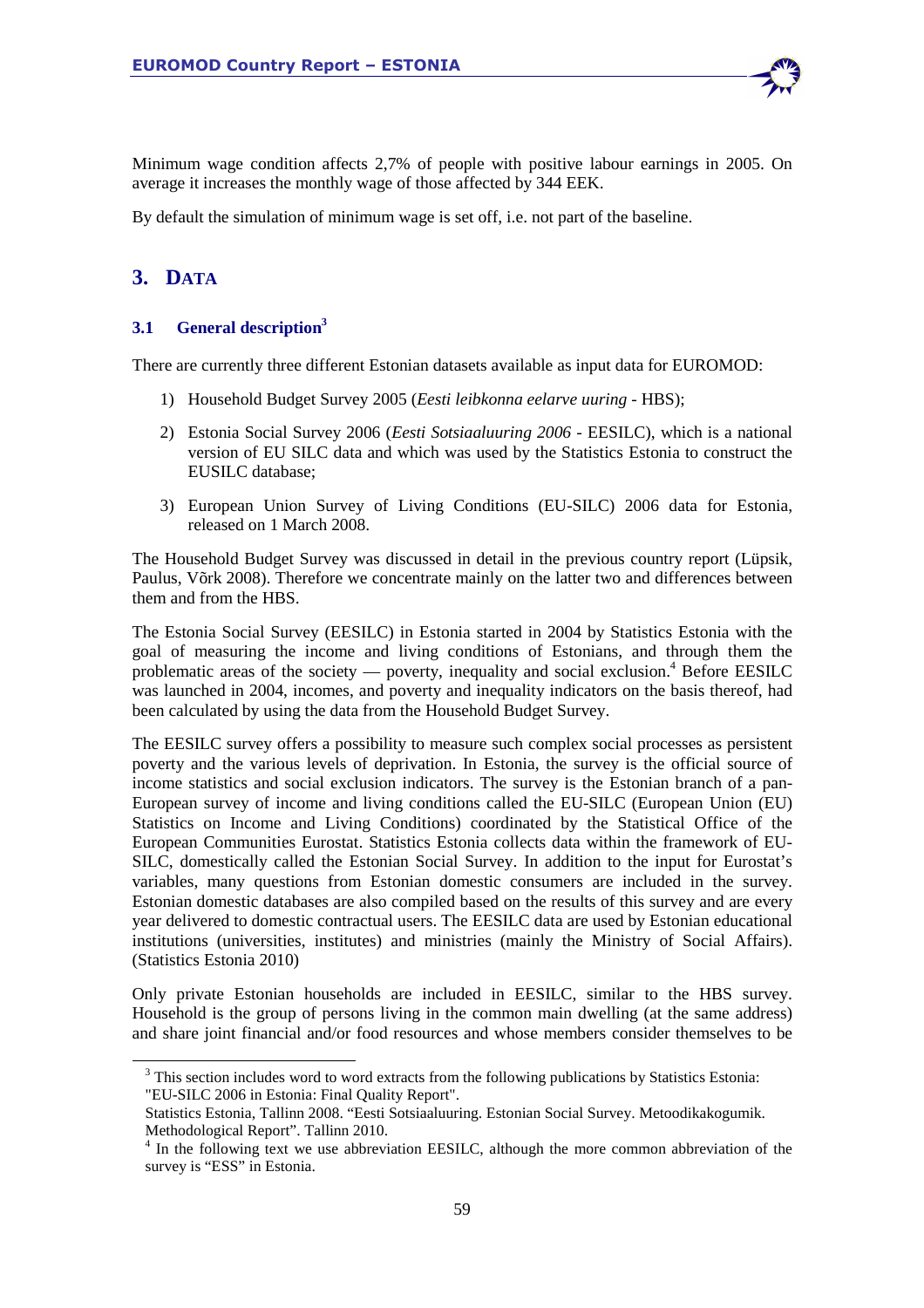Minimum wage condition affects 2,7% of people with positive labour earnings in 2005. On average it increases the monthly wage of those affected by 344 EEK.

By default the simulation of minimum wage is set off, i.e. not part of the baseline.

# 3. DATA

## 3.1 General description[3]

There are currently three different Estonian datasets available as input data for EUROMOD:

1) Household Budget Survey 2005 (*Eesti leibkonna eelarve uuring* - HBS);
2) Estonia Social Survey 2006 (*Eesti Sotsiaaluuring 2006* - EESILC), which is a national version of EU SILC data and which was used by the Statistics Estonia to construct the EUSILC database;
3) European Union Survey of Living Conditions (EU-SILC) 2006 data for Estonia, released on 1 March 2008.

The Household Budget Survey was discussed in detail in the previous country report (Lüpsik, Paulus, Võrk 2008). Therefore we concentrate mainly on the latter two and differences between them and from the HBS.

The Estonia Social Survey (EESILC) in Estonia started in 2004 by Statistics Estonia with the goal of measuring the income and living conditions of Estonians, and through them the problematic areas of the society — poverty, inequality and social exclusion.[4] Before EESILC was launched in 2004, incomes, and poverty and inequality indicators on the basis thereof, had been calculated by using the data from the Household Budget Survey.

The EESILC survey offers a possibility to measure such complex social processes as persistent poverty and the various levels of deprivation. In Estonia, the survey is the official source of income statistics and social exclusion indicators. The survey is the Estonian branch of a pan-European survey of income and living conditions called the EU-SILC (European Union (EU) Statistics on Income and Living Conditions) coordinated by the Statistical Office of the European Communities Eurostat. Statistics Estonia collects data within the framework of EU-SILC, domestically called the Estonian Social Survey. In addition to the input for Eurostat's variables, many questions from Estonian domestic consumers are included in the survey. Estonian domestic databases are also compiled based on the results of this survey and are every year delivered to domestic contractual users. The EESILC data are used by Estonian educational institutions (universities, institutes) and ministries (mainly the Ministry of Social Affairs). (Statistics Estonia 2010)

Only private Estonian households are included in EESILC, similar to the HBS survey. Household is the group of persons living in the common main dwelling (at the same address) and share joint financial and/or food resources and whose members consider themselves to be

---

[3] This section includes word to word extracts from the following publications by Statistics Estonia: "EU-SILC 2006 in Estonia: Final Quality Report".
Statistics Estonia, Tallinn 2008. "Eesti Sotsiaaluuring. Estonian Social Survey. Metoodikakogumik. Methodological Report". Tallinn 2010.

[4] In the following text we use abbreviation EESILC, although the more common abbreviation of the survey is "ESS" in Estonia.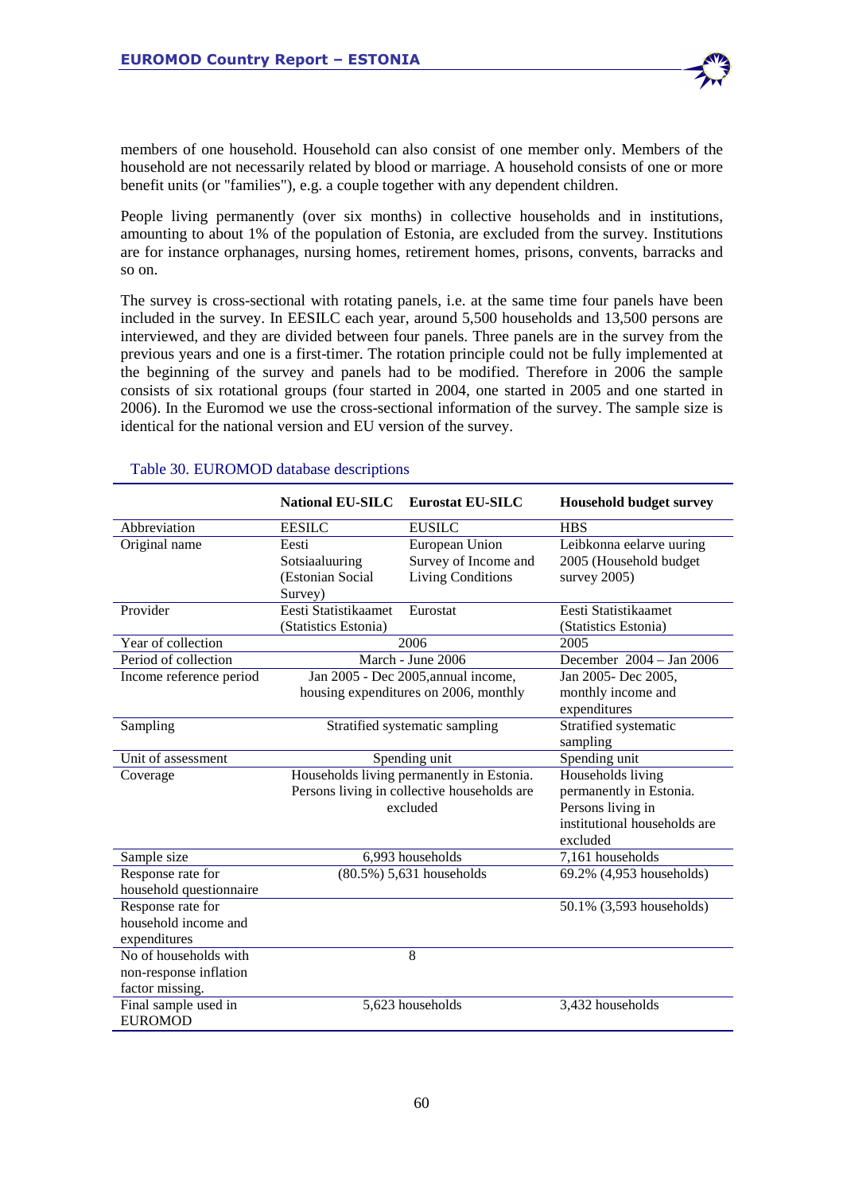members of one household. Household can also consist of one member only. Members of the household are not necessarily related by blood or marriage. A household consists of one or more benefit units (or "families"), e.g. a couple together with any dependent children.

People living permanently (over six months) in collective households and in institutions, amounting to about 1% of the population of Estonia, are excluded from the survey. Institutions are for instance orphanages, nursing homes, retirement homes, prisons, convents, barracks and so on.

The survey is cross-sectional with rotating panels, i.e. at the same time four panels have been included in the survey. In EESILC each year, around 5,500 households and 13,500 persons are interviewed, and they are divided between four panels. Three panels are in the survey from the previous years and one is a first-timer. The rotation principle could not be fully implemented at the beginning of the survey and panels had to be modified. Therefore in 2006 the sample consists of six rotational groups (four started in 2004, one started in 2005 and one started in 2006). In the Euromod we use the cross-sectional information of the survey. The sample size is identical for the national version and EU version of the survey.

Table 30. EUROMOD database descriptions

| | National EU-SILC | Eurostat EU-SILC | Household budget survey |
|---|---|---|---|
| Abbreviation | EESILC | EUSILC | HBS |
| Original name | Eesti Sotsiaaluuring (Estonian Social Survey) | European Union Survey of Income and Living Conditions | Leibkonna eelarve uuring 2005 (Household budget survey 2005) |
| Provider | Eesti Statistikaamet (Statistics Estonia) | Eurostat | Eesti Statistikaamet (Statistics Estonia) |
| Year of collection | 2006 | | 2005 |
| Period of collection | March - June 2006 | | December 2004 – Jan 2006 |
| Income reference period | Jan 2005 - Dec 2005,annual income, housing expenditures on 2006, monthly | | Jan 2005- Dec 2005, monthly income and expenditures |
| Sampling | Stratified systematic sampling | | Stratified systematic sampling |
| Unit of assessment | Spending unit | | Spending unit |
| Coverage | Households living permanently in Estonia. Persons living in collective households are excluded | | Households living permanently in Estonia. Persons living in institutional households are excluded |
| Sample size | 6,993 households | | 7,161 households |
| Response rate for household questionnaire | (80.5%) 5,631 households | | 69.2% (4,953 households) |
| Response rate for household income and expenditures | | | 50.1% (3,593 households) |
| No of households with non-response inflation factor missing. | 8 | | |
| Final sample used in EUROMOD | 5,623 households | | 3,432 households |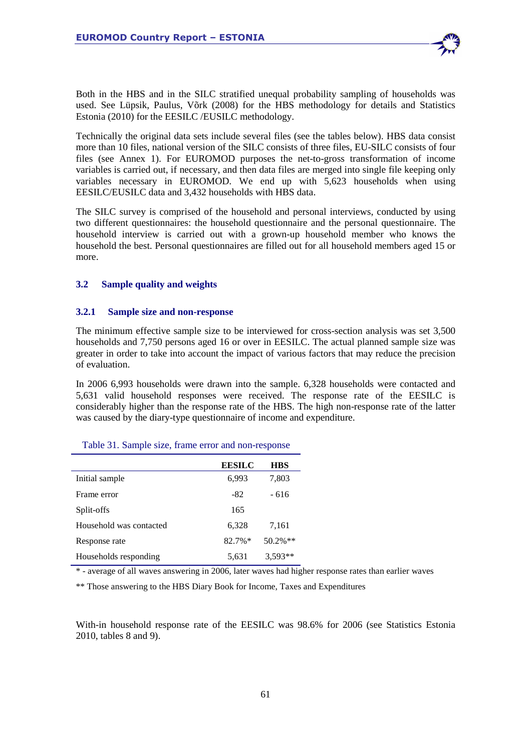Both in the HBS and in the SILC stratified unequal probability sampling of households was used. See Lüpsik, Paulus, Võrk (2008) for the HBS methodology for details and Statistics Estonia (2010) for the EESILC /EUSILC methodology.

Technically the original data sets include several files (see the tables below). HBS data consist more than 10 files, national version of the SILC consists of three files, EU-SILC consists of four files (see Annex 1). For EUROMOD purposes the net-to-gross transformation of income variables is carried out, if necessary, and then data files are merged into single file keeping only variables necessary in EUROMOD. We end up with 5,623 households when using EESILC/EUSILC data and 3,432 households with HBS data.

The SILC survey is comprised of the household and personal interviews, conducted by using two different questionnaires: the household questionnaire and the personal questionnaire. The household interview is carried out with a grown-up household member who knows the household the best. Personal questionnaires are filled out for all household members aged 15 or more.

## 3.2 Sample quality and weights

### 3.2.1 Sample size and non-response

The minimum effective sample size to be interviewed for cross-section analysis was set 3,500 households and 7,750 persons aged 16 or over in EESILC. The actual planned sample size was greater in order to take into account the impact of various factors that may reduce the precision of evaluation.

In 2006 6,993 households were drawn into the sample. 6,328 households were contacted and 5,631 valid household responses were received. The response rate of the EESILC is considerably higher than the response rate of the HBS. The high non-response rate of the latter was caused by the diary-type questionnaire of income and expenditure.

Table 31. Sample size, frame error and non-response

| | EESILC | HBS |
|---|---|---|
| Initial sample | 6,993 | 7,803 |
| Frame error | -82 | - 616 |
| Split-offs | 165 | |
| Household was contacted | 6,328 | 7,161 |
| Response rate | 82.7%* | 50.2%** |
| Households responding | 5,631 | 3,593** |

\* - average of all waves answering in 2006, later waves had higher response rates than earlier waves

** Those answering to the HBS Diary Book for Income, Taxes and Expenditures

With-in household response rate of the EESILC was 98.6% for 2006 (see Statistics Estonia 2010, tables 8 and 9).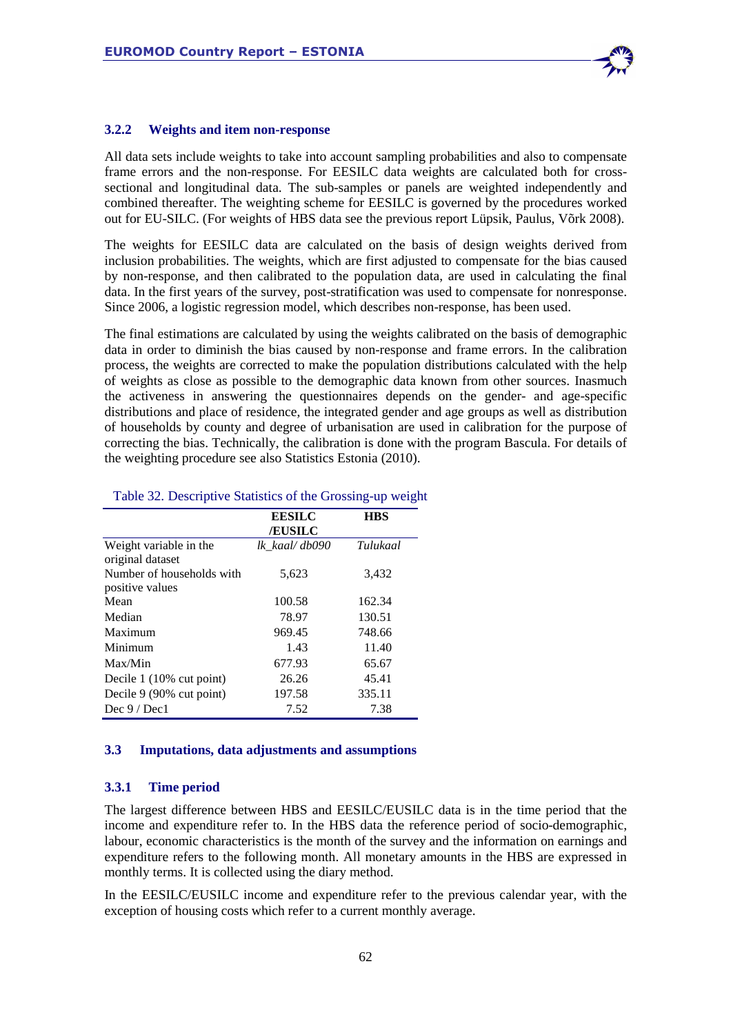### 3.2.2 Weights and item non-response

All data sets include weights to take into account sampling probabilities and also to compensate frame errors and the non-response. For EESILC data weights are calculated both for cross-sectional and longitudinal data. The sub-samples or panels are weighted independently and combined thereafter. The weighting scheme for EESILC is governed by the procedures worked out for EU-SILC. (For weights of HBS data see the previous report Lüpsik, Paulus, Võrk 2008).

The weights for EESILC data are calculated on the basis of design weights derived from inclusion probabilities. The weights, which are first adjusted to compensate for the bias caused by non-response, and then calibrated to the population data, are used in calculating the final data. In the first years of the survey, post-stratification was used to compensate for nonresponse. Since 2006, a logistic regression model, which describes non-response, has been used.

The final estimations are calculated by using the weights calibrated on the basis of demographic data in order to diminish the bias caused by non-response and frame errors. In the calibration process, the weights are corrected to make the population distributions calculated with the help of weights as close as possible to the demographic data known from other sources. Inasmuch the activeness in answering the questionnaires depends on the gender- and age-specific distributions and place of residence, the integrated gender and age groups as well as distribution of households by county and degree of urbanisation are used in calibration for the purpose of correcting the bias. Technically, the calibration is done with the program Bascula. For details of the weighting procedure see also Statistics Estonia (2010).

Table 32. Descriptive Statistics of the Grossing-up weight

| | EESILC /EUSILC | HBS |
|---|---|---|
| Weight variable in the original dataset | *lk_kaal/ db090* | *Tulukaal* |
| Number of households with positive values | 5,623 | 3,432 |
| Mean | 100.58 | 162.34 |
| Median | 78.97 | 130.51 |
| Maximum | 969.45 | 748.66 |
| Minimum | 1.43 | 11.40 |
| Max/Min | 677.93 | 65.67 |
| Decile 1 (10% cut point) | 26.26 | 45.41 |
| Decile 9 (90% cut point) | 197.58 | 335.11 |
| Dec 9 / Dec1 | 7.52 | 7.38 |

## 3.3 Imputations, data adjustments and assumptions

### 3.3.1 Time period

The largest difference between HBS and EESILC/EUSILC data is in the time period that the income and expenditure refer to. In the HBS data the reference period of socio-demographic, labour, economic characteristics is the month of the survey and the information on earnings and expenditure refers to the following month. All monetary amounts in the HBS are expressed in monthly terms. It is collected using the diary method.

In the EESILC/EUSILC income and expenditure refer to the previous calendar year, with the exception of housing costs which refer to a current monthly average.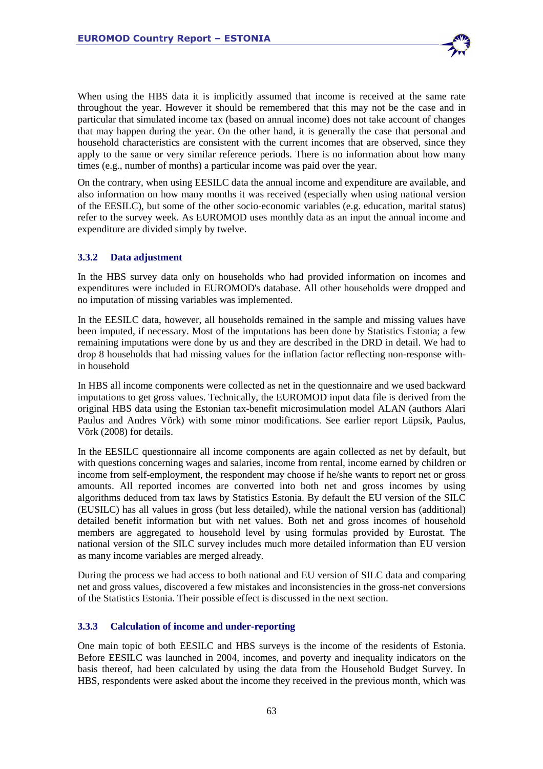When using the HBS data it is implicitly assumed that income is received at the same rate throughout the year. However it should be remembered that this may not be the case and in particular that simulated income tax (based on annual income) does not take account of changes that may happen during the year. On the other hand, it is generally the case that personal and household characteristics are consistent with the current incomes that are observed, since they apply to the same or very similar reference periods. There is no information about how many times (e.g., number of months) a particular income was paid over the year.

On the contrary, when using EESILC data the annual income and expenditure are available, and also information on how many months it was received (especially when using national version of the EESILC), but some of the other socio-economic variables (e.g. education, marital status) refer to the survey week. As EUROMOD uses monthly data as an input the annual income and expenditure are divided simply by twelve.

### 3.3.2 Data adjustment

In the HBS survey data only on households who had provided information on incomes and expenditures were included in EUROMOD's database. All other households were dropped and no imputation of missing variables was implemented.

In the EESILC data, however, all households remained in the sample and missing values have been imputed, if necessary. Most of the imputations has been done by Statistics Estonia; a few remaining imputations were done by us and they are described in the DRD in detail. We had to drop 8 households that had missing values for the inflation factor reflecting non-response within household

In HBS all income components were collected as net in the questionnaire and we used backward imputations to get gross values. Technically, the EUROMOD input data file is derived from the original HBS data using the Estonian tax-benefit microsimulation model ALAN (authors Alari Paulus and Andres Võrk) with some minor modifications. See earlier report Lüpsik, Paulus, Võrk (2008) for details.

In the EESILC questionnaire all income components are again collected as net by default, but with questions concerning wages and salaries, income from rental, income earned by children or income from self-employment, the respondent may choose if he/she wants to report net or gross amounts. All reported incomes are converted into both net and gross incomes by using algorithms deduced from tax laws by Statistics Estonia. By default the EU version of the SILC (EUSILC) has all values in gross (but less detailed), while the national version has (additional) detailed benefit information but with net values. Both net and gross incomes of household members are aggregated to household level by using formulas provided by Eurostat. The national version of the SILC survey includes much more detailed information than EU version as many income variables are merged already.

During the process we had access to both national and EU version of SILC data and comparing net and gross values, discovered a few mistakes and inconsistencies in the gross-net conversions of the Statistics Estonia. Their possible effect is discussed in the next section.

### 3.3.3 Calculation of income and under-reporting

One main topic of both EESILC and HBS surveys is the income of the residents of Estonia. Before EESILC was launched in 2004, incomes, and poverty and inequality indicators on the basis thereof, had been calculated by using the data from the Household Budget Survey. In HBS, respondents were asked about the income they received in the previous month, which was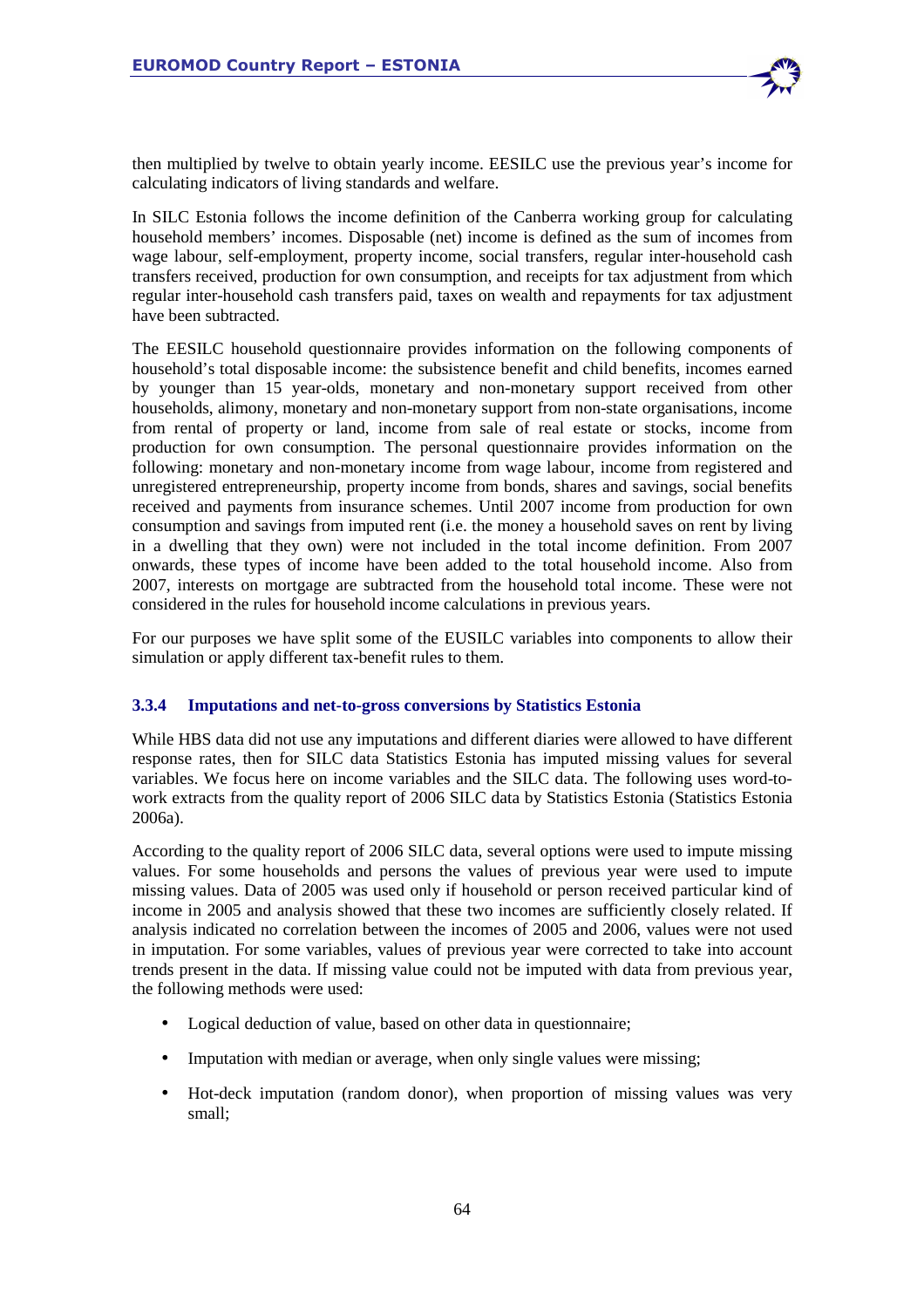then multiplied by twelve to obtain yearly income. EESILC use the previous year's income for calculating indicators of living standards and welfare.

In SILC Estonia follows the income definition of the Canberra working group for calculating household members' incomes. Disposable (net) income is defined as the sum of incomes from wage labour, self-employment, property income, social transfers, regular inter-household cash transfers received, production for own consumption, and receipts for tax adjustment from which regular inter-household cash transfers paid, taxes on wealth and repayments for tax adjustment have been subtracted.

The EESILC household questionnaire provides information on the following components of household's total disposable income: the subsistence benefit and child benefits, incomes earned by younger than 15 year-olds, monetary and non-monetary support received from other households, alimony, monetary and non-monetary support from non-state organisations, income from rental of property or land, income from sale of real estate or stocks, income from production for own consumption. The personal questionnaire provides information on the following: monetary and non-monetary income from wage labour, income from registered and unregistered entrepreneurship, property income from bonds, shares and savings, social benefits received and payments from insurance schemes. Until 2007 income from production for own consumption and savings from imputed rent (i.e. the money a household saves on rent by living in a dwelling that they own) were not included in the total income definition. From 2007 onwards, these types of income have been added to the total household income. Also from 2007, interests on mortgage are subtracted from the household total income. These were not considered in the rules for household income calculations in previous years.

For our purposes we have split some of the EUSILC variables into components to allow their simulation or apply different tax-benefit rules to them.

### 3.3.4 Imputations and net-to-gross conversions by Statistics Estonia

While HBS data did not use any imputations and different diaries were allowed to have different response rates, then for SILC data Statistics Estonia has imputed missing values for several variables. We focus here on income variables and the SILC data. The following uses word-to-work extracts from the quality report of 2006 SILC data by Statistics Estonia (Statistics Estonia 2006a).

According to the quality report of 2006 SILC data, several options were used to impute missing values. For some households and persons the values of previous year were used to impute missing values. Data of 2005 was used only if household or person received particular kind of income in 2005 and analysis showed that these two incomes are sufficiently closely related. If analysis indicated no correlation between the incomes of 2005 and 2006, values were not used in imputation. For some variables, values of previous year were corrected to take into account trends present in the data. If missing value could not be imputed with data from previous year, the following methods were used:

- Logical deduction of value, based on other data in questionnaire;
- Imputation with median or average, when only single values were missing;
- Hot-deck imputation (random donor), when proportion of missing values was very small;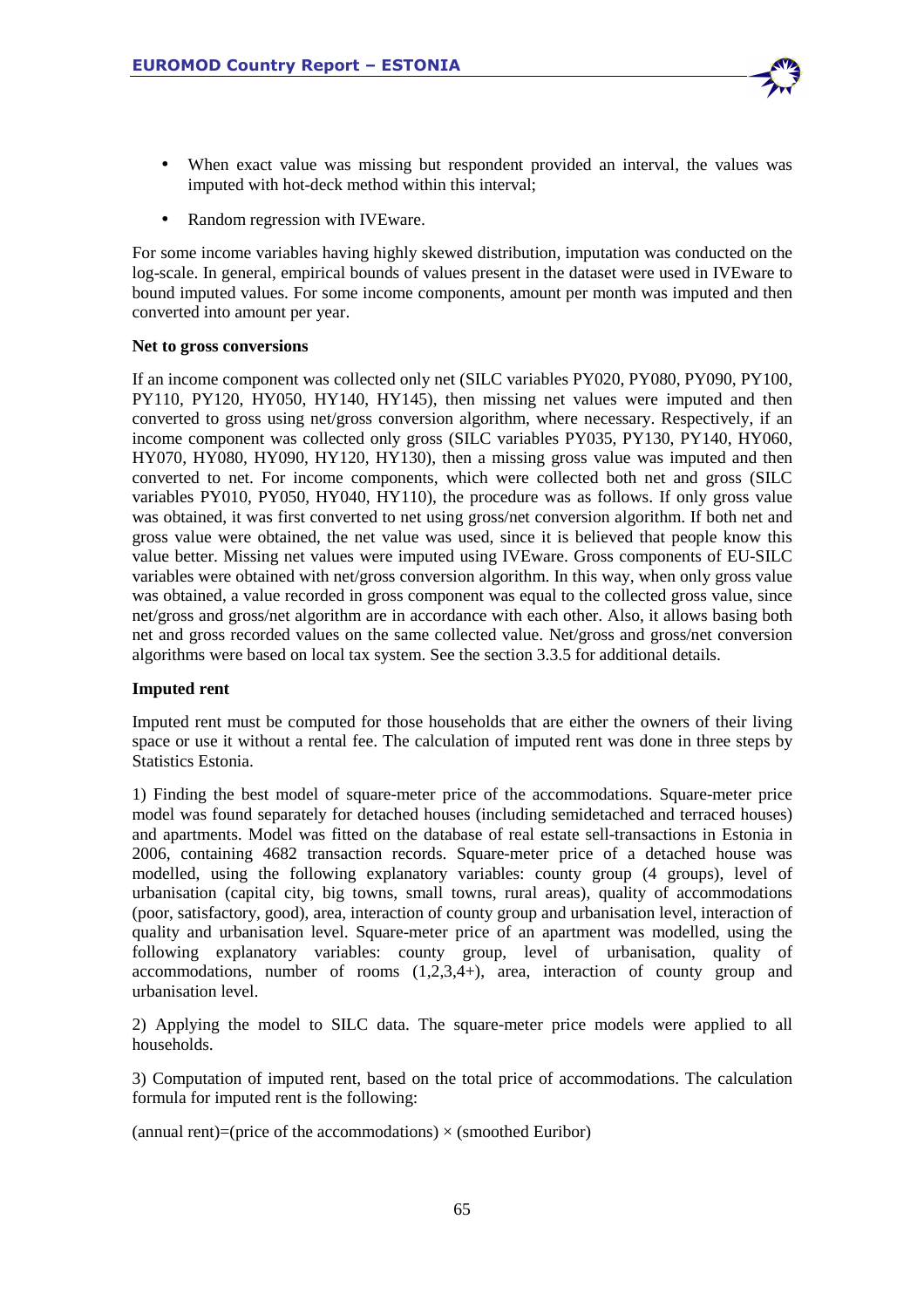- When exact value was missing but respondent provided an interval, the values was imputed with hot-deck method within this interval;
- Random regression with IVEware.

For some income variables having highly skewed distribution, imputation was conducted on the log-scale. In general, empirical bounds of values present in the dataset were used in IVEware to bound imputed values. For some income components, amount per month was imputed and then converted into amount per year.

**Net to gross conversions**

If an income component was collected only net (SILC variables PY020, PY080, PY090, PY100, PY110, PY120, HY050, HY140, HY145), then missing net values were imputed and then converted to gross using net/gross conversion algorithm, where necessary. Respectively, if an income component was collected only gross (SILC variables PY035, PY130, PY140, HY060, HY070, HY080, HY090, HY120, HY130), then a missing gross value was imputed and then converted to net. For income components, which were collected both net and gross (SILC variables PY010, PY050, HY040, HY110), the procedure was as follows. If only gross value was obtained, it was first converted to net using gross/net conversion algorithm. If both net and gross value were obtained, the net value was used, since it is believed that people know this value better. Missing net values were imputed using IVEware. Gross components of EU-SILC variables were obtained with net/gross conversion algorithm. In this way, when only gross value was obtained, a value recorded in gross component was equal to the collected gross value, since net/gross and gross/net algorithm are in accordance with each other. Also, it allows basing both net and gross recorded values on the same collected value. Net/gross and gross/net conversion algorithms were based on local tax system. See the section 3.3.5 for additional details.

**Imputed rent**

Imputed rent must be computed for those households that are either the owners of their living space or use it without a rental fee. The calculation of imputed rent was done in three steps by Statistics Estonia.

1) Finding the best model of square-meter price of the accommodations. Square-meter price model was found separately for detached houses (including semidetached and terraced houses) and apartments. Model was fitted on the database of real estate sell-transactions in Estonia in 2006, containing 4682 transaction records. Square-meter price of a detached house was modelled, using the following explanatory variables: county group (4 groups), level of urbanisation (capital city, big towns, small towns, rural areas), quality of accommodations (poor, satisfactory, good), area, interaction of county group and urbanisation level, interaction of quality and urbanisation level. Square-meter price of an apartment was modelled, using the following explanatory variables: county group, level of urbanisation, quality of accommodations, number of rooms (1,2,3,4+), area, interaction of county group and urbanisation level.

2) Applying the model to SILC data. The square-meter price models were applied to all households.

3) Computation of imputed rent, based on the total price of accommodations. The calculation formula for imputed rent is the following:

(annual rent)=(price of the accommodations) × (smoothed Euribor)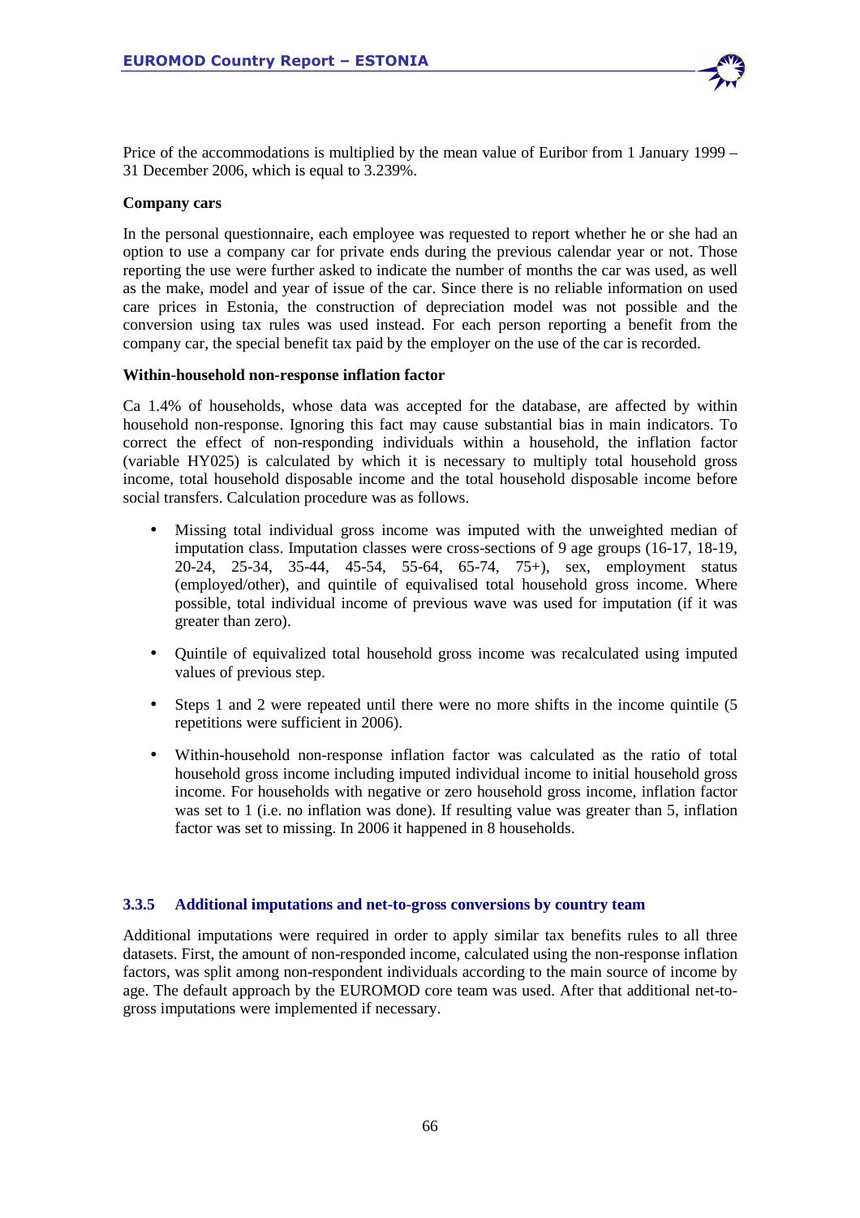Price of the accommodations is multiplied by the mean value of Euribor from 1 January 1999 – 31 December 2006, which is equal to 3.239%.

**Company cars**

In the personal questionnaire, each employee was requested to report whether he or she had an option to use a company car for private ends during the previous calendar year or not. Those reporting the use were further asked to indicate the number of months the car was used, as well as the make, model and year of issue of the car. Since there is no reliable information on used care prices in Estonia, the construction of depreciation model was not possible and the conversion using tax rules was used instead. For each person reporting a benefit from the company car, the special benefit tax paid by the employer on the use of the car is recorded.

**Within-household non-response inflation factor**

Ca 1.4% of households, whose data was accepted for the database, are affected by within household non-response. Ignoring this fact may cause substantial bias in main indicators. To correct the effect of non-responding individuals within a household, the inflation factor (variable HY025) is calculated by which it is necessary to multiply total household gross income, total household disposable income and the total household disposable income before social transfers. Calculation procedure was as follows.

- Missing total individual gross income was imputed with the unweighted median of imputation class. Imputation classes were cross-sections of 9 age groups (16-17, 18-19, 20-24, 25-34, 35-44, 45-54, 55-64, 65-74, 75+), sex, employment status (employed/other), and quintile of equivalised total household gross income. Where possible, total individual income of previous wave was used for imputation (if it was greater than zero).
- Quintile of equivalized total household gross income was recalculated using imputed values of previous step.
- Steps 1 and 2 were repeated until there were no more shifts in the income quintile (5 repetitions were sufficient in 2006).
- Within-household non-response inflation factor was calculated as the ratio of total household gross income including imputed individual income to initial household gross income. For households with negative or zero household gross income, inflation factor was set to 1 (i.e. no inflation was done). If resulting value was greater than 5, inflation factor was set to missing. In 2006 it happened in 8 households.

### 3.3.5 Additional imputations and net-to-gross conversions by country team

Additional imputations were required in order to apply similar tax benefits rules to all three datasets. First, the amount of non-responded income, calculated using the non-response inflation factors, was split among non-respondent individuals according to the main source of income by age. The default approach by the EUROMOD core team was used. After that additional net-to-gross imputations were implemented if necessary.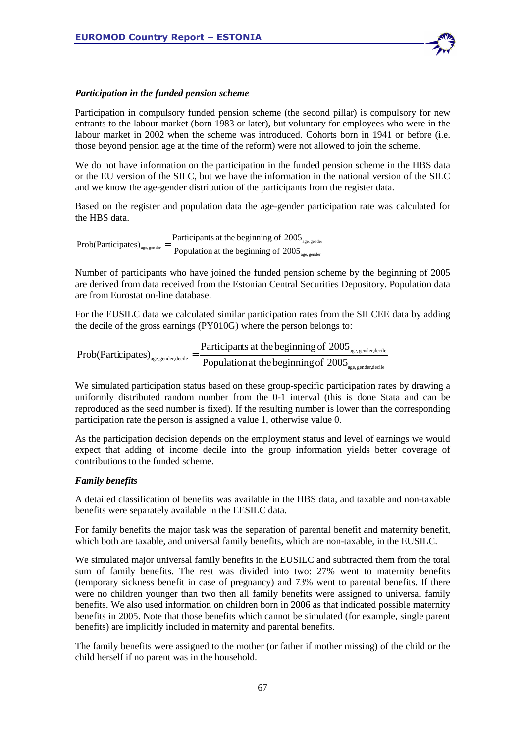### *Participation in the funded pension scheme*

Participation in compulsory funded pension scheme (the second pillar) is compulsory for new entrants to the labour market (born 1983 or later), but voluntary for employees who were in the labour market in 2002 when the scheme was introduced. Cohorts born in 1941 or before (i.e. those beyond pension age at the time of the reform) were not allowed to join the scheme.

We do not have information on the participation in the funded pension scheme in the HBS data or the EU version of the SILC, but we have the information in the national version of the SILC and we know the age-gender distribution of the participants from the register data.

Based on the register and population data the age-gender participation rate was calculated for the HBS data.

$$\text{Prob(Participates)}_{\text{age, gender}} = \frac{\text{Participants at the beginning of } 2005_{\text{age, gender}}}{\text{Population at the beginning of } 2005_{\text{age, gender}}}$$

Number of participants who have joined the funded pension scheme by the beginning of 2005 are derived from data received from the Estonian Central Securities Depository. Population data are from Eurostat on-line database.

For the EUSILC data we calculated similar participation rates from the SILCEE data by adding the decile of the gross earnings (PY010G) where the person belongs to:

$$\text{Prob(Participates)}_{\text{age, gender,decile}} = \frac{\text{Participants at the beginning of } 2005_{\text{age, gender,decile}}}{\text{Population at the beginning of } 2005_{\text{age, gender,decile}}}$$

We simulated participation status based on these group-specific participation rates by drawing a uniformly distributed random number from the 0-1 interval (this is done Stata and can be reproduced as the seed number is fixed). If the resulting number is lower than the corresponding participation rate the person is assigned a value 1, otherwise value 0.

As the participation decision depends on the employment status and level of earnings we would expect that adding of income decile into the group information yields better coverage of contributions to the funded scheme.

### *Family benefits*

A detailed classification of benefits was available in the HBS data, and taxable and non-taxable benefits were separately available in the EESILC data.

For family benefits the major task was the separation of parental benefit and maternity benefit, which both are taxable, and universal family benefits, which are non-taxable, in the EUSILC.

We simulated major universal family benefits in the EUSILC and subtracted them from the total sum of family benefits. The rest was divided into two: 27% went to maternity benefits (temporary sickness benefit in case of pregnancy) and 73% went to parental benefits. If there were no children younger than two then all family benefits were assigned to universal family benefits. We also used information on children born in 2006 as that indicated possible maternity benefits in 2005. Note that those benefits which cannot be simulated (for example, single parent benefits) are implicitly included in maternity and parental benefits.

The family benefits were assigned to the mother (or father if mother missing) of the child or the child herself if no parent was in the household.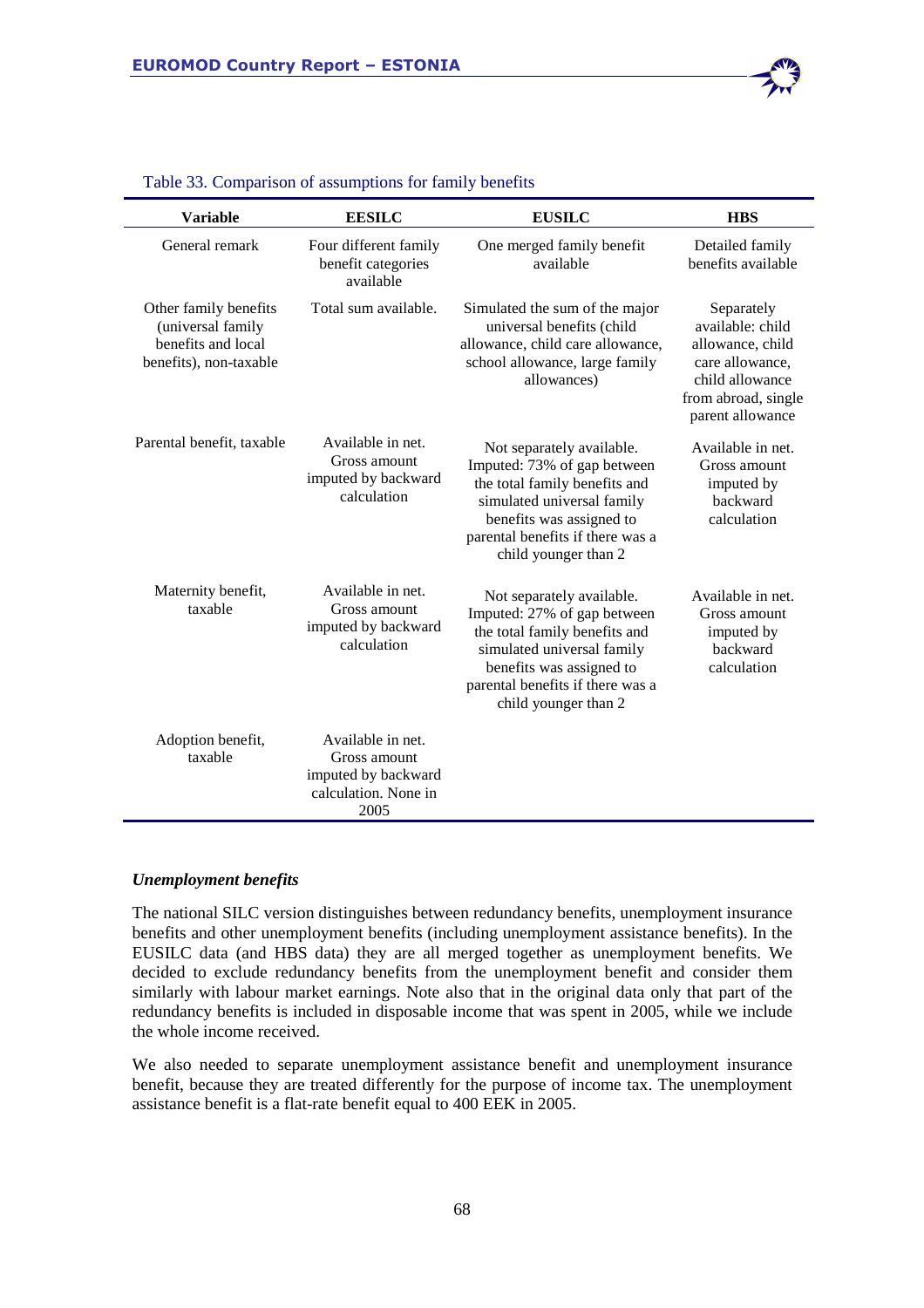Table 33. Comparison of assumptions for family benefits

| Variable | EESILC | EUSILC | HBS |
|---|---|---|---|
| General remark | Four different family benefit categories available | One merged family benefit available | Detailed family benefits available |
| Other family benefits (universal family benefits and local benefits), non-taxable | Total sum available. | Simulated the sum of the major universal benefits (child allowance, child care allowance, school allowance, large family allowances) | Separately available: child allowance, child care allowance, child allowance from abroad, single parent allowance |
| Parental benefit, taxable | Available in net. Gross amount imputed by backward calculation | Not separately available. Imputed: 73% of gap between the total family benefits and simulated universal family benefits was assigned to parental benefits if there was a child younger than 2 | Available in net. Gross amount imputed by backward calculation |
| Maternity benefit, taxable | Available in net. Gross amount imputed by backward calculation | Not separately available. Imputed: 27% of gap between the total family benefits and simulated universal family benefits was assigned to parental benefits if there was a child younger than 2 | Available in net. Gross amount imputed by backward calculation |
| Adoption benefit, taxable | Available in net. Gross amount imputed by backward calculation. None in 2005 | | |

### *Unemployment benefits*

The national SILC version distinguishes between redundancy benefits, unemployment insurance benefits and other unemployment benefits (including unemployment assistance benefits). In the EUSILC data (and HBS data) they are all merged together as unemployment benefits. We decided to exclude redundancy benefits from the unemployment benefit and consider them similarly with labour market earnings. Note also that in the original data only that part of the redundancy benefits is included in disposable income that was spent in 2005, while we include the whole income received.

We also needed to separate unemployment assistance benefit and unemployment insurance benefit, because they are treated differently for the purpose of income tax. The unemployment assistance benefit is a flat-rate benefit equal to 400 EEK in 2005.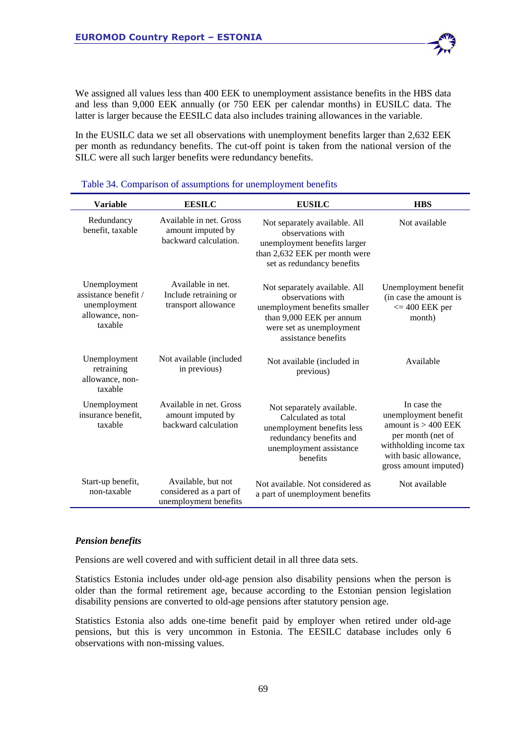We assigned all values less than 400 EEK to unemployment assistance benefits in the HBS data and less than 9,000 EEK annually (or 750 EEK per calendar months) in EUSILC data. The latter is larger because the EESILC data also includes training allowances in the variable.

In the EUSILC data we set all observations with unemployment benefits larger than 2,632 EEK per month as redundancy benefits. The cut-off point is taken from the national version of the SILC were all such larger benefits were redundancy benefits.

Table 34. Comparison of assumptions for unemployment benefits

| Variable | EESILC | EUSILC | HBS |
|---|---|---|---|
| Redundancy benefit, taxable | Available in net. Gross amount imputed by backward calculation. | Not separately available. All observations with unemployment benefits larger than 2,632 EEK per month were set as redundancy benefits | Not available |
| Unemployment assistance benefit / unemployment allowance, non-taxable | Available in net. Include retraining or transport allowance | Not separately available. All observations with unemployment benefits smaller than 9,000 EEK per annum were set as unemployment assistance benefits | Unemployment benefit (in case the amount is <= 400 EEK per month) |
| Unemployment retraining allowance, non-taxable | Not available (included in previous) | Not available (included in previous) | Available |
| Unemployment insurance benefit, taxable | Available in net. Gross amount imputed by backward calculation | Not separately available. Calculated as total unemployment benefits less redundancy benefits and unemployment assistance benefits | In case the unemployment benefit amount is > 400 EEK per month (net of withholding income tax with basic allowance, gross amount imputed) |
| Start-up benefit, non-taxable | Available, but not considered as a part of unemployment benefits | Not available. Not considered as a part of unemployment benefits | Not available |

### *Pension benefits*

Pensions are well covered and with sufficient detail in all three data sets.

Statistics Estonia includes under old-age pension also disability pensions when the person is older than the formal retirement age, because according to the Estonian pension legislation disability pensions are converted to old-age pensions after statutory pension age.

Statistics Estonia also adds one-time benefit paid by employer when retired under old-age pensions, but this is very uncommon in Estonia. The EESILC database includes only 6 observations with non-missing values.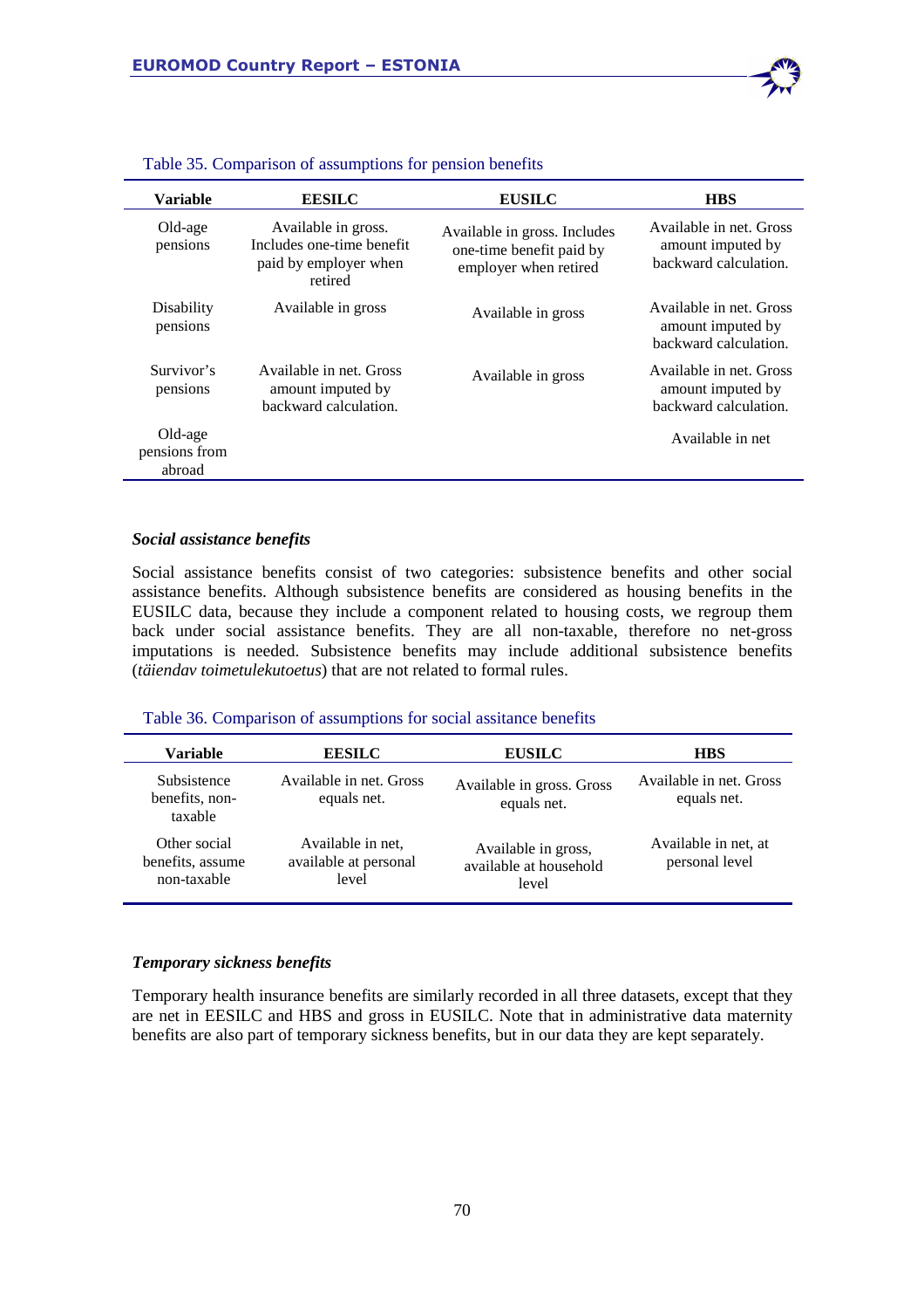Table 35. Comparison of assumptions for pension benefits

| Variable | EESILC | EUSILC | HBS |
|---|---|---|---|
| Old-age pensions | Available in gross. Includes one-time benefit paid by employer when retired | Available in gross. Includes one-time benefit paid by employer when retired | Available in net. Gross amount imputed by backward calculation. |
| Disability pensions | Available in gross | Available in gross | Available in net. Gross amount imputed by backward calculation. |
| Survivor's pensions | Available in net. Gross amount imputed by backward calculation. | Available in gross | Available in net. Gross amount imputed by backward calculation. |
| Old-age pensions from abroad | | | Available in net |

### *Social assistance benefits*

Social assistance benefits consist of two categories: subsistence benefits and other social assistance benefits. Although subsistence benefits are considered as housing benefits in the EUSILC data, because they include a component related to housing costs, we regroup them back under social assistance benefits. They are all non-taxable, therefore no net-gross imputations is needed. Subsistence benefits may include additional subsistence benefits (*täiendav toimetulekutoetus*) that are not related to formal rules.

Table 36. Comparison of assumptions for social assitance benefits

| Variable | EESILC | EUSILC | HBS |
|---|---|---|---|
| Subsistence benefits, non-taxable | Available in net. Gross equals net. | Available in gross. Gross equals net. | Available in net. Gross equals net. |
| Other social benefits, assume non-taxable | Available in net, available at personal level | Available in gross, available at household level | Available in net, at personal level |

### *Temporary sickness benefits*

Temporary health insurance benefits are similarly recorded in all three datasets, except that they are net in EESILC and HBS and gross in EUSILC. Note that in administrative data maternity benefits are also part of temporary sickness benefits, but in our data they are kept separately.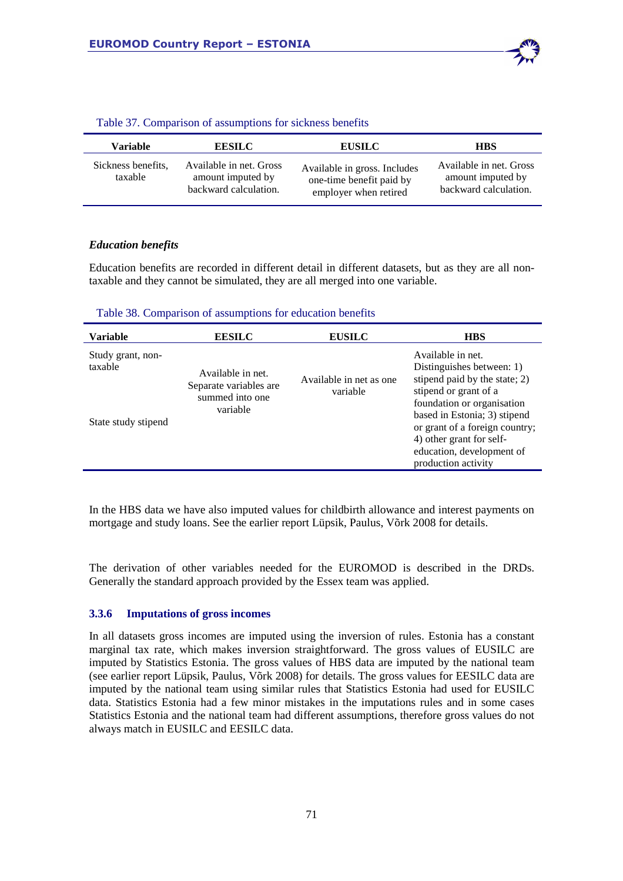Table 37. Comparison of assumptions for sickness benefits

| Variable | EESILC | EUSILC | HBS |
|---|---|---|---|
| Sickness benefits, taxable | Available in net. Gross amount imputed by backward calculation. | Available in gross. Includes one-time benefit paid by employer when retired | Available in net. Gross amount imputed by backward calculation. |

### *Education benefits*

Education benefits are recorded in different detail in different datasets, but as they are all non-taxable and they cannot be simulated, they are all merged into one variable.

Table 38. Comparison of assumptions for education benefits

| Variable | EESILC | EUSILC | HBS |
|---|---|---|---|
| Study grant, non-taxable<br><br>State study stipend | Available in net. Separate variables are summed into one variable | Available in net as one variable | Available in net. Distinguishes between: 1) stipend paid by the state; 2) stipend or grant of a foundation or organisation based in Estonia; 3) stipend or grant of a foreign country; 4) other grant for self-education, development of production activity |

In the HBS data we have also imputed values for childbirth allowance and interest payments on mortgage and study loans. See the earlier report Lüpsik, Paulus, Võrk 2008 for details.

The derivation of other variables needed for the EUROMOD is described in the DRDs. Generally the standard approach provided by the Essex team was applied.

### 3.3.6 Imputations of gross incomes

In all datasets gross incomes are imputed using the inversion of rules. Estonia has a constant marginal tax rate, which makes inversion straightforward. The gross values of EUSILC are imputed by Statistics Estonia. The gross values of HBS data are imputed by the national team (see earlier report Lüpsik, Paulus, Võrk 2008) for details. The gross values for EESILC data are imputed by the national team using similar rules that Statistics Estonia had used for EUSILC data. Statistics Estonia had a few minor mistakes in the imputations rules and in some cases Statistics Estonia and the national team had different assumptions, therefore gross values do not always match in EUSILC and EESILC data.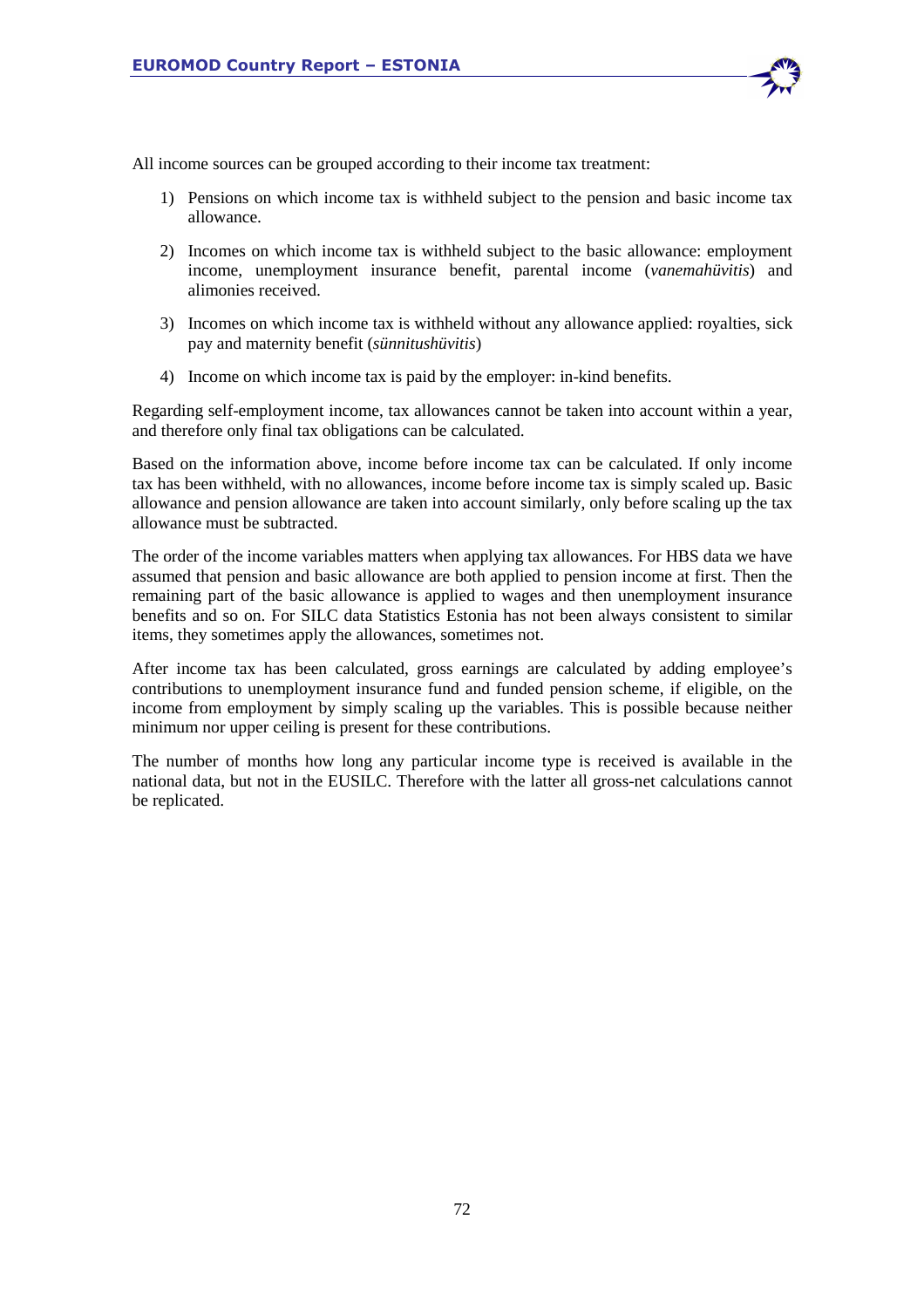All income sources can be grouped according to their income tax treatment:

1) Pensions on which income tax is withheld subject to the pension and basic income tax allowance.
2) Incomes on which income tax is withheld subject to the basic allowance: employment income, unemployment insurance benefit, parental income (*vanemahüvitis*) and alimonies received.
3) Incomes on which income tax is withheld without any allowance applied: royalties, sick pay and maternity benefit (*sünnitushüvitis*)
4) Income on which income tax is paid by the employer: in-kind benefits.

Regarding self-employment income, tax allowances cannot be taken into account within a year, and therefore only final tax obligations can be calculated.

Based on the information above, income before income tax can be calculated. If only income tax has been withheld, with no allowances, income before income tax is simply scaled up. Basic allowance and pension allowance are taken into account similarly, only before scaling up the tax allowance must be subtracted.

The order of the income variables matters when applying tax allowances. For HBS data we have assumed that pension and basic allowance are both applied to pension income at first. Then the remaining part of the basic allowance is applied to wages and then unemployment insurance benefits and so on. For SILC data Statistics Estonia has not been always consistent to similar items, they sometimes apply the allowances, sometimes not.

After income tax has been calculated, gross earnings are calculated by adding employee's contributions to unemployment insurance fund and funded pension scheme, if eligible, on the income from employment by simply scaling up the variables. This is possible because neither minimum nor upper ceiling is present for these contributions.

The number of months how long any particular income type is received is available in the national data, but not in the EUSILC. Therefore with the latter all gross-net calculations cannot be replicated.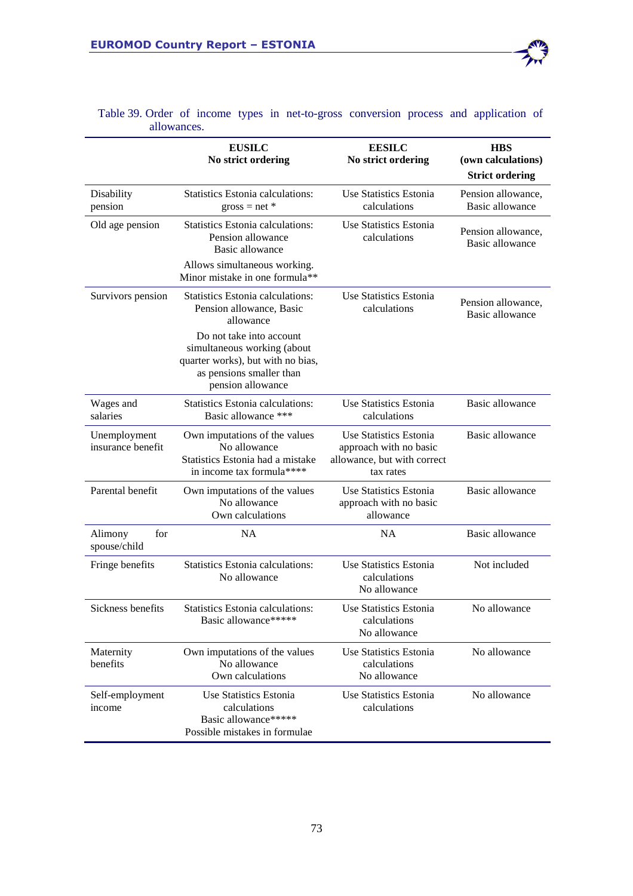Table 39. Order of income types in net-to-gross conversion process and application of allowances.

| | **EUSILC** **No strict ordering** | **EESILC** **No strict ordering** | **HBS (own calculations)** **Strict ordering** |
|---|---|---|---|
| Disability pension | Statistics Estonia calculations: gross = net * | Use Statistics Estonia calculations | Pension allowance, Basic allowance |
| Old age pension | Statistics Estonia calculations: Pension allowance Basic allowance Allows simultaneous working. Minor mistake in one formula** | Use Statistics Estonia calculations | Pension allowance, Basic allowance |
| Survivors pension | Statistics Estonia calculations: Pension allowance, Basic allowance Do not take into account simultaneous working (about quarter works), but with no bias, as pensions smaller than pension allowance | Use Statistics Estonia calculations | Pension allowance, Basic allowance |
| Wages and salaries | Statistics Estonia calculations: Basic allowance *** | Use Statistics Estonia calculations | Basic allowance |
| Unemployment insurance benefit | Own imputations of the values No allowance Statistics Estonia had a mistake in income tax formula**** | Use Statistics Estonia approach with no basic allowance, but with correct tax rates | Basic allowance |
| Parental benefit | Own imputations of the values No allowance Own calculations | Use Statistics Estonia approach with no basic allowance | Basic allowance |
| Alimony for spouse/child | NA | NA | Basic allowance |
| Fringe benefits | Statistics Estonia calculations: No allowance | Use Statistics Estonia calculations No allowance | Not included |
| Sickness benefits | Statistics Estonia calculations: Basic allowance***** | Use Statistics Estonia calculations No allowance | No allowance |
| Maternity benefits | Own imputations of the values No allowance Own calculations | Use Statistics Estonia calculations No allowance | No allowance |
| Self-employment income | Use Statistics Estonia calculations Basic allowance***** Possible mistakes in formulae | Use Statistics Estonia calculations | No allowance |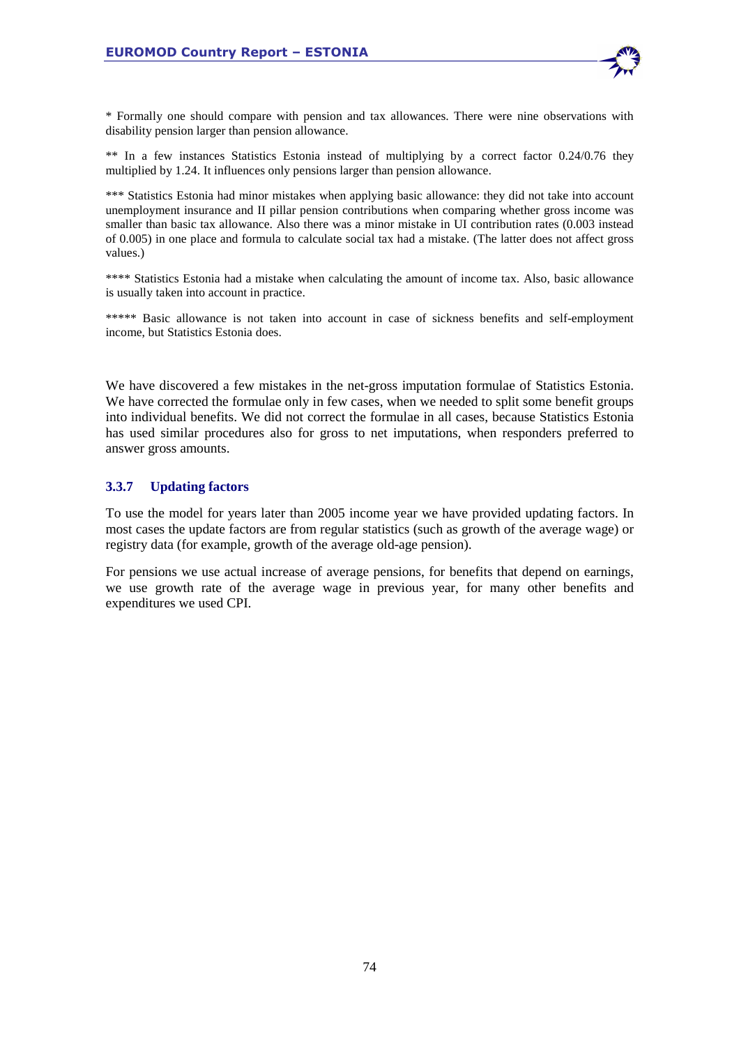* Formally one should compare with pension and tax allowances. There were nine observations with disability pension larger than pension allowance.

** In a few instances Statistics Estonia instead of multiplying by a correct factor 0.24/0.76 they multiplied by 1.24. It influences only pensions larger than pension allowance.

*** Statistics Estonia had minor mistakes when applying basic allowance: they did not take into account unemployment insurance and II pillar pension contributions when comparing whether gross income was smaller than basic tax allowance. Also there was a minor mistake in UI contribution rates (0.003 instead of 0.005) in one place and formula to calculate social tax had a mistake. (The latter does not affect gross values.)

**** Statistics Estonia had a mistake when calculating the amount of income tax. Also, basic allowance is usually taken into account in practice.

***** Basic allowance is not taken into account in case of sickness benefits and self-employment income, but Statistics Estonia does.

We have discovered a few mistakes in the net-gross imputation formulae of Statistics Estonia. We have corrected the formulae only in few cases, when we needed to split some benefit groups into individual benefits. We did not correct the formulae in all cases, because Statistics Estonia has used similar procedures also for gross to net imputations, when responders preferred to answer gross amounts.

### 3.3.7 Updating factors

To use the model for years later than 2005 income year we have provided updating factors. In most cases the update factors are from regular statistics (such as growth of the average wage) or registry data (for example, growth of the average old-age pension).

For pensions we use actual increase of average pensions, for benefits that depend on earnings, we use growth rate of the average wage in previous year, for many other benefits and expenditures we used CPI.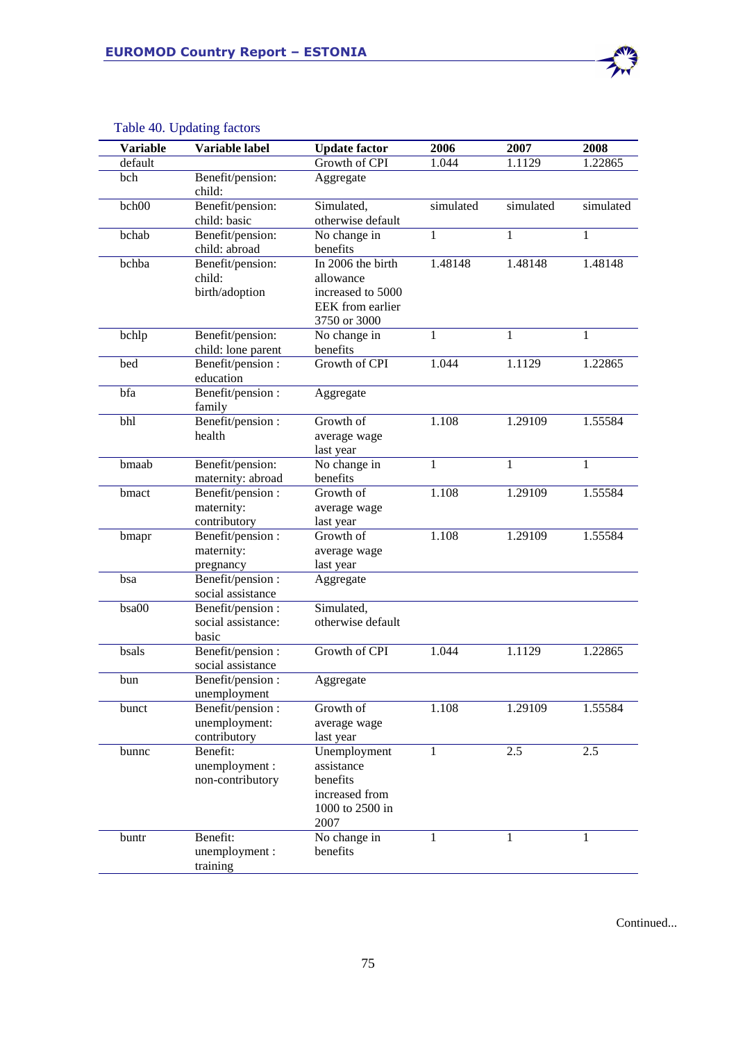Table 40. Updating factors

| Variable | Variable label | Update factor | 2006 | 2007 | 2008 |
|---|---|---|---|---|---|
| default | | Growth of CPI | 1.044 | 1.1129 | 1.22865 |
| bch | Benefit/pension: child: | Aggregate | | | |
| bch00 | Benefit/pension: child: basic | Simulated, otherwise default | simulated | simulated | simulated |
| bchab | Benefit/pension: child: abroad | No change in benefits | 1 | 1 | 1 |
| bchba | Benefit/pension: child: birth/adoption | In 2006 the birth allowance increased to 5000 EEK from earlier 3750 or 3000 | 1.48148 | 1.48148 | 1.48148 |
| bchlp | Benefit/pension: child: lone parent | No change in benefits | 1 | 1 | 1 |
| bed | Benefit/pension : education | Growth of CPI | 1.044 | 1.1129 | 1.22865 |
| bfa | Benefit/pension : family | Aggregate | | | |
| bhl | Benefit/pension : health | Growth of average wage last year | 1.108 | 1.29109 | 1.55584 |
| bmaab | Benefit/pension: maternity: abroad | No change in benefits | 1 | 1 | 1 |
| bmact | Benefit/pension : maternity: contributory | Growth of average wage last year | 1.108 | 1.29109 | 1.55584 |
| bmapr | Benefit/pension : maternity: pregnancy | Growth of average wage last year | 1.108 | 1.29109 | 1.55584 |
| bsa | Benefit/pension : social assistance | Aggregate | | | |
| bsa00 | Benefit/pension : social assistance: basic | Simulated, otherwise default | | | |
| bsals | Benefit/pension : social assistance | Growth of CPI | 1.044 | 1.1129 | 1.22865 |
| bun | Benefit/pension : unemployment | Aggregate | | | |
| bunct | Benefit/pension : unemployment: contributory | Growth of average wage last year | 1.108 | 1.29109 | 1.55584 |
| bunnc | Benefit: unemployment : non-contributory | Unemployment assistance benefits increased from 1000 to 2500 in 2007 | 1 | 2.5 | 2.5 |
| buntr | Benefit: unemployment : training | No change in benefits | 1 | 1 | 1 |

Continued...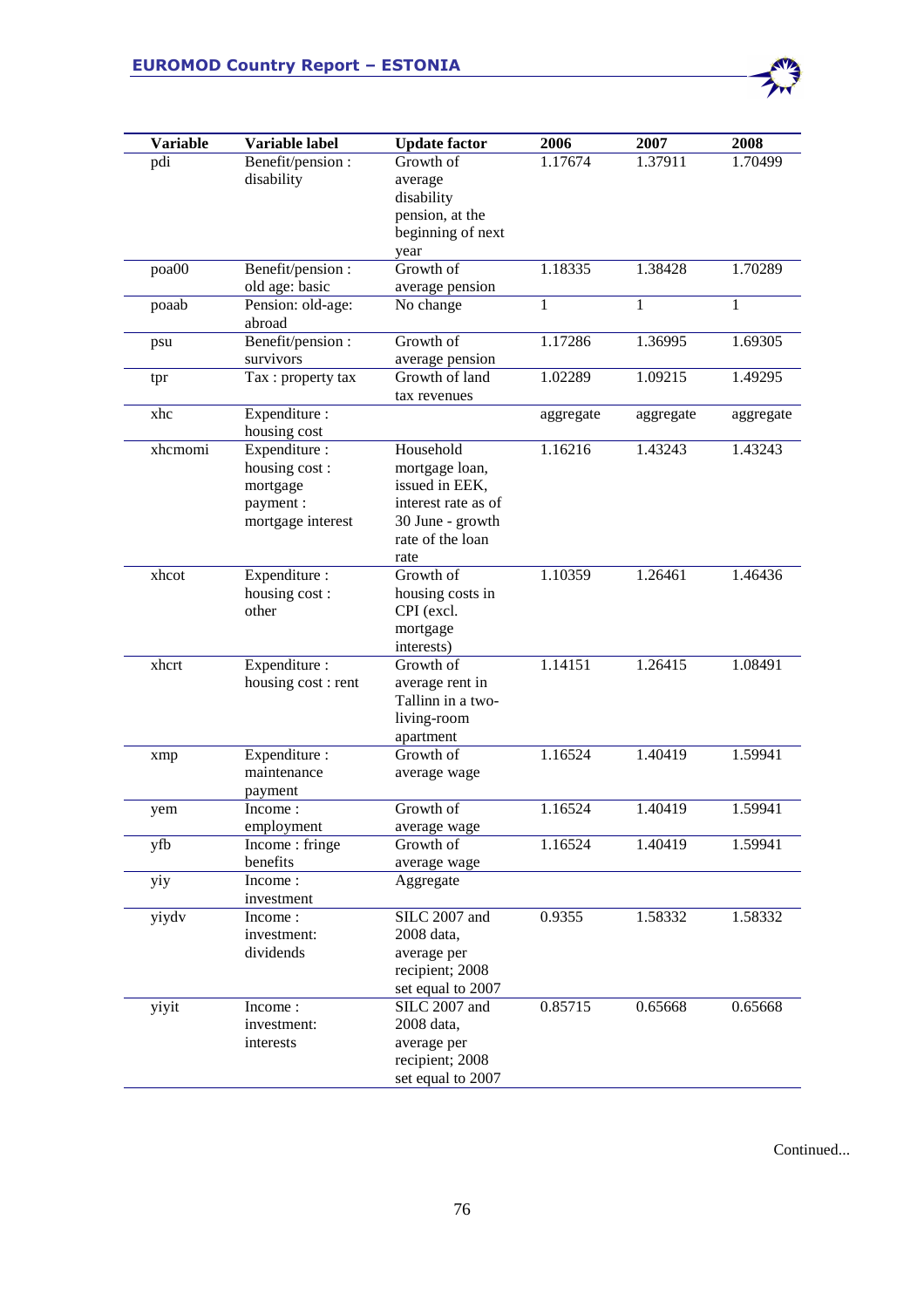| Variable | Variable label | Update factor | 2006 | 2007 | 2008 |
|---|---|---|---|---|---|
| pdi | Benefit/pension : disability | Growth of average disability pension, at the beginning of next year | 1.17674 | 1.37911 | 1.70499 |
| poa00 | Benefit/pension : old age: basic | Growth of average pension | 1.18335 | 1.38428 | 1.70289 |
| poaab | Pension: old-age: abroad | No change | 1 | 1 | 1 |
| psu | Benefit/pension : survivors | Growth of average pension | 1.17286 | 1.36995 | 1.69305 |
| tpr | Tax : property tax | Growth of land tax revenues | 1.02289 | 1.09215 | 1.49295 |
| xhc | Expenditure : housing cost | | aggregate | aggregate | aggregate |
| xhcmomi | Expenditure : housing cost : mortgage payment : mortgage interest | Household mortgage loan, issued in EEK, interest rate as of 30 June - growth rate of the loan rate | 1.16216 | 1.43243 | 1.43243 |
| xhcot | Expenditure : housing cost : other | Growth of housing costs in CPI (excl. mortgage interests) | 1.10359 | 1.26461 | 1.46436 |
| xhcrt | Expenditure : housing cost : rent | Growth of average rent in Tallinn in a two-living-room apartment | 1.14151 | 1.26415 | 1.08491 |
| xmp | Expenditure : maintenance payment | Growth of average wage | 1.16524 | 1.40419 | 1.59941 |
| yem | Income : employment | Growth of average wage | 1.16524 | 1.40419 | 1.59941 |
| yfb | Income : fringe benefits | Growth of average wage | 1.16524 | 1.40419 | 1.59941 |
| yiy | Income : investment | Aggregate | | | |
| yiydv | Income : investment: dividends | SILC 2007 and 2008 data, average per recipient; 2008 set equal to 2007 | 0.9355 | 1.58332 | 1.58332 |
| yiyit | Income : investment: interests | SILC 2007 and 2008 data, average per recipient; 2008 set equal to 2007 | 0.85715 | 0.65668 | 0.65668 |

Continued...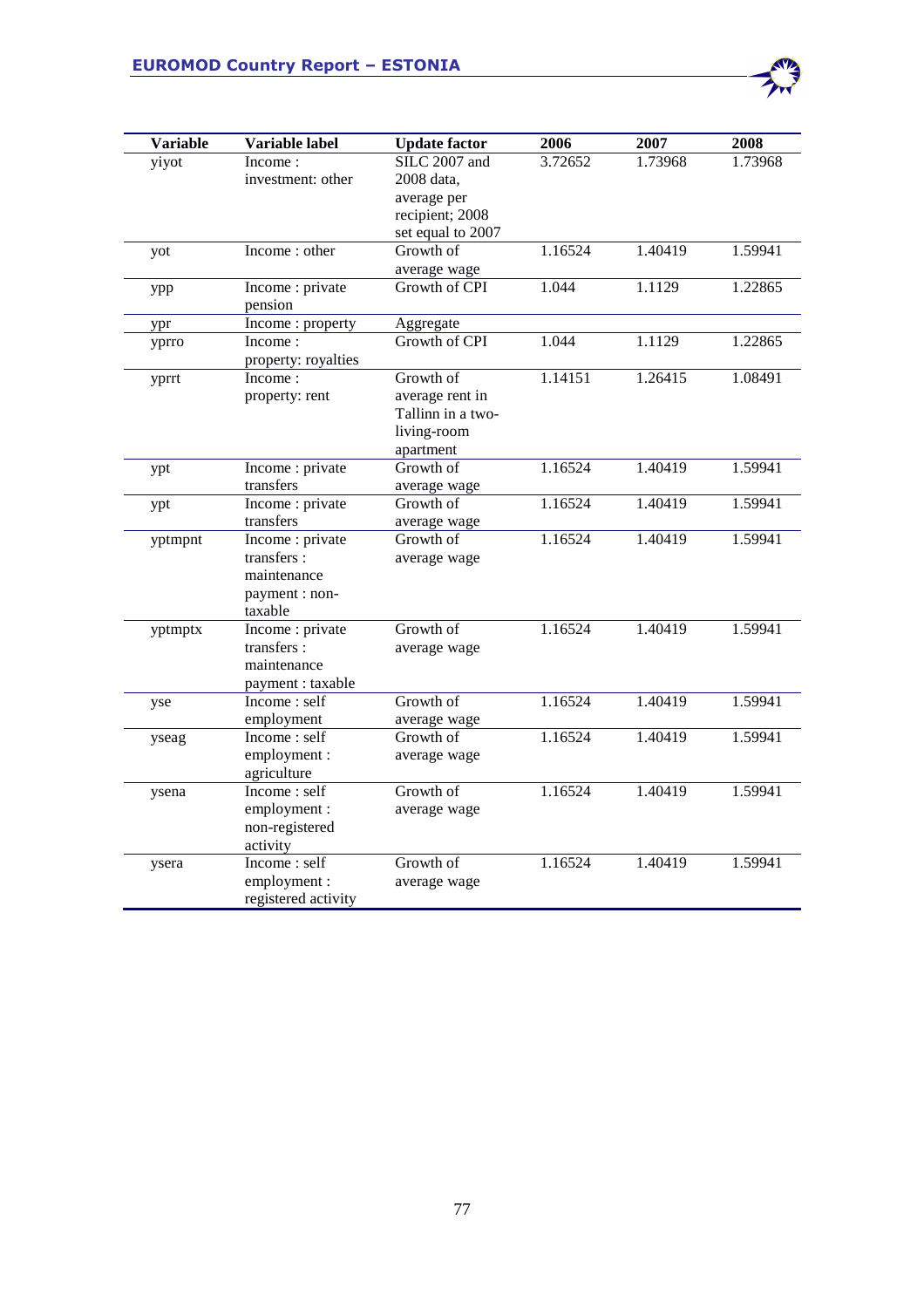| Variable | Variable label | Update factor | 2006 | 2007 | 2008 |
|---|---|---|---|---|---|
| yiyot | Income : investment: other | SILC 2007 and 2008 data, average per recipient; 2008 set equal to 2007 | 3.72652 | 1.73968 | 1.73968 |
| yot | Income : other | Growth of average wage | 1.16524 | 1.40419 | 1.59941 |
| ypp | Income : private pension | Growth of CPI | 1.044 | 1.1129 | 1.22865 |
| ypr | Income : property | Aggregate | | | |
| yprro | Income : property: royalties | Growth of CPI | 1.044 | 1.1129 | 1.22865 |
| yprrt | Income : property: rent | Growth of average rent in Tallinn in a two-living-room apartment | 1.14151 | 1.26415 | 1.08491 |
| ypt | Income : private transfers | Growth of average wage | 1.16524 | 1.40419 | 1.59941 |
| ypt | Income : private transfers | Growth of average wage | 1.16524 | 1.40419 | 1.59941 |
| yptmpnt | Income : private transfers : maintenance payment : non-taxable | Growth of average wage | 1.16524 | 1.40419 | 1.59941 |
| yptmptx | Income : private transfers : maintenance payment : taxable | Growth of average wage | 1.16524 | 1.40419 | 1.59941 |
| yse | Income : self employment | Growth of average wage | 1.16524 | 1.40419 | 1.59941 |
| yseag | Income : self employment : agriculture | Growth of average wage | 1.16524 | 1.40419 | 1.59941 |
| ysena | Income : self employment : non-registered activity | Growth of average wage | 1.16524 | 1.40419 | 1.59941 |
| ysera | Income : self employment : registered activity | Growth of average wage | 1.16524 | 1.40419 | 1.59941 |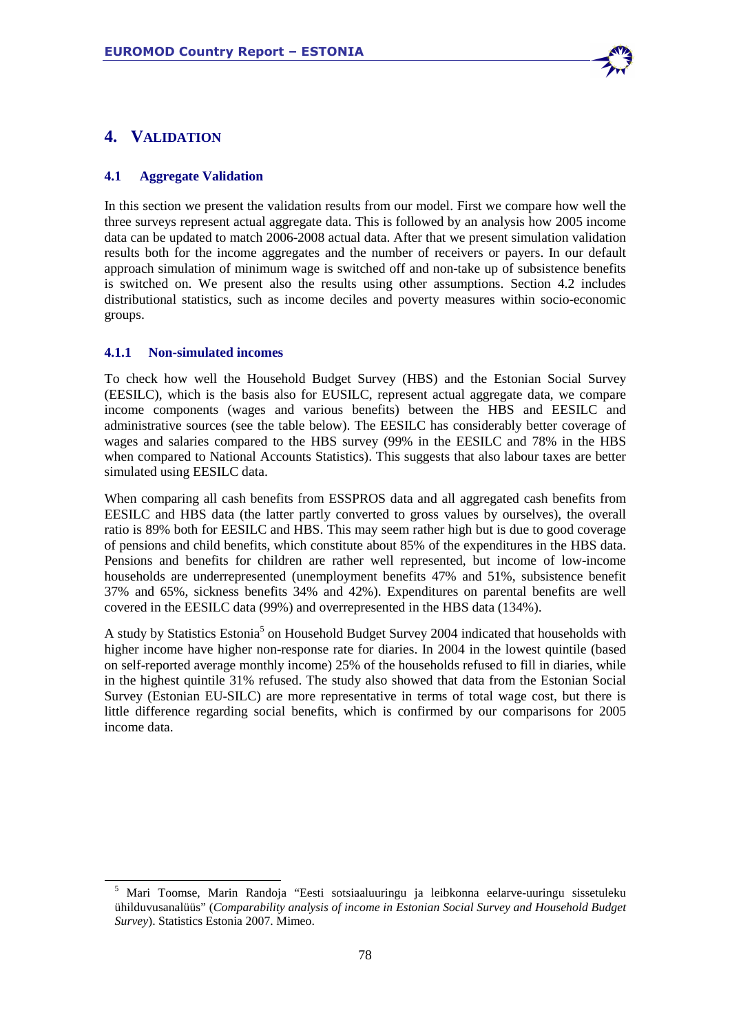# 4. VALIDATION

## 4.1 Aggregate Validation

In this section we present the validation results from our model. First we compare how well the three surveys represent actual aggregate data. This is followed by an analysis how 2005 income data can be updated to match 2006-2008 actual data. After that we present simulation validation results both for the income aggregates and the number of receivers or payers. In our default approach simulation of minimum wage is switched off and non-take up of subsistence benefits is switched on. We present also the results using other assumptions. Section 4.2 includes distributional statistics, such as income deciles and poverty measures within socio-economic groups.

### 4.1.1 Non-simulated incomes

To check how well the Household Budget Survey (HBS) and the Estonian Social Survey (EESILC), which is the basis also for EUSILC, represent actual aggregate data, we compare income components (wages and various benefits) between the HBS and EESILC and administrative sources (see the table below). The EESILC has considerably better coverage of wages and salaries compared to the HBS survey (99% in the EESILC and 78% in the HBS when compared to National Accounts Statistics). This suggests that also labour taxes are better simulated using EESILC data.

When comparing all cash benefits from ESSPROS data and all aggregated cash benefits from EESILC and HBS data (the latter partly converted to gross values by ourselves), the overall ratio is 89% both for EESILC and HBS. This may seem rather high but is due to good coverage of pensions and child benefits, which constitute about 85% of the expenditures in the HBS data. Pensions and benefits for children are rather well represented, but income of low-income households are underrepresented (unemployment benefits 47% and 51%, subsistence benefit 37% and 65%, sickness benefits 34% and 42%). Expenditures on parental benefits are well covered in the EESILC data (99%) and overrepresented in the HBS data (134%).

A study by Statistics Estonia[5] on Household Budget Survey 2004 indicated that households with higher income have higher non-response rate for diaries. In 2004 in the lowest quintile (based on self-reported average monthly income) 25% of the households refused to fill in diaries, while in the highest quintile 31% refused. The study also showed that data from the Estonian Social Survey (Estonian EU-SILC) are more representative in terms of total wage cost, but there is little difference regarding social benefits, which is confirmed by our comparisons for 2005 income data.

---

[5] Mari Toomse, Marin Randoja "Eesti sotsiaaluuringu ja leibkonna eelarve-uuringu sissetuleku ühilduvusanalüüs" (*Comparability analysis of income in Estonian Social Survey and Household Budget Survey*). Statistics Estonia 2007. Mimeo.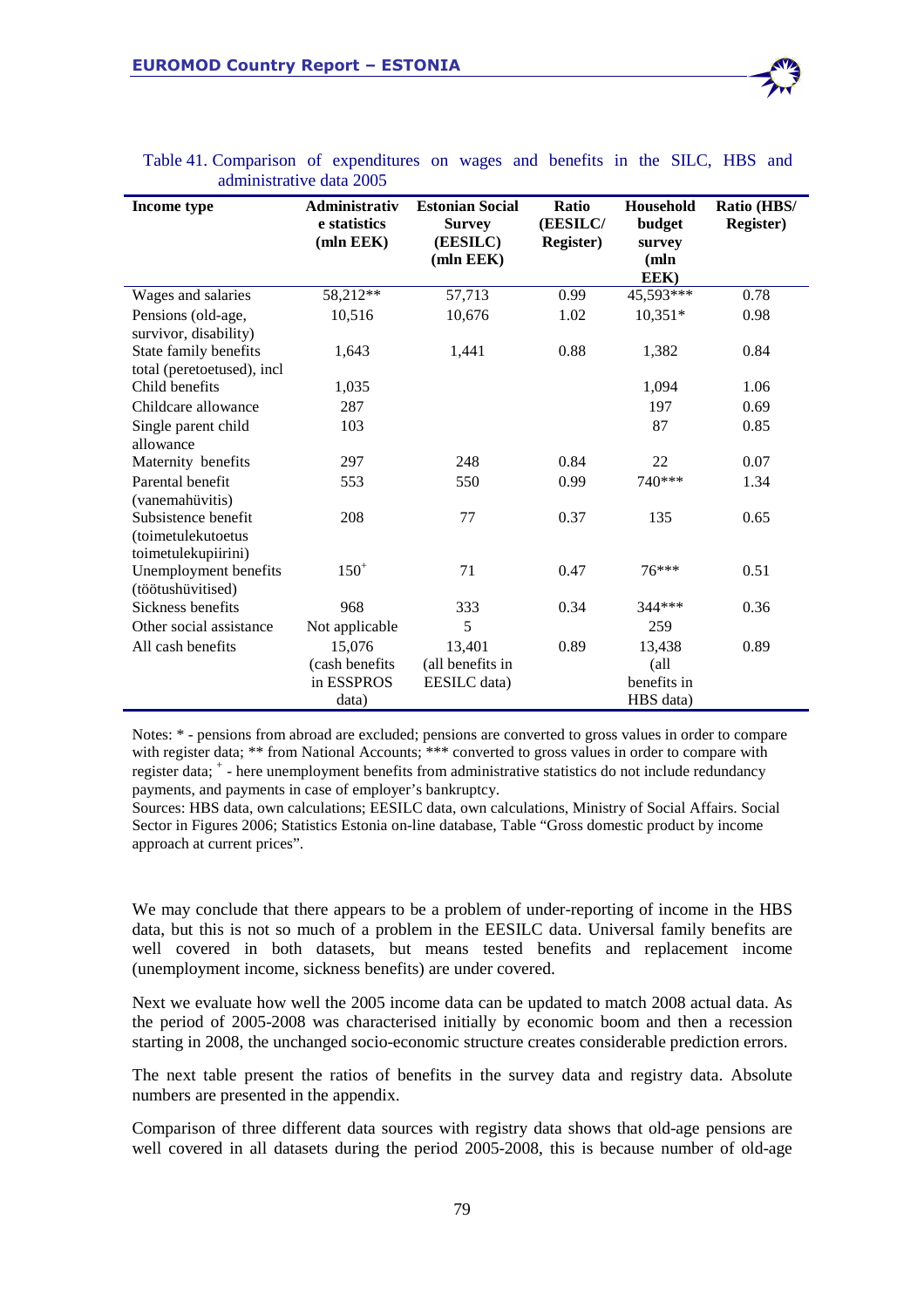Table 41. Comparison of expenditures on wages and benefits in the SILC, HBS and administrative data 2005

| Income type | Administrative statistics (mln EEK) | Estonian Social Survey (EESILC) (mln EEK) | Ratio (EESILC/ Register) | Household budget survey (mln EEK) | Ratio (HBS/ Register) |
|---|---|---|---|---|---|
| Wages and salaries | 58,212** | 57,713 | 0.99 | 45,593*** | 0.78 |
| Pensions (old-age, survivor, disability) | 10,516 | 10,676 | 1.02 | 10,351* | 0.98 |
| State family benefits total (peretoetused), incl | 1,643 | 1,441 | 0.88 | 1,382 | 0.84 |
| Child benefits | 1,035 | | | 1,094 | 1.06 |
| Childcare allowance | 287 | | | 197 | 0.69 |
| Single parent child allowance | 103 | | | 87 | 0.85 |
| Maternity benefits | 297 | 248 | 0.84 | 22 | 0.07 |
| Parental benefit (vanemahüvitis) | 553 | 550 | 0.99 | 740*** | 1.34 |
| Subsistence benefit (toimetulekutoetus toimetulekupiirini) | 208 | 77 | 0.37 | 135 | 0.65 |
| Unemployment benefits (töötushüvitised) | 150+ | 71 | 0.47 | 76*** | 0.51 |
| Sickness benefits | 968 | 333 | 0.34 | 344*** | 0.36 |
| Other social assistance | Not applicable | 5 | | 259 | |
| All cash benefits | 15,076 (cash benefits in ESSPROS data) | 13,401 (all benefits in EESILC data) | 0.89 | 13,438 (all benefits in HBS data) | 0.89 |

Notes: * - pensions from abroad are excluded; pensions are converted to gross values in order to compare with register data; ** from National Accounts; *** converted to gross values in order to compare with register data; + - here unemployment benefits from administrative statistics do not include redundancy payments, and payments in case of employer's bankruptcy.

Sources: HBS data, own calculations; EESILC data, own calculations, Ministry of Social Affairs. Social Sector in Figures 2006; Statistics Estonia on-line database, Table "Gross domestic product by income approach at current prices".

We may conclude that there appears to be a problem of under-reporting of income in the HBS data, but this is not so much of a problem in the EESILC data. Universal family benefits are well covered in both datasets, but means tested benefits and replacement income (unemployment income, sickness benefits) are under covered.

Next we evaluate how well the 2005 income data can be updated to match 2008 actual data. As the period of 2005-2008 was characterised initially by economic boom and then a recession starting in 2008, the unchanged socio-economic structure creates considerable prediction errors.

The next table present the ratios of benefits in the survey data and registry data. Absolute numbers are presented in the appendix.

Comparison of three different data sources with registry data shows that old-age pensions are well covered in all datasets during the period 2005-2008, this is because number of old-age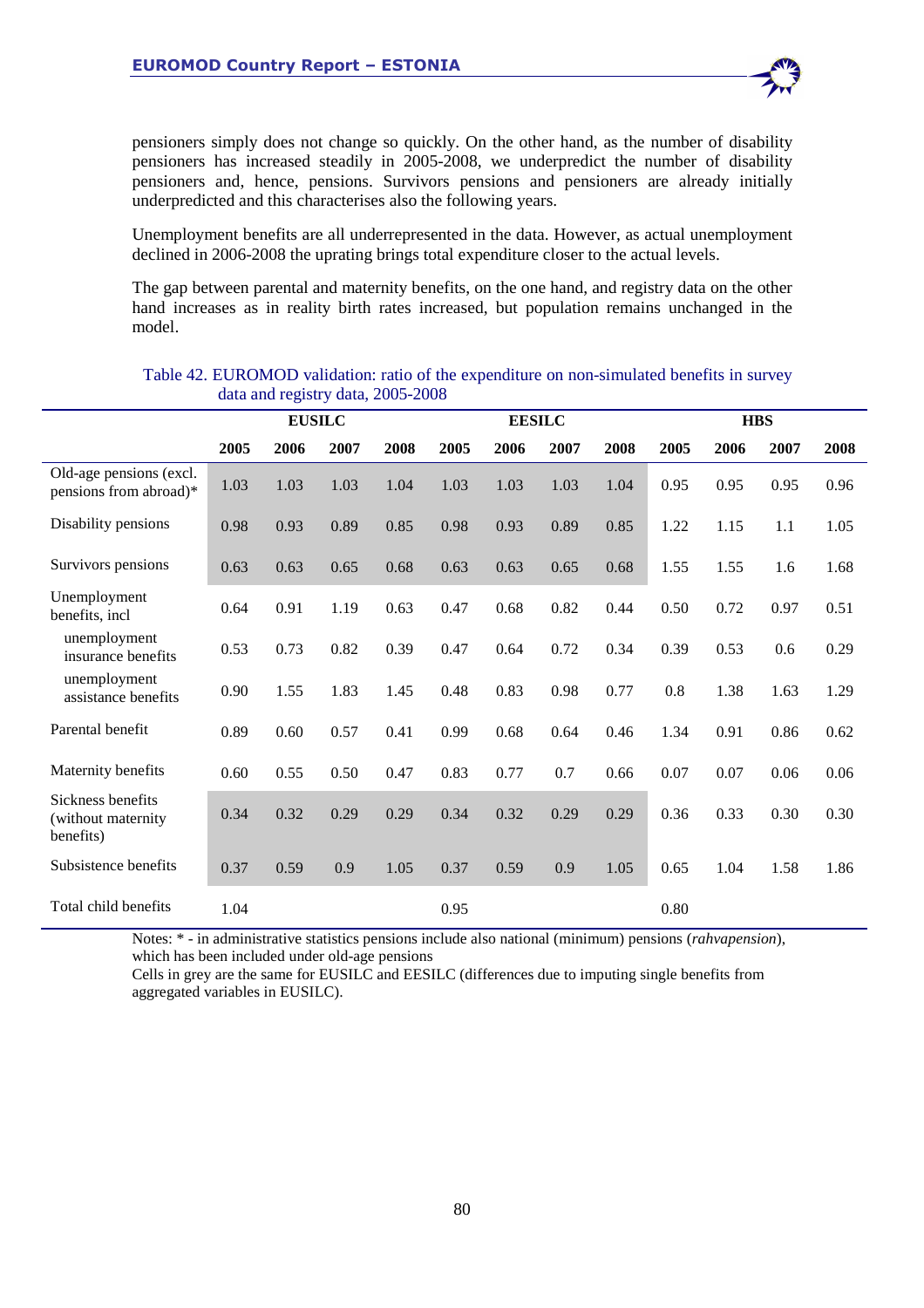pensioners simply does not change so quickly. On the other hand, as the number of disability pensioners has increased steadily in 2005-2008, we underpredict the number of disability pensioners and, hence, pensions. Survivors pensions and pensioners are already initially underpredicted and this characterises also the following years.

Unemployment benefits are all underrepresented in the data. However, as actual unemployment declined in 2006-2008 the uprating brings total expenditure closer to the actual levels.

The gap between parental and maternity benefits, on the one hand, and registry data on the other hand increases as in reality birth rates increased, but population remains unchanged in the model.

Table 42. EUROMOD validation: ratio of the expenditure on non-simulated benefits in survey data and registry data, 2005-2008

| | EUSILC | | | | EESILC | | | | HBS | | | |
|---|---|---|---|---|---|---|---|---|---|---|---|---|
| | 2005 | 2006 | 2007 | 2008 | 2005 | 2006 | 2007 | 2008 | 2005 | 2006 | 2007 | 2008 |
| Old-age pensions (excl. pensions from abroad)* | 1.03 | 1.03 | 1.03 | 1.04 | 1.03 | 1.03 | 1.03 | 1.04 | 0.95 | 0.95 | 0.95 | 0.96 |
| Disability pensions | 0.98 | 0.93 | 0.89 | 0.85 | 0.98 | 0.93 | 0.89 | 0.85 | 1.22 | 1.15 | 1.1 | 1.05 |
| Survivors pensions | 0.63 | 0.63 | 0.65 | 0.68 | 0.63 | 0.63 | 0.65 | 0.68 | 1.55 | 1.55 | 1.6 | 1.68 |
| Unemployment benefits, incl | 0.64 | 0.91 | 1.19 | 0.63 | 0.47 | 0.68 | 0.82 | 0.44 | 0.50 | 0.72 | 0.97 | 0.51 |
| unemployment insurance benefits | 0.53 | 0.73 | 0.82 | 0.39 | 0.47 | 0.64 | 0.72 | 0.34 | 0.39 | 0.53 | 0.6 | 0.29 |
| unemployment assistance benefits | 0.90 | 1.55 | 1.83 | 1.45 | 0.48 | 0.83 | 0.98 | 0.77 | 0.8 | 1.38 | 1.63 | 1.29 |
| Parental benefit | 0.89 | 0.60 | 0.57 | 0.41 | 0.99 | 0.68 | 0.64 | 0.46 | 1.34 | 0.91 | 0.86 | 0.62 |
| Maternity benefits | 0.60 | 0.55 | 0.50 | 0.47 | 0.83 | 0.77 | 0.7 | 0.66 | 0.07 | 0.07 | 0.06 | 0.06 |
| Sickness benefits (without maternity benefits) | 0.34 | 0.32 | 0.29 | 0.29 | 0.34 | 0.32 | 0.29 | 0.29 | 0.36 | 0.33 | 0.30 | 0.30 |
| Subsistence benefits | 0.37 | 0.59 | 0.9 | 1.05 | 0.37 | 0.59 | 0.9 | 1.05 | 0.65 | 1.04 | 1.58 | 1.86 |
| Total child benefits | 1.04 | | | | 0.95 | | | | 0.80 | | | |

Notes: * - in administrative statistics pensions include also national (minimum) pensions (*rahvapension*), which has been included under old-age pensions

Cells in grey are the same for EUSILC and EESILC (differences due to imputing single benefits from aggregated variables in EUSILC).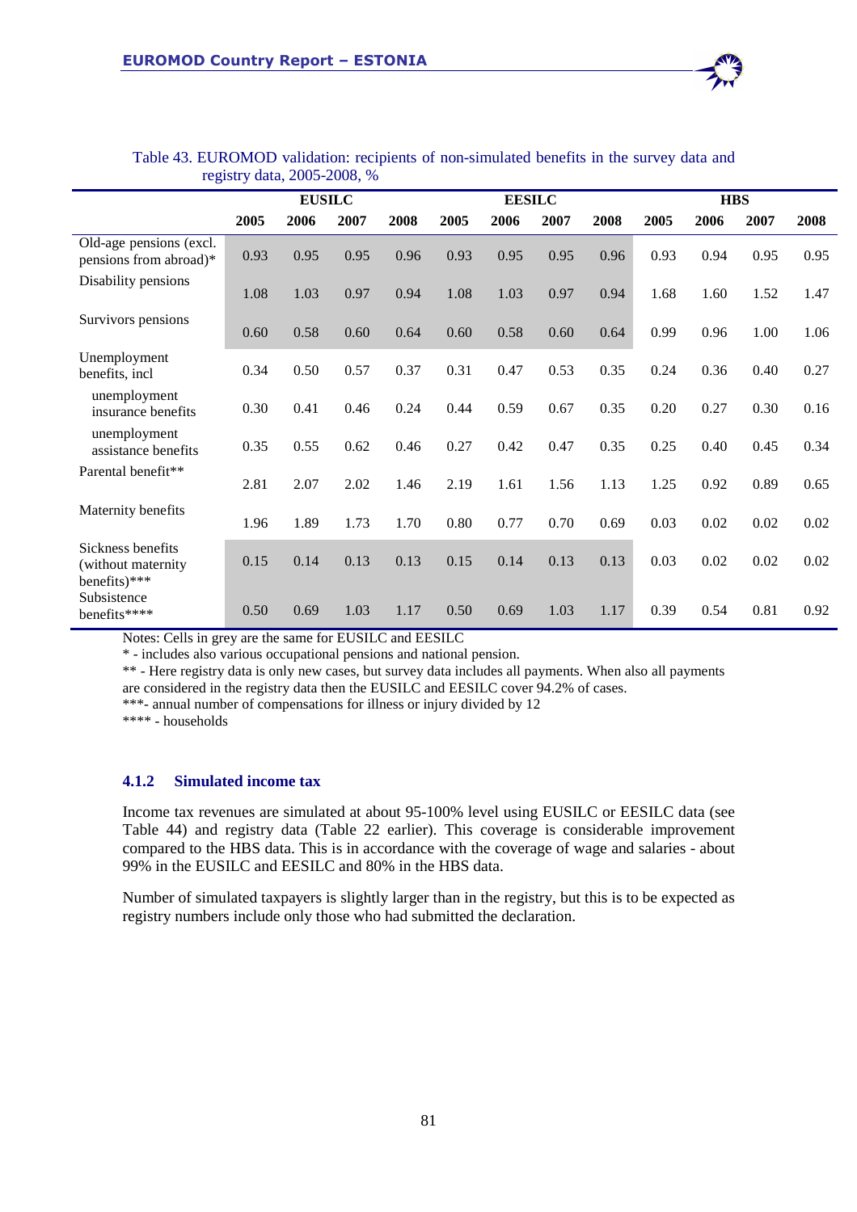Table 43. EUROMOD validation: recipients of non-simulated benefits in the survey data and registry data, 2005-2008, %

| | EUSILC | | | | EESILC | | | | HBS | | | |
|---|---|---|---|---|---|---|---|---|---|---|---|---|
| | 2005 | 2006 | 2007 | 2008 | 2005 | 2006 | 2007 | 2008 | 2005 | 2006 | 2007 | 2008 |
| Old-age pensions (excl. pensions from abroad)* | 0.93 | 0.95 | 0.95 | 0.96 | 0.93 | 0.95 | 0.95 | 0.96 | 0.93 | 0.94 | 0.95 | 0.95 |
| Disability pensions | 1.08 | 1.03 | 0.97 | 0.94 | 1.08 | 1.03 | 0.97 | 0.94 | 1.68 | 1.60 | 1.52 | 1.47 |
| Survivors pensions | 0.60 | 0.58 | 0.60 | 0.64 | 0.60 | 0.58 | 0.60 | 0.64 | 0.99 | 0.96 | 1.00 | 1.06 |
| Unemployment benefits, incl | 0.34 | 0.50 | 0.57 | 0.37 | 0.31 | 0.47 | 0.53 | 0.35 | 0.24 | 0.36 | 0.40 | 0.27 |
| unemployment insurance benefits | 0.30 | 0.41 | 0.46 | 0.24 | 0.44 | 0.59 | 0.67 | 0.35 | 0.20 | 0.27 | 0.30 | 0.16 |
| unemployment assistance benefits | 0.35 | 0.55 | 0.62 | 0.46 | 0.27 | 0.42 | 0.47 | 0.35 | 0.25 | 0.40 | 0.45 | 0.34 |
| Parental benefit** | 2.81 | 2.07 | 2.02 | 1.46 | 2.19 | 1.61 | 1.56 | 1.13 | 1.25 | 0.92 | 0.89 | 0.65 |
| Maternity benefits | 1.96 | 1.89 | 1.73 | 1.70 | 0.80 | 0.77 | 0.70 | 0.69 | 0.03 | 0.02 | 0.02 | 0.02 |
| Sickness benefits (without maternity benefits)*** | 0.15 | 0.14 | 0.13 | 0.13 | 0.15 | 0.14 | 0.13 | 0.13 | 0.03 | 0.02 | 0.02 | 0.02 |
| Subsistence benefits**** | 0.50 | 0.69 | 1.03 | 1.17 | 0.50 | 0.69 | 1.03 | 1.17 | 0.39 | 0.54 | 0.81 | 0.92 |

Notes: Cells in grey are the same for EUSILC and EESILC

* - includes also various occupational pensions and national pension.

** - Here registry data is only new cases, but survey data includes all payments. When also all payments are considered in the registry data then the EUSILC and EESILC cover 94.2% of cases.

***- annual number of compensations for illness or injury divided by 12

**** - households

### 4.1.2 Simulated income tax

Income tax revenues are simulated at about 95-100% level using EUSILC or EESILC data (see Table 44) and registry data (Table 22 earlier). This coverage is considerable improvement compared to the HBS data. This is in accordance with the coverage of wage and salaries - about 99% in the EUSILC and EESILC and 80% in the HBS data.

Number of simulated taxpayers is slightly larger than in the registry, but this is to be expected as registry numbers include only those who had submitted the declaration.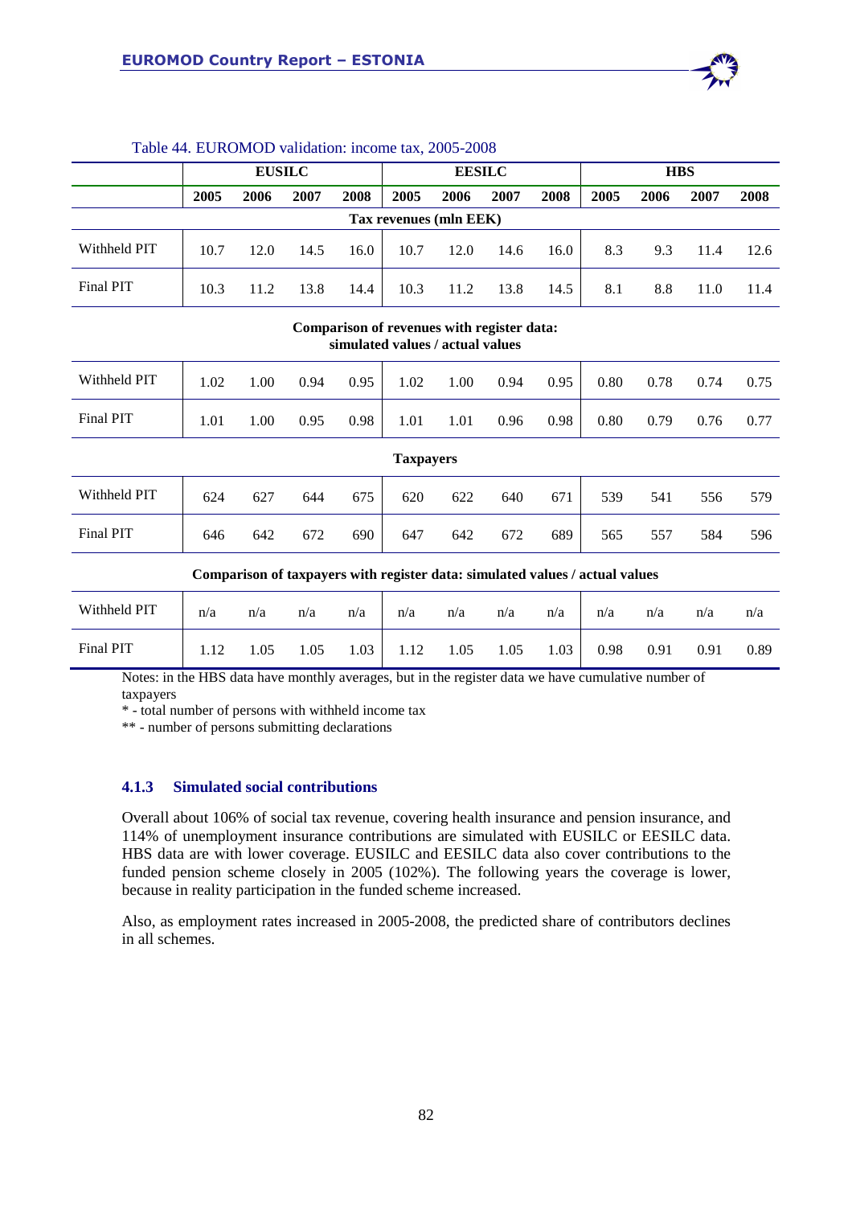Table 44. EUROMOD validation: income tax, 2005-2008

| | EUSILC | | | | EESILC | | | | HBS | | | |
|---|---|---|---|---|---|---|---|---|---|---|---|---|
| | 2005 | 2006 | 2007 | 2008 | 2005 | 2006 | 2007 | 2008 | 2005 | 2006 | 2007 | 2008 |
| **Tax revenues (mln EEK)** | | | | | | | | | | | | |
| Withheld PIT | 10.7 | 12.0 | 14.5 | 16.0 | 10.7 | 12.0 | 14.6 | 16.0 | 8.3 | 9.3 | 11.4 | 12.6 |
| Final PIT | 10.3 | 11.2 | 13.8 | 14.4 | 10.3 | 11.2 | 13.8 | 14.5 | 8.1 | 8.8 | 11.0 | 11.4 |
| **Comparison of revenues with register data: simulated values / actual values** | | | | | | | | | | | | |
| Withheld PIT | 1.02 | 1.00 | 0.94 | 0.95 | 1.02 | 1.00 | 0.94 | 0.95 | 0.80 | 0.78 | 0.74 | 0.75 |
| Final PIT | 1.01 | 1.00 | 0.95 | 0.98 | 1.01 | 1.01 | 0.96 | 0.98 | 0.80 | 0.79 | 0.76 | 0.77 |
| **Taxpayers** | | | | | | | | | | | | |
| Withheld PIT | 624 | 627 | 644 | 675 | 620 | 622 | 640 | 671 | 539 | 541 | 556 | 579 |
| Final PIT | 646 | 642 | 672 | 690 | 647 | 642 | 672 | 689 | 565 | 557 | 584 | 596 |
| **Comparison of taxpayers with register data: simulated values / actual values** | | | | | | | | | | | | |
| Withheld PIT | n/a | n/a | n/a | n/a | n/a | n/a | n/a | n/a | n/a | n/a | n/a | n/a |
| Final PIT | 1.12 | 1.05 | 1.05 | 1.03 | 1.12 | 1.05 | 1.05 | 1.03 | 0.98 | 0.91 | 0.91 | 0.89 |

Notes: in the HBS data have monthly averages, but in the register data we have cumulative number of taxpayers

* - total number of persons with withheld income tax

** - number of persons submitting declarations

### 4.1.3 Simulated social contributions

Overall about 106% of social tax revenue, covering health insurance and pension insurance, and 114% of unemployment insurance contributions are simulated with EUSILC or EESILC data. HBS data are with lower coverage. EUSILC and EESILC data also cover contributions to the funded pension scheme closely in 2005 (102%). The following years the coverage is lower, because in reality participation in the funded scheme increased.

Also, as employment rates increased in 2005-2008, the predicted share of contributors declines in all schemes.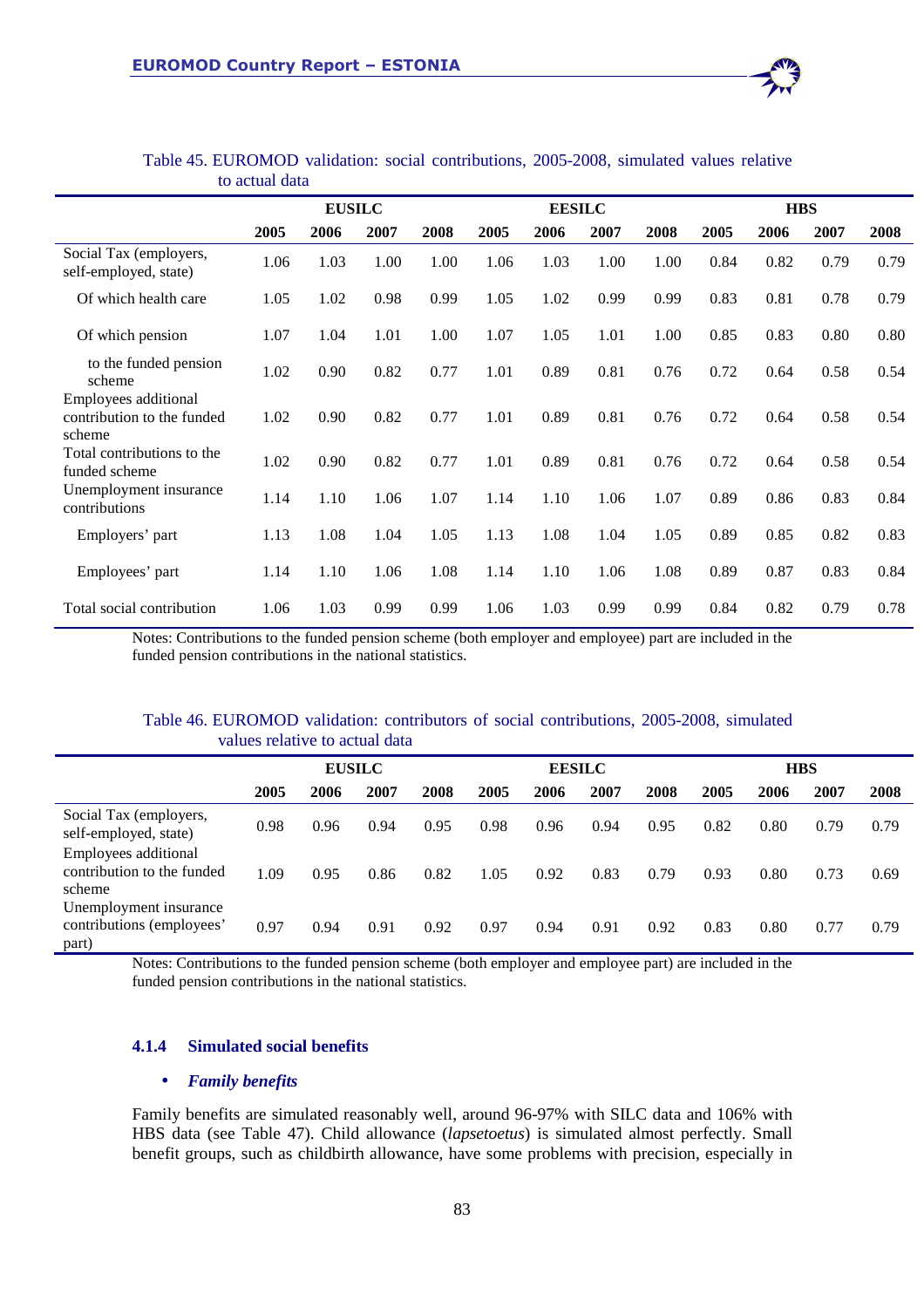Table 45. EUROMOD validation: social contributions, 2005-2008, simulated values relative to actual data

| | EUSILC | | | | EESILC | | | | HBS | | | |
|---|---|---|---|---|---|---|---|---|---|---|---|---|
| | 2005 | 2006 | 2007 | 2008 | 2005 | 2006 | 2007 | 2008 | 2005 | 2006 | 2007 | 2008 |
| Social Tax (employers, self-employed, state) | 1.06 | 1.03 | 1.00 | 1.00 | 1.06 | 1.03 | 1.00 | 1.00 | 0.84 | 0.82 | 0.79 | 0.79 |
| Of which health care | 1.05 | 1.02 | 0.98 | 0.99 | 1.05 | 1.02 | 0.99 | 0.99 | 0.83 | 0.81 | 0.78 | 0.79 |
| Of which pension | 1.07 | 1.04 | 1.01 | 1.00 | 1.07 | 1.05 | 1.01 | 1.00 | 0.85 | 0.83 | 0.80 | 0.80 |
| to the funded pension scheme | 1.02 | 0.90 | 0.82 | 0.77 | 1.01 | 0.89 | 0.81 | 0.76 | 0.72 | 0.64 | 0.58 | 0.54 |
| Employees additional contribution to the funded scheme | 1.02 | 0.90 | 0.82 | 0.77 | 1.01 | 0.89 | 0.81 | 0.76 | 0.72 | 0.64 | 0.58 | 0.54 |
| Total contributions to the funded scheme | 1.02 | 0.90 | 0.82 | 0.77 | 1.01 | 0.89 | 0.81 | 0.76 | 0.72 | 0.64 | 0.58 | 0.54 |
| Unemployment insurance contributions | 1.14 | 1.10 | 1.06 | 1.07 | 1.14 | 1.10 | 1.06 | 1.07 | 0.89 | 0.86 | 0.83 | 0.84 |
| Employers' part | 1.13 | 1.08 | 1.04 | 1.05 | 1.13 | 1.08 | 1.04 | 1.05 | 0.89 | 0.85 | 0.82 | 0.83 |
| Employees' part | 1.14 | 1.10 | 1.06 | 1.08 | 1.14 | 1.10 | 1.06 | 1.08 | 0.89 | 0.87 | 0.83 | 0.84 |
| Total social contribution | 1.06 | 1.03 | 0.99 | 0.99 | 1.06 | 1.03 | 0.99 | 0.99 | 0.84 | 0.82 | 0.79 | 0.78 |

Notes: Contributions to the funded pension scheme (both employer and employee) part are included in the funded pension contributions in the national statistics.

Table 46. EUROMOD validation: contributors of social contributions, 2005-2008, simulated values relative to actual data

| | EUSILC | | | | EESILC | | | | HBS | | | |
|---|---|---|---|---|---|---|---|---|---|---|---|---|
| | 2005 | 2006 | 2007 | 2008 | 2005 | 2006 | 2007 | 2008 | 2005 | 2006 | 2007 | 2008 |
| Social Tax (employers, self-employed, state) | 0.98 | 0.96 | 0.94 | 0.95 | 0.98 | 0.96 | 0.94 | 0.95 | 0.82 | 0.80 | 0.79 | 0.79 |
| Employees additional contribution to the funded scheme | 1.09 | 0.95 | 0.86 | 0.82 | 1.05 | 0.92 | 0.83 | 0.79 | 0.93 | 0.80 | 0.73 | 0.69 |
| Unemployment insurance contributions (employees' part) | 0.97 | 0.94 | 0.91 | 0.92 | 0.97 | 0.94 | 0.91 | 0.92 | 0.83 | 0.80 | 0.77 | 0.79 |

Notes: Contributions to the funded pension scheme (both employer and employee part) are included in the funded pension contributions in the national statistics.

### 4.1.4 Simulated social benefits

- ***Family benefits***

Family benefits are simulated reasonably well, around 96-97% with SILC data and 106% with HBS data (see Table 47). Child allowance (*lapsetoetus*) is simulated almost perfectly. Small benefit groups, such as childbirth allowance, have some problems with precision, especially in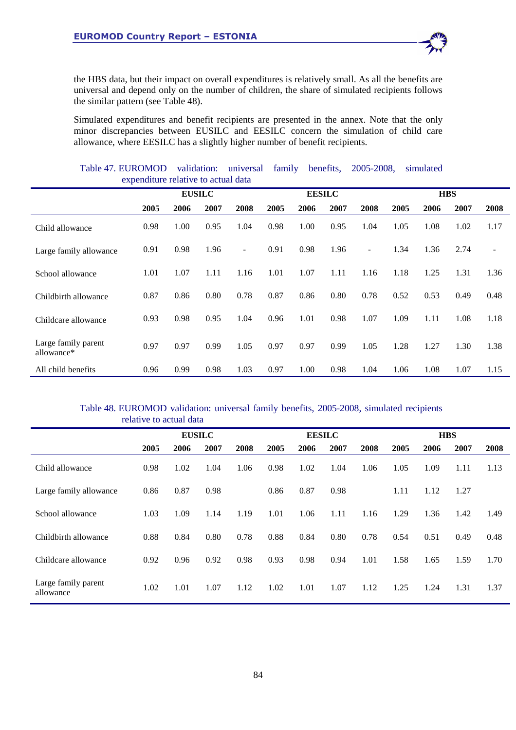the HBS data, but their impact on overall expenditures is relatively small. As all the benefits are universal and depend only on the number of children, the share of simulated recipients follows the similar pattern (see Table 48).

Simulated expenditures and benefit recipients are presented in the annex. Note that the only minor discrepancies between EUSILC and EESILC concern the simulation of child care allowance, where EESILC has a slightly higher number of benefit recipients.

Table 47. EUROMOD validation: universal family benefits, 2005-2008, simulated expenditure relative to actual data

| | EUSILC | | | | EESILC | | | | HBS | | | |
|---|---|---|---|---|---|---|---|---|---|---|---|---|
| | 2005 | 2006 | 2007 | 2008 | 2005 | 2006 | 2007 | 2008 | 2005 | 2006 | 2007 | 2008 |
| Child allowance | 0.98 | 1.00 | 0.95 | 1.04 | 0.98 | 1.00 | 0.95 | 1.04 | 1.05 | 1.08 | 1.02 | 1.17 |
| Large family allowance | 0.91 | 0.98 | 1.96 | - | 0.91 | 0.98 | 1.96 | - | 1.34 | 1.36 | 2.74 | - |
| School allowance | 1.01 | 1.07 | 1.11 | 1.16 | 1.01 | 1.07 | 1.11 | 1.16 | 1.18 | 1.25 | 1.31 | 1.36 |
| Childbirth allowance | 0.87 | 0.86 | 0.80 | 0.78 | 0.87 | 0.86 | 0.80 | 0.78 | 0.52 | 0.53 | 0.49 | 0.48 |
| Childcare allowance | 0.93 | 0.98 | 0.95 | 1.04 | 0.96 | 1.01 | 0.98 | 1.07 | 1.09 | 1.11 | 1.08 | 1.18 |
| Large family parent allowance* | 0.97 | 0.97 | 0.99 | 1.05 | 0.97 | 0.97 | 0.99 | 1.05 | 1.28 | 1.27 | 1.30 | 1.38 |
| All child benefits | 0.96 | 0.99 | 0.98 | 1.03 | 0.97 | 1.00 | 0.98 | 1.04 | 1.06 | 1.08 | 1.07 | 1.15 |

Table 48. EUROMOD validation: universal family benefits, 2005-2008, simulated recipients relative to actual data

| | EUSILC | | | | EESILC | | | | HBS | | | |
|---|---|---|---|---|---|---|---|---|---|---|---|---|
| | 2005 | 2006 | 2007 | 2008 | 2005 | 2006 | 2007 | 2008 | 2005 | 2006 | 2007 | 2008 |
| Child allowance | 0.98 | 1.02 | 1.04 | 1.06 | 0.98 | 1.02 | 1.04 | 1.06 | 1.05 | 1.09 | 1.11 | 1.13 |
| Large family allowance | 0.86 | 0.87 | 0.98 | | 0.86 | 0.87 | 0.98 | | 1.11 | 1.12 | 1.27 | |
| School allowance | 1.03 | 1.09 | 1.14 | 1.19 | 1.01 | 1.06 | 1.11 | 1.16 | 1.29 | 1.36 | 1.42 | 1.49 |
| Childbirth allowance | 0.88 | 0.84 | 0.80 | 0.78 | 0.88 | 0.84 | 0.80 | 0.78 | 0.54 | 0.51 | 0.49 | 0.48 |
| Childcare allowance | 0.92 | 0.96 | 0.92 | 0.98 | 0.93 | 0.98 | 0.94 | 1.01 | 1.58 | 1.65 | 1.59 | 1.70 |
| Large family parent allowance | 1.02 | 1.01 | 1.07 | 1.12 | 1.02 | 1.01 | 1.07 | 1.12 | 1.25 | 1.24 | 1.31 | 1.37 |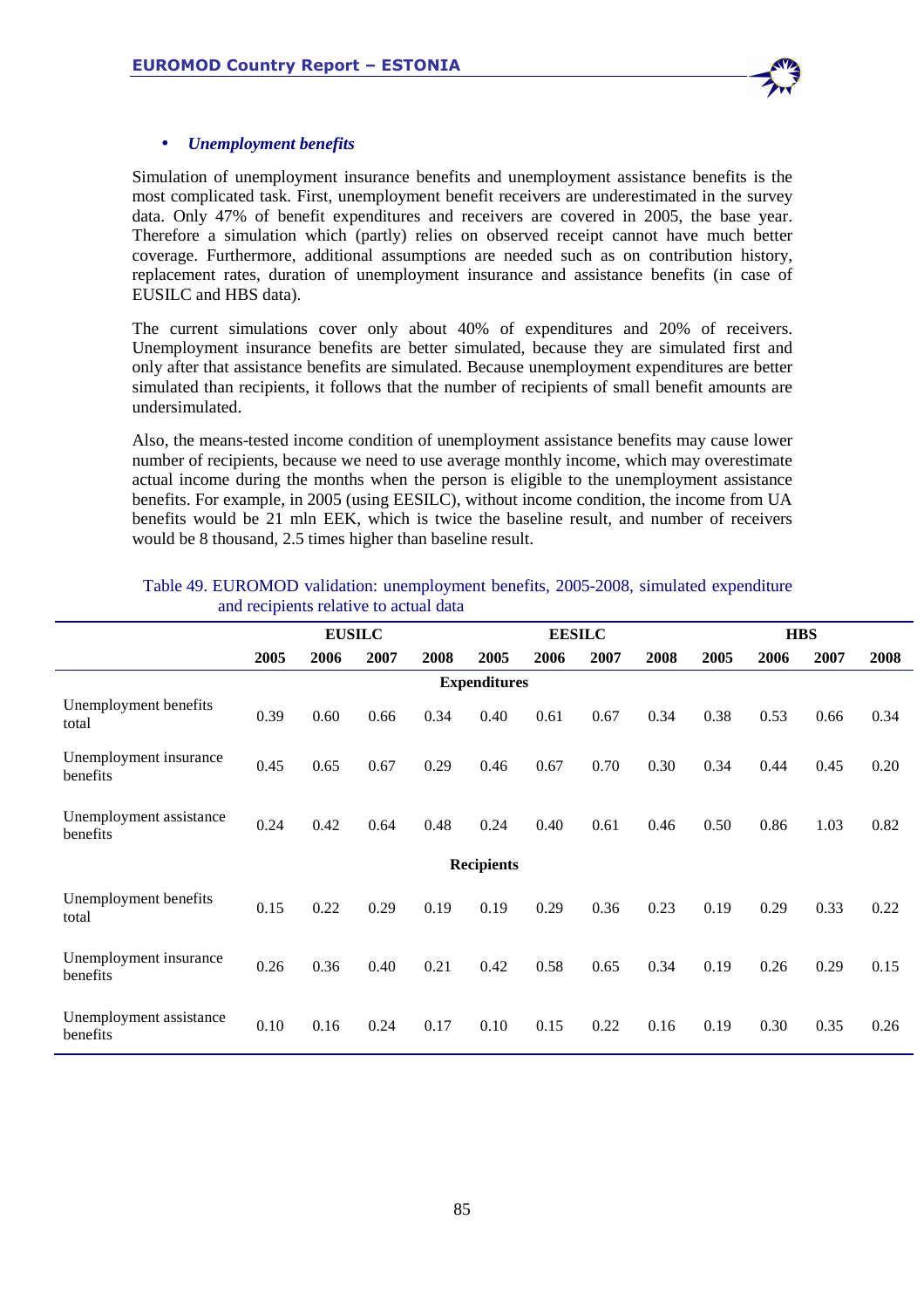- ***Unemployment benefits***

Simulation of unemployment insurance benefits and unemployment assistance benefits is the most complicated task. First, unemployment benefit receivers are underestimated in the survey data. Only 47% of benefit expenditures and receivers are covered in 2005, the base year. Therefore a simulation which (partly) relies on observed receipt cannot have much better coverage. Furthermore, additional assumptions are needed such as on contribution history, replacement rates, duration of unemployment insurance and assistance benefits (in case of EUSILC and HBS data).

The current simulations cover only about 40% of expenditures and 20% of receivers. Unemployment insurance benefits are better simulated, because they are simulated first and only after that assistance benefits are simulated. Because unemployment expenditures are better simulated than recipients, it follows that the number of recipients of small benefit amounts are undersimulated.

Also, the means-tested income condition of unemployment assistance benefits may cause lower number of recipients, because we need to use average monthly income, which may overestimate actual income during the months when the person is eligible to the unemployment assistance benefits. For example, in 2005 (using EESILC), without income condition, the income from UA benefits would be 21 mln EEK, which is twice the baseline result, and number of receivers would be 8 thousand, 2.5 times higher than baseline result.

Table 49. EUROMOD validation: unemployment benefits, 2005-2008, simulated expenditure and recipients relative to actual data

| | EUSILC | | | | EESILC | | | | HBS | | | |
|---|---|---|---|---|---|---|---|---|---|---|---|---|
| | **2005** | **2006** | **2007** | **2008** | **2005** | **2006** | **2007** | **2008** | **2005** | **2006** | **2007** | **2008** |
| | | | | | **Expenditures** | | | | | | | |
| Unemployment benefits total | 0.39 | 0.60 | 0.66 | 0.34 | 0.40 | 0.61 | 0.67 | 0.34 | 0.38 | 0.53 | 0.66 | 0.34 |
| Unemployment insurance benefits | 0.45 | 0.65 | 0.67 | 0.29 | 0.46 | 0.67 | 0.70 | 0.30 | 0.34 | 0.44 | 0.45 | 0.20 |
| Unemployment assistance benefits | 0.24 | 0.42 | 0.64 | 0.48 | 0.24 | 0.40 | 0.61 | 0.46 | 0.50 | 0.86 | 1.03 | 0.82 |
| | | | | | **Recipients** | | | | | | | |
| Unemployment benefits total | 0.15 | 0.22 | 0.29 | 0.19 | 0.19 | 0.29 | 0.36 | 0.23 | 0.19 | 0.29 | 0.33 | 0.22 |
| Unemployment insurance benefits | 0.26 | 0.36 | 0.40 | 0.21 | 0.42 | 0.58 | 0.65 | 0.34 | 0.19 | 0.26 | 0.29 | 0.15 |
| Unemployment assistance benefits | 0.10 | 0.16 | 0.24 | 0.17 | 0.10 | 0.15 | 0.22 | 0.16 | 0.19 | 0.30 | 0.35 | 0.26 |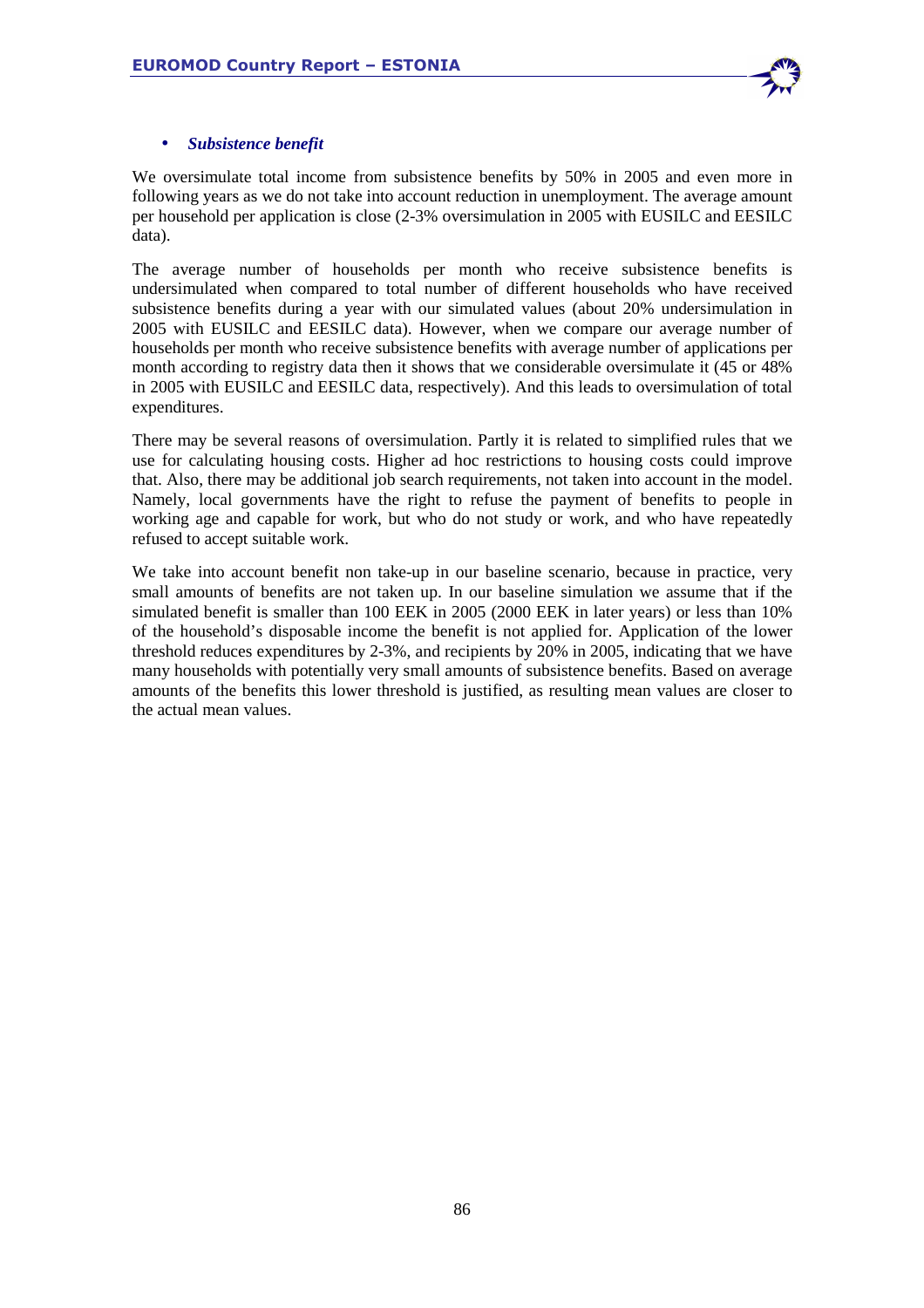- ***Subsistence benefit***

We oversimulate total income from subsistence benefits by 50% in 2005 and even more in following years as we do not take into account reduction in unemployment. The average amount per household per application is close (2-3% oversimulation in 2005 with EUSILC and EESILC data).

The average number of households per month who receive subsistence benefits is undersimulated when compared to total number of different households who have received subsistence benefits during a year with our simulated values (about 20% undersimulation in 2005 with EUSILC and EESILC data). However, when we compare our average number of households per month who receive subsistence benefits with average number of applications per month according to registry data then it shows that we considerable oversimulate it (45 or 48% in 2005 with EUSILC and EESILC data, respectively). And this leads to oversimulation of total expenditures.

There may be several reasons of oversimulation. Partly it is related to simplified rules that we use for calculating housing costs. Higher ad hoc restrictions to housing costs could improve that. Also, there may be additional job search requirements, not taken into account in the model. Namely, local governments have the right to refuse the payment of benefits to people in working age and capable for work, but who do not study or work, and who have repeatedly refused to accept suitable work.

We take into account benefit non take-up in our baseline scenario, because in practice, very small amounts of benefits are not taken up. In our baseline simulation we assume that if the simulated benefit is smaller than 100 EEK in 2005 (2000 EEK in later years) or less than 10% of the household's disposable income the benefit is not applied for. Application of the lower threshold reduces expenditures by 2-3%, and recipients by 20% in 2005, indicating that we have many households with potentially very small amounts of subsistence benefits. Based on average amounts of the benefits this lower threshold is justified, as resulting mean values are closer to the actual mean values.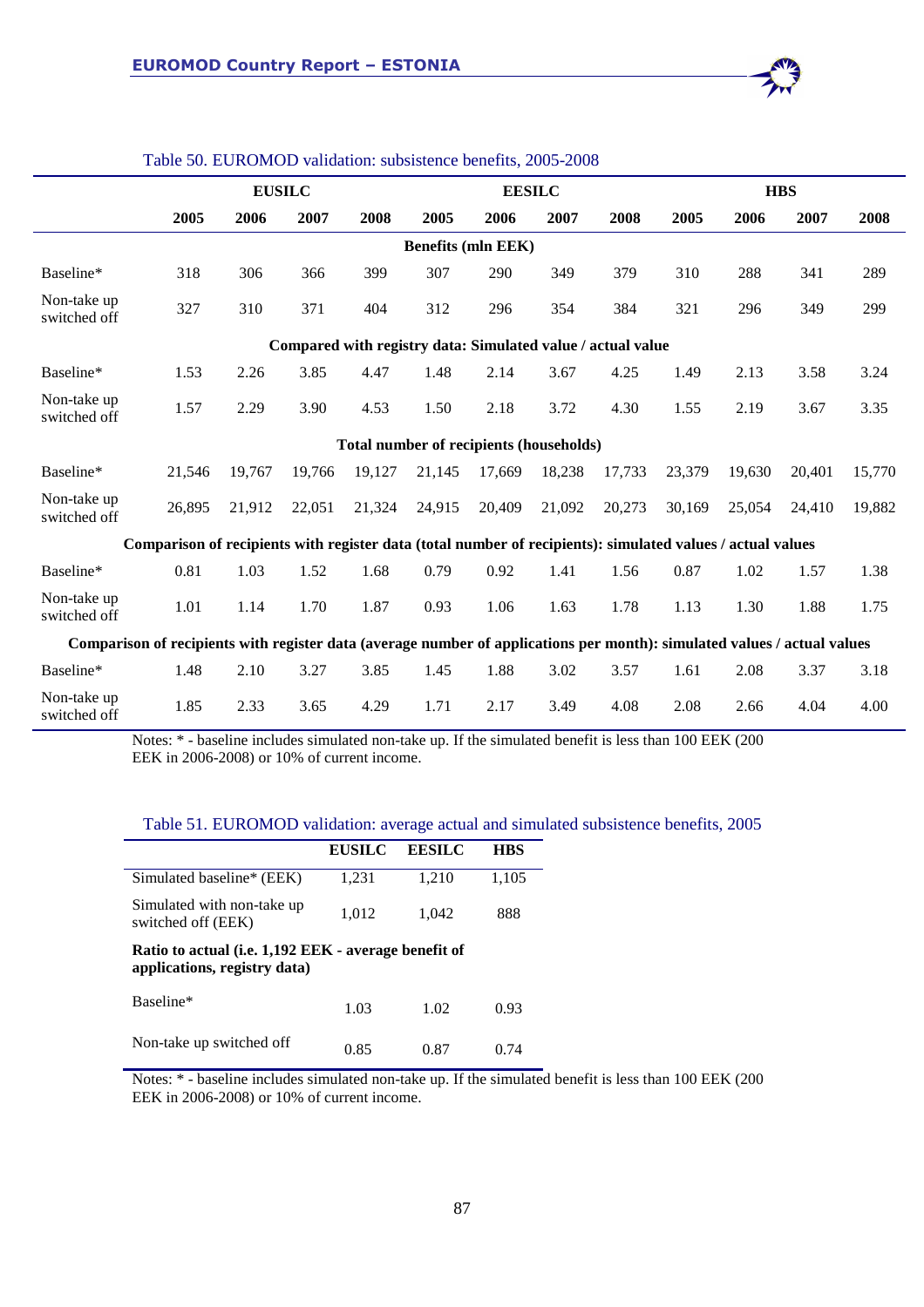Table 50. EUROMOD validation: subsistence benefits, 2005-2008

| | EUSILC | | | | EESILC | | | | HBS | | | |
|---|---|---|---|---|---|---|---|---|---|---|---|---|
| | 2005 | 2006 | 2007 | 2008 | 2005 | 2006 | 2007 | 2008 | 2005 | 2006 | 2007 | 2008 |
| **Benefits (mln EEK)** | | | | | | | | | | | | |
| Baseline* | 318 | 306 | 366 | 399 | 307 | 290 | 349 | 379 | 310 | 288 | 341 | 289 |
| Non-take up switched off | 327 | 310 | 371 | 404 | 312 | 296 | 354 | 384 | 321 | 296 | 349 | 299 |
| **Compared with registry data: Simulated value / actual value** | | | | | | | | | | | | |
| Baseline* | 1.53 | 2.26 | 3.85 | 4.47 | 1.48 | 2.14 | 3.67 | 4.25 | 1.49 | 2.13 | 3.58 | 3.24 |
| Non-take up switched off | 1.57 | 2.29 | 3.90 | 4.53 | 1.50 | 2.18 | 3.72 | 4.30 | 1.55 | 2.19 | 3.67 | 3.35 |
| **Total number of recipients (households)** | | | | | | | | | | | | |
| Baseline* | 21,546 | 19,767 | 19,766 | 19,127 | 21,145 | 17,669 | 18,238 | 17,733 | 23,379 | 19,630 | 20,401 | 15,770 |
| Non-take up switched off | 26,895 | 21,912 | 22,051 | 21,324 | 24,915 | 20,409 | 21,092 | 20,273 | 30,169 | 25,054 | 24,410 | 19,882 |
| **Comparison of recipients with register data (total number of recipients): simulated values / actual values** | | | | | | | | | | | | |
| Baseline* | 0.81 | 1.03 | 1.52 | 1.68 | 0.79 | 0.92 | 1.41 | 1.56 | 0.87 | 1.02 | 1.57 | 1.38 |
| Non-take up switched off | 1.01 | 1.14 | 1.70 | 1.87 | 0.93 | 1.06 | 1.63 | 1.78 | 1.13 | 1.30 | 1.88 | 1.75 |
| **Comparison of recipients with register data (average number of applications per month): simulated values / actual values** | | | | | | | | | | | | |
| Baseline* | 1.48 | 2.10 | 3.27 | 3.85 | 1.45 | 1.88 | 3.02 | 3.57 | 1.61 | 2.08 | 3.37 | 3.18 |
| Non-take up switched off | 1.85 | 2.33 | 3.65 | 4.29 | 1.71 | 2.17 | 3.49 | 4.08 | 2.08 | 2.66 | 4.04 | 4.00 |

Notes: * - baseline includes simulated non-take up. If the simulated benefit is less than 100 EEK (200 EEK in 2006-2008) or 10% of current income.

Table 51. EUROMOD validation: average actual and simulated subsistence benefits, 2005

| | EUSILC | EESILC | HBS |
|---|---|---|---|
| Simulated baseline* (EEK) | 1,231 | 1,210 | 1,105 |
| Simulated with non-take up switched off (EEK) | 1,012 | 1,042 | 888 |
| **Ratio to actual (i.e. 1,192 EEK - average benefit of applications, registry data)** | | | |
| Baseline* | 1.03 | 1.02 | 0.93 |
| Non-take up switched off | 0.85 | 0.87 | 0.74 |

Notes: * - baseline includes simulated non-take up. If the simulated benefit is less than 100 EEK (200 EEK in 2006-2008) or 10% of current income.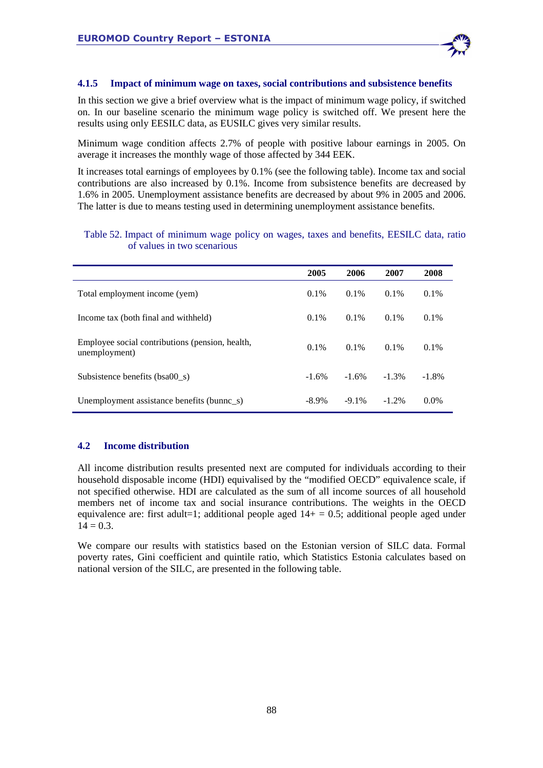### 4.1.5 Impact of minimum wage on taxes, social contributions and subsistence benefits

In this section we give a brief overview what is the impact of minimum wage policy, if switched on. In our baseline scenario the minimum wage policy is switched off. We present here the results using only EESILC data, as EUSILC gives very similar results.

Minimum wage condition affects 2.7% of people with positive labour earnings in 2005. On average it increases the monthly wage of those affected by 344 EEK.

It increases total earnings of employees by 0.1% (see the following table). Income tax and social contributions are also increased by 0.1%. Income from subsistence benefits are decreased by 1.6% in 2005. Unemployment assistance benefits are decreased by about 9% in 2005 and 2006. The latter is due to means testing used in determining unemployment assistance benefits.

Table 52. Impact of minimum wage policy on wages, taxes and benefits, EESILC data, ratio of values in two scenarious

| | 2005 | 2006 | 2007 | 2008 |
|---|---|---|---|---|
| Total employment income (yem) | 0.1% | 0.1% | 0.1% | 0.1% |
| Income tax (both final and withheld) | 0.1% | 0.1% | 0.1% | 0.1% |
| Employee social contributions (pension, health, unemployment) | 0.1% | 0.1% | 0.1% | 0.1% |
| Subsistence benefits (bsa00_s) | -1.6% | -1.6% | -1.3% | -1.8% |
| Unemployment assistance benefits (bunnc_s) | -8.9% | -9.1% | -1.2% | 0.0% |

## 4.2 Income distribution

All income distribution results presented next are computed for individuals according to their household disposable income (HDI) equivalised by the "modified OECD" equivalence scale, if not specified otherwise. HDI are calculated as the sum of all income sources of all household members net of income tax and social insurance contributions. The weights in the OECD equivalence are: first adult=1; additional people aged 14+ = 0.5; additional people aged under 14 = 0.3.

We compare our results with statistics based on the Estonian version of SILC data. Formal poverty rates, Gini coefficient and quintile ratio, which Statistics Estonia calculates based on national version of the SILC, are presented in the following table.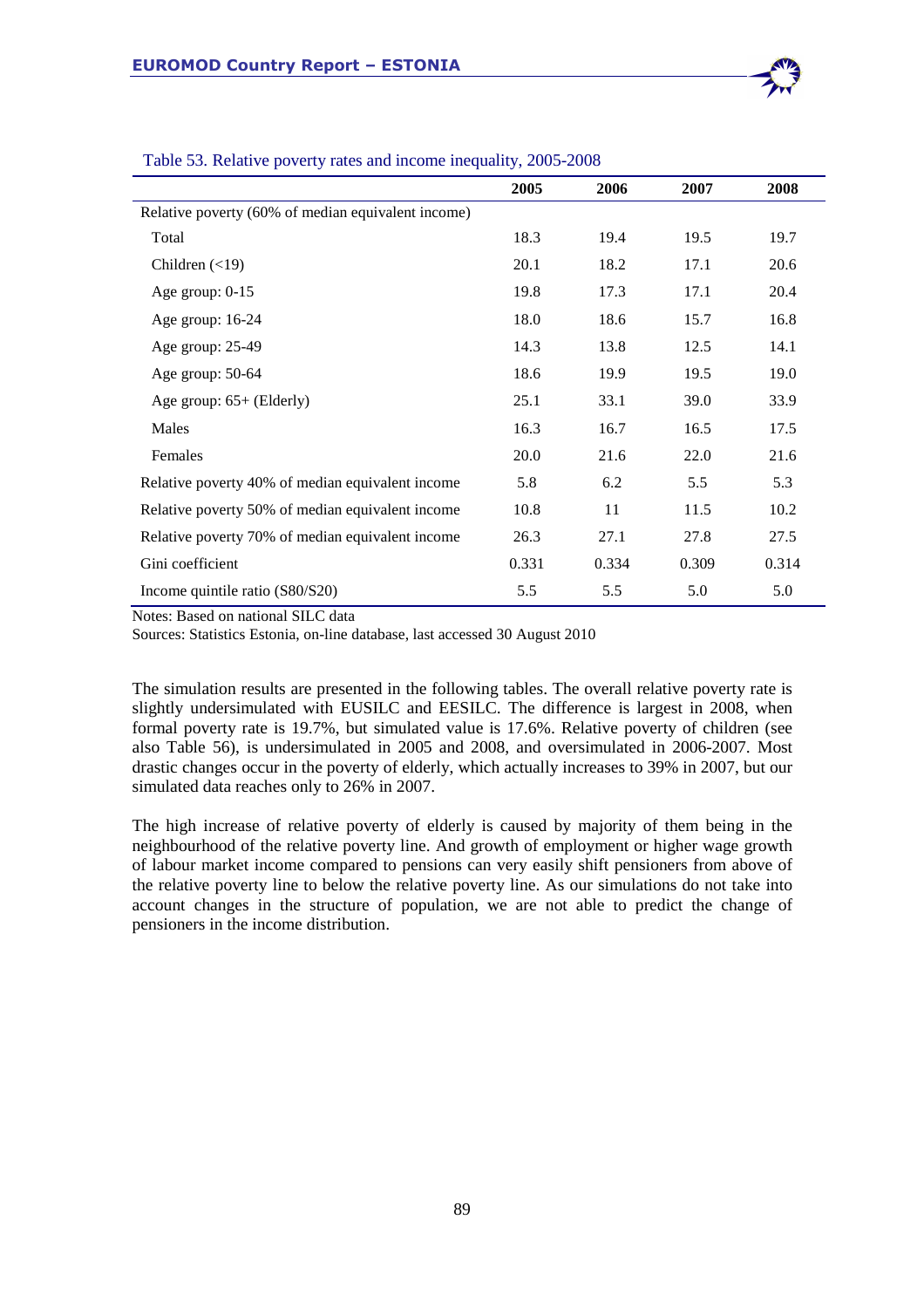Table 53. Relative poverty rates and income inequality, 2005-2008

| | 2005 | 2006 | 2007 | 2008 |
|---|---|---|---|---|
| Relative poverty (60% of median equivalent income) | | | | |
| Total | 18.3 | 19.4 | 19.5 | 19.7 |
| Children (<19) | 20.1 | 18.2 | 17.1 | 20.6 |
| Age group: 0-15 | 19.8 | 17.3 | 17.1 | 20.4 |
| Age group: 16-24 | 18.0 | 18.6 | 15.7 | 16.8 |
| Age group: 25-49 | 14.3 | 13.8 | 12.5 | 14.1 |
| Age group: 50-64 | 18.6 | 19.9 | 19.5 | 19.0 |
| Age group: 65+ (Elderly) | 25.1 | 33.1 | 39.0 | 33.9 |
| Males | 16.3 | 16.7 | 16.5 | 17.5 |
| Females | 20.0 | 21.6 | 22.0 | 21.6 |
| Relative poverty 40% of median equivalent income | 5.8 | 6.2 | 5.5 | 5.3 |
| Relative poverty 50% of median equivalent income | 10.8 | 11 | 11.5 | 10.2 |
| Relative poverty 70% of median equivalent income | 26.3 | 27.1 | 27.8 | 27.5 |
| Gini coefficient | 0.331 | 0.334 | 0.309 | 0.314 |
| Income quintile ratio (S80/S20) | 5.5 | 5.5 | 5.0 | 5.0 |

Notes: Based on national SILC data

Sources: Statistics Estonia, on-line database, last accessed 30 August 2010

The simulation results are presented in the following tables. The overall relative poverty rate is slightly undersimulated with EUSILC and EESILC. The difference is largest in 2008, when formal poverty rate is 19.7%, but simulated value is 17.6%. Relative poverty of children (see also Table 56), is undersimulated in 2005 and 2008, and oversimulated in 2006-2007. Most drastic changes occur in the poverty of elderly, which actually increases to 39% in 2007, but our simulated data reaches only to 26% in 2007.

The high increase of relative poverty of elderly is caused by majority of them being in the neighbourhood of the relative poverty line. And growth of employment or higher wage growth of labour market income compared to pensions can very easily shift pensioners from above of the relative poverty line to below the relative poverty line. As our simulations do not take into account changes in the structure of population, we are not able to predict the change of pensioners in the income distribution.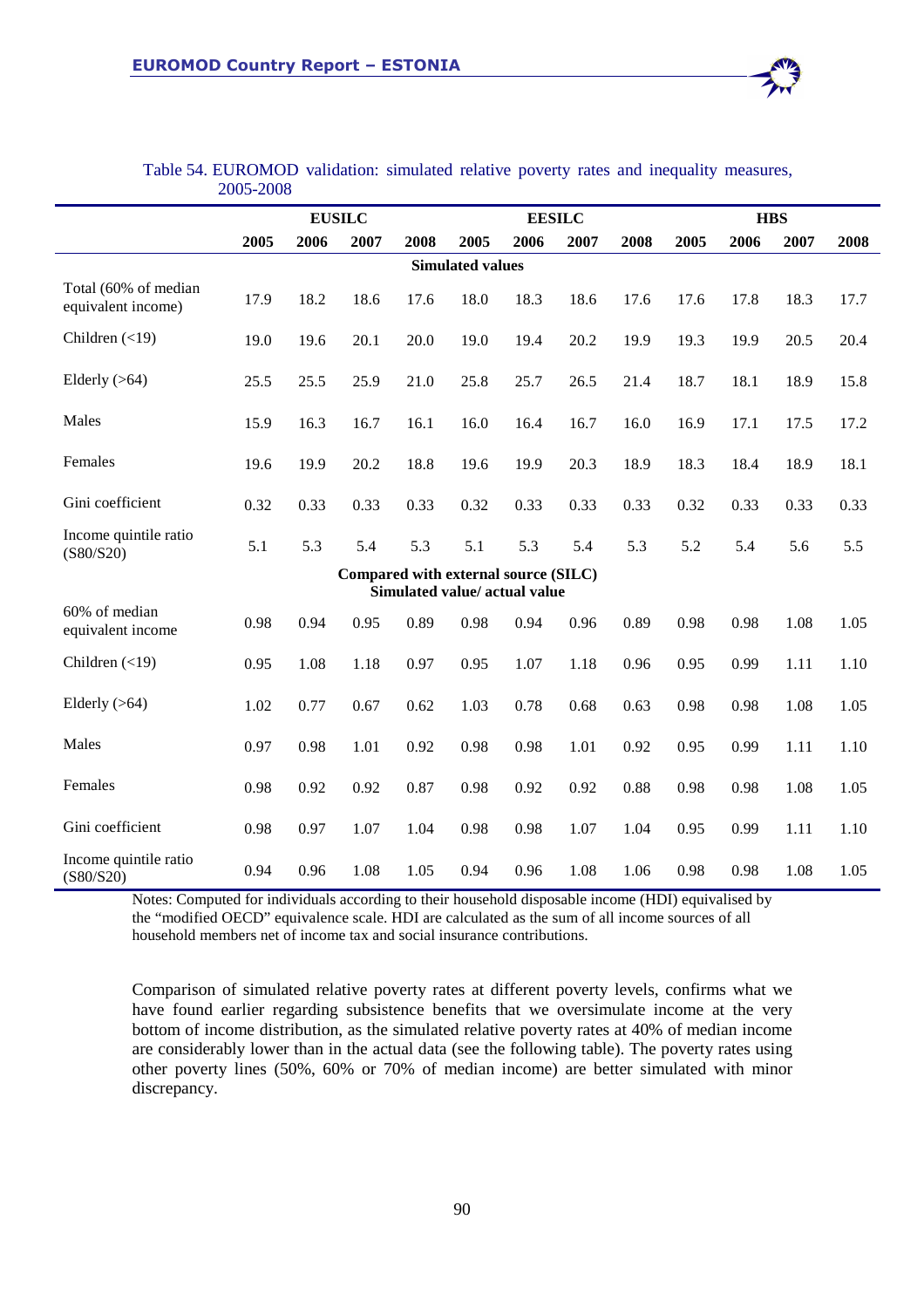Table 54. EUROMOD validation: simulated relative poverty rates and inequality measures, 2005-2008

| | EUSILC | | | | EESILC | | | | HBS | | | |
|---|---|---|---|---|---|---|---|---|---|---|---|---|
| | **2005** | **2006** | **2007** | **2008** | **2005** | **2006** | **2007** | **2008** | **2005** | **2006** | **2007** | **2008** |
| **Simulated values** | | | | | | | | | | | | |
| Total (60% of median equivalent income) | 17.9 | 18.2 | 18.6 | 17.6 | 18.0 | 18.3 | 18.6 | 17.6 | 17.6 | 17.8 | 18.3 | 17.7 |
| Children (<19) | 19.0 | 19.6 | 20.1 | 20.0 | 19.0 | 19.4 | 20.2 | 19.9 | 19.3 | 19.9 | 20.5 | 20.4 |
| Elderly (>64) | 25.5 | 25.5 | 25.9 | 21.0 | 25.8 | 25.7 | 26.5 | 21.4 | 18.7 | 18.1 | 18.9 | 15.8 |
| Males | 15.9 | 16.3 | 16.7 | 16.1 | 16.0 | 16.4 | 16.7 | 16.0 | 16.9 | 17.1 | 17.5 | 17.2 |
| Females | 19.6 | 19.9 | 20.2 | 18.8 | 19.6 | 19.9 | 20.3 | 18.9 | 18.3 | 18.4 | 18.9 | 18.1 |
| Gini coefficient | 0.32 | 0.33 | 0.33 | 0.33 | 0.32 | 0.33 | 0.33 | 0.33 | 0.32 | 0.33 | 0.33 | 0.33 |
| Income quintile ratio (S80/S20) | 5.1 | 5.3 | 5.4 | 5.3 | 5.1 | 5.3 | 5.4 | 5.3 | 5.2 | 5.4 | 5.6 | 5.5 |
| **Compared with external source (SILC) Simulated value/ actual value** | | | | | | | | | | | | |
| 60% of median equivalent income | 0.98 | 0.94 | 0.95 | 0.89 | 0.98 | 0.94 | 0.96 | 0.89 | 0.98 | 0.98 | 1.08 | 1.05 |
| Children (<19) | 0.95 | 1.08 | 1.18 | 0.97 | 0.95 | 1.07 | 1.18 | 0.96 | 0.95 | 0.99 | 1.11 | 1.10 |
| Elderly (>64) | 1.02 | 0.77 | 0.67 | 0.62 | 1.03 | 0.78 | 0.68 | 0.63 | 0.98 | 0.98 | 1.08 | 1.05 |
| Males | 0.97 | 0.98 | 1.01 | 0.92 | 0.98 | 0.98 | 1.01 | 0.92 | 0.95 | 0.99 | 1.11 | 1.10 |
| Females | 0.98 | 0.92 | 0.92 | 0.87 | 0.98 | 0.92 | 0.92 | 0.88 | 0.98 | 0.98 | 1.08 | 1.05 |
| Gini coefficient | 0.98 | 0.97 | 1.07 | 1.04 | 0.98 | 0.98 | 1.07 | 1.04 | 0.95 | 0.99 | 1.11 | 1.10 |
| Income quintile ratio (S80/S20) | 0.94 | 0.96 | 1.08 | 1.05 | 0.94 | 0.96 | 1.08 | 1.06 | 0.98 | 0.98 | 1.08 | 1.05 |

Notes: Computed for individuals according to their household disposable income (HDI) equivalised by the "modified OECD" equivalence scale. HDI are calculated as the sum of all income sources of all household members net of income tax and social insurance contributions.

Comparison of simulated relative poverty rates at different poverty levels, confirms what we have found earlier regarding subsistence benefits that we oversimulate income at the very bottom of income distribution, as the simulated relative poverty rates at 40% of median income are considerably lower than in the actual data (see the following table). The poverty rates using other poverty lines (50%, 60% or 70% of median income) are better simulated with minor discrepancy.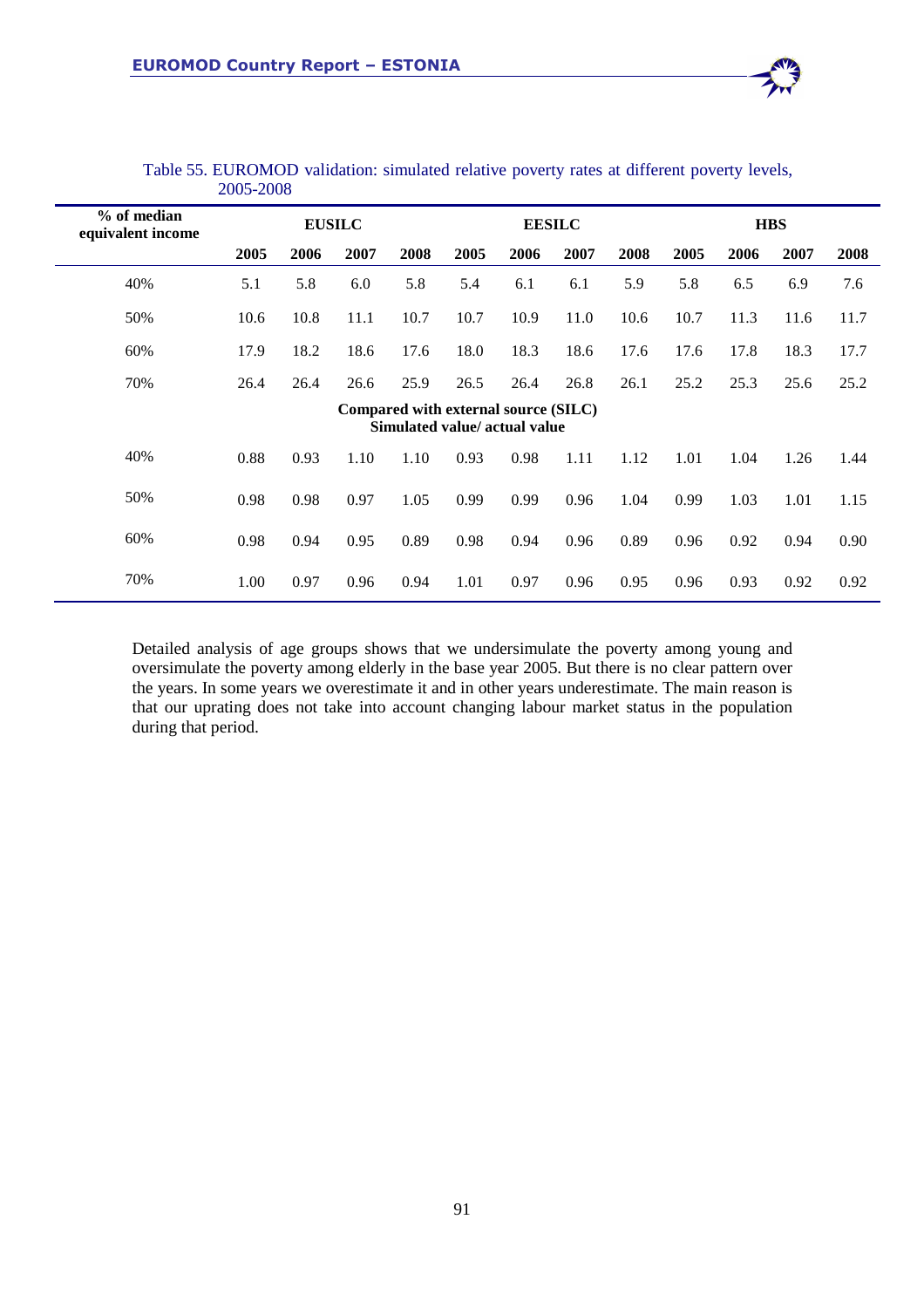Table 55. EUROMOD validation: simulated relative poverty rates at different poverty levels, 2005-2008

| % of median equivalent income | EUSILC | | | | EESILC | | | | HBS | | | |
|---|---|---|---|---|---|---|---|---|---|---|---|---|
| | **2005** | **2006** | **2007** | **2008** | **2005** | **2006** | **2007** | **2008** | **2005** | **2006** | **2007** | **2008** |
| 40% | 5.1 | 5.8 | 6.0 | 5.8 | 5.4 | 6.1 | 6.1 | 5.9 | 5.8 | 6.5 | 6.9 | 7.6 |
| 50% | 10.6 | 10.8 | 11.1 | 10.7 | 10.7 | 10.9 | 11.0 | 10.6 | 10.7 | 11.3 | 11.6 | 11.7 |
| 60% | 17.9 | 18.2 | 18.6 | 17.6 | 18.0 | 18.3 | 18.6 | 17.6 | 17.6 | 17.8 | 18.3 | 17.7 |
| 70% | 26.4 | 26.4 | 26.6 | 25.9 | 26.5 | 26.4 | 26.8 | 26.1 | 25.2 | 25.3 | 25.6 | 25.2 |
| | **Compared with external source (SILC) Simulated value/ actual value** | | | | | | | | | | | |
| 40% | 0.88 | 0.93 | 1.10 | 1.10 | 0.93 | 0.98 | 1.11 | 1.12 | 1.01 | 1.04 | 1.26 | 1.44 |
| 50% | 0.98 | 0.98 | 0.97 | 1.05 | 0.99 | 0.99 | 0.96 | 1.04 | 0.99 | 1.03 | 1.01 | 1.15 |
| 60% | 0.98 | 0.94 | 0.95 | 0.89 | 0.98 | 0.94 | 0.96 | 0.89 | 0.96 | 0.92 | 0.94 | 0.90 |
| 70% | 1.00 | 0.97 | 0.96 | 0.94 | 1.01 | 0.97 | 0.96 | 0.95 | 0.96 | 0.93 | 0.92 | 0.92 |

Detailed analysis of age groups shows that we undersimulate the poverty among young and oversimulate the poverty among elderly in the base year 2005. But there is no clear pattern over the years. In some years we overestimate it and in other years underestimate. The main reason is that our uprating does not take into account changing labour market status in the population during that period.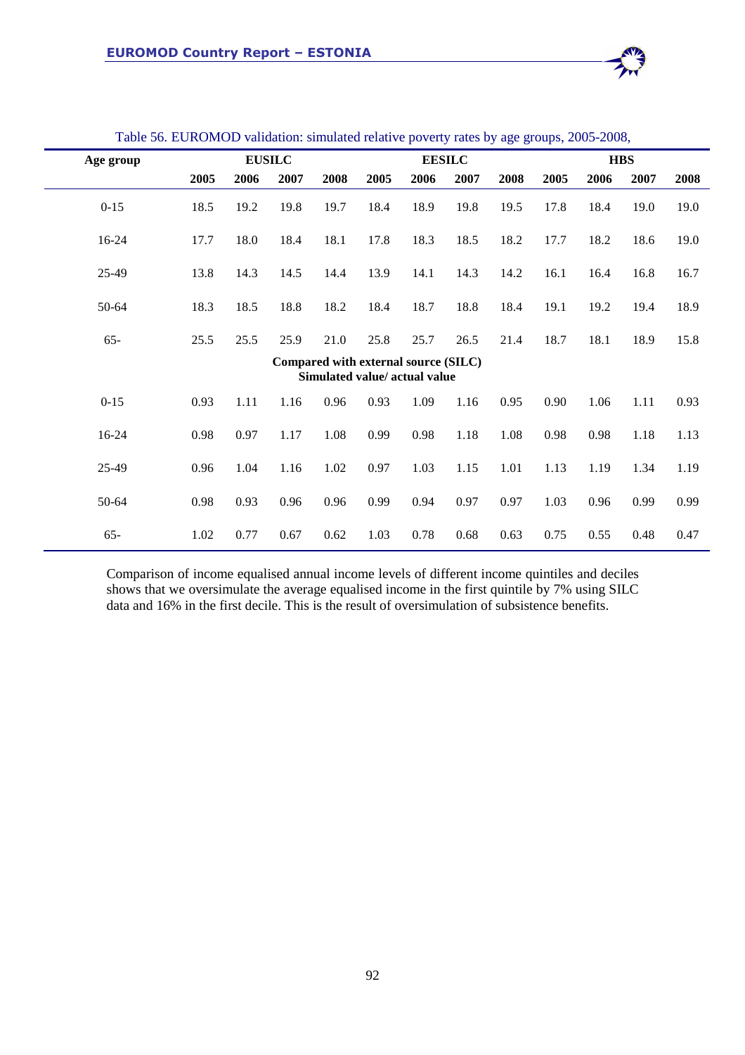Table 56. EUROMOD validation: simulated relative poverty rates by age groups, 2005-2008,

| Age group | EUSILC | | | | EESILC | | | | HBS | | | |
|---|---|---|---|---|---|---|---|---|---|---|---|---|
| | 2005 | 2006 | 2007 | 2008 | 2005 | 2006 | 2007 | 2008 | 2005 | 2006 | 2007 | 2008 |
| 0-15 | 18.5 | 19.2 | 19.8 | 19.7 | 18.4 | 18.9 | 19.8 | 19.5 | 17.8 | 18.4 | 19.0 | 19.0 |
| 16-24 | 17.7 | 18.0 | 18.4 | 18.1 | 17.8 | 18.3 | 18.5 | 18.2 | 17.7 | 18.2 | 18.6 | 19.0 |
| 25-49 | 13.8 | 14.3 | 14.5 | 14.4 | 13.9 | 14.1 | 14.3 | 14.2 | 16.1 | 16.4 | 16.8 | 16.7 |
| 50-64 | 18.3 | 18.5 | 18.8 | 18.2 | 18.4 | 18.7 | 18.8 | 18.4 | 19.1 | 19.2 | 19.4 | 18.9 |
| 65- | 25.5 | 25.5 | 25.9 | 21.0 | 25.8 | 25.7 | 26.5 | 21.4 | 18.7 | 18.1 | 18.9 | 15.8 |
| **Compared with external source (SILC) Simulated value/ actual value** | | | | | | | | | | | | |
| 0-15 | 0.93 | 1.11 | 1.16 | 0.96 | 0.93 | 1.09 | 1.16 | 0.95 | 0.90 | 1.06 | 1.11 | 0.93 |
| 16-24 | 0.98 | 0.97 | 1.17 | 1.08 | 0.99 | 0.98 | 1.18 | 1.08 | 0.98 | 0.98 | 1.18 | 1.13 |
| 25-49 | 0.96 | 1.04 | 1.16 | 1.02 | 0.97 | 1.03 | 1.15 | 1.01 | 1.13 | 1.19 | 1.34 | 1.19 |
| 50-64 | 0.98 | 0.93 | 0.96 | 0.96 | 0.99 | 0.94 | 0.97 | 0.97 | 1.03 | 0.96 | 0.99 | 0.99 |
| 65- | 1.02 | 0.77 | 0.67 | 0.62 | 1.03 | 0.78 | 0.68 | 0.63 | 0.75 | 0.55 | 0.48 | 0.47 |

Comparison of income equalised annual income levels of different income quintiles and deciles shows that we oversimulate the average equalised income in the first quintile by 7% using SILC data and 16% in the first decile. This is the result of oversimulation of subsistence benefits.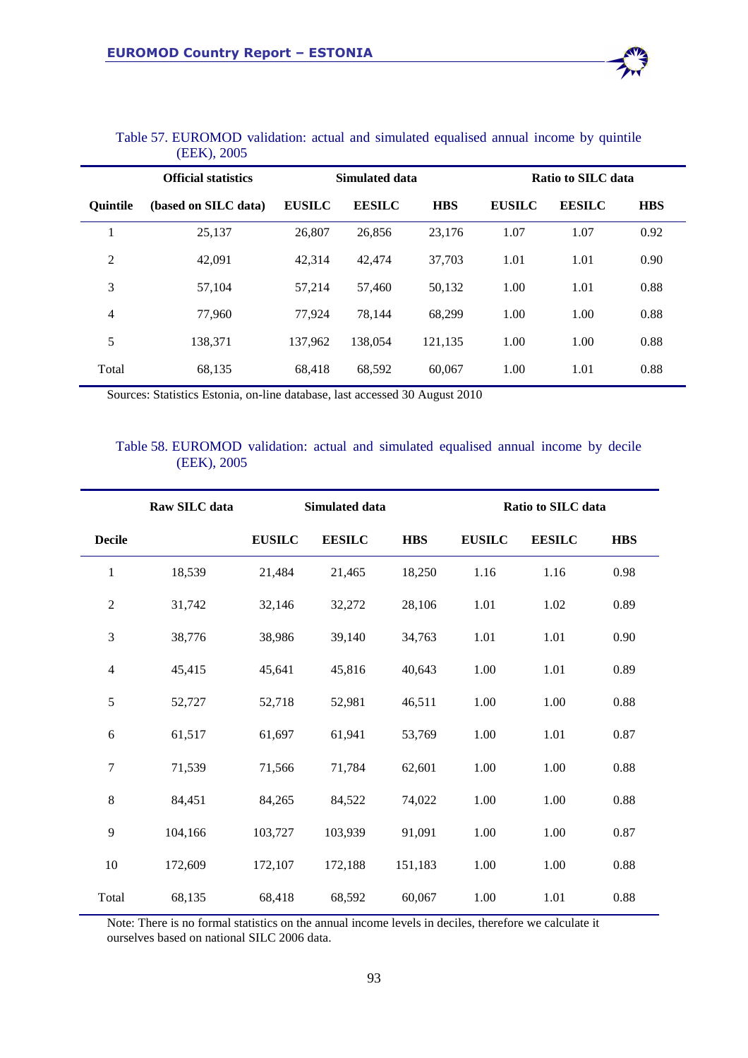Table 57. EUROMOD validation: actual and simulated equalised annual income by quintile (EEK), 2005

| | Official statistics | Simulated data | | | Ratio to SILC data | | |
|---|---|---|---|---|---|---|---|
| Quintile | (based on SILC data) | EUSILC | EESILC | HBS | EUSILC | EESILC | HBS |
| 1 | 25,137 | 26,807 | 26,856 | 23,176 | 1.07 | 1.07 | 0.92 |
| 2 | 42,091 | 42,314 | 42,474 | 37,703 | 1.01 | 1.01 | 0.90 |
| 3 | 57,104 | 57,214 | 57,460 | 50,132 | 1.00 | 1.01 | 0.88 |
| 4 | 77,960 | 77,924 | 78,144 | 68,299 | 1.00 | 1.00 | 0.88 |
| 5 | 138,371 | 137,962 | 138,054 | 121,135 | 1.00 | 1.00 | 0.88 |
| Total | 68,135 | 68,418 | 68,592 | 60,067 | 1.00 | 1.01 | 0.88 |

Sources: Statistics Estonia, on-line database, last accessed 30 August 2010

Table 58. EUROMOD validation: actual and simulated equalised annual income by decile (EEK), 2005

| | Raw SILC data | Simulated data | | | Ratio to SILC data | | |
|---|---|---|---|---|---|---|---|
| Decile | | EUSILC | EESILC | HBS | EUSILC | EESILC | HBS |
| 1 | 18,539 | 21,484 | 21,465 | 18,250 | 1.16 | 1.16 | 0.98 |
| 2 | 31,742 | 32,146 | 32,272 | 28,106 | 1.01 | 1.02 | 0.89 |
| 3 | 38,776 | 38,986 | 39,140 | 34,763 | 1.01 | 1.01 | 0.90 |
| 4 | 45,415 | 45,641 | 45,816 | 40,643 | 1.00 | 1.01 | 0.89 |
| 5 | 52,727 | 52,718 | 52,981 | 46,511 | 1.00 | 1.00 | 0.88 |
| 6 | 61,517 | 61,697 | 61,941 | 53,769 | 1.00 | 1.01 | 0.87 |
| 7 | 71,539 | 71,566 | 71,784 | 62,601 | 1.00 | 1.00 | 0.88 |
| 8 | 84,451 | 84,265 | 84,522 | 74,022 | 1.00 | 1.00 | 0.88 |
| 9 | 104,166 | 103,727 | 103,939 | 91,091 | 1.00 | 1.00 | 0.87 |
| 10 | 172,609 | 172,107 | 172,188 | 151,183 | 1.00 | 1.00 | 0.88 |
| Total | 68,135 | 68,418 | 68,592 | 60,067 | 1.00 | 1.01 | 0.88 |

Note: There is no formal statistics on the annual income levels in deciles, therefore we calculate it ourselves based on national SILC 2006 data.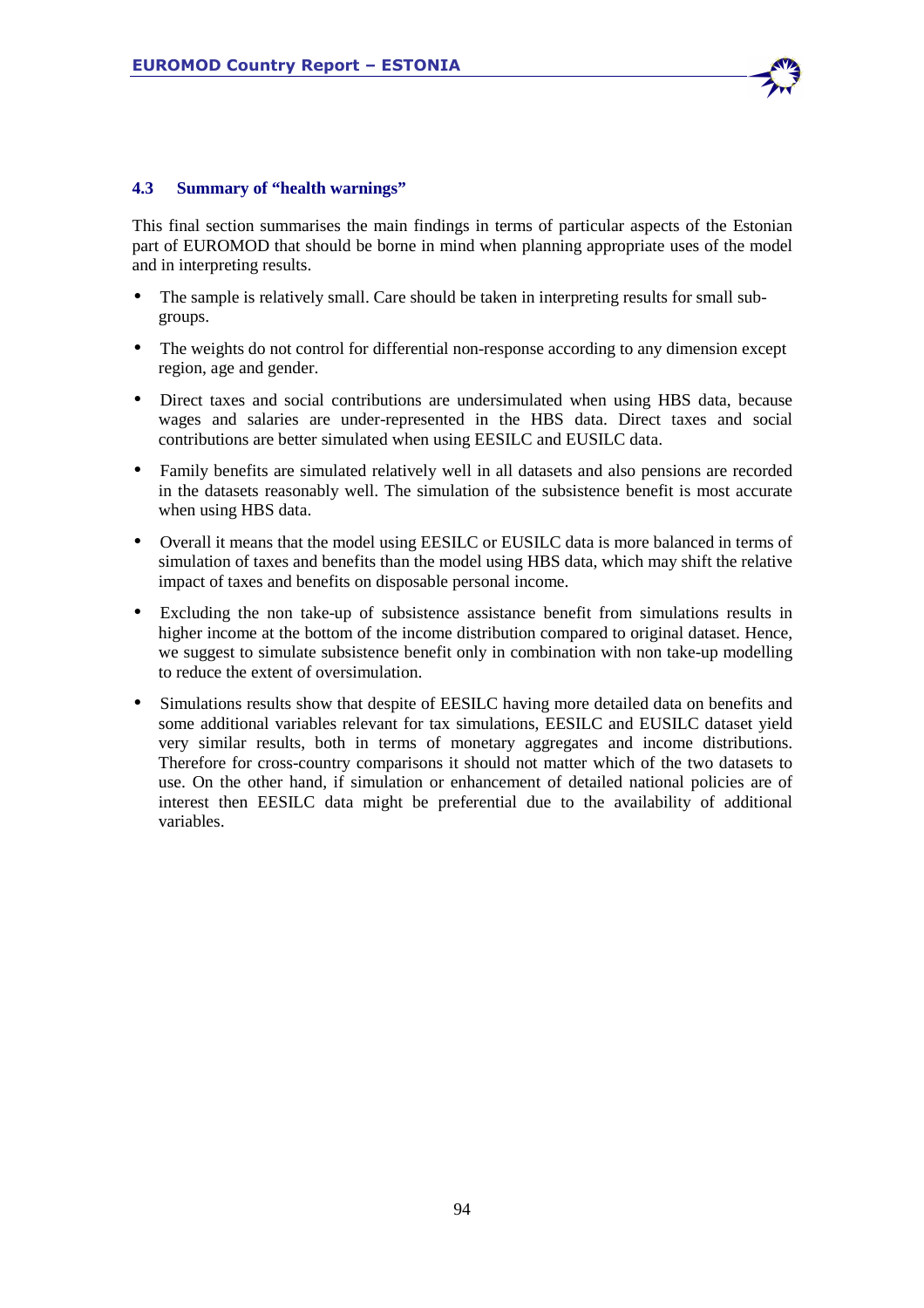### 4.3 Summary of "health warnings"

This final section summarises the main findings in terms of particular aspects of the Estonian part of EUROMOD that should be borne in mind when planning appropriate uses of the model and in interpreting results.

- The sample is relatively small. Care should be taken in interpreting results for small sub-groups.
- The weights do not control for differential non-response according to any dimension except region, age and gender.
- Direct taxes and social contributions are undersimulated when using HBS data, because wages and salaries are under-represented in the HBS data. Direct taxes and social contributions are better simulated when using EESILC and EUSILC data.
- Family benefits are simulated relatively well in all datasets and also pensions are recorded in the datasets reasonably well. The simulation of the subsistence benefit is most accurate when using HBS data.
- Overall it means that the model using EESILC or EUSILC data is more balanced in terms of simulation of taxes and benefits than the model using HBS data, which may shift the relative impact of taxes and benefits on disposable personal income.
- Excluding the non take-up of subsistence assistance benefit from simulations results in higher income at the bottom of the income distribution compared to original dataset. Hence, we suggest to simulate subsistence benefit only in combination with non take-up modelling to reduce the extent of oversimulation.
- Simulations results show that despite of EESILC having more detailed data on benefits and some additional variables relevant for tax simulations, EESILC and EUSILC dataset yield very similar results, both in terms of monetary aggregates and income distributions. Therefore for cross-country comparisons it should not matter which of the two datasets to use. On the other hand, if simulation or enhancement of detailed national policies are of interest then EESILC data might be preferential due to the availability of additional variables.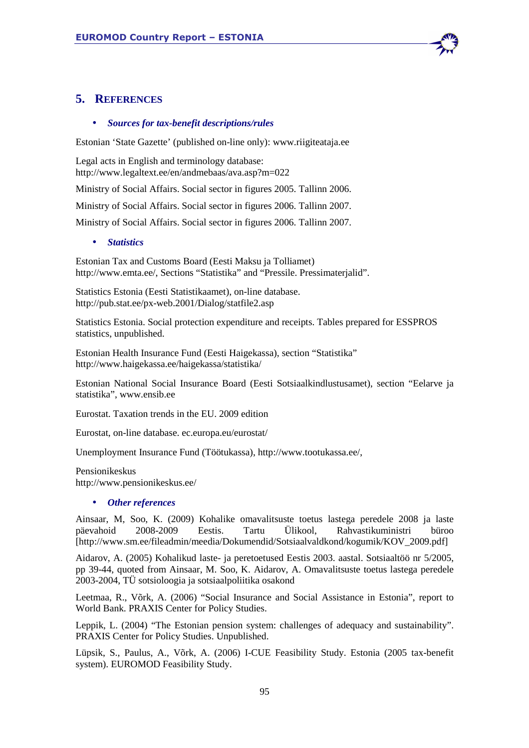## 5. REFERENCES

- ***Sources for tax-benefit descriptions/rules***

Estonian 'State Gazette' (published on-line only): www.riigiteataja.ee

Legal acts in English and terminology database:
http://www.legaltext.ee/en/andmebaas/ava.asp?m=022

Ministry of Social Affairs. Social sector in figures 2005. Tallinn 2006.

Ministry of Social Affairs. Social sector in figures 2006. Tallinn 2007.

Ministry of Social Affairs. Social sector in figures 2006. Tallinn 2007.

- ***Statistics***

Estonian Tax and Customs Board (Eesti Maksu ja Tolliamet)
http://www.emta.ee/, Sections "Statistika" and "Pressile. Pressimaterjalid".

Statistics Estonia (Eesti Statistikaamet), on-line database.
http://pub.stat.ee/px-web.2001/Dialog/statfile2.asp

Statistics Estonia. Social protection expenditure and receipts. Tables prepared for ESSPROS statistics, unpublished.

Estonian Health Insurance Fund (Eesti Haigekassa), section "Statistika"
http://www.haigekassa.ee/haigekassa/statistika/

Estonian National Social Insurance Board (Eesti Sotsiaalkindlustusamet), section "Eelarve ja statistika", www.ensib.ee

Eurostat. Taxation trends in the EU. 2009 edition

Eurostat, on-line database. ec.europa.eu/eurostat/

Unemployment Insurance Fund (Töötukassa), http://www.tootukassa.ee/,

Pensionikeskus
http://www.pensionikeskus.ee/

- ***Other references***

Ainsaar, M, Soo, K. (2009) Kohalike omavalitsuste toetus lastega peredele 2008 ja laste päevahoid 2008-2009 Eestis. Tartu Ülikool, Rahvastikuministri büroo [http://www.sm.ee/fileadmin/meedia/Dokumendid/Sotsiaalvaldkond/kogumik/KOV_2009.pdf]

Aidarov, A. (2005) Kohalikud laste- ja peretoetused Eestis 2003. aastal. Sotsiaaltöö nr 5/2005, pp 39-44, quoted from Ainsaar, M. Soo, K. Aidarov, A. Omavalitsuste toetus lastega peredele 2003-2004, TÜ sotsioloogia ja sotsiaalpoliitika osakond

Leetmaa, R., Võrk, A. (2006) "Social Insurance and Social Assistance in Estonia", report to World Bank. PRAXIS Center for Policy Studies.

Leppik, L. (2004) "The Estonian pension system: challenges of adequacy and sustainability". PRAXIS Center for Policy Studies. Unpublished.

Lüpsik, S., Paulus, A., Võrk, A. (2006) I-CUE Feasibility Study. Estonia (2005 tax-benefit system). EUROMOD Feasibility Study.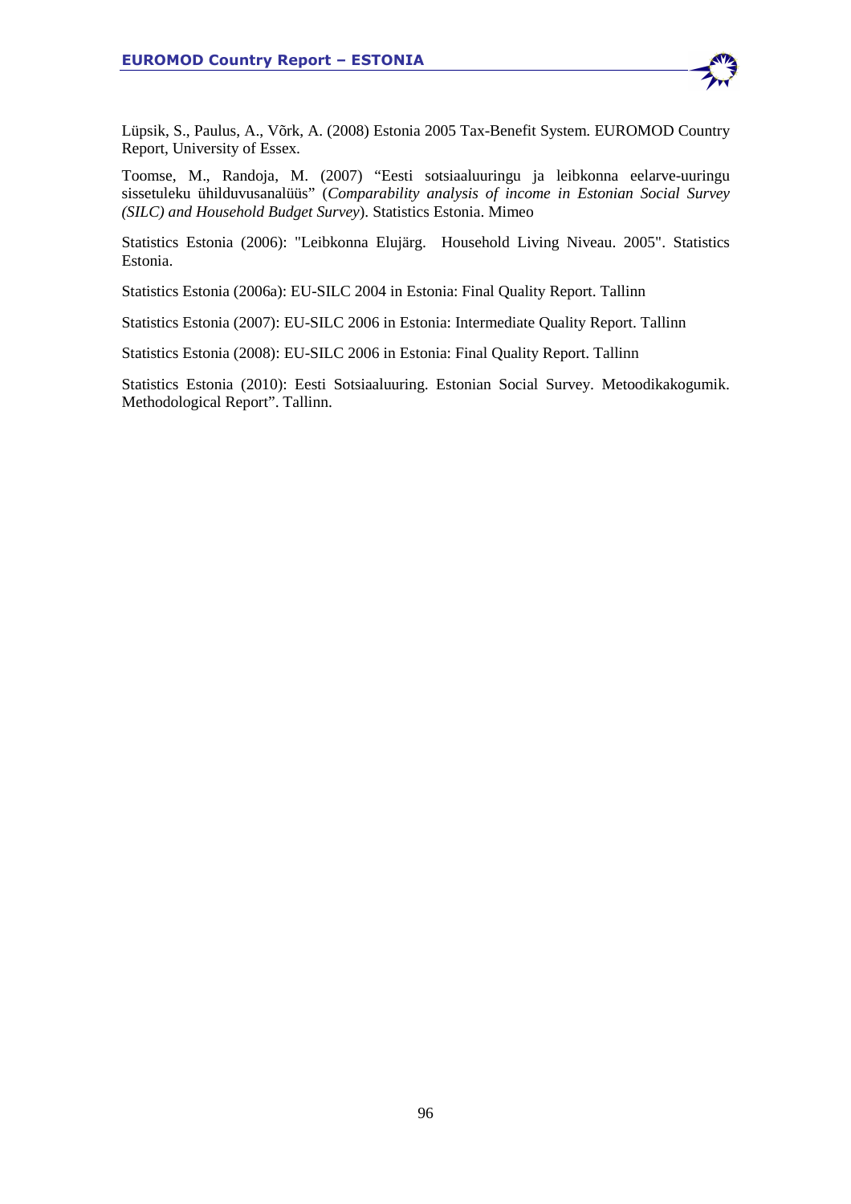Lüpsik, S., Paulus, A., Võrk, A. (2008) Estonia 2005 Tax-Benefit System. EUROMOD Country Report, University of Essex.

Toomse, M., Randoja, M. (2007) "Eesti sotsiaaluuringu ja leibkonna eelarve-uuringu sissetuleku ühilduvusanalüüs" (*Comparability analysis of income in Estonian Social Survey (SILC) and Household Budget Survey*). Statistics Estonia. Mimeo

Statistics Estonia (2006): "Leibkonna Elujärg. Household Living Niveau. 2005". Statistics Estonia.

Statistics Estonia (2006a): EU-SILC 2004 in Estonia: Final Quality Report. Tallinn

Statistics Estonia (2007): EU-SILC 2006 in Estonia: Intermediate Quality Report. Tallinn

Statistics Estonia (2008): EU-SILC 2006 in Estonia: Final Quality Report. Tallinn

Statistics Estonia (2010): Eesti Sotsiaaluuring. Estonian Social Survey. Metoodikakogumik. Methodological Report". Tallinn.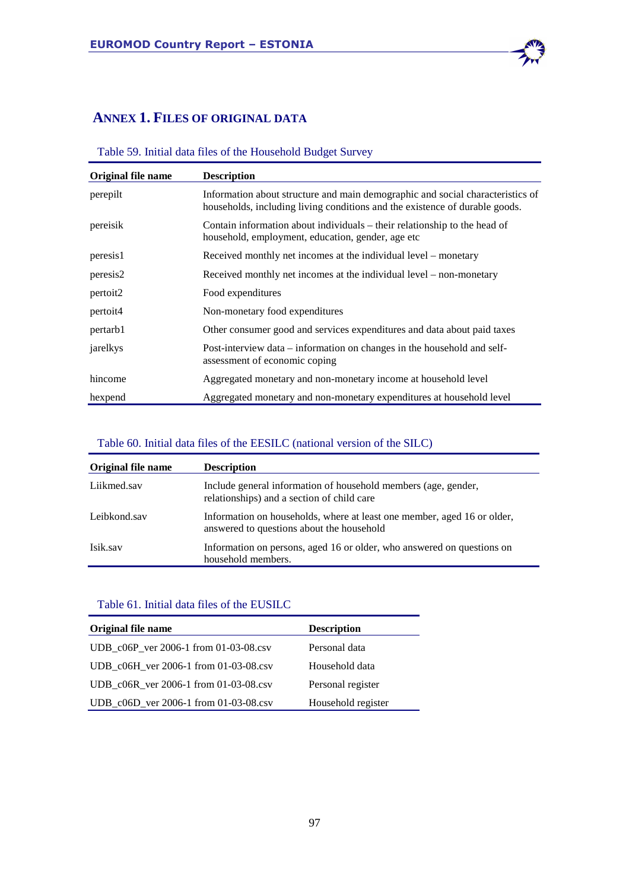## ANNEX 1. FILES OF ORIGINAL DATA

Table 59. Initial data files of the Household Budget Survey

| Original file name | Description |
|---|---|
| perepilt | Information about structure and main demographic and social characteristics of households, including living conditions and the existence of durable goods. |
| pereisik | Contain information about individuals – their relationship to the head of household, employment, education, gender, age etc |
| peresis1 | Received monthly net incomes at the individual level – monetary |
| peresis2 | Received monthly net incomes at the individual level – non-monetary |
| pertoit2 | Food expenditures |
| pertoit4 | Non-monetary food expenditures |
| pertarb1 | Other consumer good and services expenditures and data about paid taxes |
| jarelkys | Post-interview data – information on changes in the household and self-assessment of economic coping |
| hincome | Aggregated monetary and non-monetary income at household level |
| hexpend | Aggregated monetary and non-monetary expenditures at household level |

Table 60. Initial data files of the EESILC (national version of the SILC)

| Original file name | Description |
|---|---|
| Liikmed.sav | Include general information of household members (age, gender, relationships) and a section of child care |
| Leibkond.sav | Information on households, where at least one member, aged 16 or older, answered to questions about the household |
| Isik.sav | Information on persons, aged 16 or older, who answered on questions on household members. |

Table 61. Initial data files of the EUSILC

| Original file name | Description |
|---|---|
| UDB_c06P_ver 2006-1 from 01-03-08.csv | Personal data |
| UDB_c06H_ver 2006-1 from 01-03-08.csv | Household data |
| UDB_c06R_ver 2006-1 from 01-03-08.csv | Personal register |
| UDB_c06D_ver 2006-1 from 01-03-08.csv | Household register |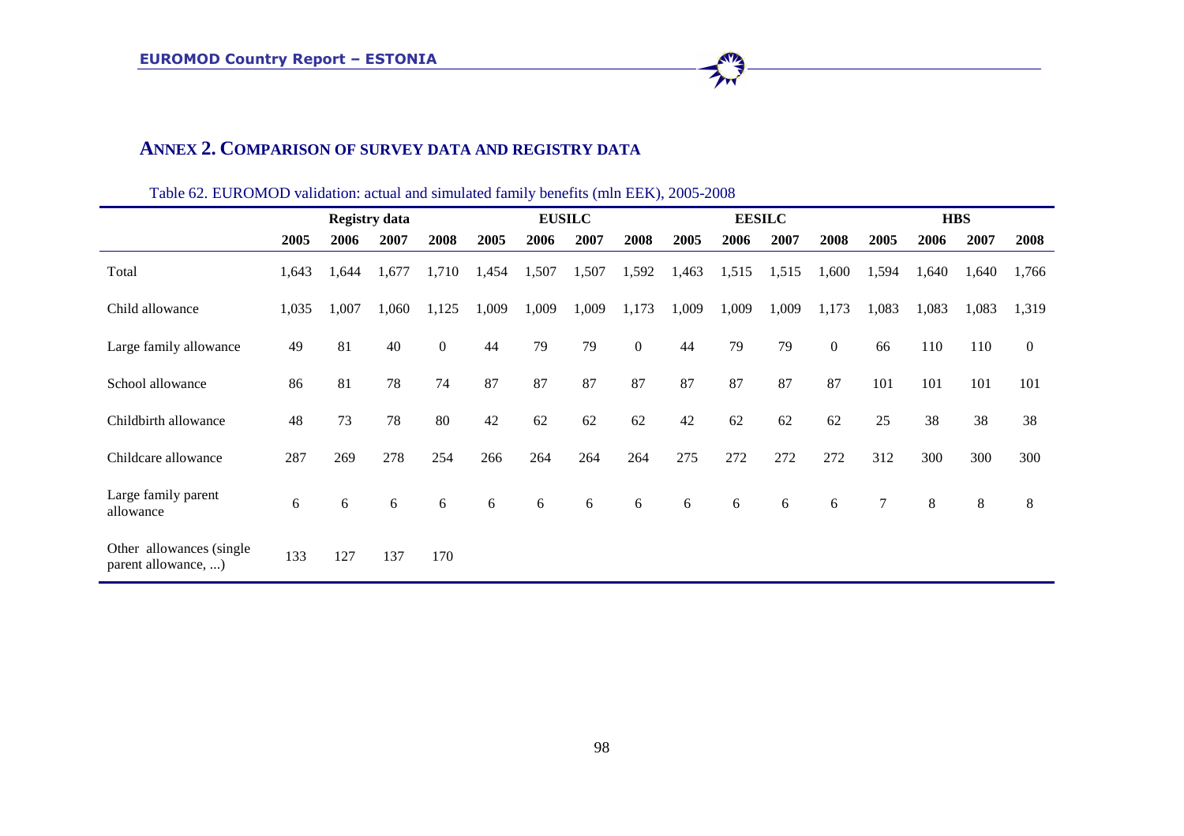## ANNEX 2. COMPARISON OF SURVEY DATA AND REGISTRY DATA

Table 62. EUROMOD validation: actual and simulated family benefits (mln EEK), 2005-2008

| | Registry data | | | | EUSILC | | | | EESILC | | | | HBS | | | |
|---|---|---|---|---|---|---|---|---|---|---|---|---|---|---|---|---|
| | 2005 | 2006 | 2007 | 2008 | 2005 | 2006 | 2007 | 2008 | 2005 | 2006 | 2007 | 2008 | 2005 | 2006 | 2007 | 2008 |
| Total | 1,643 | 1,644 | 1,677 | 1,710 | 1,454 | 1,507 | 1,507 | 1,592 | 1,463 | 1,515 | 1,515 | 1,600 | 1,594 | 1,640 | 1,640 | 1,766 |
| Child allowance | 1,035 | 1,007 | 1,060 | 1,125 | 1,009 | 1,009 | 1,009 | 1,173 | 1,009 | 1,009 | 1,009 | 1,173 | 1,083 | 1,083 | 1,083 | 1,319 |
| Large family allowance | 49 | 81 | 40 | 0 | 44 | 79 | 79 | 0 | 44 | 79 | 79 | 0 | 66 | 110 | 110 | 0 |
| School allowance | 86 | 81 | 78 | 74 | 87 | 87 | 87 | 87 | 87 | 87 | 87 | 87 | 101 | 101 | 101 | 101 |
| Childbirth allowance | 48 | 73 | 78 | 80 | 42 | 62 | 62 | 62 | 42 | 62 | 62 | 62 | 25 | 38 | 38 | 38 |
| Childcare allowance | 287 | 269 | 278 | 254 | 266 | 264 | 264 | 264 | 275 | 272 | 272 | 272 | 312 | 300 | 300 | 300 |
| Large family parent allowance | 6 | 6 | 6 | 6 | 6 | 6 | 6 | 6 | 6 | 6 | 6 | 6 | 7 | 8 | 8 | 8 |
| Other allowances (single parent allowance, ...) | 133 | 127 | 137 | 170 | | | | | | | | | | | | |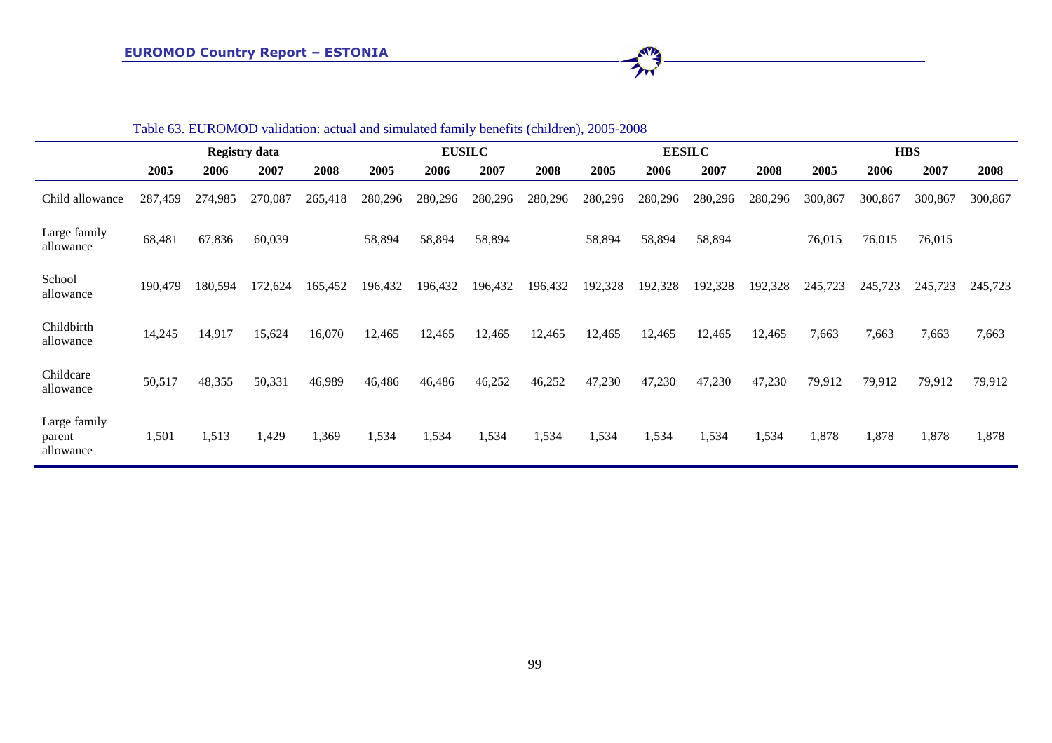Table 63. EUROMOD validation: actual and simulated family benefits (children), 2005-2008

| | Registry data | | | | EUSILC | | | | EESILC | | | | HBS | | | |
|---|---|---|---|---|---|---|---|---|---|---|---|---|---|---|---|---|
| | 2005 | 2006 | 2007 | 2008 | 2005 | 2006 | 2007 | 2008 | 2005 | 2006 | 2007 | 2008 | 2005 | 2006 | 2007 | 2008 |
| Child allowance | 287,459 | 274,985 | 270,087 | 265,418 | 280,296 | 280,296 | 280,296 | 280,296 | 280,296 | 280,296 | 280,296 | 280,296 | 300,867 | 300,867 | 300,867 | 300,867 |
| Large family allowance | 68,481 | 67,836 | 60,039 | | 58,894 | 58,894 | 58,894 | | 58,894 | 58,894 | 58,894 | | 76,015 | 76,015 | 76,015 | |
| School allowance | 190,479 | 180,594 | 172,624 | 165,452 | 196,432 | 196,432 | 196,432 | 196,432 | 192,328 | 192,328 | 192,328 | 192,328 | 245,723 | 245,723 | 245,723 | 245,723 |
| Childbirth allowance | 14,245 | 14,917 | 15,624 | 16,070 | 12,465 | 12,465 | 12,465 | 12,465 | 12,465 | 12,465 | 12,465 | 12,465 | 7,663 | 7,663 | 7,663 | 7,663 |
| Childcare allowance | 50,517 | 48,355 | 50,331 | 46,989 | 46,486 | 46,486 | 46,252 | 46,252 | 47,230 | 47,230 | 47,230 | 47,230 | 79,912 | 79,912 | 79,912 | 79,912 |
| Large family parent allowance | 1,501 | 1,513 | 1,429 | 1,369 | 1,534 | 1,534 | 1,534 | 1,534 | 1,534 | 1,534 | 1,534 | 1,534 | 1,878 | 1,878 | 1,878 | 1,878 |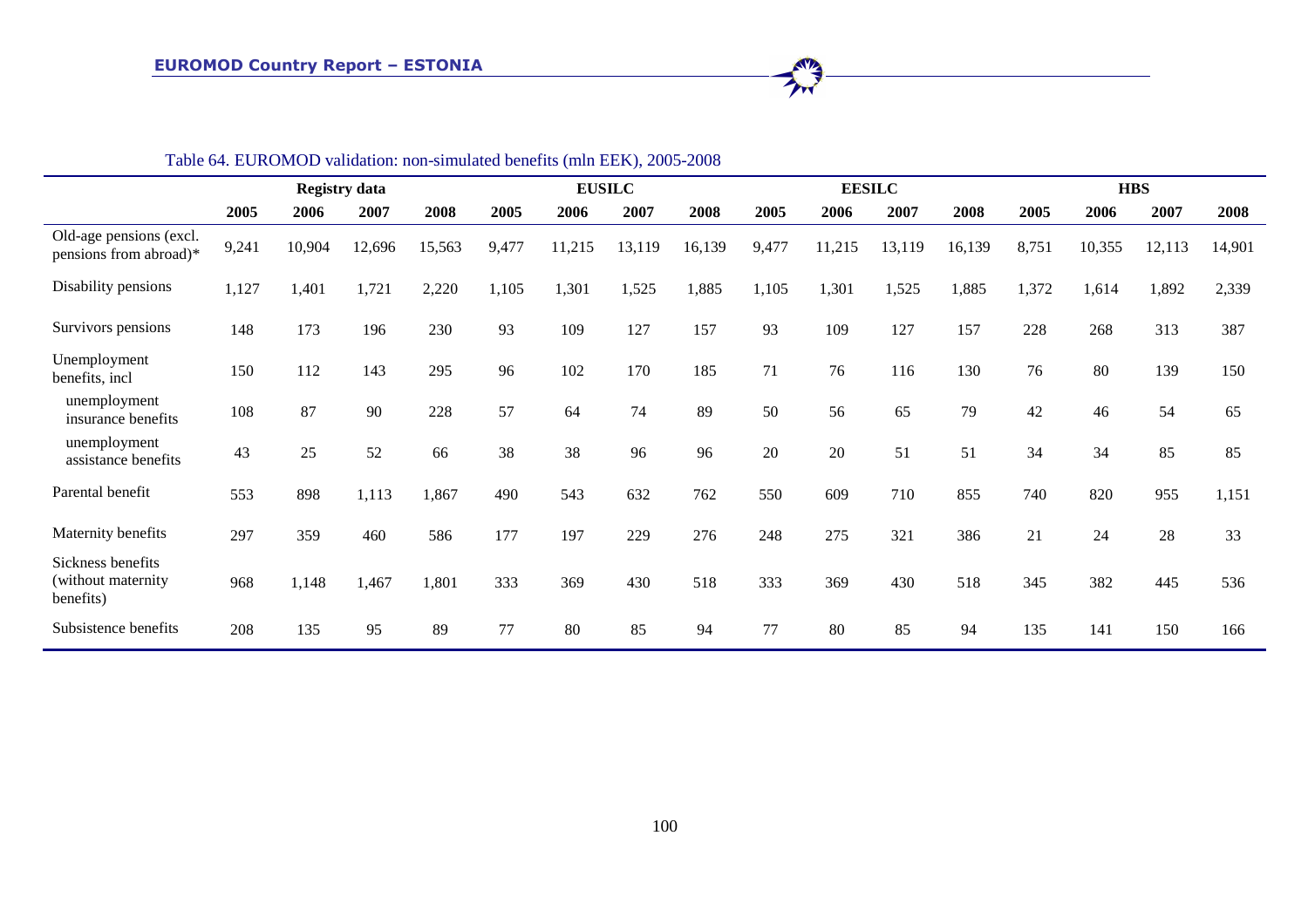Table 64. EUROMOD validation: non-simulated benefits (mln EEK), 2005-2008

| | Registry data | | | | EUSILC | | | | EESILC | | | | HBS | | | |
|---|---|---|---|---|---|---|---|---|---|---|---|---|---|---|---|---|
| | 2005 | 2006 | 2007 | 2008 | 2005 | 2006 | 2007 | 2008 | 2005 | 2006 | 2007 | 2008 | 2005 | 2006 | 2007 | 2008 |
| Old-age pensions (excl. pensions from abroad)* | 9,241 | 10,904 | 12,696 | 15,563 | 9,477 | 11,215 | 13,119 | 16,139 | 9,477 | 11,215 | 13,119 | 16,139 | 8,751 | 10,355 | 12,113 | 14,901 |
| Disability pensions | 1,127 | 1,401 | 1,721 | 2,220 | 1,105 | 1,301 | 1,525 | 1,885 | 1,105 | 1,301 | 1,525 | 1,885 | 1,372 | 1,614 | 1,892 | 2,339 |
| Survivors pensions | 148 | 173 | 196 | 230 | 93 | 109 | 127 | 157 | 93 | 109 | 127 | 157 | 228 | 268 | 313 | 387 |
| Unemployment benefits, incl | 150 | 112 | 143 | 295 | 96 | 102 | 170 | 185 | 71 | 76 | 116 | 130 | 76 | 80 | 139 | 150 |
| unemployment insurance benefits | 108 | 87 | 90 | 228 | 57 | 64 | 74 | 89 | 50 | 56 | 65 | 79 | 42 | 46 | 54 | 65 |
| unemployment assistance benefits | 43 | 25 | 52 | 66 | 38 | 38 | 96 | 96 | 20 | 20 | 51 | 51 | 34 | 34 | 85 | 85 |
| Parental benefit | 553 | 898 | 1,113 | 1,867 | 490 | 543 | 632 | 762 | 550 | 609 | 710 | 855 | 740 | 820 | 955 | 1,151 |
| Maternity benefits | 297 | 359 | 460 | 586 | 177 | 197 | 229 | 276 | 248 | 275 | 321 | 386 | 21 | 24 | 28 | 33 |
| Sickness benefits (without maternity benefits) | 968 | 1,148 | 1,467 | 1,801 | 333 | 369 | 430 | 518 | 333 | 369 | 430 | 518 | 345 | 382 | 445 | 536 |
| Subsistence benefits | 208 | 135 | 95 | 89 | 77 | 80 | 85 | 94 | 77 | 80 | 85 | 94 | 135 | 141 | 150 | 166 |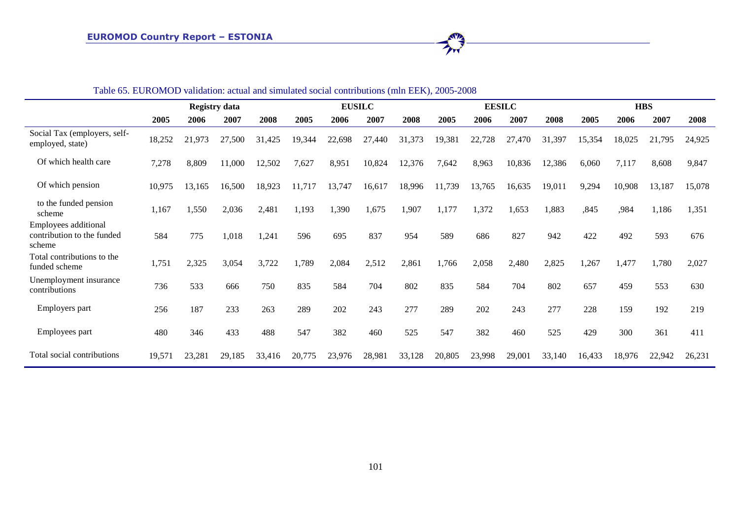Table 65. EUROMOD validation: actual and simulated social contributions (mln EEK), 2005-2008

| | Registry data | | | | EUSILC | | | | EESILC | | | | HBS | | | |
|---|---|---|---|---|---|---|---|---|---|---|---|---|---|---|---|---|
| | 2005 | 2006 | 2007 | 2008 | 2005 | 2006 | 2007 | 2008 | 2005 | 2006 | 2007 | 2008 | 2005 | 2006 | 2007 | 2008 |
| Social Tax (employers, self-employed, state) | 18,252 | 21,973 | 27,500 | 31,425 | 19,344 | 22,698 | 27,440 | 31,373 | 19,381 | 22,728 | 27,470 | 31,397 | 15,354 | 18,025 | 21,795 | 24,925 |
| Of which health care | 7,278 | 8,809 | 11,000 | 12,502 | 7,627 | 8,951 | 10,824 | 12,376 | 7,642 | 8,963 | 10,836 | 12,386 | 6,060 | 7,117 | 8,608 | 9,847 |
| Of which pension | 10,975 | 13,165 | 16,500 | 18,923 | 11,717 | 13,747 | 16,617 | 18,996 | 11,739 | 13,765 | 16,635 | 19,011 | 9,294 | 10,908 | 13,187 | 15,078 |
| to the funded pension scheme | 1,167 | 1,550 | 2,036 | 2,481 | 1,193 | 1,390 | 1,675 | 1,907 | 1,177 | 1,372 | 1,653 | 1,883 | ,845 | ,984 | 1,186 | 1,351 |
| Employees additional contribution to the funded scheme | 584 | 775 | 1,018 | 1,241 | 596 | 695 | 837 | 954 | 589 | 686 | 827 | 942 | 422 | 492 | 593 | 676 |
| Total contributions to the funded scheme | 1,751 | 2,325 | 3,054 | 3,722 | 1,789 | 2,084 | 2,512 | 2,861 | 1,766 | 2,058 | 2,480 | 2,825 | 1,267 | 1,477 | 1,780 | 2,027 |
| Unemployment insurance contributions | 736 | 533 | 666 | 750 | 835 | 584 | 704 | 802 | 835 | 584 | 704 | 802 | 657 | 459 | 553 | 630 |
| Employers part | 256 | 187 | 233 | 263 | 289 | 202 | 243 | 277 | 289 | 202 | 243 | 277 | 228 | 159 | 192 | 219 |
| Employees part | 480 | 346 | 433 | 488 | 547 | 382 | 460 | 525 | 547 | 382 | 460 | 525 | 429 | 300 | 361 | 411 |
| Total social contributions | 19,571 | 23,281 | 29,185 | 33,416 | 20,775 | 23,976 | 28,981 | 33,128 | 20,805 | 23,998 | 29,001 | 33,140 | 16,433 | 18,976 | 22,942 | 26,231 |